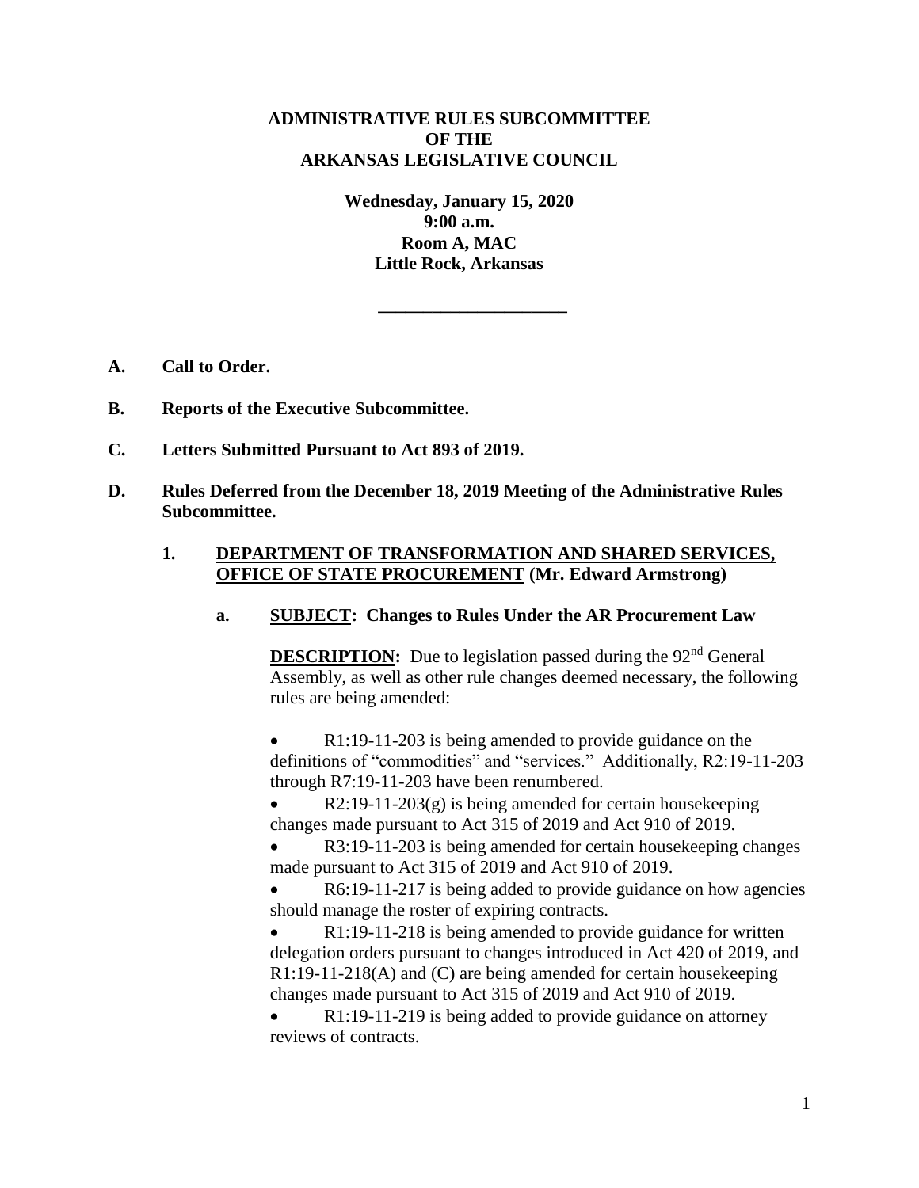**ADMINISTRATIVE RULES SUBCOMMITTEE**
**OF THE**
**ARKANSAS LEGISLATIVE COUNCIL**

**Wednesday, January 15, 2020**
**9:00 a.m.**
**Room A, MAC**
**Little Rock, Arkansas**

---

**A. Call to Order.**

**B. Reports of the Executive Subcommittee.**

**C. Letters Submitted Pursuant to Act 893 of 2019.**

**D. Rules Deferred from the December 18, 2019 Meeting of the Administrative Rules Subcommittee.**

**1. <u>DEPARTMENT OF TRANSFORMATION AND SHARED SERVICES, OFFICE OF STATE PROCUREMENT</u> (Mr. Edward Armstrong)**

**a. <u>SUBJECT</u>: Changes to Rules Under the AR Procurement Law**

**<u>DESCRIPTION</u>:** Due to legislation passed during the 92nd General Assembly, as well as other rule changes deemed necessary, the following rules are being amended:

- R1:19-11-203 is being amended to provide guidance on the definitions of "commodities" and "services." Additionally, R2:19-11-203 through R7:19-11-203 have been renumbered.
- R2:19-11-203(g) is being amended for certain housekeeping changes made pursuant to Act 315 of 2019 and Act 910 of 2019.
- R3:19-11-203 is being amended for certain housekeeping changes made pursuant to Act 315 of 2019 and Act 910 of 2019.
- R6:19-11-217 is being added to provide guidance on how agencies should manage the roster of expiring contracts.
- R1:19-11-218 is being amended to provide guidance for written delegation orders pursuant to changes introduced in Act 420 of 2019, and R1:19-11-218(A) and (C) are being amended for certain housekeeping changes made pursuant to Act 315 of 2019 and Act 910 of 2019.
- R1:19-11-219 is being added to provide guidance on attorney reviews of contracts.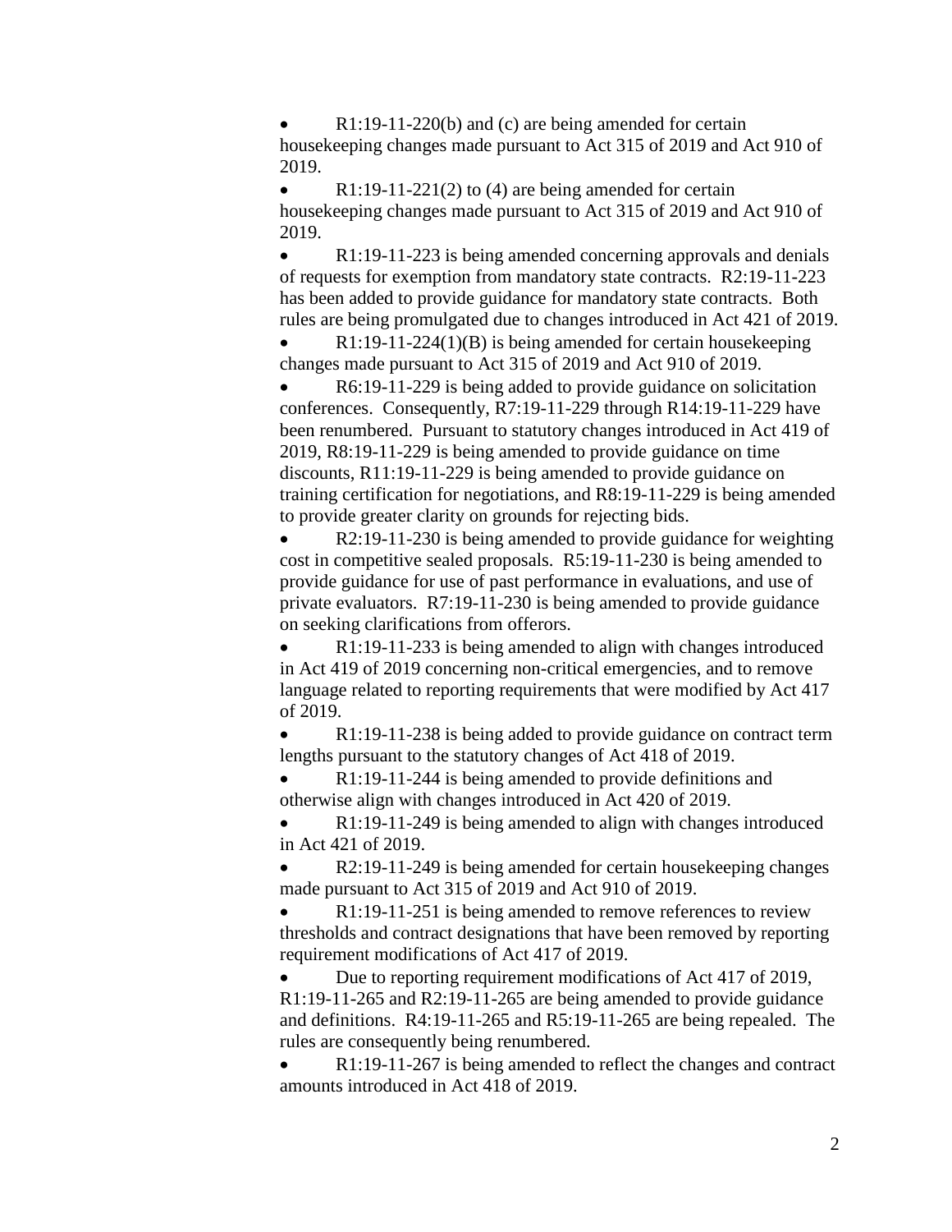- R1:19-11-220(b) and (c) are being amended for certain housekeeping changes made pursuant to Act 315 of 2019 and Act 910 of 2019.
- R1:19-11-221(2) to (4) are being amended for certain housekeeping changes made pursuant to Act 315 of 2019 and Act 910 of 2019.
- R1:19-11-223 is being amended concerning approvals and denials of requests for exemption from mandatory state contracts. R2:19-11-223 has been added to provide guidance for mandatory state contracts. Both rules are being promulgated due to changes introduced in Act 421 of 2019.
- R1:19-11-224(1)(B) is being amended for certain housekeeping changes made pursuant to Act 315 of 2019 and Act 910 of 2019.
- R6:19-11-229 is being added to provide guidance on solicitation conferences. Consequently, R7:19-11-229 through R14:19-11-229 have been renumbered. Pursuant to statutory changes introduced in Act 419 of 2019, R8:19-11-229 is being amended to provide guidance on time discounts, R11:19-11-229 is being amended to provide guidance on training certification for negotiations, and R8:19-11-229 is being amended to provide greater clarity on grounds for rejecting bids.
- R2:19-11-230 is being amended to provide guidance for weighting cost in competitive sealed proposals. R5:19-11-230 is being amended to provide guidance for use of past performance in evaluations, and use of private evaluators. R7:19-11-230 is being amended to provide guidance on seeking clarifications from offerors.
- R1:19-11-233 is being amended to align with changes introduced in Act 419 of 2019 concerning non-critical emergencies, and to remove language related to reporting requirements that were modified by Act 417 of 2019.
- R1:19-11-238 is being added to provide guidance on contract term lengths pursuant to the statutory changes of Act 418 of 2019.
- R1:19-11-244 is being amended to provide definitions and otherwise align with changes introduced in Act 420 of 2019.
- R1:19-11-249 is being amended to align with changes introduced in Act 421 of 2019.
- R2:19-11-249 is being amended for certain housekeeping changes made pursuant to Act 315 of 2019 and Act 910 of 2019.
- R1:19-11-251 is being amended to remove references to review thresholds and contract designations that have been removed by reporting requirement modifications of Act 417 of 2019.
- Due to reporting requirement modifications of Act 417 of 2019, R1:19-11-265 and R2:19-11-265 are being amended to provide guidance and definitions. R4:19-11-265 and R5:19-11-265 are being repealed. The rules are consequently being renumbered.
- R1:19-11-267 is being amended to reflect the changes and contract amounts introduced in Act 418 of 2019.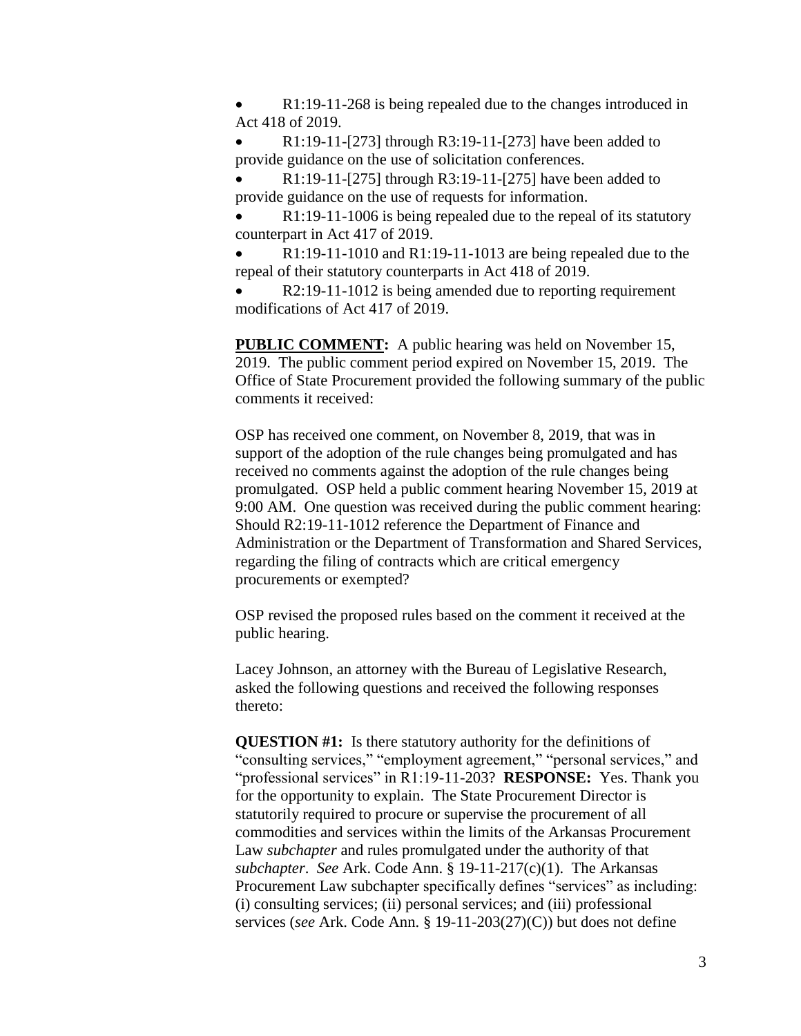- R1:19-11-268 is being repealed due to the changes introduced in Act 418 of 2019.
- R1:19-11-[273] through R3:19-11-[273] have been added to provide guidance on the use of solicitation conferences.
- R1:19-11-[275] through R3:19-11-[275] have been added to provide guidance on the use of requests for information.
- R1:19-11-1006 is being repealed due to the repeal of its statutory counterpart in Act 417 of 2019.
- R1:19-11-1010 and R1:19-11-1013 are being repealed due to the repeal of their statutory counterparts in Act 418 of 2019.
- R2:19-11-1012 is being amended due to reporting requirement modifications of Act 417 of 2019.

**PUBLIC COMMENT:** A public hearing was held on November 15, 2019. The public comment period expired on November 15, 2019. The Office of State Procurement provided the following summary of the public comments it received:

OSP has received one comment, on November 8, 2019, that was in support of the adoption of the rule changes being promulgated and has received no comments against the adoption of the rule changes being promulgated. OSP held a public comment hearing November 15, 2019 at 9:00 AM. One question was received during the public comment hearing: Should R2:19-11-1012 reference the Department of Finance and Administration or the Department of Transformation and Shared Services, regarding the filing of contracts which are critical emergency procurements or exempted?

OSP revised the proposed rules based on the comment it received at the public hearing.

Lacey Johnson, an attorney with the Bureau of Legislative Research, asked the following questions and received the following responses thereto:

**QUESTION #1:** Is there statutory authority for the definitions of "consulting services," "employment agreement," "personal services," and "professional services" in R1:19-11-203? **RESPONSE:** Yes. Thank you for the opportunity to explain. The State Procurement Director is statutorily required to procure or supervise the procurement of all commodities and services within the limits of the Arkansas Procurement Law *subchapter* and rules promulgated under the authority of that *subchapter*. *See* Ark. Code Ann. § 19-11-217(c)(1). The Arkansas Procurement Law subchapter specifically defines "services" as including: (i) consulting services; (ii) personal services; and (iii) professional services (*see* Ark. Code Ann. § 19-11-203(27)(C)) but does not define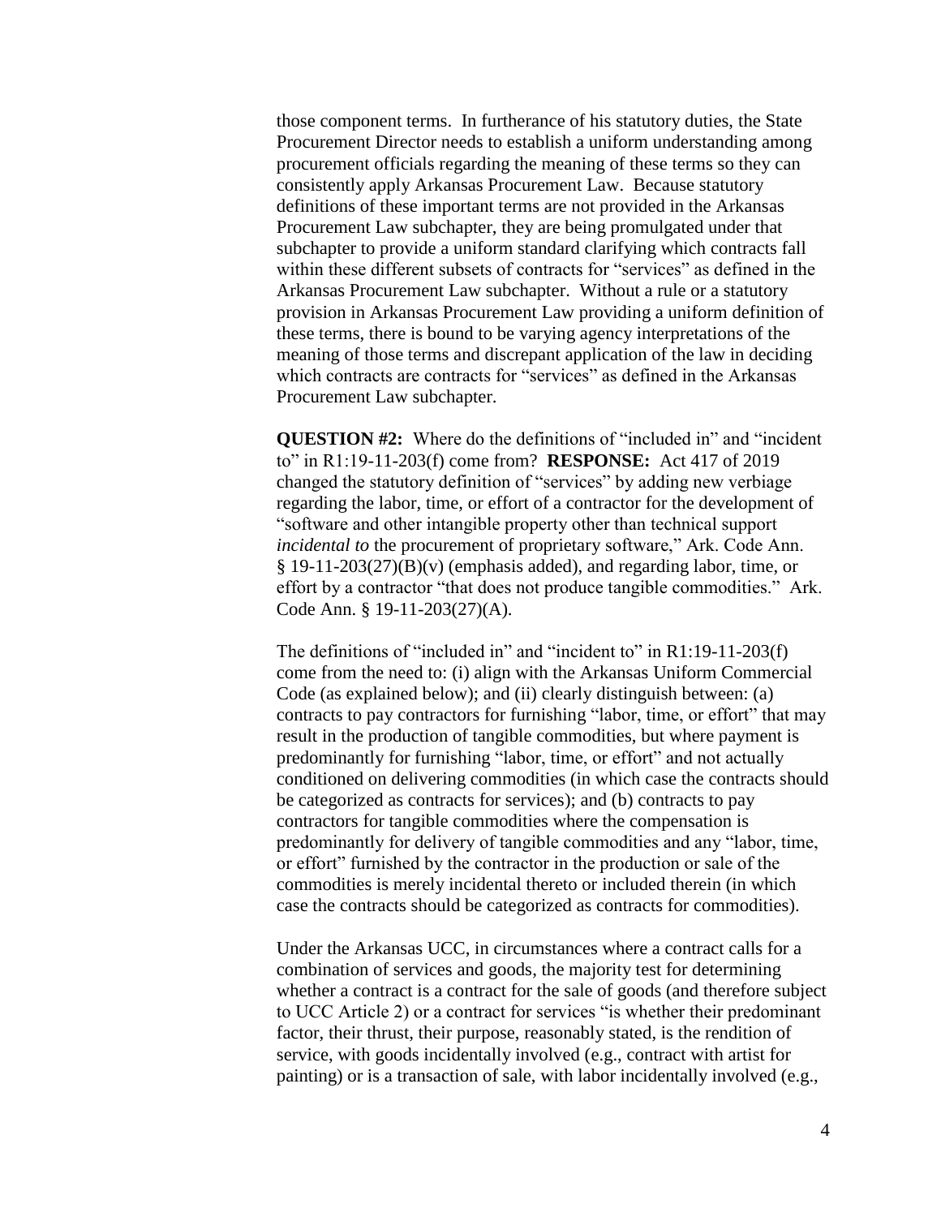those component terms. In furtherance of his statutory duties, the State Procurement Director needs to establish a uniform understanding among procurement officials regarding the meaning of these terms so they can consistently apply Arkansas Procurement Law. Because statutory definitions of these important terms are not provided in the Arkansas Procurement Law subchapter, they are being promulgated under that subchapter to provide a uniform standard clarifying which contracts fall within these different subsets of contracts for "services" as defined in the Arkansas Procurement Law subchapter. Without a rule or a statutory provision in Arkansas Procurement Law providing a uniform definition of these terms, there is bound to be varying agency interpretations of the meaning of those terms and discrepant application of the law in deciding which contracts are contracts for "services" as defined in the Arkansas Procurement Law subchapter.

**QUESTION #2:** Where do the definitions of "included in" and "incident to" in R1:19-11-203(f) come from? **RESPONSE:** Act 417 of 2019 changed the statutory definition of "services" by adding new verbiage regarding the labor, time, or effort of a contractor for the development of "software and other intangible property other than technical support *incidental to* the procurement of proprietary software," Ark. Code Ann. § 19-11-203(27)(B)(v) (emphasis added), and regarding labor, time, or effort by a contractor "that does not produce tangible commodities." Ark. Code Ann. § 19-11-203(27)(A).

The definitions of "included in" and "incident to" in R1:19-11-203(f) come from the need to: (i) align with the Arkansas Uniform Commercial Code (as explained below); and (ii) clearly distinguish between: (a) contracts to pay contractors for furnishing "labor, time, or effort" that may result in the production of tangible commodities, but where payment is predominantly for furnishing "labor, time, or effort" and not actually conditioned on delivering commodities (in which case the contracts should be categorized as contracts for services); and (b) contracts to pay contractors for tangible commodities where the compensation is predominantly for delivery of tangible commodities and any "labor, time, or effort" furnished by the contractor in the production or sale of the commodities is merely incidental thereto or included therein (in which case the contracts should be categorized as contracts for commodities).

Under the Arkansas UCC, in circumstances where a contract calls for a combination of services and goods, the majority test for determining whether a contract is a contract for the sale of goods (and therefore subject to UCC Article 2) or a contract for services "is whether their predominant factor, their thrust, their purpose, reasonably stated, is the rendition of service, with goods incidentally involved (e.g., contract with artist for painting) or is a transaction of sale, with labor incidentally involved (e.g.,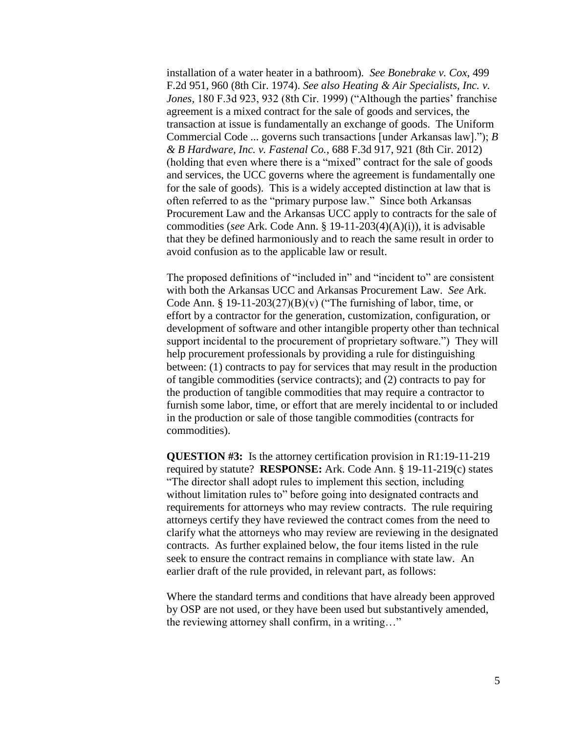installation of a water heater in a bathroom). *See Bonebrake v. Cox*, 499 F.2d 951, 960 (8th Cir. 1974). *See also Heating & Air Specialists, Inc. v. Jones*, 180 F.3d 923, 932 (8th Cir. 1999) ("Although the parties' franchise agreement is a mixed contract for the sale of goods and services, the transaction at issue is fundamentally an exchange of goods. The Uniform Commercial Code ... governs such transactions [under Arkansas law]."); *B & B Hardware, Inc. v. Fastenal Co.*, 688 F.3d 917, 921 (8th Cir. 2012) (holding that even where there is a "mixed" contract for the sale of goods and services, the UCC governs where the agreement is fundamentally one for the sale of goods). This is a widely accepted distinction at law that is often referred to as the "primary purpose law." Since both Arkansas Procurement Law and the Arkansas UCC apply to contracts for the sale of commodities (*see* Ark. Code Ann. § 19-11-203(4)(A)(i)), it is advisable that they be defined harmoniously and to reach the same result in order to avoid confusion as to the applicable law or result.

The proposed definitions of "included in" and "incident to" are consistent with both the Arkansas UCC and Arkansas Procurement Law. *See* Ark. Code Ann. § 19-11-203(27)(B)(v) ("The furnishing of labor, time, or effort by a contractor for the generation, customization, configuration, or development of software and other intangible property other than technical support incidental to the procurement of proprietary software.") They will help procurement professionals by providing a rule for distinguishing between: (1) contracts to pay for services that may result in the production of tangible commodities (service contracts); and (2) contracts to pay for the production of tangible commodities that may require a contractor to furnish some labor, time, or effort that are merely incidental to or included in the production or sale of those tangible commodities (contracts for commodities).

**QUESTION #3:** Is the attorney certification provision in R1:19-11-219 required by statute? **RESPONSE:** Ark. Code Ann. § 19-11-219(c) states "The director shall adopt rules to implement this section, including without limitation rules to" before going into designated contracts and requirements for attorneys who may review contracts. The rule requiring attorneys certify they have reviewed the contract comes from the need to clarify what the attorneys who may review are reviewing in the designated contracts. As further explained below, the four items listed in the rule seek to ensure the contract remains in compliance with state law. An earlier draft of the rule provided, in relevant part, as follows:

Where the standard terms and conditions that have already been approved by OSP are not used, or they have been used but substantively amended, the reviewing attorney shall confirm, in a writing…"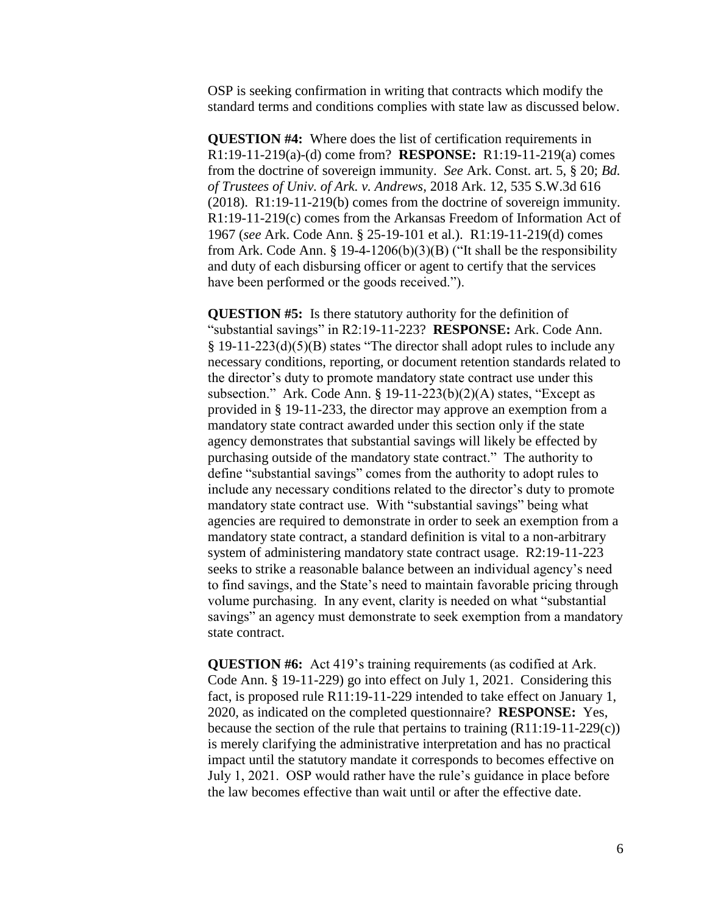OSP is seeking confirmation in writing that contracts which modify the standard terms and conditions complies with state law as discussed below.

**QUESTION #4:** Where does the list of certification requirements in R1:19-11-219(a)-(d) come from? **RESPONSE:** R1:19-11-219(a) comes from the doctrine of sovereign immunity. *See* Ark. Const. art. 5, § 20; *Bd. of Trustees of Univ. of Ark. v. Andrews*, 2018 Ark. 12, 535 S.W.3d 616 (2018). R1:19-11-219(b) comes from the doctrine of sovereign immunity. R1:19-11-219(c) comes from the Arkansas Freedom of Information Act of 1967 (*see* Ark. Code Ann. § 25-19-101 et al.). R1:19-11-219(d) comes from Ark. Code Ann. § 19-4-1206(b)(3)(B) ("It shall be the responsibility and duty of each disbursing officer or agent to certify that the services have been performed or the goods received.").

**QUESTION #5:** Is there statutory authority for the definition of "substantial savings" in R2:19-11-223? **RESPONSE:** Ark. Code Ann. § 19-11-223(d)(5)(B) states "The director shall adopt rules to include any necessary conditions, reporting, or document retention standards related to the director's duty to promote mandatory state contract use under this subsection." Ark. Code Ann. § 19-11-223(b)(2)(A) states, "Except as provided in § 19-11-233, the director may approve an exemption from a mandatory state contract awarded under this section only if the state agency demonstrates that substantial savings will likely be effected by purchasing outside of the mandatory state contract." The authority to define "substantial savings" comes from the authority to adopt rules to include any necessary conditions related to the director's duty to promote mandatory state contract use. With "substantial savings" being what agencies are required to demonstrate in order to seek an exemption from a mandatory state contract, a standard definition is vital to a non-arbitrary system of administering mandatory state contract usage. R2:19-11-223 seeks to strike a reasonable balance between an individual agency's need to find savings, and the State's need to maintain favorable pricing through volume purchasing. In any event, clarity is needed on what "substantial savings" an agency must demonstrate to seek exemption from a mandatory state contract.

**QUESTION #6:** Act 419's training requirements (as codified at Ark. Code Ann. § 19-11-229) go into effect on July 1, 2021. Considering this fact, is proposed rule R11:19-11-229 intended to take effect on January 1, 2020, as indicated on the completed questionnaire? **RESPONSE:** Yes, because the section of the rule that pertains to training (R11:19-11-229(c)) is merely clarifying the administrative interpretation and has no practical impact until the statutory mandate it corresponds to becomes effective on July 1, 2021. OSP would rather have the rule's guidance in place before the law becomes effective than wait until or after the effective date.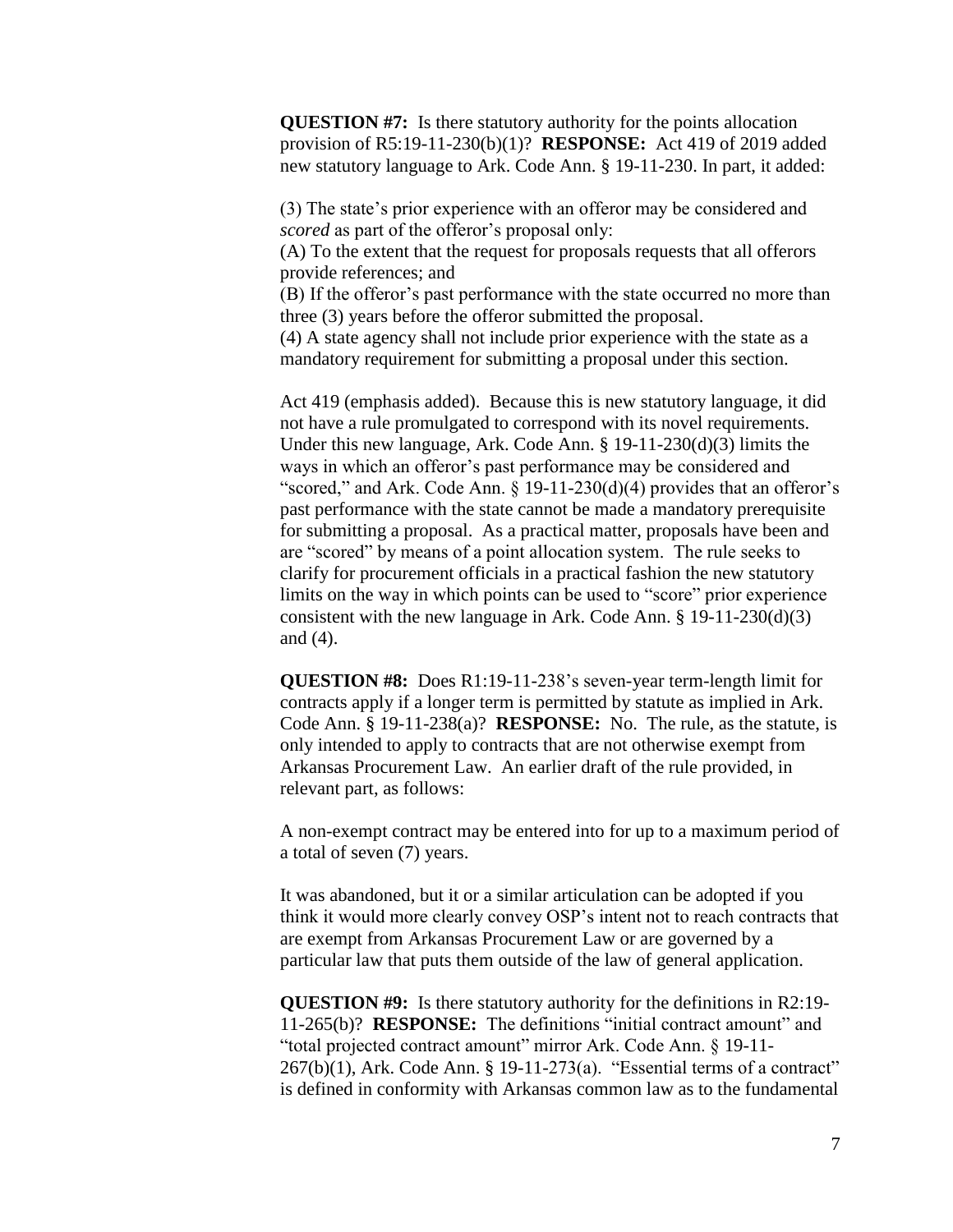**QUESTION #7:** Is there statutory authority for the points allocation provision of R5:19-11-230(b)(1)? **RESPONSE:** Act 419 of 2019 added new statutory language to Ark. Code Ann. § 19-11-230. In part, it added:

(3) The state's prior experience with an offeror may be considered and *scored* as part of the offeror's proposal only:
(A) To the extent that the request for proposals requests that all offerors provide references; and
(B) If the offeror's past performance with the state occurred no more than three (3) years before the offeror submitted the proposal.
(4) A state agency shall not include prior experience with the state as a mandatory requirement for submitting a proposal under this section.

Act 419 (emphasis added). Because this is new statutory language, it did not have a rule promulgated to correspond with its novel requirements. Under this new language, Ark. Code Ann. § 19-11-230(d)(3) limits the ways in which an offeror's past performance may be considered and "scored," and Ark. Code Ann. § 19-11-230(d)(4) provides that an offeror's past performance with the state cannot be made a mandatory prerequisite for submitting a proposal. As a practical matter, proposals have been and are "scored" by means of a point allocation system. The rule seeks to clarify for procurement officials in a practical fashion the new statutory limits on the way in which points can be used to "score" prior experience consistent with the new language in Ark. Code Ann. § 19-11-230(d)(3) and (4).

**QUESTION #8:** Does R1:19-11-238's seven-year term-length limit for contracts apply if a longer term is permitted by statute as implied in Ark. Code Ann. § 19-11-238(a)? **RESPONSE:** No. The rule, as the statute, is only intended to apply to contracts that are not otherwise exempt from Arkansas Procurement Law. An earlier draft of the rule provided, in relevant part, as follows:

A non-exempt contract may be entered into for up to a maximum period of a total of seven (7) years.

It was abandoned, but it or a similar articulation can be adopted if you think it would more clearly convey OSP's intent not to reach contracts that are exempt from Arkansas Procurement Law or are governed by a particular law that puts them outside of the law of general application.

**QUESTION #9:** Is there statutory authority for the definitions in R2:19-11-265(b)? **RESPONSE:** The definitions "initial contract amount" and "total projected contract amount" mirror Ark. Code Ann. § 19-11-267(b)(1), Ark. Code Ann. § 19-11-273(a). "Essential terms of a contract" is defined in conformity with Arkansas common law as to the fundamental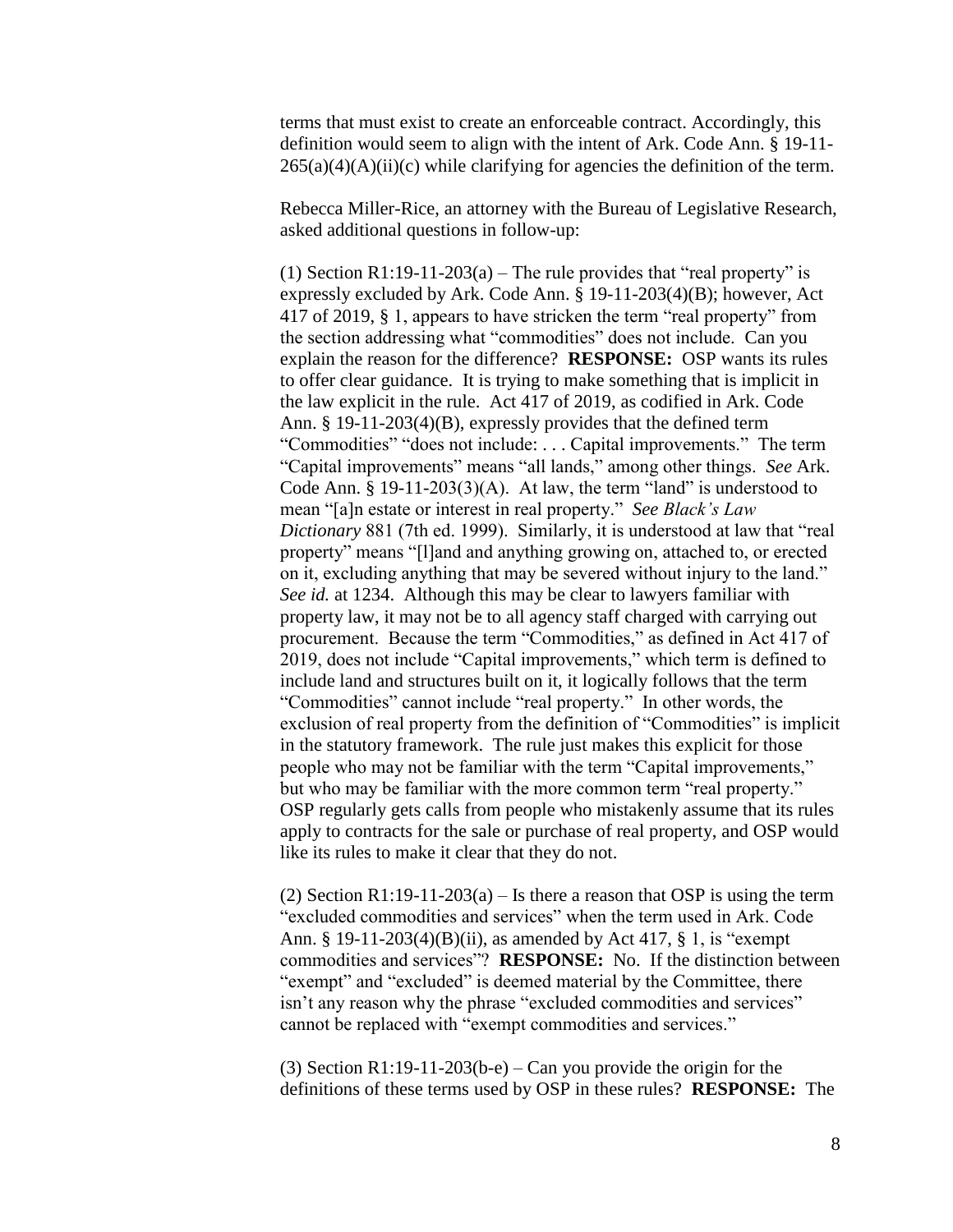terms that must exist to create an enforceable contract. Accordingly, this definition would seem to align with the intent of Ark. Code Ann. § 19-11-265(a)(4)(A)(ii)(c) while clarifying for agencies the definition of the term.

Rebecca Miller-Rice, an attorney with the Bureau of Legislative Research, asked additional questions in follow-up:

(1) Section R1:19-11-203(a) – The rule provides that "real property" is expressly excluded by Ark. Code Ann. § 19-11-203(4)(B); however, Act 417 of 2019, § 1, appears to have stricken the term "real property" from the section addressing what "commodities" does not include. Can you explain the reason for the difference? **RESPONSE:** OSP wants its rules to offer clear guidance. It is trying to make something that is implicit in the law explicit in the rule. Act 417 of 2019, as codified in Ark. Code Ann. § 19-11-203(4)(B), expressly provides that the defined term "Commodities" "does not include: . . . Capital improvements." The term "Capital improvements" means "all lands," among other things. *See* Ark. Code Ann. § 19-11-203(3)(A). At law, the term "land" is understood to mean "[a]n estate or interest in real property." *See Black's Law Dictionary* 881 (7th ed. 1999). Similarly, it is understood at law that "real property" means "[l]and and anything growing on, attached to, or erected on it, excluding anything that may be severed without injury to the land." *See id.* at 1234. Although this may be clear to lawyers familiar with property law, it may not be to all agency staff charged with carrying out procurement. Because the term "Commodities," as defined in Act 417 of 2019, does not include "Capital improvements," which term is defined to include land and structures built on it, it logically follows that the term "Commodities" cannot include "real property." In other words, the exclusion of real property from the definition of "Commodities" is implicit in the statutory framework. The rule just makes this explicit for those people who may not be familiar with the term "Capital improvements," but who may be familiar with the more common term "real property." OSP regularly gets calls from people who mistakenly assume that its rules apply to contracts for the sale or purchase of real property, and OSP would like its rules to make it clear that they do not.

(2) Section R1:19-11-203(a) – Is there a reason that OSP is using the term "excluded commodities and services" when the term used in Ark. Code Ann. § 19-11-203(4)(B)(ii), as amended by Act 417, § 1, is "exempt commodities and services"? **RESPONSE:** No. If the distinction between "exempt" and "excluded" is deemed material by the Committee, there isn't any reason why the phrase "excluded commodities and services" cannot be replaced with "exempt commodities and services."

(3) Section R1:19-11-203(b-e) – Can you provide the origin for the definitions of these terms used by OSP in these rules? **RESPONSE:** The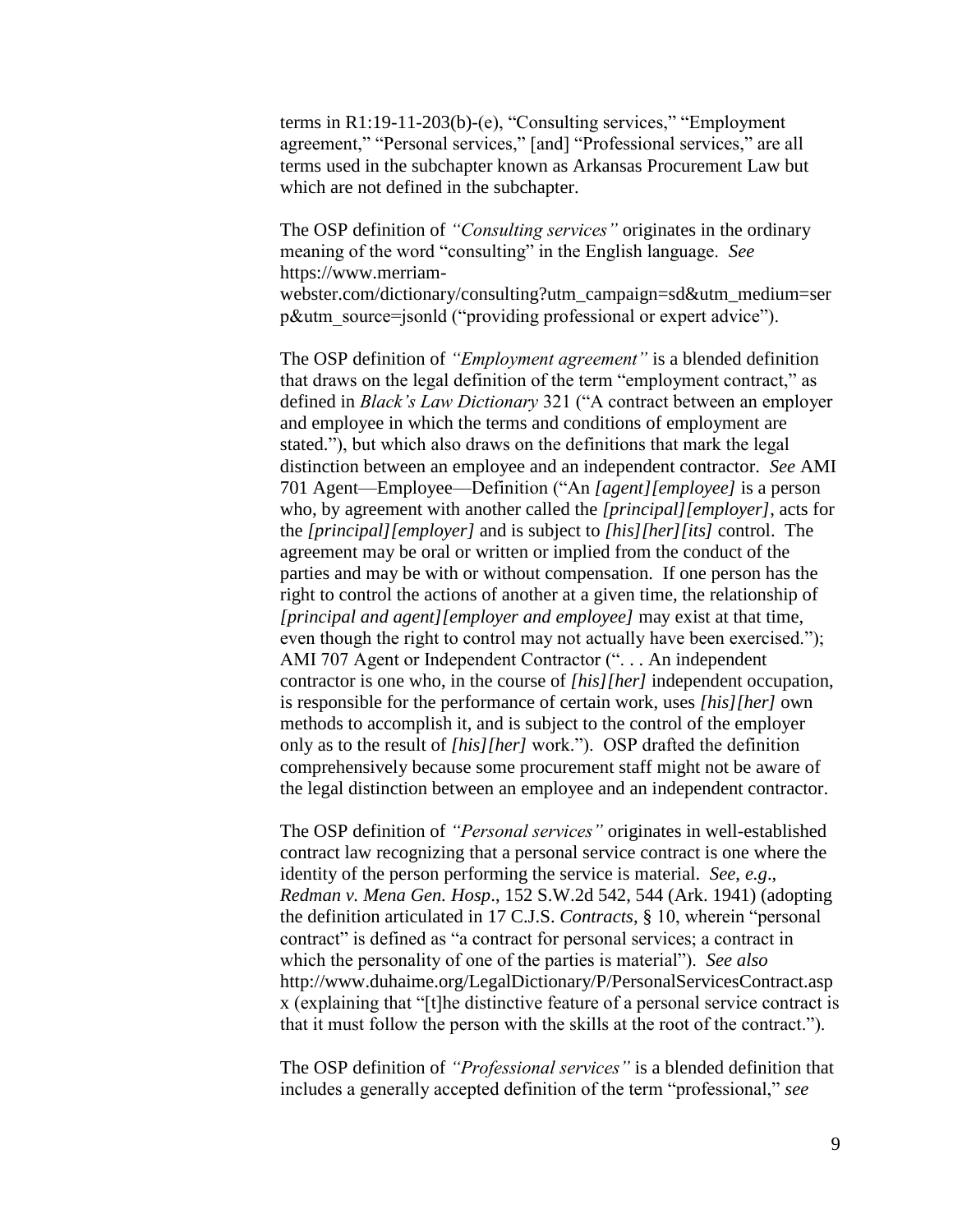terms in R1:19-11-203(b)-(e), "Consulting services," "Employment agreement," "Personal services," [and] "Professional services," are all terms used in the subchapter known as Arkansas Procurement Law but which are not defined in the subchapter.

The OSP definition of *"Consulting services"* originates in the ordinary meaning of the word "consulting" in the English language. *See* https://www.merriam-webster.com/dictionary/consulting?utm_campaign=sd&utm_medium=serp&utm_source=jsonld ("providing professional or expert advice").

The OSP definition of *"Employment agreement"* is a blended definition that draws on the legal definition of the term "employment contract," as defined in *Black's Law Dictionary* 321 ("A contract between an employer and employee in which the terms and conditions of employment are stated."), but which also draws on the definitions that mark the legal distinction between an employee and an independent contractor. *See* AMI 701 Agent—Employee—Definition ("An *[agent][employee]* is a person who, by agreement with another called the *[principal][employer]*, acts for the *[principal][employer]* and is subject to *[his][her][its]* control. The agreement may be oral or written or implied from the conduct of the parties and may be with or without compensation. If one person has the right to control the actions of another at a given time, the relationship of *[principal and agent][employer and employee]* may exist at that time, even though the right to control may not actually have been exercised."); AMI 707 Agent or Independent Contractor (". . . An independent contractor is one who, in the course of *[his][her]* independent occupation, is responsible for the performance of certain work, uses *[his][her]* own methods to accomplish it, and is subject to the control of the employer only as to the result of *[his][her]* work."). OSP drafted the definition comprehensively because some procurement staff might not be aware of the legal distinction between an employee and an independent contractor.

The OSP definition of *"Personal services"* originates in well-established contract law recognizing that a personal service contract is one where the identity of the person performing the service is material. *See, e.g*., *Redman v. Mena Gen. Hosp*., 152 S.W.2d 542, 544 (Ark. 1941) (adopting the definition articulated in 17 C.J.S. *Contracts*, § 10, wherein "personal contract" is defined as "a contract for personal services; a contract in which the personality of one of the parties is material"). *See also* http://www.duhaime.org/LegalDictionary/P/PersonalServicesContract.aspx (explaining that "[t]he distinctive feature of a personal service contract is that it must follow the person with the skills at the root of the contract.").

The OSP definition of *"Professional services"* is a blended definition that includes a generally accepted definition of the term "professional," *see*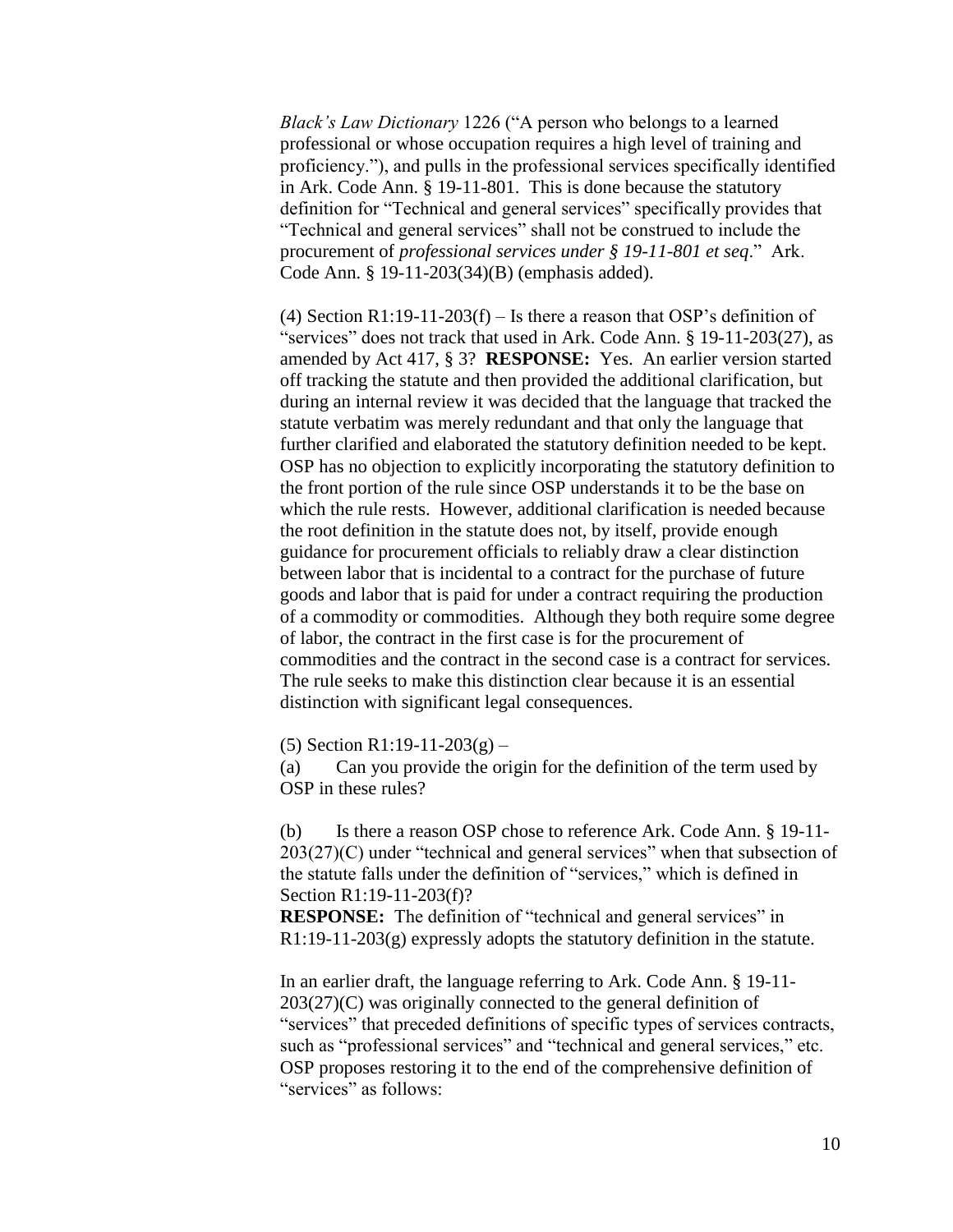*Black's Law Dictionary* 1226 ("A person who belongs to a learned professional or whose occupation requires a high level of training and proficiency."), and pulls in the professional services specifically identified in Ark. Code Ann. § 19-11-801. This is done because the statutory definition for "Technical and general services" specifically provides that "Technical and general services" shall not be construed to include the procurement of *professional services under § 19-11-801 et seq*." Ark. Code Ann. § 19-11-203(34)(B) (emphasis added).

(4) Section R1:19-11-203(f) – Is there a reason that OSP's definition of "services" does not track that used in Ark. Code Ann. § 19-11-203(27), as amended by Act 417, § 3? **RESPONSE:** Yes. An earlier version started off tracking the statute and then provided the additional clarification, but during an internal review it was decided that the language that tracked the statute verbatim was merely redundant and that only the language that further clarified and elaborated the statutory definition needed to be kept. OSP has no objection to explicitly incorporating the statutory definition to the front portion of the rule since OSP understands it to be the base on which the rule rests. However, additional clarification is needed because the root definition in the statute does not, by itself, provide enough guidance for procurement officials to reliably draw a clear distinction between labor that is incidental to a contract for the purchase of future goods and labor that is paid for under a contract requiring the production of a commodity or commodities. Although they both require some degree of labor, the contract in the first case is for the procurement of commodities and the contract in the second case is a contract for services. The rule seeks to make this distinction clear because it is an essential distinction with significant legal consequences.

(5) Section R1:19-11-203(g) –

(a) Can you provide the origin for the definition of the term used by OSP in these rules?

(b) Is there a reason OSP chose to reference Ark. Code Ann. § 19-11-203(27)(C) under "technical and general services" when that subsection of the statute falls under the definition of "services," which is defined in Section R1:19-11-203(f)?

**RESPONSE:** The definition of "technical and general services" in R1:19-11-203(g) expressly adopts the statutory definition in the statute.

In an earlier draft, the language referring to Ark. Code Ann. § 19-11-203(27)(C) was originally connected to the general definition of "services" that preceded definitions of specific types of services contracts, such as "professional services" and "technical and general services," etc. OSP proposes restoring it to the end of the comprehensive definition of "services" as follows: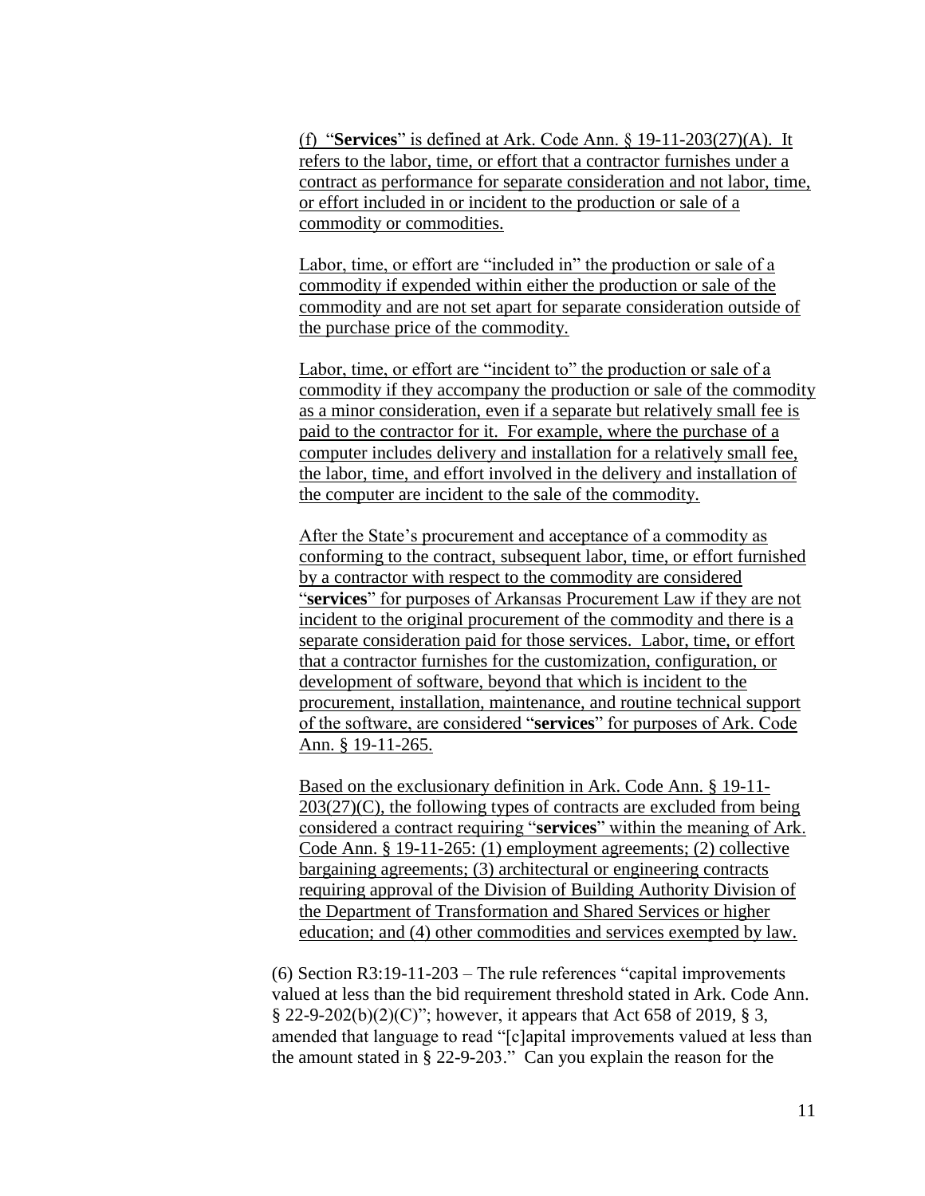(f) "**Services**" is defined at Ark. Code Ann. § 19-11-203(27)(A). It refers to the labor, time, or effort that a contractor furnishes under a contract as performance for separate consideration and not labor, time, or effort included in or incident to the production or sale of a commodity or commodities.

Labor, time, or effort are "included in" the production or sale of a commodity if expended within either the production or sale of the commodity and are not set apart for separate consideration outside of the purchase price of the commodity.

Labor, time, or effort are "incident to" the production or sale of a commodity if they accompany the production or sale of the commodity as a minor consideration, even if a separate but relatively small fee is paid to the contractor for it. For example, where the purchase of a computer includes delivery and installation for a relatively small fee, the labor, time, and effort involved in the delivery and installation of the computer are incident to the sale of the commodity.

After the State's procurement and acceptance of a commodity as conforming to the contract, subsequent labor, time, or effort furnished by a contractor with respect to the commodity are considered "**services**" for purposes of Arkansas Procurement Law if they are not incident to the original procurement of the commodity and there is a separate consideration paid for those services. Labor, time, or effort that a contractor furnishes for the customization, configuration, or development of software, beyond that which is incident to the procurement, installation, maintenance, and routine technical support of the software, are considered "**services**" for purposes of Ark. Code Ann. § 19-11-265.

Based on the exclusionary definition in Ark. Code Ann. § 19-11-203(27)(C), the following types of contracts are excluded from being considered a contract requiring "**services**" within the meaning of Ark. Code Ann. § 19-11-265: (1) employment agreements; (2) collective bargaining agreements; (3) architectural or engineering contracts requiring approval of the Division of Building Authority Division of the Department of Transformation and Shared Services or higher education; and (4) other commodities and services exempted by law.

(6) Section R3:19-11-203 – The rule references "capital improvements valued at less than the bid requirement threshold stated in Ark. Code Ann. § 22-9-202(b)(2)(C)"; however, it appears that Act 658 of 2019, § 3, amended that language to read "[c]apital improvements valued at less than the amount stated in § 22-9-203." Can you explain the reason for the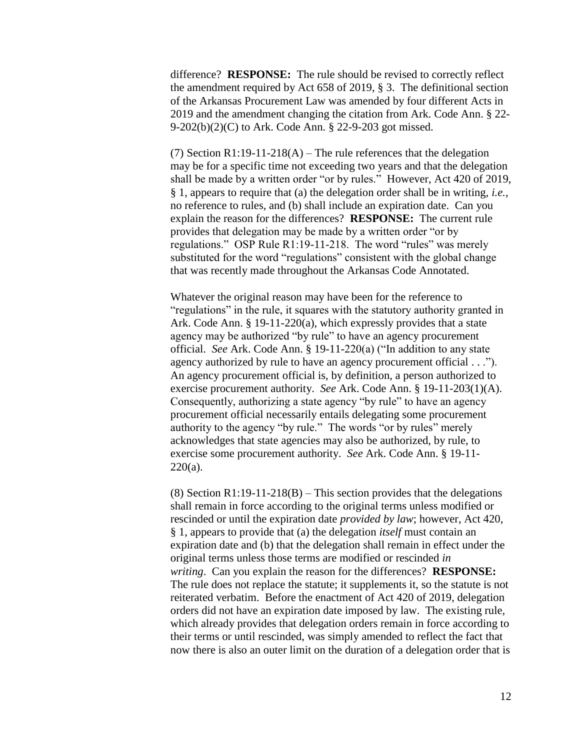difference? **RESPONSE:** The rule should be revised to correctly reflect the amendment required by Act 658 of 2019, § 3. The definitional section of the Arkansas Procurement Law was amended by four different Acts in 2019 and the amendment changing the citation from Ark. Code Ann. § 22-9-202(b)(2)(C) to Ark. Code Ann. § 22-9-203 got missed.

(7) Section R1:19-11-218(A) – The rule references that the delegation may be for a specific time not exceeding two years and that the delegation shall be made by a written order "or by rules." However, Act 420 of 2019, § 1, appears to require that (a) the delegation order shall be in writing, *i.e.*, no reference to rules, and (b) shall include an expiration date. Can you explain the reason for the differences? **RESPONSE:** The current rule provides that delegation may be made by a written order "or by regulations." OSP Rule R1:19-11-218. The word "rules" was merely substituted for the word "regulations" consistent with the global change that was recently made throughout the Arkansas Code Annotated.

Whatever the original reason may have been for the reference to "regulations" in the rule, it squares with the statutory authority granted in Ark. Code Ann. § 19-11-220(a), which expressly provides that a state agency may be authorized "by rule" to have an agency procurement official. *See* Ark. Code Ann. § 19-11-220(a) ("In addition to any state agency authorized by rule to have an agency procurement official . . ."). An agency procurement official is, by definition, a person authorized to exercise procurement authority. *See* Ark. Code Ann. § 19-11-203(1)(A). Consequently, authorizing a state agency "by rule" to have an agency procurement official necessarily entails delegating some procurement authority to the agency "by rule." The words "or by rules" merely acknowledges that state agencies may also be authorized, by rule, to exercise some procurement authority. *See* Ark. Code Ann. § 19-11-220(a).

(8) Section R1:19-11-218(B) – This section provides that the delegations shall remain in force according to the original terms unless modified or rescinded or until the expiration date *provided by law*; however, Act 420, § 1, appears to provide that (a) the delegation *itself* must contain an expiration date and (b) that the delegation shall remain in effect under the original terms unless those terms are modified or rescinded *in writing*. Can you explain the reason for the differences? **RESPONSE:** The rule does not replace the statute; it supplements it, so the statute is not reiterated verbatim. Before the enactment of Act 420 of 2019, delegation orders did not have an expiration date imposed by law. The existing rule, which already provides that delegation orders remain in force according to their terms or until rescinded, was simply amended to reflect the fact that now there is also an outer limit on the duration of a delegation order that is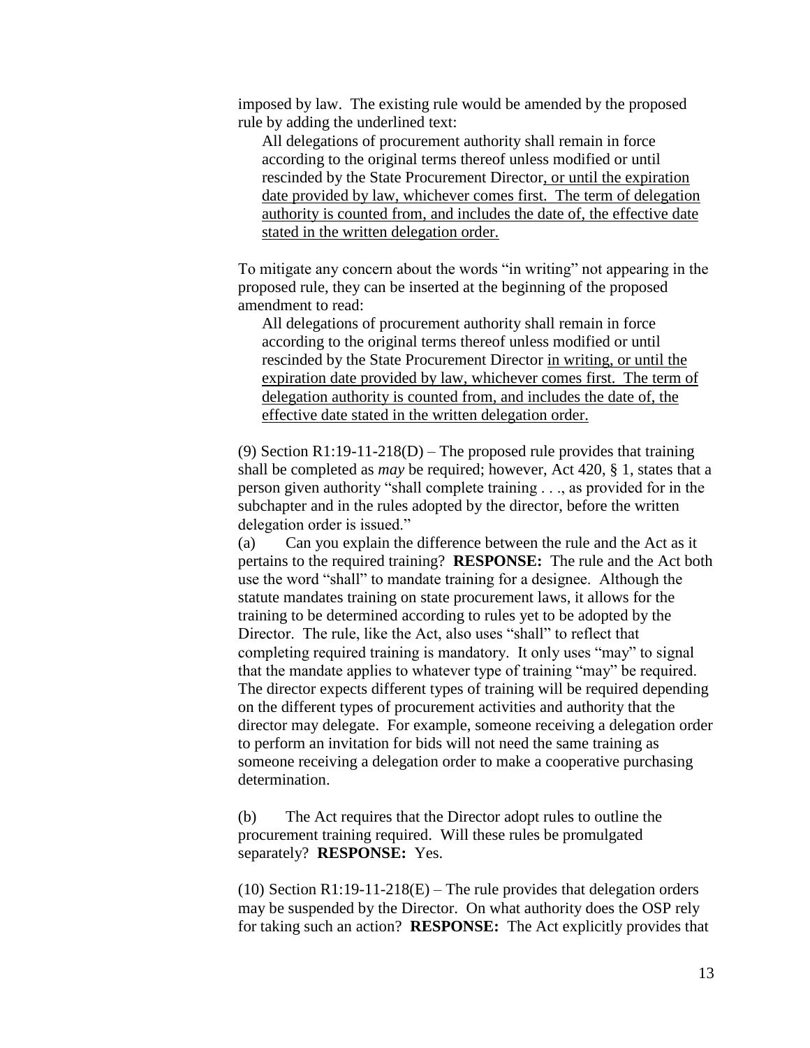imposed by law. The existing rule would be amended by the proposed rule by adding the underlined text:

> All delegations of procurement authority shall remain in force according to the original terms thereof unless modified or until rescinded by the State Procurement Director<u>, or until the expiration date provided by law, whichever comes first. The term of delegation authority is counted from, and includes the date of, the effective date stated in the written delegation order.</u>

To mitigate any concern about the words "in writing" not appearing in the proposed rule, they can be inserted at the beginning of the proposed amendment to read:

> All delegations of procurement authority shall remain in force according to the original terms thereof unless modified or until rescinded by the State Procurement Director <u>in writing, or until the expiration date provided by law, whichever comes first. The term of delegation authority is counted from, and includes the date of, the effective date stated in the written delegation order.</u>

(9) Section R1:19-11-218(D) – The proposed rule provides that training shall be completed as *may* be required; however, Act 420, § 1, states that a person given authority "shall complete training . . ., as provided for in the subchapter and in the rules adopted by the director, before the written delegation order is issued."

(a) Can you explain the difference between the rule and the Act as it pertains to the required training? **RESPONSE:** The rule and the Act both use the word "shall" to mandate training for a designee. Although the statute mandates training on state procurement laws, it allows for the training to be determined according to rules yet to be adopted by the Director. The rule, like the Act, also uses "shall" to reflect that completing required training is mandatory. It only uses "may" to signal that the mandate applies to whatever type of training "may" be required. The director expects different types of training will be required depending on the different types of procurement activities and authority that the director may delegate. For example, someone receiving a delegation order to perform an invitation for bids will not need the same training as someone receiving a delegation order to make a cooperative purchasing determination.

(b) The Act requires that the Director adopt rules to outline the procurement training required. Will these rules be promulgated separately? **RESPONSE:** Yes.

(10) Section R1:19-11-218(E) – The rule provides that delegation orders may be suspended by the Director. On what authority does the OSP rely for taking such an action? **RESPONSE:** The Act explicitly provides that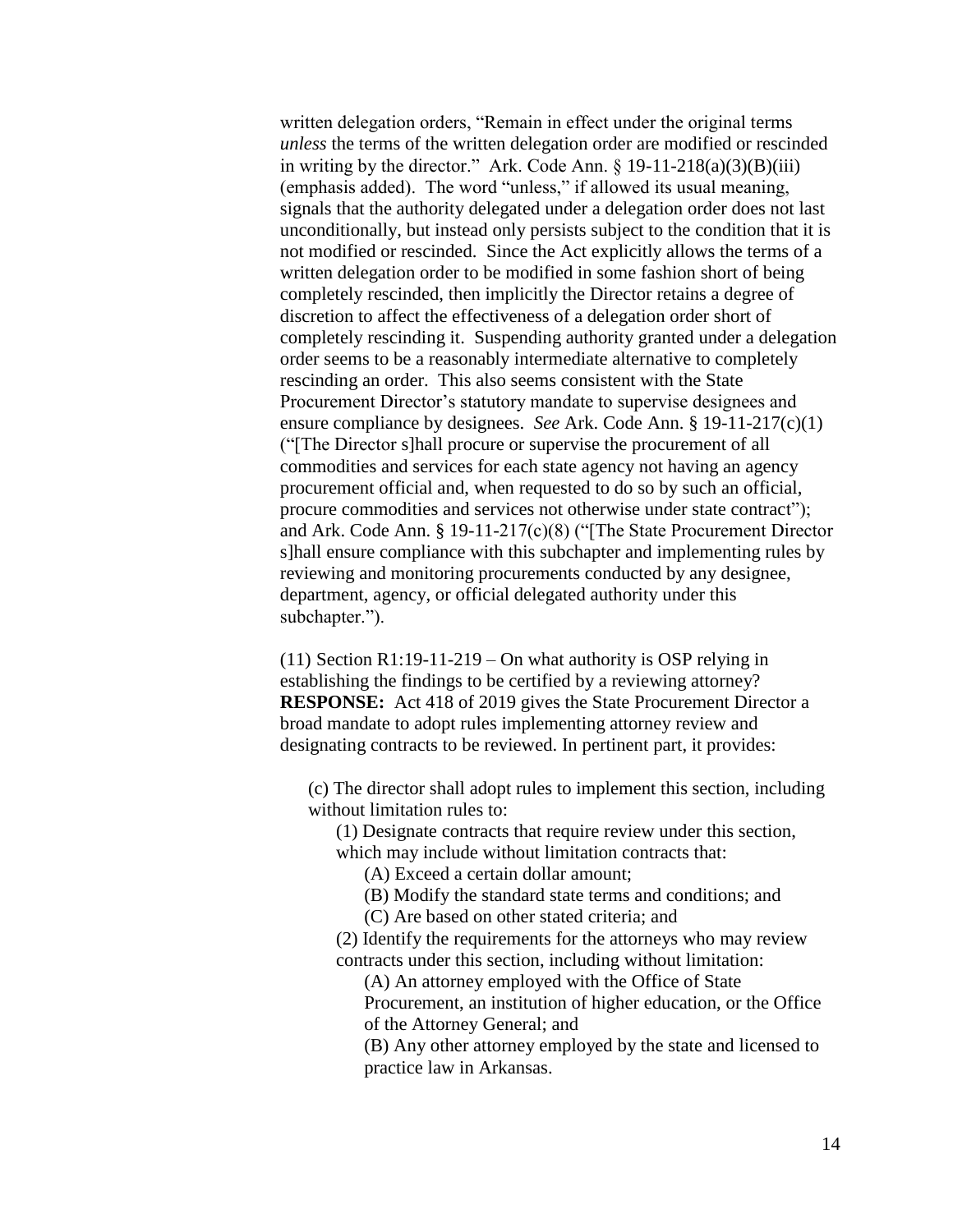written delegation orders, "Remain in effect under the original terms *unless* the terms of the written delegation order are modified or rescinded in writing by the director." Ark. Code Ann. § 19-11-218(a)(3)(B)(iii) (emphasis added). The word "unless," if allowed its usual meaning, signals that the authority delegated under a delegation order does not last unconditionally, but instead only persists subject to the condition that it is not modified or rescinded. Since the Act explicitly allows the terms of a written delegation order to be modified in some fashion short of being completely rescinded, then implicitly the Director retains a degree of discretion to affect the effectiveness of a delegation order short of completely rescinding it. Suspending authority granted under a delegation order seems to be a reasonably intermediate alternative to completely rescinding an order. This also seems consistent with the State Procurement Director's statutory mandate to supervise designees and ensure compliance by designees. *See* Ark. Code Ann. § 19-11-217(c)(1) ("[The Director s]hall procure or supervise the procurement of all commodities and services for each state agency not having an agency procurement official and, when requested to do so by such an official, procure commodities and services not otherwise under state contract"); and Ark. Code Ann. § 19-11-217(c)(8) ("[The State Procurement Director s]hall ensure compliance with this subchapter and implementing rules by reviewing and monitoring procurements conducted by any designee, department, agency, or official delegated authority under this subchapter.").

(11) Section R1:19-11-219 – On what authority is OSP relying in establishing the findings to be certified by a reviewing attorney? **RESPONSE:** Act 418 of 2019 gives the State Procurement Director a broad mandate to adopt rules implementing attorney review and designating contracts to be reviewed. In pertinent part, it provides:

> (c) The director shall adopt rules to implement this section, including without limitation rules to:
>
> (1) Designate contracts that require review under this section, which may include without limitation contracts that:
>
> (A) Exceed a certain dollar amount;
>
> (B) Modify the standard state terms and conditions; and
>
> (C) Are based on other stated criteria; and
>
> (2) Identify the requirements for the attorneys who may review contracts under this section, including without limitation:
>
> (A) An attorney employed with the Office of State Procurement, an institution of higher education, or the Office of the Attorney General; and
>
> (B) Any other attorney employed by the state and licensed to practice law in Arkansas.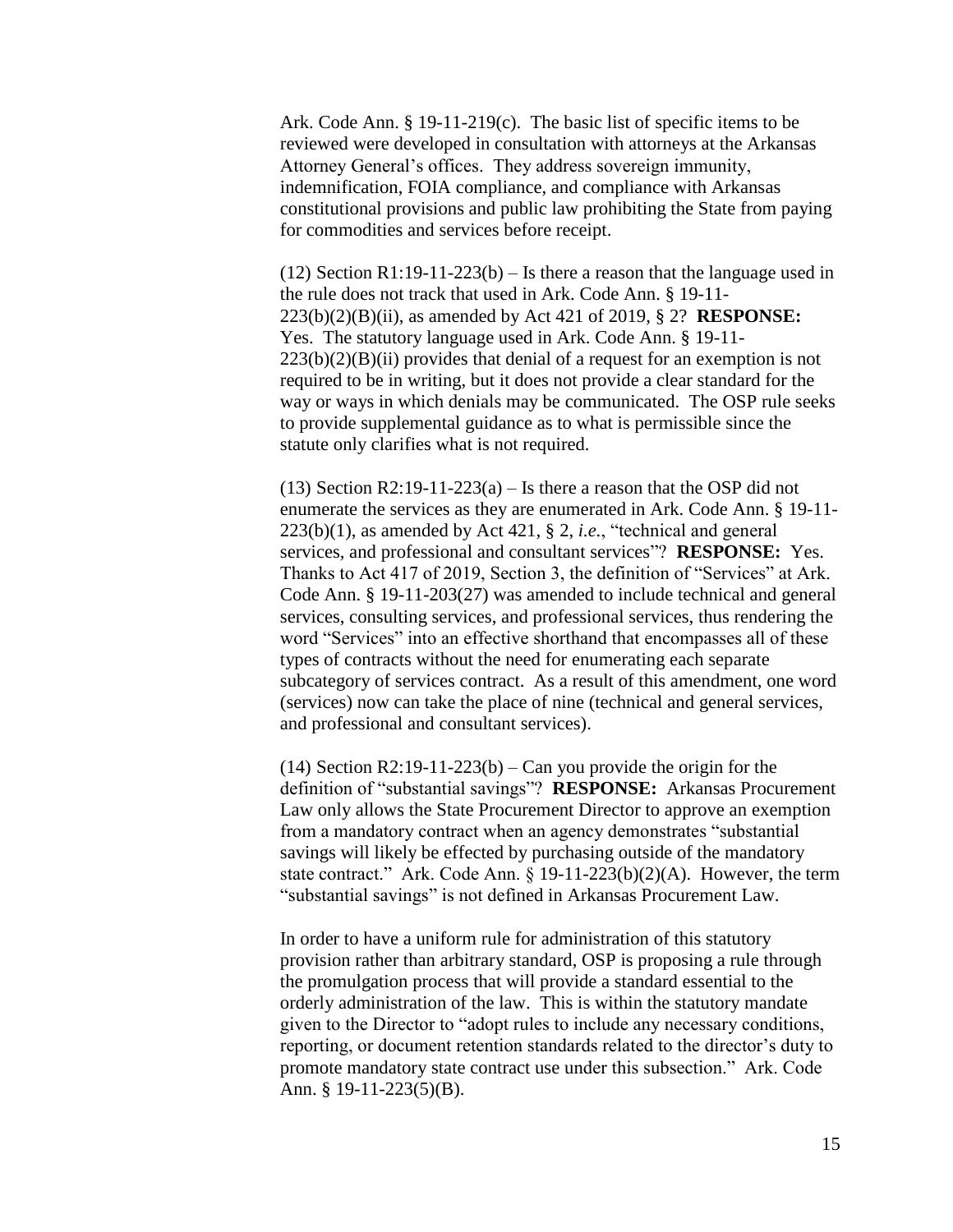Ark. Code Ann. § 19-11-219(c). The basic list of specific items to be reviewed were developed in consultation with attorneys at the Arkansas Attorney General's offices. They address sovereign immunity, indemnification, FOIA compliance, and compliance with Arkansas constitutional provisions and public law prohibiting the State from paying for commodities and services before receipt.

(12) Section R1:19-11-223(b) – Is there a reason that the language used in the rule does not track that used in Ark. Code Ann. § 19-11-223(b)(2)(B)(ii), as amended by Act 421 of 2019, § 2? **RESPONSE:** Yes. The statutory language used in Ark. Code Ann. § 19-11-223(b)(2)(B)(ii) provides that denial of a request for an exemption is not required to be in writing, but it does not provide a clear standard for the way or ways in which denials may be communicated. The OSP rule seeks to provide supplemental guidance as to what is permissible since the statute only clarifies what is not required.

(13) Section R2:19-11-223(a) – Is there a reason that the OSP did not enumerate the services as they are enumerated in Ark. Code Ann. § 19-11-223(b)(1), as amended by Act 421, § 2, *i.e.*, "technical and general services, and professional and consultant services"? **RESPONSE:** Yes. Thanks to Act 417 of 2019, Section 3, the definition of "Services" at Ark. Code Ann. § 19-11-203(27) was amended to include technical and general services, consulting services, and professional services, thus rendering the word "Services" into an effective shorthand that encompasses all of these types of contracts without the need for enumerating each separate subcategory of services contract. As a result of this amendment, one word (services) now can take the place of nine (technical and general services, and professional and consultant services).

(14) Section R2:19-11-223(b) – Can you provide the origin for the definition of "substantial savings"? **RESPONSE:** Arkansas Procurement Law only allows the State Procurement Director to approve an exemption from a mandatory contract when an agency demonstrates "substantial savings will likely be effected by purchasing outside of the mandatory state contract." Ark. Code Ann. § 19-11-223(b)(2)(A). However, the term "substantial savings" is not defined in Arkansas Procurement Law.

In order to have a uniform rule for administration of this statutory provision rather than arbitrary standard, OSP is proposing a rule through the promulgation process that will provide a standard essential to the orderly administration of the law. This is within the statutory mandate given to the Director to "adopt rules to include any necessary conditions, reporting, or document retention standards related to the director's duty to promote mandatory state contract use under this subsection." Ark. Code Ann. § 19-11-223(5)(B).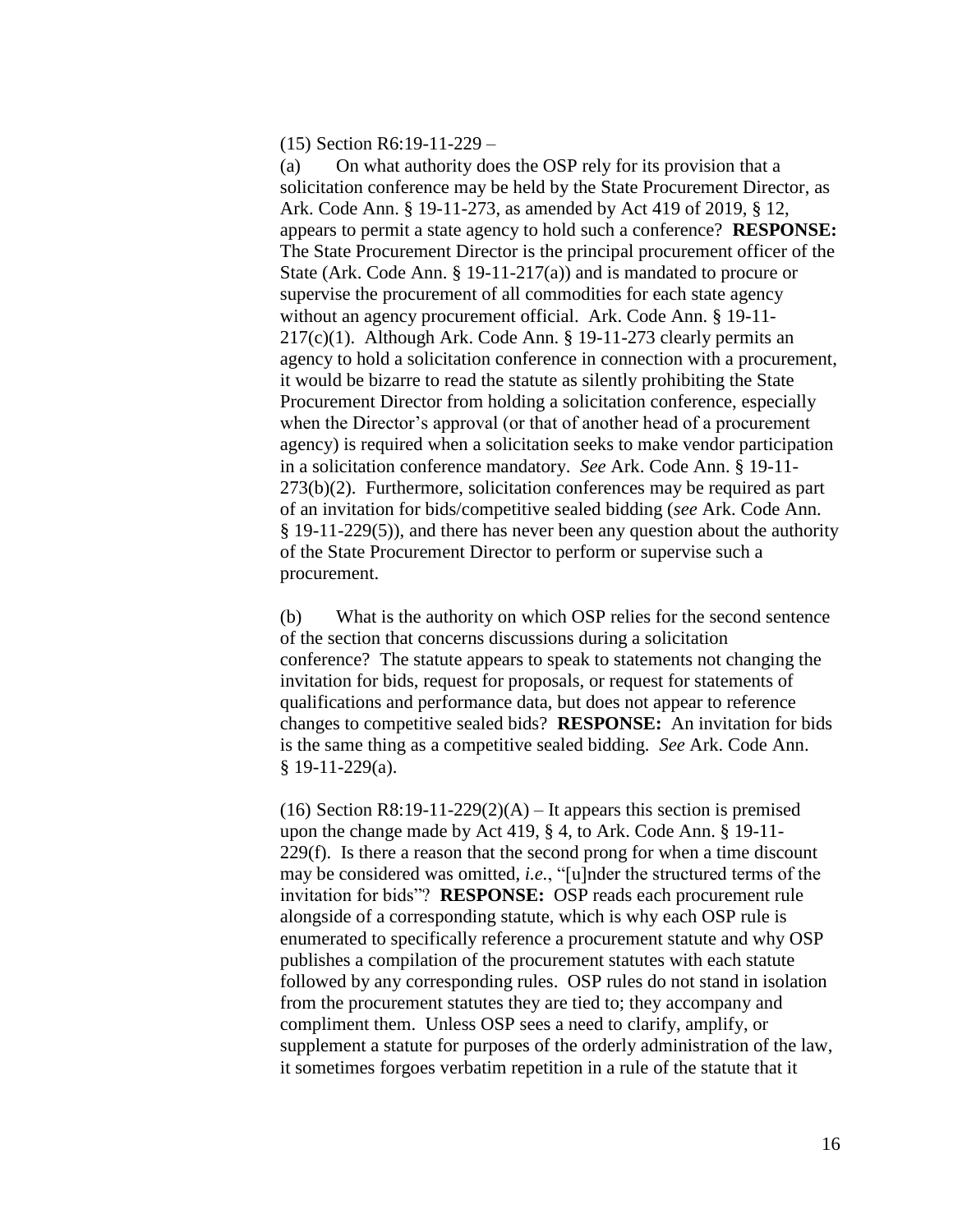(15) Section R6:19-11-229 –

(a) On what authority does the OSP rely for its provision that a solicitation conference may be held by the State Procurement Director, as Ark. Code Ann. § 19-11-273, as amended by Act 419 of 2019, § 12, appears to permit a state agency to hold such a conference? **RESPONSE:** The State Procurement Director is the principal procurement officer of the State (Ark. Code Ann. § 19-11-217(a)) and is mandated to procure or supervise the procurement of all commodities for each state agency without an agency procurement official. Ark. Code Ann. § 19-11-217(c)(1). Although Ark. Code Ann. § 19-11-273 clearly permits an agency to hold a solicitation conference in connection with a procurement, it would be bizarre to read the statute as silently prohibiting the State Procurement Director from holding a solicitation conference, especially when the Director's approval (or that of another head of a procurement agency) is required when a solicitation seeks to make vendor participation in a solicitation conference mandatory. *See* Ark. Code Ann. § 19-11-273(b)(2). Furthermore, solicitation conferences may be required as part of an invitation for bids/competitive sealed bidding (*see* Ark. Code Ann. § 19-11-229(5)), and there has never been any question about the authority of the State Procurement Director to perform or supervise such a procurement.

(b) What is the authority on which OSP relies for the second sentence of the section that concerns discussions during a solicitation conference? The statute appears to speak to statements not changing the invitation for bids, request for proposals, or request for statements of qualifications and performance data, but does not appear to reference changes to competitive sealed bids? **RESPONSE:** An invitation for bids is the same thing as a competitive sealed bidding. *See* Ark. Code Ann. § 19-11-229(a).

(16) Section R8:19-11-229(2)(A) – It appears this section is premised upon the change made by Act 419, § 4, to Ark. Code Ann. § 19-11-229(f). Is there a reason that the second prong for when a time discount may be considered was omitted, *i.e.*, "[u]nder the structured terms of the invitation for bids"? **RESPONSE:** OSP reads each procurement rule alongside of a corresponding statute, which is why each OSP rule is enumerated to specifically reference a procurement statute and why OSP publishes a compilation of the procurement statutes with each statute followed by any corresponding rules. OSP rules do not stand in isolation from the procurement statutes they are tied to; they accompany and compliment them. Unless OSP sees a need to clarify, amplify, or supplement a statute for purposes of the orderly administration of the law, it sometimes forgoes verbatim repetition in a rule of the statute that it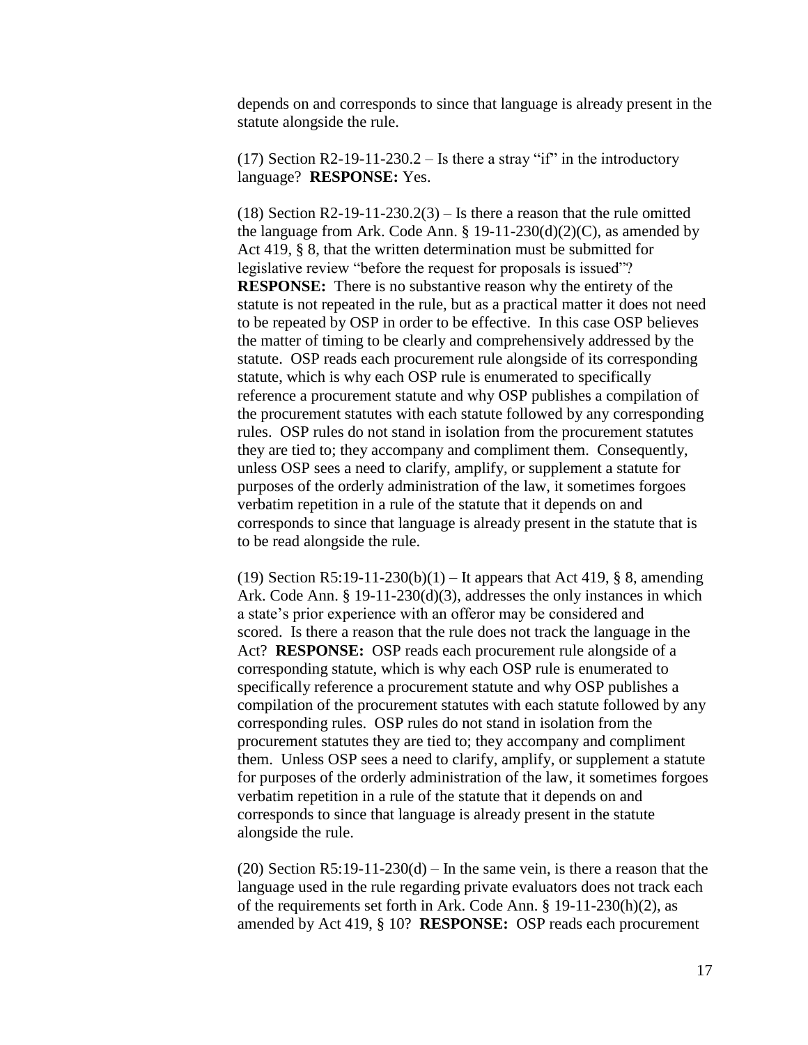depends on and corresponds to since that language is already present in the statute alongside the rule.

(17) Section R2-19-11-230.2 – Is there a stray "if" in the introductory language? **RESPONSE:** Yes.

(18) Section R2-19-11-230.2(3) – Is there a reason that the rule omitted the language from Ark. Code Ann. § 19-11-230(d)(2)(C), as amended by Act 419, § 8, that the written determination must be submitted for legislative review "before the request for proposals is issued"? **RESPONSE:** There is no substantive reason why the entirety of the statute is not repeated in the rule, but as a practical matter it does not need to be repeated by OSP in order to be effective. In this case OSP believes the matter of timing to be clearly and comprehensively addressed by the statute. OSP reads each procurement rule alongside of its corresponding statute, which is why each OSP rule is enumerated to specifically reference a procurement statute and why OSP publishes a compilation of the procurement statutes with each statute followed by any corresponding rules. OSP rules do not stand in isolation from the procurement statutes they are tied to; they accompany and compliment them. Consequently, unless OSP sees a need to clarify, amplify, or supplement a statute for purposes of the orderly administration of the law, it sometimes forgoes verbatim repetition in a rule of the statute that it depends on and corresponds to since that language is already present in the statute that is to be read alongside the rule.

(19) Section R5:19-11-230(b)(1) – It appears that Act 419, § 8, amending Ark. Code Ann. § 19-11-230(d)(3), addresses the only instances in which a state's prior experience with an offeror may be considered and scored. Is there a reason that the rule does not track the language in the Act? **RESPONSE:** OSP reads each procurement rule alongside of a corresponding statute, which is why each OSP rule is enumerated to specifically reference a procurement statute and why OSP publishes a compilation of the procurement statutes with each statute followed by any corresponding rules. OSP rules do not stand in isolation from the procurement statutes they are tied to; they accompany and compliment them. Unless OSP sees a need to clarify, amplify, or supplement a statute for purposes of the orderly administration of the law, it sometimes forgoes verbatim repetition in a rule of the statute that it depends on and corresponds to since that language is already present in the statute alongside the rule.

(20) Section R5:19-11-230(d) – In the same vein, is there a reason that the language used in the rule regarding private evaluators does not track each of the requirements set forth in Ark. Code Ann. § 19-11-230(h)(2), as amended by Act 419, § 10? **RESPONSE:** OSP reads each procurement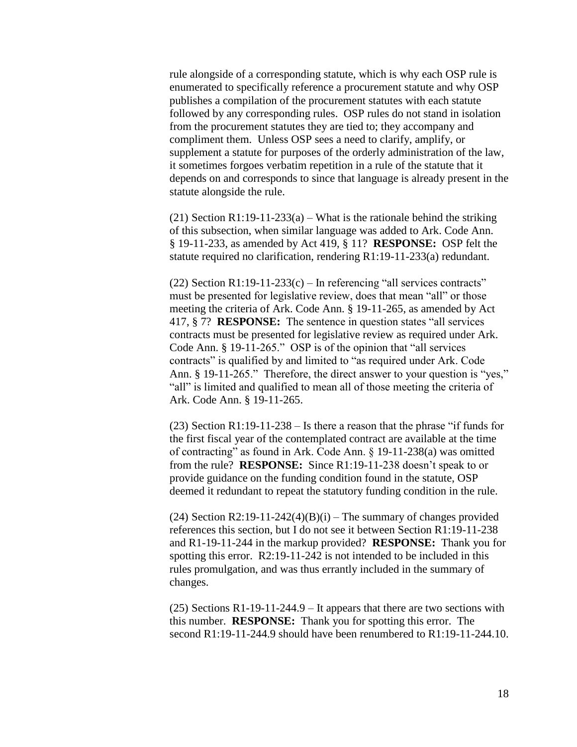rule alongside of a corresponding statute, which is why each OSP rule is enumerated to specifically reference a procurement statute and why OSP publishes a compilation of the procurement statutes with each statute followed by any corresponding rules. OSP rules do not stand in isolation from the procurement statutes they are tied to; they accompany and compliment them. Unless OSP sees a need to clarify, amplify, or supplement a statute for purposes of the orderly administration of the law, it sometimes forgoes verbatim repetition in a rule of the statute that it depends on and corresponds to since that language is already present in the statute alongside the rule.

(21) Section R1:19-11-233(a) – What is the rationale behind the striking of this subsection, when similar language was added to Ark. Code Ann. § 19-11-233, as amended by Act 419, § 11? **RESPONSE:** OSP felt the statute required no clarification, rendering R1:19-11-233(a) redundant.

(22) Section R1:19-11-233(c) – In referencing "all services contracts" must be presented for legislative review, does that mean "all" or those meeting the criteria of Ark. Code Ann. § 19-11-265, as amended by Act 417, § 7? **RESPONSE:** The sentence in question states "all services contracts must be presented for legislative review as required under Ark. Code Ann. § 19-11-265." OSP is of the opinion that "all services contracts" is qualified by and limited to "as required under Ark. Code Ann. § 19-11-265." Therefore, the direct answer to your question is "yes," "all" is limited and qualified to mean all of those meeting the criteria of Ark. Code Ann. § 19-11-265.

(23) Section R1:19-11-238 – Is there a reason that the phrase "if funds for the first fiscal year of the contemplated contract are available at the time of contracting" as found in Ark. Code Ann. § 19-11-238(a) was omitted from the rule? **RESPONSE:** Since R1:19-11-238 doesn't speak to or provide guidance on the funding condition found in the statute, OSP deemed it redundant to repeat the statutory funding condition in the rule.

(24) Section R2:19-11-242(4)(B)(i) – The summary of changes provided references this section, but I do not see it between Section R1:19-11-238 and R1-19-11-244 in the markup provided? **RESPONSE:** Thank you for spotting this error. R2:19-11-242 is not intended to be included in this rules promulgation, and was thus errantly included in the summary of changes.

(25) Sections R1-19-11-244.9 – It appears that there are two sections with this number. **RESPONSE:** Thank you for spotting this error. The second R1:19-11-244.9 should have been renumbered to R1:19-11-244.10.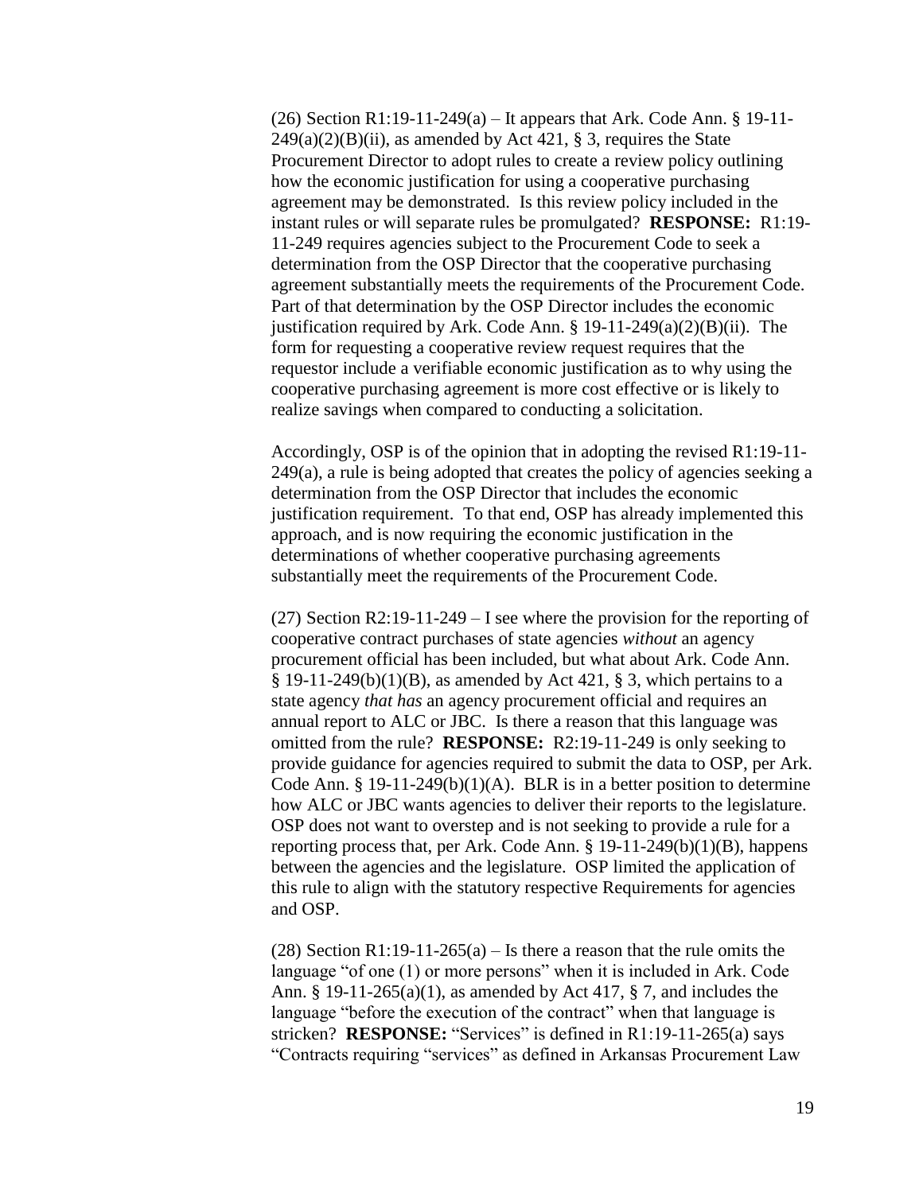(26) Section R1:19-11-249(a) – It appears that Ark. Code Ann. § 19-11-249(a)(2)(B)(ii), as amended by Act 421, § 3, requires the State Procurement Director to adopt rules to create a review policy outlining how the economic justification for using a cooperative purchasing agreement may be demonstrated. Is this review policy included in the instant rules or will separate rules be promulgated? **RESPONSE:** R1:19-11-249 requires agencies subject to the Procurement Code to seek a determination from the OSP Director that the cooperative purchasing agreement substantially meets the requirements of the Procurement Code. Part of that determination by the OSP Director includes the economic justification required by Ark. Code Ann. § 19-11-249(a)(2)(B)(ii). The form for requesting a cooperative review request requires that the requestor include a verifiable economic justification as to why using the cooperative purchasing agreement is more cost effective or is likely to realize savings when compared to conducting a solicitation.

Accordingly, OSP is of the opinion that in adopting the revised R1:19-11-249(a), a rule is being adopted that creates the policy of agencies seeking a determination from the OSP Director that includes the economic justification requirement. To that end, OSP has already implemented this approach, and is now requiring the economic justification in the determinations of whether cooperative purchasing agreements substantially meet the requirements of the Procurement Code.

(27) Section R2:19-11-249 – I see where the provision for the reporting of cooperative contract purchases of state agencies *without* an agency procurement official has been included, but what about Ark. Code Ann. § 19-11-249(b)(1)(B), as amended by Act 421, § 3, which pertains to a state agency *that has* an agency procurement official and requires an annual report to ALC or JBC. Is there a reason that this language was omitted from the rule? **RESPONSE:** R2:19-11-249 is only seeking to provide guidance for agencies required to submit the data to OSP, per Ark. Code Ann. § 19-11-249(b)(1)(A). BLR is in a better position to determine how ALC or JBC wants agencies to deliver their reports to the legislature. OSP does not want to overstep and is not seeking to provide a rule for a reporting process that, per Ark. Code Ann. § 19-11-249(b)(1)(B), happens between the agencies and the legislature. OSP limited the application of this rule to align with the statutory respective Requirements for agencies and OSP.

(28) Section R1:19-11-265(a) – Is there a reason that the rule omits the language "of one (1) or more persons" when it is included in Ark. Code Ann. § 19-11-265(a)(1), as amended by Act 417, § 7, and includes the language "before the execution of the contract" when that language is stricken? **RESPONSE:** "Services" is defined in R1:19-11-265(a) says "Contracts requiring "services" as defined in Arkansas Procurement Law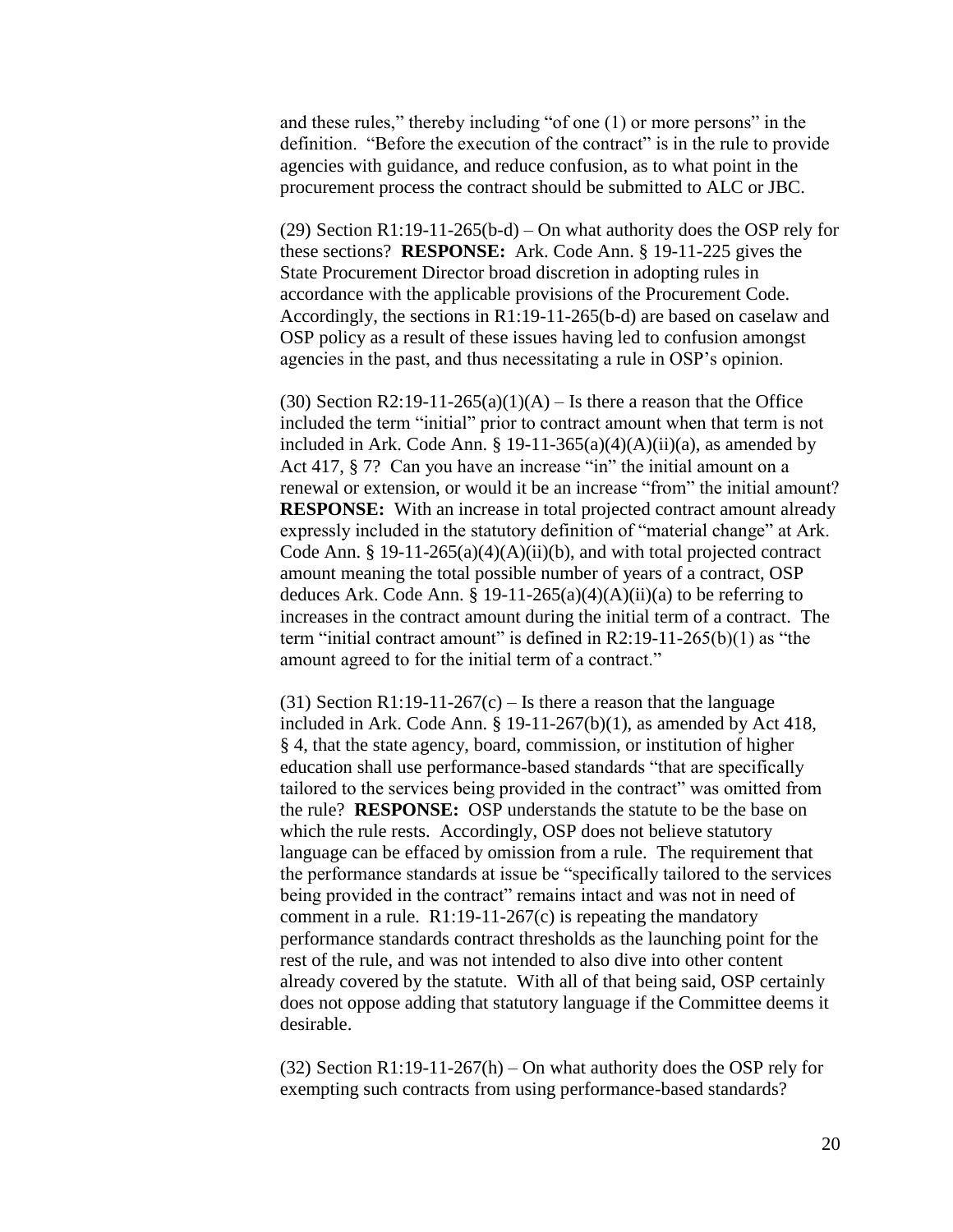and these rules," thereby including "of one (1) or more persons" in the definition. "Before the execution of the contract" is in the rule to provide agencies with guidance, and reduce confusion, as to what point in the procurement process the contract should be submitted to ALC or JBC.

(29) Section R1:19-11-265(b-d) – On what authority does the OSP rely for these sections? **RESPONSE:** Ark. Code Ann. § 19-11-225 gives the State Procurement Director broad discretion in adopting rules in accordance with the applicable provisions of the Procurement Code. Accordingly, the sections in R1:19-11-265(b-d) are based on caselaw and OSP policy as a result of these issues having led to confusion amongst agencies in the past, and thus necessitating a rule in OSP's opinion.

(30) Section R2:19-11-265(a)(1)(A) – Is there a reason that the Office included the term "initial" prior to contract amount when that term is not included in Ark. Code Ann. § 19-11-365(a)(4)(A)(ii)(a), as amended by Act 417, § 7? Can you have an increase "in" the initial amount on a renewal or extension, or would it be an increase "from" the initial amount? **RESPONSE:** With an increase in total projected contract amount already expressly included in the statutory definition of "material change" at Ark. Code Ann. § 19-11-265(a)(4)(A)(ii)(b), and with total projected contract amount meaning the total possible number of years of a contract, OSP deduces Ark. Code Ann. § 19-11-265(a)(4)(A)(ii)(a) to be referring to increases in the contract amount during the initial term of a contract. The term "initial contract amount" is defined in R2:19-11-265(b)(1) as "the amount agreed to for the initial term of a contract."

(31) Section R1:19-11-267(c) – Is there a reason that the language included in Ark. Code Ann. § 19-11-267(b)(1), as amended by Act 418, § 4, that the state agency, board, commission, or institution of higher education shall use performance-based standards "that are specifically tailored to the services being provided in the contract" was omitted from the rule? **RESPONSE:** OSP understands the statute to be the base on which the rule rests. Accordingly, OSP does not believe statutory language can be effaced by omission from a rule. The requirement that the performance standards at issue be "specifically tailored to the services being provided in the contract" remains intact and was not in need of comment in a rule. R1:19-11-267(c) is repeating the mandatory performance standards contract thresholds as the launching point for the rest of the rule, and was not intended to also dive into other content already covered by the statute. With all of that being said, OSP certainly does not oppose adding that statutory language if the Committee deems it desirable.

(32) Section R1:19-11-267(h) – On what authority does the OSP rely for exempting such contracts from using performance-based standards?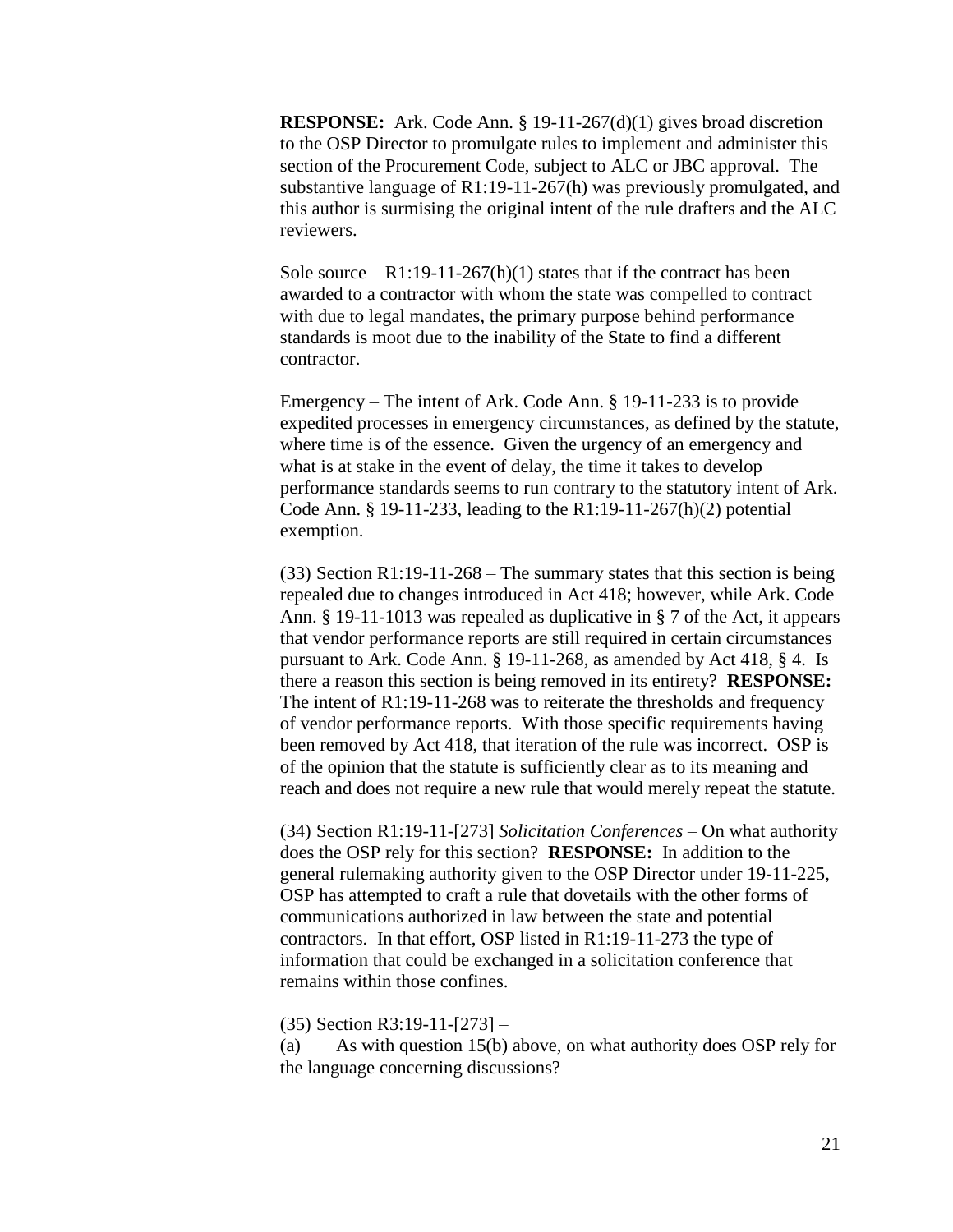**RESPONSE:** Ark. Code Ann. § 19-11-267(d)(1) gives broad discretion to the OSP Director to promulgate rules to implement and administer this section of the Procurement Code, subject to ALC or JBC approval. The substantive language of R1:19-11-267(h) was previously promulgated, and this author is surmising the original intent of the rule drafters and the ALC reviewers.

Sole source – R1:19-11-267(h)(1) states that if the contract has been awarded to a contractor with whom the state was compelled to contract with due to legal mandates, the primary purpose behind performance standards is moot due to the inability of the State to find a different contractor.

Emergency – The intent of Ark. Code Ann. § 19-11-233 is to provide expedited processes in emergency circumstances, as defined by the statute, where time is of the essence. Given the urgency of an emergency and what is at stake in the event of delay, the time it takes to develop performance standards seems to run contrary to the statutory intent of Ark. Code Ann. § 19-11-233, leading to the R1:19-11-267(h)(2) potential exemption.

(33) Section R1:19-11-268 – The summary states that this section is being repealed due to changes introduced in Act 418; however, while Ark. Code Ann. § 19-11-1013 was repealed as duplicative in § 7 of the Act, it appears that vendor performance reports are still required in certain circumstances pursuant to Ark. Code Ann. § 19-11-268, as amended by Act 418, § 4. Is there a reason this section is being removed in its entirety? **RESPONSE:** The intent of R1:19-11-268 was to reiterate the thresholds and frequency of vendor performance reports. With those specific requirements having been removed by Act 418, that iteration of the rule was incorrect. OSP is of the opinion that the statute is sufficiently clear as to its meaning and reach and does not require a new rule that would merely repeat the statute.

(34) Section R1:19-11-[273] *Solicitation Conferences* – On what authority does the OSP rely for this section? **RESPONSE:** In addition to the general rulemaking authority given to the OSP Director under 19-11-225, OSP has attempted to craft a rule that dovetails with the other forms of communications authorized in law between the state and potential contractors. In that effort, OSP listed in R1:19-11-273 the type of information that could be exchanged in a solicitation conference that remains within those confines.

(35) Section R3:19-11-[273] –

(a) As with question 15(b) above, on what authority does OSP rely for the language concerning discussions?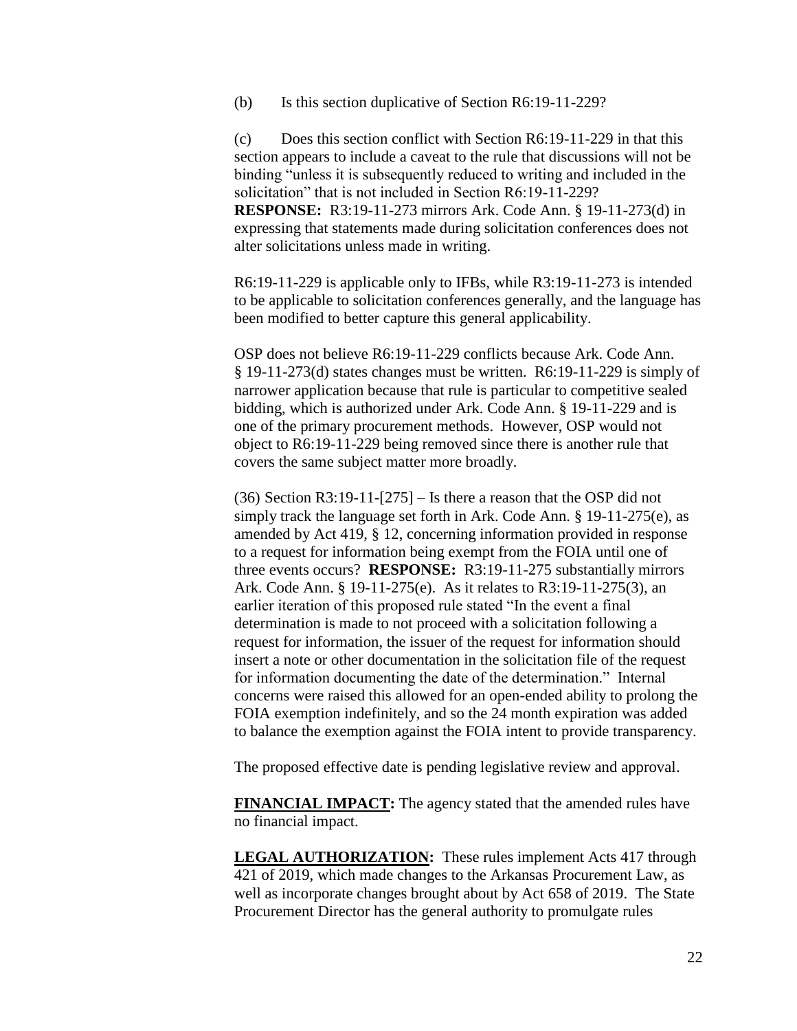(b) Is this section duplicative of Section R6:19-11-229?

(c) Does this section conflict with Section R6:19-11-229 in that this section appears to include a caveat to the rule that discussions will not be binding "unless it is subsequently reduced to writing and included in the solicitation" that is not included in Section R6:19-11-229? **RESPONSE:** R3:19-11-273 mirrors Ark. Code Ann. § 19-11-273(d) in expressing that statements made during solicitation conferences does not alter solicitations unless made in writing.

R6:19-11-229 is applicable only to IFBs, while R3:19-11-273 is intended to be applicable to solicitation conferences generally, and the language has been modified to better capture this general applicability.

OSP does not believe R6:19-11-229 conflicts because Ark. Code Ann. § 19-11-273(d) states changes must be written. R6:19-11-229 is simply of narrower application because that rule is particular to competitive sealed bidding, which is authorized under Ark. Code Ann. § 19-11-229 and is one of the primary procurement methods. However, OSP would not object to R6:19-11-229 being removed since there is another rule that covers the same subject matter more broadly.

(36) Section R3:19-11-[275] – Is there a reason that the OSP did not simply track the language set forth in Ark. Code Ann. § 19-11-275(e), as amended by Act 419, § 12, concerning information provided in response to a request for information being exempt from the FOIA until one of three events occurs? **RESPONSE:** R3:19-11-275 substantially mirrors Ark. Code Ann. § 19-11-275(e). As it relates to R3:19-11-275(3), an earlier iteration of this proposed rule stated "In the event a final determination is made to not proceed with a solicitation following a request for information, the issuer of the request for information should insert a note or other documentation in the solicitation file of the request for information documenting the date of the determination." Internal concerns were raised this allowed for an open-ended ability to prolong the FOIA exemption indefinitely, and so the 24 month expiration was added to balance the exemption against the FOIA intent to provide transparency.

The proposed effective date is pending legislative review and approval.

**FINANCIAL IMPACT:** The agency stated that the amended rules have no financial impact.

**LEGAL AUTHORIZATION:** These rules implement Acts 417 through 421 of 2019, which made changes to the Arkansas Procurement Law, as well as incorporate changes brought about by Act 658 of 2019. The State Procurement Director has the general authority to promulgate rules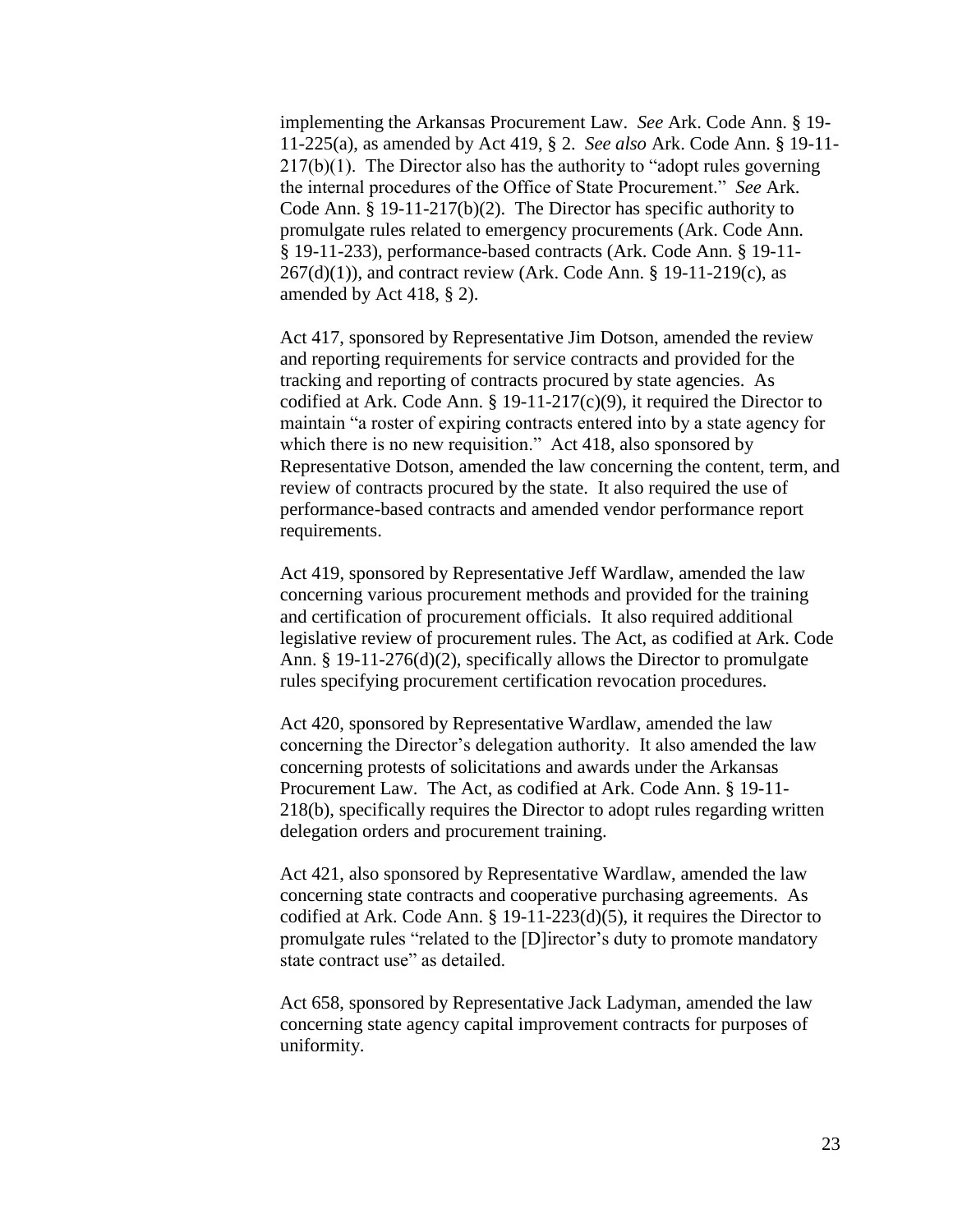implementing the Arkansas Procurement Law. *See* Ark. Code Ann. § 19-11-225(a), as amended by Act 419, § 2. *See also* Ark. Code Ann. § 19-11-217(b)(1). The Director also has the authority to "adopt rules governing the internal procedures of the Office of State Procurement." *See* Ark. Code Ann. § 19-11-217(b)(2). The Director has specific authority to promulgate rules related to emergency procurements (Ark. Code Ann. § 19-11-233), performance-based contracts (Ark. Code Ann. § 19-11-267(d)(1)), and contract review (Ark. Code Ann. § 19-11-219(c), as amended by Act 418, § 2).

Act 417, sponsored by Representative Jim Dotson, amended the review and reporting requirements for service contracts and provided for the tracking and reporting of contracts procured by state agencies. As codified at Ark. Code Ann. § 19-11-217(c)(9), it required the Director to maintain "a roster of expiring contracts entered into by a state agency for which there is no new requisition." Act 418, also sponsored by Representative Dotson, amended the law concerning the content, term, and review of contracts procured by the state. It also required the use of performance-based contracts and amended vendor performance report requirements.

Act 419, sponsored by Representative Jeff Wardlaw, amended the law concerning various procurement methods and provided for the training and certification of procurement officials. It also required additional legislative review of procurement rules. The Act, as codified at Ark. Code Ann. § 19-11-276(d)(2), specifically allows the Director to promulgate rules specifying procurement certification revocation procedures.

Act 420, sponsored by Representative Wardlaw, amended the law concerning the Director's delegation authority. It also amended the law concerning protests of solicitations and awards under the Arkansas Procurement Law. The Act, as codified at Ark. Code Ann. § 19-11-218(b), specifically requires the Director to adopt rules regarding written delegation orders and procurement training.

Act 421, also sponsored by Representative Wardlaw, amended the law concerning state contracts and cooperative purchasing agreements. As codified at Ark. Code Ann. § 19-11-223(d)(5), it requires the Director to promulgate rules "related to the [D]irector's duty to promote mandatory state contract use" as detailed.

Act 658, sponsored by Representative Jack Ladyman, amended the law concerning state agency capital improvement contracts for purposes of uniformity.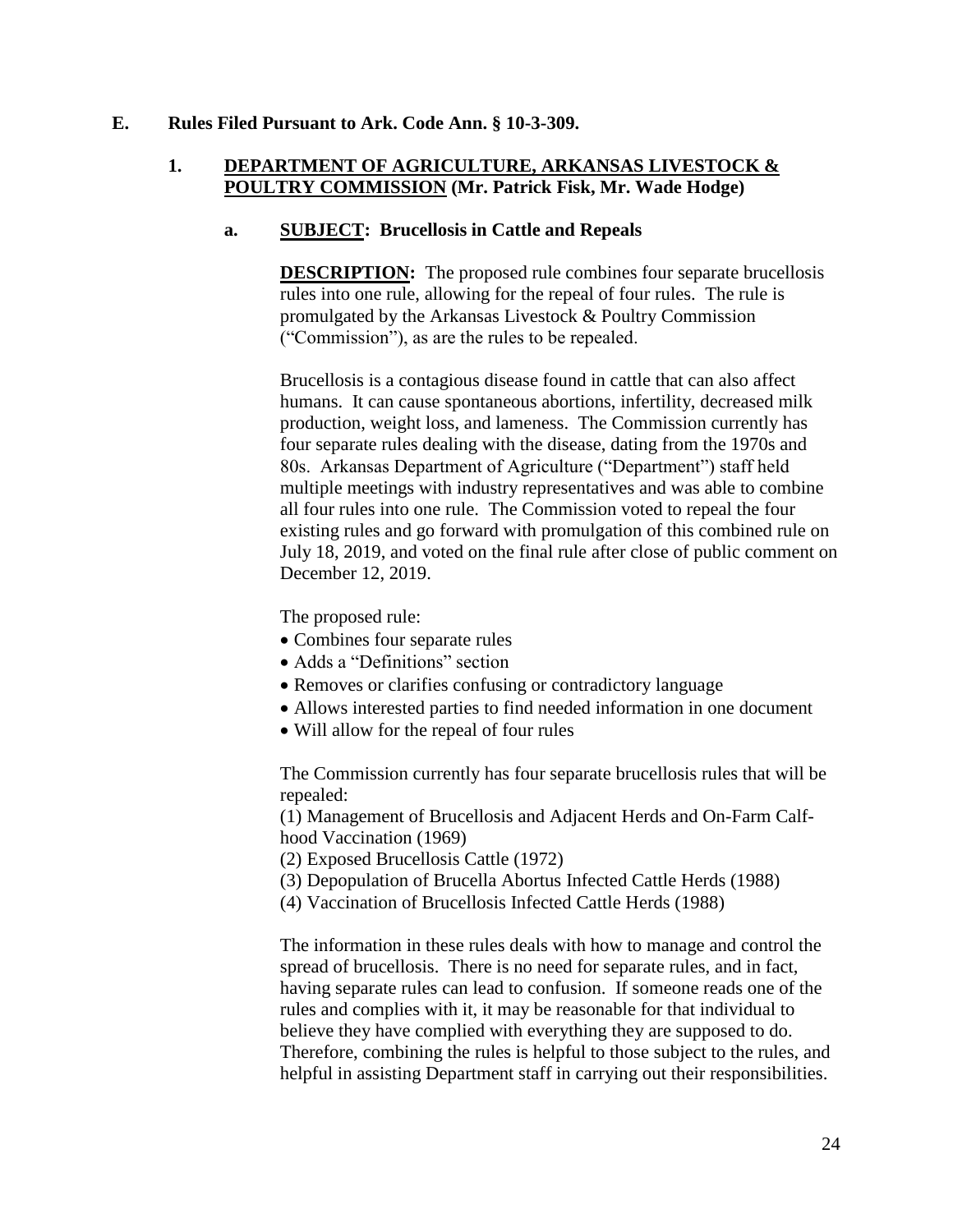**E. Rules Filed Pursuant to Ark. Code Ann. § 10-3-309.**

**1. <u>DEPARTMENT OF AGRICULTURE, ARKANSAS LIVESTOCK & POULTRY COMMISSION</u> (Mr. Patrick Fisk, Mr. Wade Hodge)**

**a. <u>SUBJECT</u>: Brucellosis in Cattle and Repeals**

**<u>DESCRIPTION</u>:** The proposed rule combines four separate brucellosis rules into one rule, allowing for the repeal of four rules. The rule is promulgated by the Arkansas Livestock & Poultry Commission ("Commission"), as are the rules to be repealed.

Brucellosis is a contagious disease found in cattle that can also affect humans. It can cause spontaneous abortions, infertility, decreased milk production, weight loss, and lameness. The Commission currently has four separate rules dealing with the disease, dating from the 1970s and 80s. Arkansas Department of Agriculture ("Department") staff held multiple meetings with industry representatives and was able to combine all four rules into one rule. The Commission voted to repeal the four existing rules and go forward with promulgation of this combined rule on July 18, 2019, and voted on the final rule after close of public comment on December 12, 2019.

The proposed rule:

- Combines four separate rules
- Adds a "Definitions" section
- Removes or clarifies confusing or contradictory language
- Allows interested parties to find needed information in one document
- Will allow for the repeal of four rules

The Commission currently has four separate brucellosis rules that will be repealed:

(1) Management of Brucellosis and Adjacent Herds and On-Farm Calf-hood Vaccination (1969)
(2) Exposed Brucellosis Cattle (1972)
(3) Depopulation of Brucella Abortus Infected Cattle Herds (1988)
(4) Vaccination of Brucellosis Infected Cattle Herds (1988)

The information in these rules deals with how to manage and control the spread of brucellosis. There is no need for separate rules, and in fact, having separate rules can lead to confusion. If someone reads one of the rules and complies with it, it may be reasonable for that individual to believe they have complied with everything they are supposed to do. Therefore, combining the rules is helpful to those subject to the rules, and helpful in assisting Department staff in carrying out their responsibilities.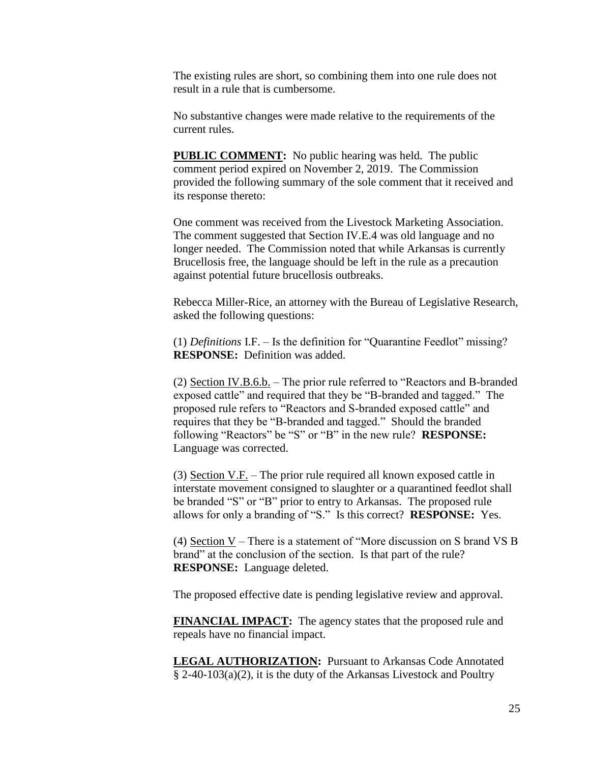The existing rules are short, so combining them into one rule does not result in a rule that is cumbersome.

No substantive changes were made relative to the requirements of the current rules.

**PUBLIC COMMENT:** No public hearing was held. The public comment period expired on November 2, 2019. The Commission provided the following summary of the sole comment that it received and its response thereto:

One comment was received from the Livestock Marketing Association. The comment suggested that Section IV.E.4 was old language and no longer needed. The Commission noted that while Arkansas is currently Brucellosis free, the language should be left in the rule as a precaution against potential future brucellosis outbreaks.

Rebecca Miller-Rice, an attorney with the Bureau of Legislative Research, asked the following questions:

(1) *Definitions* I.F. – Is the definition for "Quarantine Feedlot" missing? **RESPONSE:** Definition was added.

(2) Section IV.B.6.b. – The prior rule referred to "Reactors and B-branded exposed cattle" and required that they be "B-branded and tagged." The proposed rule refers to "Reactors and S-branded exposed cattle" and requires that they be "B-branded and tagged." Should the branded following "Reactors" be "S" or "B" in the new rule? **RESPONSE:** Language was corrected.

(3) Section V.F. – The prior rule required all known exposed cattle in interstate movement consigned to slaughter or a quarantined feedlot shall be branded "S" or "B" prior to entry to Arkansas. The proposed rule allows for only a branding of "S." Is this correct? **RESPONSE:** Yes.

(4) Section V – There is a statement of "More discussion on S brand VS B brand" at the conclusion of the section. Is that part of the rule? **RESPONSE:** Language deleted.

The proposed effective date is pending legislative review and approval.

**FINANCIAL IMPACT:** The agency states that the proposed rule and repeals have no financial impact.

**LEGAL AUTHORIZATION:** Pursuant to Arkansas Code Annotated § 2-40-103(a)(2), it is the duty of the Arkansas Livestock and Poultry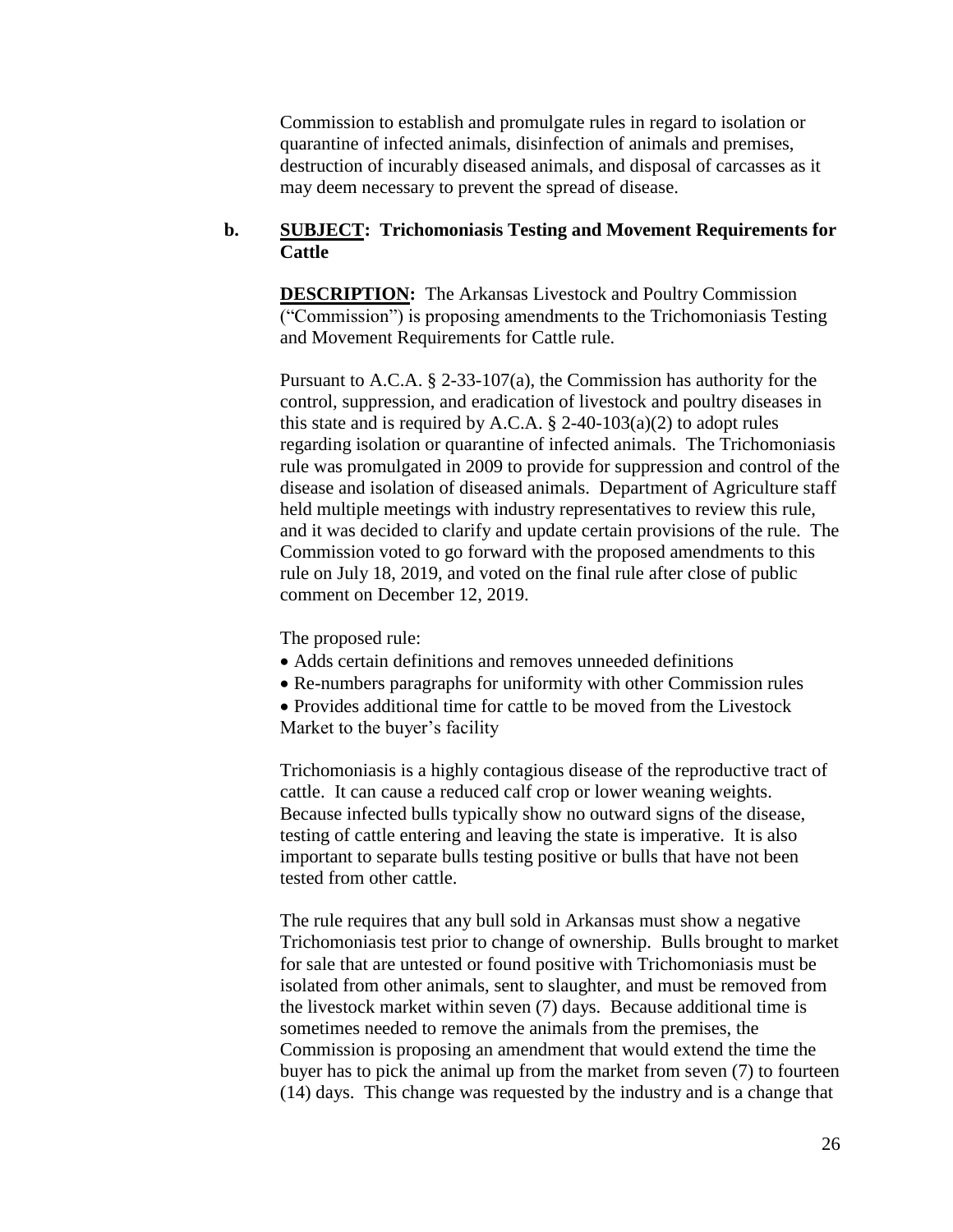Commission to establish and promulgate rules in regard to isolation or quarantine of infected animals, disinfection of animals and premises, destruction of incurably diseased animals, and disposal of carcasses as it may deem necessary to prevent the spread of disease.

**b. SUBJECT: Trichomoniasis Testing and Movement Requirements for Cattle**

**DESCRIPTION:** The Arkansas Livestock and Poultry Commission ("Commission") is proposing amendments to the Trichomoniasis Testing and Movement Requirements for Cattle rule.

Pursuant to A.C.A. § 2-33-107(a), the Commission has authority for the control, suppression, and eradication of livestock and poultry diseases in this state and is required by A.C.A. § 2-40-103(a)(2) to adopt rules regarding isolation or quarantine of infected animals. The Trichomoniasis rule was promulgated in 2009 to provide for suppression and control of the disease and isolation of diseased animals. Department of Agriculture staff held multiple meetings with industry representatives to review this rule, and it was decided to clarify and update certain provisions of the rule. The Commission voted to go forward with the proposed amendments to this rule on July 18, 2019, and voted on the final rule after close of public comment on December 12, 2019.

The proposed rule:

- Adds certain definitions and removes unneeded definitions
- Re-numbers paragraphs for uniformity with other Commission rules
- Provides additional time for cattle to be moved from the Livestock Market to the buyer's facility

Trichomoniasis is a highly contagious disease of the reproductive tract of cattle. It can cause a reduced calf crop or lower weaning weights. Because infected bulls typically show no outward signs of the disease, testing of cattle entering and leaving the state is imperative. It is also important to separate bulls testing positive or bulls that have not been tested from other cattle.

The rule requires that any bull sold in Arkansas must show a negative Trichomoniasis test prior to change of ownership. Bulls brought to market for sale that are untested or found positive with Trichomoniasis must be isolated from other animals, sent to slaughter, and must be removed from the livestock market within seven (7) days. Because additional time is sometimes needed to remove the animals from the premises, the Commission is proposing an amendment that would extend the time the buyer has to pick the animal up from the market from seven (7) to fourteen (14) days. This change was requested by the industry and is a change that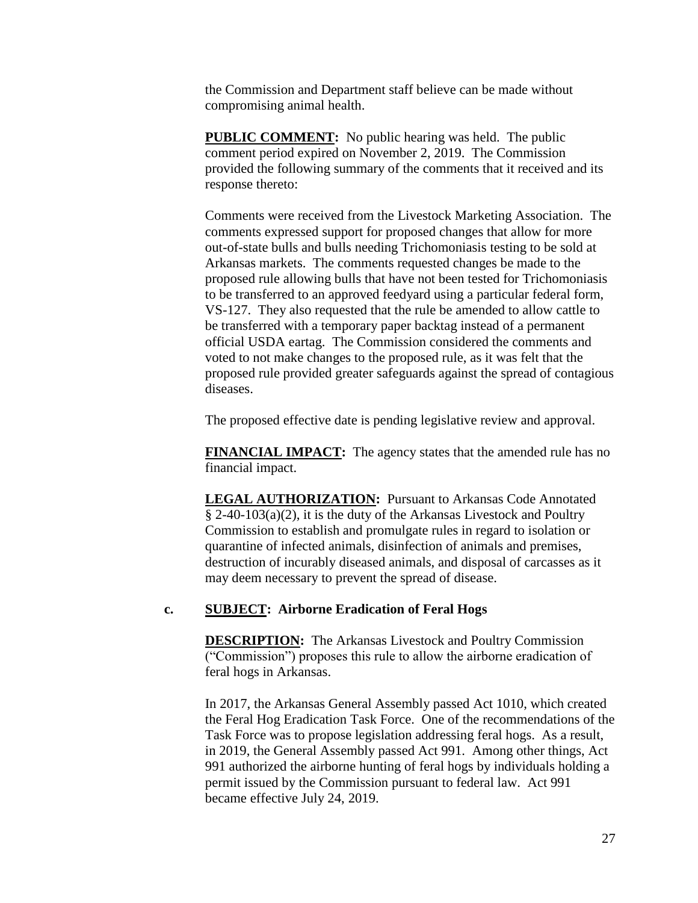the Commission and Department staff believe can be made without compromising animal health.

**PUBLIC COMMENT:** No public hearing was held. The public comment period expired on November 2, 2019. The Commission provided the following summary of the comments that it received and its response thereto:

Comments were received from the Livestock Marketing Association. The comments expressed support for proposed changes that allow for more out-of-state bulls and bulls needing Trichomoniasis testing to be sold at Arkansas markets. The comments requested changes be made to the proposed rule allowing bulls that have not been tested for Trichomoniasis to be transferred to an approved feedyard using a particular federal form, VS-127. They also requested that the rule be amended to allow cattle to be transferred with a temporary paper backtag instead of a permanent official USDA eartag. The Commission considered the comments and voted to not make changes to the proposed rule, as it was felt that the proposed rule provided greater safeguards against the spread of contagious diseases.

The proposed effective date is pending legislative review and approval.

**FINANCIAL IMPACT:** The agency states that the amended rule has no financial impact.

**LEGAL AUTHORIZATION:** Pursuant to Arkansas Code Annotated § 2-40-103(a)(2), it is the duty of the Arkansas Livestock and Poultry Commission to establish and promulgate rules in regard to isolation or quarantine of infected animals, disinfection of animals and premises, destruction of incurably diseased animals, and disposal of carcasses as it may deem necessary to prevent the spread of disease.

**c. SUBJECT: Airborne Eradication of Feral Hogs**

**DESCRIPTION:** The Arkansas Livestock and Poultry Commission ("Commission") proposes this rule to allow the airborne eradication of feral hogs in Arkansas.

In 2017, the Arkansas General Assembly passed Act 1010, which created the Feral Hog Eradication Task Force. One of the recommendations of the Task Force was to propose legislation addressing feral hogs. As a result, in 2019, the General Assembly passed Act 991. Among other things, Act 991 authorized the airborne hunting of feral hogs by individuals holding a permit issued by the Commission pursuant to federal law. Act 991 became effective July 24, 2019.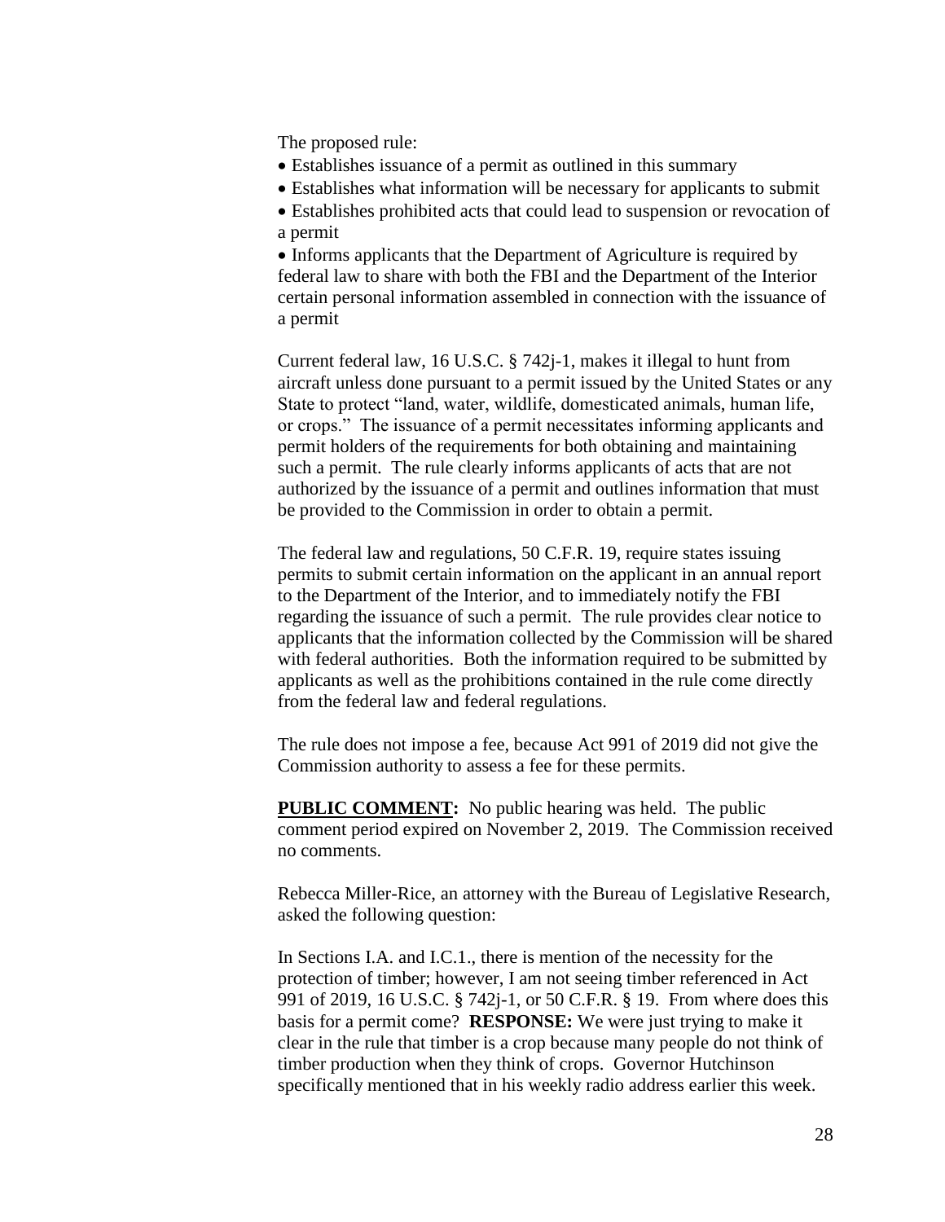The proposed rule:

- Establishes issuance of a permit as outlined in this summary
- Establishes what information will be necessary for applicants to submit
- Establishes prohibited acts that could lead to suspension or revocation of a permit
- Informs applicants that the Department of Agriculture is required by federal law to share with both the FBI and the Department of the Interior certain personal information assembled in connection with the issuance of a permit

Current federal law, 16 U.S.C. § 742j-1, makes it illegal to hunt from aircraft unless done pursuant to a permit issued by the United States or any State to protect "land, water, wildlife, domesticated animals, human life, or crops." The issuance of a permit necessitates informing applicants and permit holders of the requirements for both obtaining and maintaining such a permit. The rule clearly informs applicants of acts that are not authorized by the issuance of a permit and outlines information that must be provided to the Commission in order to obtain a permit.

The federal law and regulations, 50 C.F.R. 19, require states issuing permits to submit certain information on the applicant in an annual report to the Department of the Interior, and to immediately notify the FBI regarding the issuance of such a permit. The rule provides clear notice to applicants that the information collected by the Commission will be shared with federal authorities. Both the information required to be submitted by applicants as well as the prohibitions contained in the rule come directly from the federal law and federal regulations.

The rule does not impose a fee, because Act 991 of 2019 did not give the Commission authority to assess a fee for these permits.

**PUBLIC COMMENT:** No public hearing was held. The public comment period expired on November 2, 2019. The Commission received no comments.

Rebecca Miller-Rice, an attorney with the Bureau of Legislative Research, asked the following question:

In Sections I.A. and I.C.1., there is mention of the necessity for the protection of timber; however, I am not seeing timber referenced in Act 991 of 2019, 16 U.S.C. § 742j-1, or 50 C.F.R. § 19. From where does this basis for a permit come? **RESPONSE:** We were just trying to make it clear in the rule that timber is a crop because many people do not think of timber production when they think of crops. Governor Hutchinson specifically mentioned that in his weekly radio address earlier this week.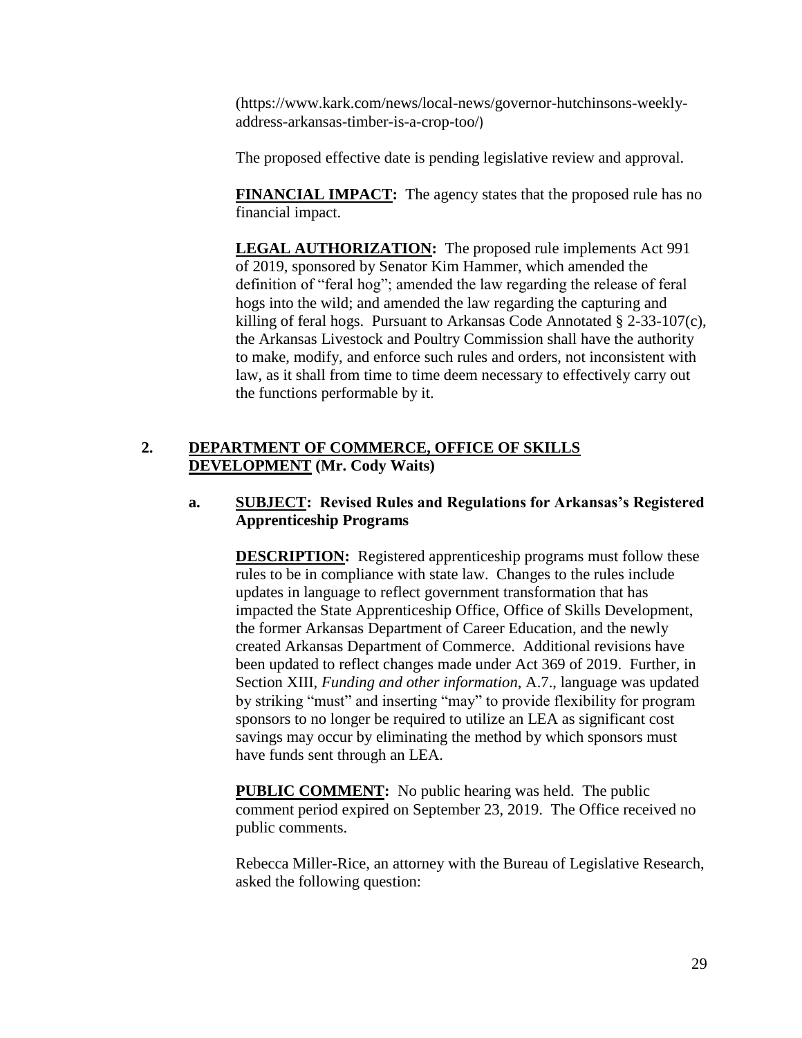(https://www.kark.com/news/local-news/governor-hutchinsons-weekly-address-arkansas-timber-is-a-crop-too/)

The proposed effective date is pending legislative review and approval.

**FINANCIAL IMPACT:** The agency states that the proposed rule has no financial impact.

**LEGAL AUTHORIZATION:** The proposed rule implements Act 991 of 2019, sponsored by Senator Kim Hammer, which amended the definition of "feral hog"; amended the law regarding the release of feral hogs into the wild; and amended the law regarding the capturing and killing of feral hogs. Pursuant to Arkansas Code Annotated § 2-33-107(c), the Arkansas Livestock and Poultry Commission shall have the authority to make, modify, and enforce such rules and orders, not inconsistent with law, as it shall from time to time deem necessary to effectively carry out the functions performable by it.

**2. DEPARTMENT OF COMMERCE, OFFICE OF SKILLS DEVELOPMENT (Mr. Cody Waits)**

**a. SUBJECT: Revised Rules and Regulations for Arkansas's Registered Apprenticeship Programs**

**DESCRIPTION:** Registered apprenticeship programs must follow these rules to be in compliance with state law. Changes to the rules include updates in language to reflect government transformation that has impacted the State Apprenticeship Office, Office of Skills Development, the former Arkansas Department of Career Education, and the newly created Arkansas Department of Commerce. Additional revisions have been updated to reflect changes made under Act 369 of 2019. Further, in Section XIII, *Funding and other information,* A.7., language was updated by striking "must" and inserting "may" to provide flexibility for program sponsors to no longer be required to utilize an LEA as significant cost savings may occur by eliminating the method by which sponsors must have funds sent through an LEA.

**PUBLIC COMMENT:** No public hearing was held. The public comment period expired on September 23, 2019. The Office received no public comments.

Rebecca Miller-Rice, an attorney with the Bureau of Legislative Research, asked the following question: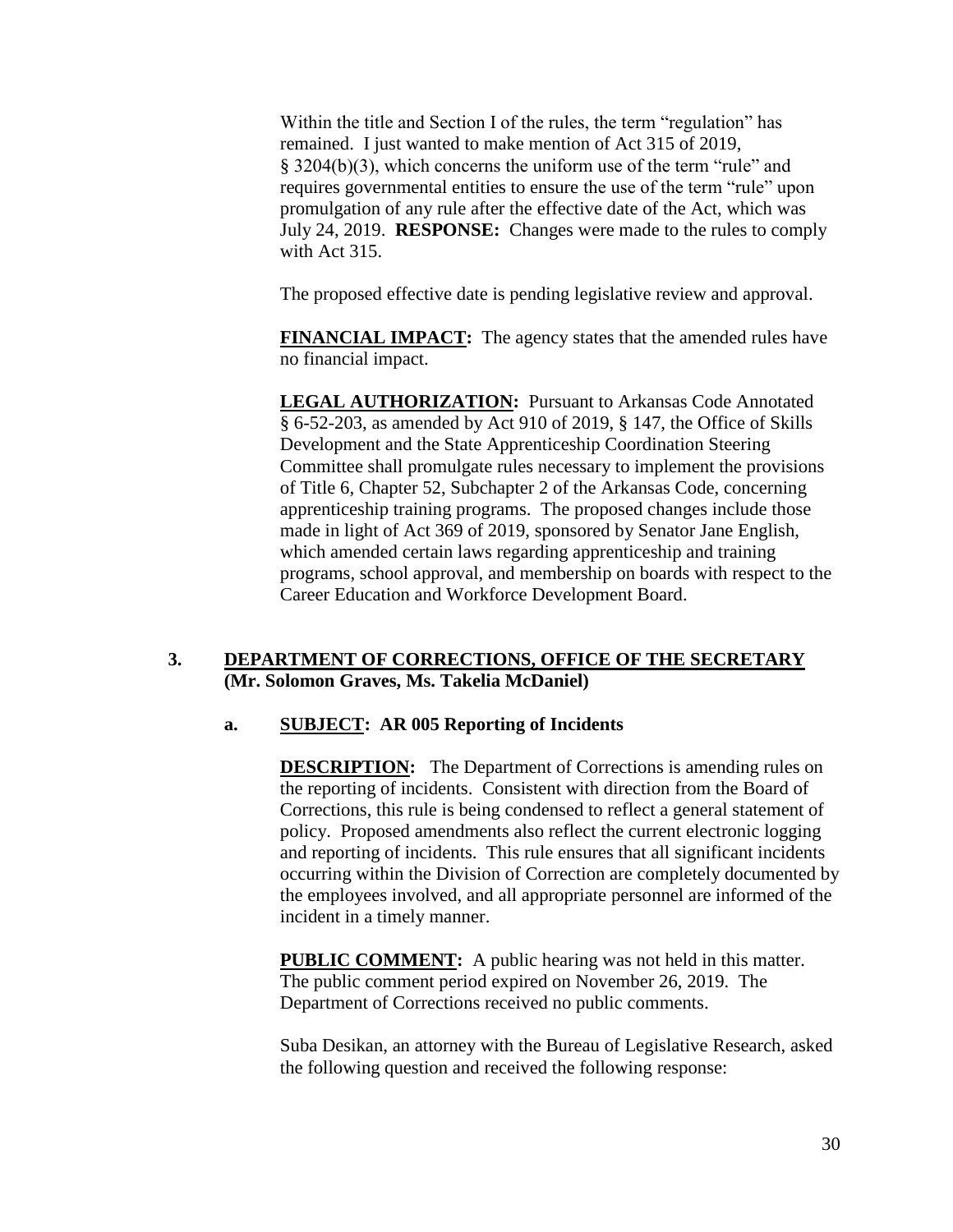Within the title and Section I of the rules, the term "regulation" has remained. I just wanted to make mention of Act 315 of 2019, § 3204(b)(3), which concerns the uniform use of the term "rule" and requires governmental entities to ensure the use of the term "rule" upon promulgation of any rule after the effective date of the Act, which was July 24, 2019. **RESPONSE:** Changes were made to the rules to comply with Act 315.

The proposed effective date is pending legislative review and approval.

**FINANCIAL IMPACT:** The agency states that the amended rules have no financial impact.

**LEGAL AUTHORIZATION:** Pursuant to Arkansas Code Annotated § 6-52-203, as amended by Act 910 of 2019, § 147, the Office of Skills Development and the State Apprenticeship Coordination Steering Committee shall promulgate rules necessary to implement the provisions of Title 6, Chapter 52, Subchapter 2 of the Arkansas Code, concerning apprenticeship training programs. The proposed changes include those made in light of Act 369 of 2019, sponsored by Senator Jane English, which amended certain laws regarding apprenticeship and training programs, school approval, and membership on boards with respect to the Career Education and Workforce Development Board.

## 3. DEPARTMENT OF CORRECTIONS, OFFICE OF THE SECRETARY (Mr. Solomon Graves, Ms. Takelia McDaniel)

### a. SUBJECT: AR 005 Reporting of Incidents

**DESCRIPTION:** The Department of Corrections is amending rules on the reporting of incidents. Consistent with direction from the Board of Corrections, this rule is being condensed to reflect a general statement of policy. Proposed amendments also reflect the current electronic logging and reporting of incidents. This rule ensures that all significant incidents occurring within the Division of Correction are completely documented by the employees involved, and all appropriate personnel are informed of the incident in a timely manner.

**PUBLIC COMMENT:** A public hearing was not held in this matter. The public comment period expired on November 26, 2019. The Department of Corrections received no public comments.

Suba Desikan, an attorney with the Bureau of Legislative Research, asked the following question and received the following response: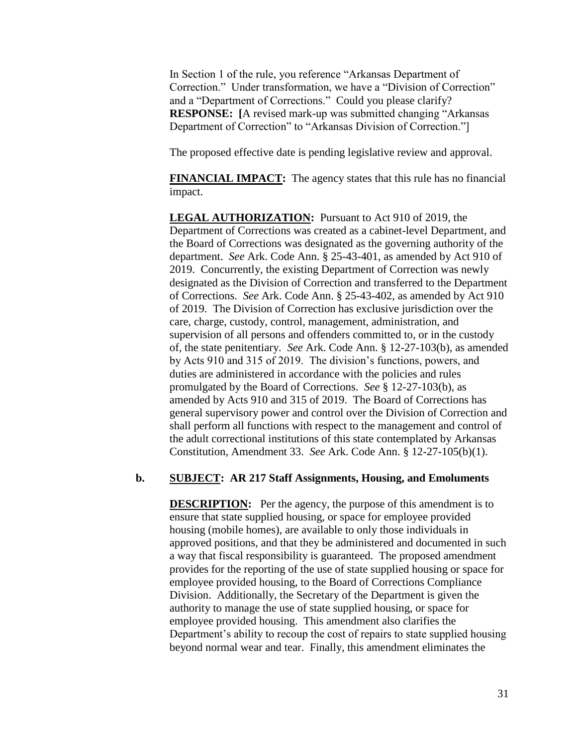In Section 1 of the rule, you reference "Arkansas Department of Correction." Under transformation, we have a "Division of Correction" and a "Department of Corrections." Could you please clarify?
**RESPONSE:** [A revised mark-up was submitted changing "Arkansas Department of Correction" to "Arkansas Division of Correction."]

The proposed effective date is pending legislative review and approval.

**FINANCIAL IMPACT:** The agency states that this rule has no financial impact.

**LEGAL AUTHORIZATION:** Pursuant to Act 910 of 2019, the Department of Corrections was created as a cabinet-level Department, and the Board of Corrections was designated as the governing authority of the department. *See* Ark. Code Ann. § 25-43-401, as amended by Act 910 of 2019. Concurrently, the existing Department of Correction was newly designated as the Division of Correction and transferred to the Department of Corrections. *See* Ark. Code Ann. § 25-43-402, as amended by Act 910 of 2019. The Division of Correction has exclusive jurisdiction over the care, charge, custody, control, management, administration, and supervision of all persons and offenders committed to, or in the custody of, the state penitentiary. *See* Ark. Code Ann. § 12-27-103(b), as amended by Acts 910 and 315 of 2019. The division's functions, powers, and duties are administered in accordance with the policies and rules promulgated by the Board of Corrections. *See* § 12-27-103(b), as amended by Acts 910 and 315 of 2019. The Board of Corrections has general supervisory power and control over the Division of Correction and shall perform all functions with respect to the management and control of the adult correctional institutions of this state contemplated by Arkansas Constitution, Amendment 33. *See* Ark. Code Ann. § 12-27-105(b)(1).

**b. SUBJECT: AR 217 Staff Assignments, Housing, and Emoluments**

**DESCRIPTION:** Per the agency, the purpose of this amendment is to ensure that state supplied housing, or space for employee provided housing (mobile homes), are available to only those individuals in approved positions, and that they be administered and documented in such a way that fiscal responsibility is guaranteed. The proposed amendment provides for the reporting of the use of state supplied housing or space for employee provided housing, to the Board of Corrections Compliance Division. Additionally, the Secretary of the Department is given the authority to manage the use of state supplied housing, or space for employee provided housing. This amendment also clarifies the Department's ability to recoup the cost of repairs to state supplied housing beyond normal wear and tear. Finally, this amendment eliminates the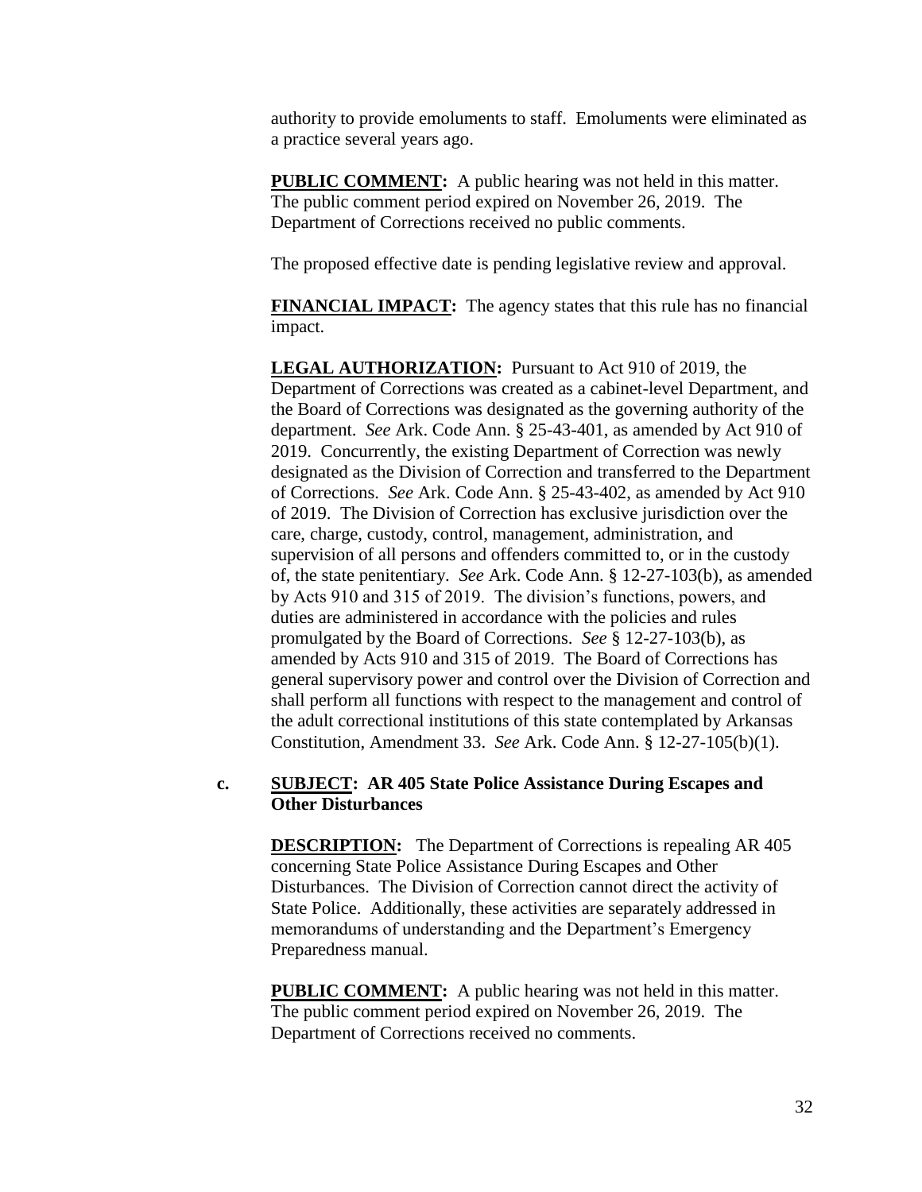authority to provide emoluments to staff. Emoluments were eliminated as a practice several years ago.

**PUBLIC COMMENT:** A public hearing was not held in this matter. The public comment period expired on November 26, 2019. The Department of Corrections received no public comments.

The proposed effective date is pending legislative review and approval.

**FINANCIAL IMPACT:** The agency states that this rule has no financial impact.

**LEGAL AUTHORIZATION:** Pursuant to Act 910 of 2019, the Department of Corrections was created as a cabinet-level Department, and the Board of Corrections was designated as the governing authority of the department. *See* Ark. Code Ann. § 25-43-401, as amended by Act 910 of 2019. Concurrently, the existing Department of Correction was newly designated as the Division of Correction and transferred to the Department of Corrections. *See* Ark. Code Ann. § 25-43-402, as amended by Act 910 of 2019. The Division of Correction has exclusive jurisdiction over the care, charge, custody, control, management, administration, and supervision of all persons and offenders committed to, or in the custody of, the state penitentiary. *See* Ark. Code Ann. § 12-27-103(b), as amended by Acts 910 and 315 of 2019. The division's functions, powers, and duties are administered in accordance with the policies and rules promulgated by the Board of Corrections. *See* § 12-27-103(b), as amended by Acts 910 and 315 of 2019. The Board of Corrections has general supervisory power and control over the Division of Correction and shall perform all functions with respect to the management and control of the adult correctional institutions of this state contemplated by Arkansas Constitution, Amendment 33. *See* Ark. Code Ann. § 12-27-105(b)(1).

**c. SUBJECT: AR 405 State Police Assistance During Escapes and Other Disturbances**

**DESCRIPTION:** The Department of Corrections is repealing AR 405 concerning State Police Assistance During Escapes and Other Disturbances. The Division of Correction cannot direct the activity of State Police. Additionally, these activities are separately addressed in memorandums of understanding and the Department's Emergency Preparedness manual.

**PUBLIC COMMENT:** A public hearing was not held in this matter. The public comment period expired on November 26, 2019. The Department of Corrections received no comments.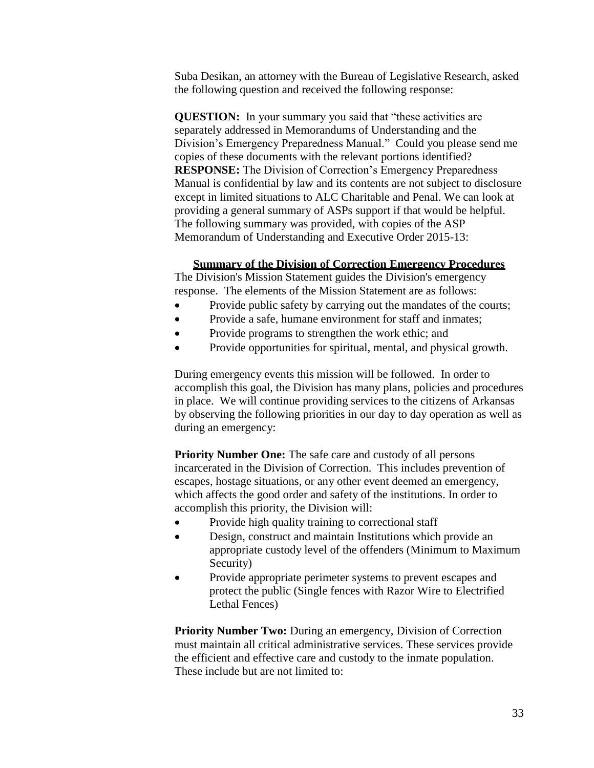Suba Desikan, an attorney with the Bureau of Legislative Research, asked the following question and received the following response:

**QUESTION:** In your summary you said that "these activities are separately addressed in Memorandums of Understanding and the Division's Emergency Preparedness Manual." Could you please send me copies of these documents with the relevant portions identified?
**RESPONSE:** The Division of Correction's Emergency Preparedness Manual is confidential by law and its contents are not subject to disclosure except in limited situations to ALC Charitable and Penal. We can look at providing a general summary of ASPs support if that would be helpful. The following summary was provided, with copies of the ASP Memorandum of Understanding and Executive Order 2015-13:

**<u>Summary of the Division of Correction Emergency Procedures</u>**

The Division's Mission Statement guides the Division's emergency response. The elements of the Mission Statement are as follows:

- Provide public safety by carrying out the mandates of the courts;
- Provide a safe, humane environment for staff and inmates;
- Provide programs to strengthen the work ethic; and
- Provide opportunities for spiritual, mental, and physical growth.

During emergency events this mission will be followed. In order to accomplish this goal, the Division has many plans, policies and procedures in place. We will continue providing services to the citizens of Arkansas by observing the following priorities in our day to day operation as well as during an emergency:

**Priority Number One:** The safe care and custody of all persons incarcerated in the Division of Correction. This includes prevention of escapes, hostage situations, or any other event deemed an emergency, which affects the good order and safety of the institutions. In order to accomplish this priority, the Division will:

- Provide high quality training to correctional staff
- Design, construct and maintain Institutions which provide an appropriate custody level of the offenders (Minimum to Maximum Security)
- Provide appropriate perimeter systems to prevent escapes and protect the public (Single fences with Razor Wire to Electrified Lethal Fences)

**Priority Number Two:** During an emergency, Division of Correction must maintain all critical administrative services. These services provide the efficient and effective care and custody to the inmate population. These include but are not limited to: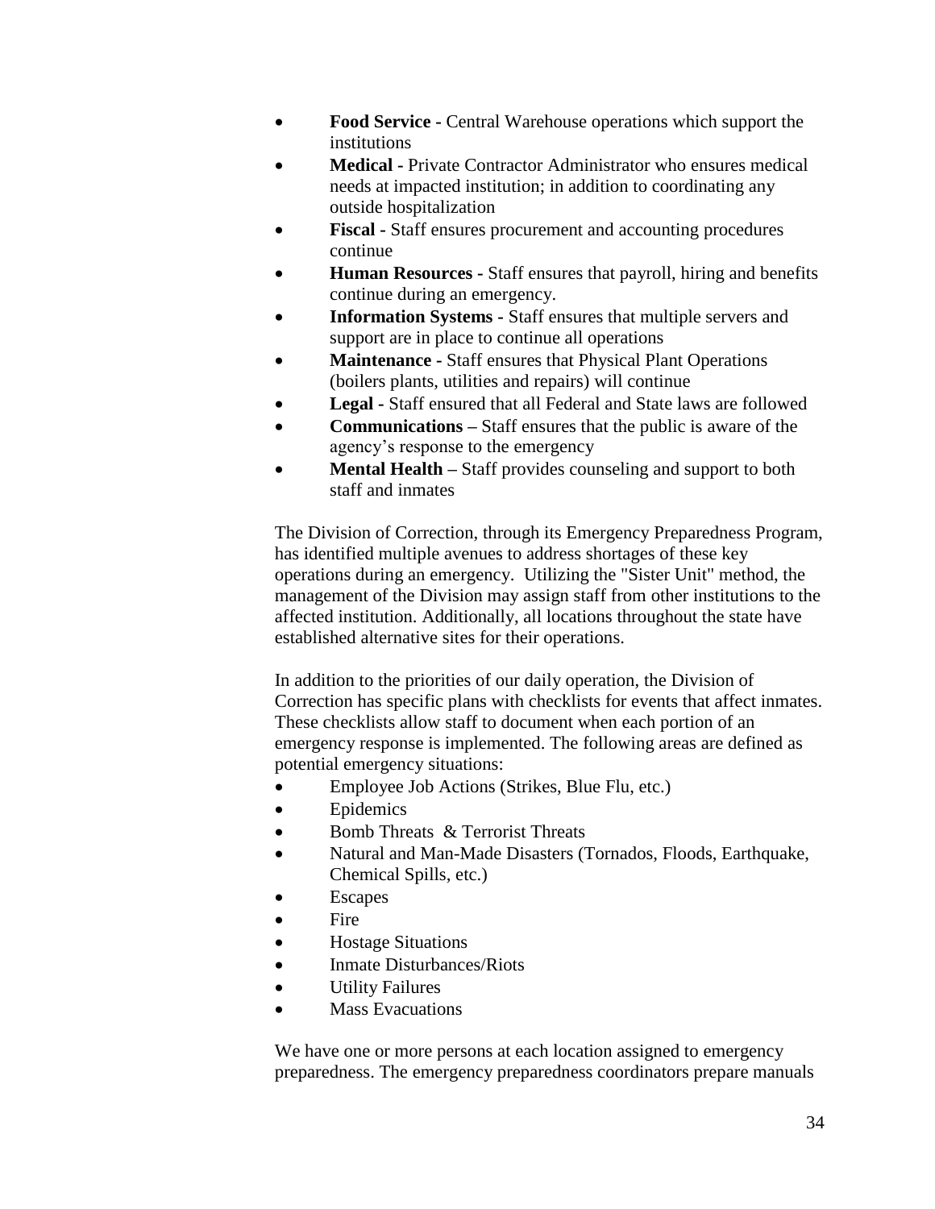- **Food Service -** Central Warehouse operations which support the institutions
- **Medical -** Private Contractor Administrator who ensures medical needs at impacted institution; in addition to coordinating any outside hospitalization
- **Fiscal -** Staff ensures procurement and accounting procedures continue
- **Human Resources -** Staff ensures that payroll, hiring and benefits continue during an emergency.
- **Information Systems -** Staff ensures that multiple servers and support are in place to continue all operations
- **Maintenance -** Staff ensures that Physical Plant Operations (boilers plants, utilities and repairs) will continue
- **Legal -** Staff ensured that all Federal and State laws are followed
- **Communications –** Staff ensures that the public is aware of the agency's response to the emergency
- **Mental Health –** Staff provides counseling and support to both staff and inmates

The Division of Correction, through its Emergency Preparedness Program, has identified multiple avenues to address shortages of these key operations during an emergency. Utilizing the "Sister Unit" method, the management of the Division may assign staff from other institutions to the affected institution. Additionally, all locations throughout the state have established alternative sites for their operations.

In addition to the priorities of our daily operation, the Division of Correction has specific plans with checklists for events that affect inmates. These checklists allow staff to document when each portion of an emergency response is implemented. The following areas are defined as potential emergency situations:

- Employee Job Actions (Strikes, Blue Flu, etc.)
- Epidemics
- Bomb Threats & Terrorist Threats
- Natural and Man-Made Disasters (Tornados, Floods, Earthquake, Chemical Spills, etc.)
- Escapes
- Fire
- Hostage Situations
- Inmate Disturbances/Riots
- Utility Failures
- Mass Evacuations

We have one or more persons at each location assigned to emergency preparedness. The emergency preparedness coordinators prepare manuals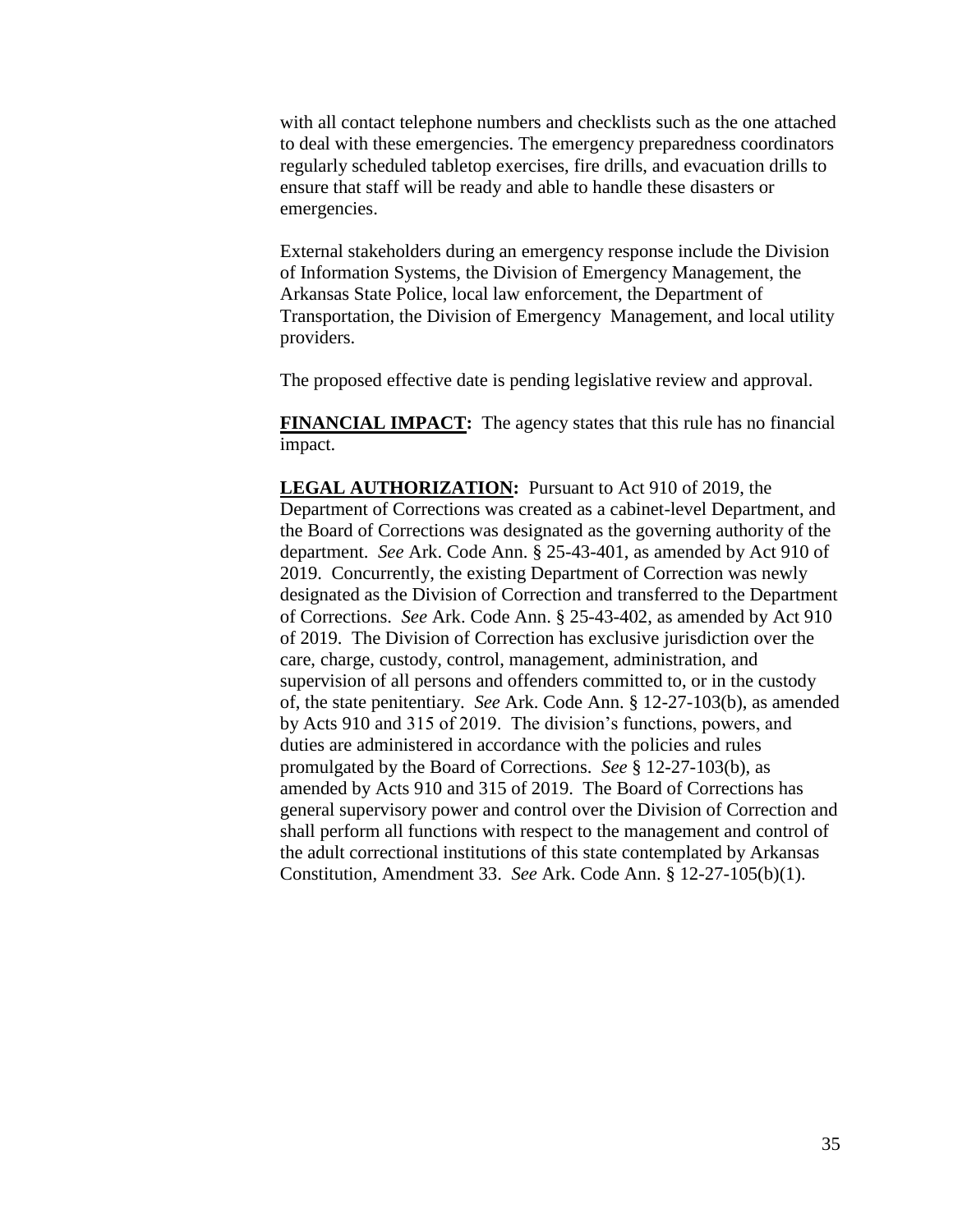with all contact telephone numbers and checklists such as the one attached to deal with these emergencies. The emergency preparedness coordinators regularly scheduled tabletop exercises, fire drills, and evacuation drills to ensure that staff will be ready and able to handle these disasters or emergencies.

External stakeholders during an emergency response include the Division of Information Systems, the Division of Emergency Management, the Arkansas State Police, local law enforcement, the Department of Transportation, the Division of Emergency Management, and local utility providers.

The proposed effective date is pending legislative review and approval.

**FINANCIAL IMPACT:** The agency states that this rule has no financial impact.

**LEGAL AUTHORIZATION:** Pursuant to Act 910 of 2019, the Department of Corrections was created as a cabinet-level Department, and the Board of Corrections was designated as the governing authority of the department. *See* Ark. Code Ann. § 25-43-401, as amended by Act 910 of 2019. Concurrently, the existing Department of Correction was newly designated as the Division of Correction and transferred to the Department of Corrections. *See* Ark. Code Ann. § 25-43-402, as amended by Act 910 of 2019. The Division of Correction has exclusive jurisdiction over the care, charge, custody, control, management, administration, and supervision of all persons and offenders committed to, or in the custody of, the state penitentiary. *See* Ark. Code Ann. § 12-27-103(b), as amended by Acts 910 and 315 of 2019. The division's functions, powers, and duties are administered in accordance with the policies and rules promulgated by the Board of Corrections. *See* § 12-27-103(b), as amended by Acts 910 and 315 of 2019. The Board of Corrections has general supervisory power and control over the Division of Correction and shall perform all functions with respect to the management and control of the adult correctional institutions of this state contemplated by Arkansas Constitution, Amendment 33. *See* Ark. Code Ann. § 12-27-105(b)(1).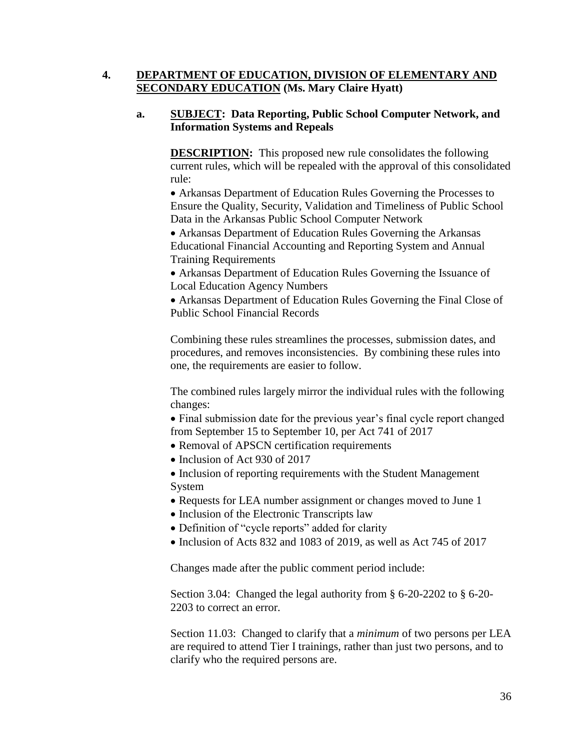**4. <u>DEPARTMENT OF EDUCATION, DIVISION OF ELEMENTARY AND SECONDARY EDUCATION</u> (Ms. Mary Claire Hyatt)**

**a. <u>SUBJECT</u>: Data Reporting, Public School Computer Network, and Information Systems and Repeals**

**<u>DESCRIPTION</u>:** This proposed new rule consolidates the following current rules, which will be repealed with the approval of this consolidated rule:

- Arkansas Department of Education Rules Governing the Processes to Ensure the Quality, Security, Validation and Timeliness of Public School Data in the Arkansas Public School Computer Network
- Arkansas Department of Education Rules Governing the Arkansas Educational Financial Accounting and Reporting System and Annual Training Requirements
- Arkansas Department of Education Rules Governing the Issuance of Local Education Agency Numbers
- Arkansas Department of Education Rules Governing the Final Close of Public School Financial Records

Combining these rules streamlines the processes, submission dates, and procedures, and removes inconsistencies. By combining these rules into one, the requirements are easier to follow.

The combined rules largely mirror the individual rules with the following changes:

- Final submission date for the previous year's final cycle report changed from September 15 to September 10, per Act 741 of 2017
- Removal of APSCN certification requirements
- Inclusion of Act 930 of 2017
- Inclusion of reporting requirements with the Student Management System
- Requests for LEA number assignment or changes moved to June 1
- Inclusion of the Electronic Transcripts law
- Definition of "cycle reports" added for clarity
- Inclusion of Acts 832 and 1083 of 2019, as well as Act 745 of 2017

Changes made after the public comment period include:

Section 3.04: Changed the legal authority from § 6-20-2202 to § 6-20-2203 to correct an error.

Section 11.03: Changed to clarify that a *minimum* of two persons per LEA are required to attend Tier I trainings, rather than just two persons, and to clarify who the required persons are.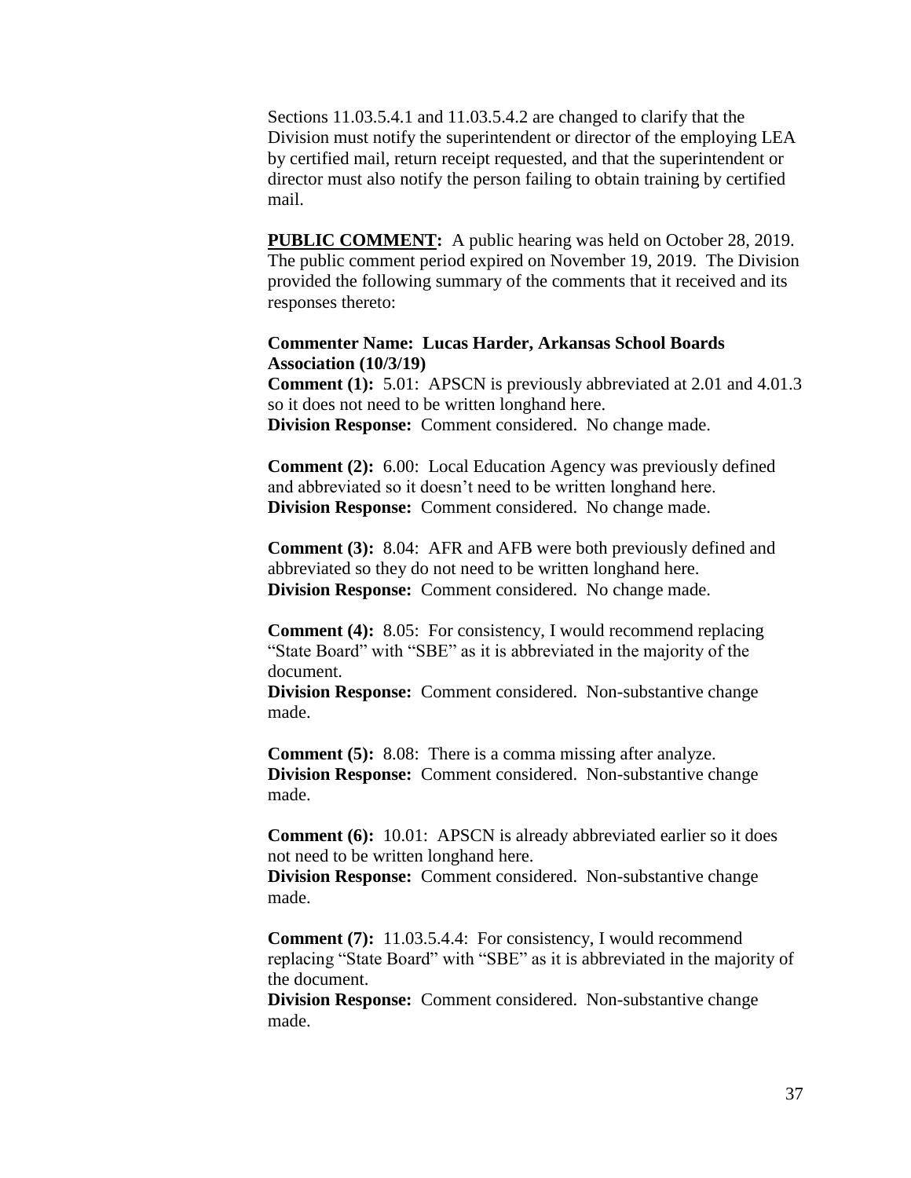Sections 11.03.5.4.1 and 11.03.5.4.2 are changed to clarify that the Division must notify the superintendent or director of the employing LEA by certified mail, return receipt requested, and that the superintendent or director must also notify the person failing to obtain training by certified mail.

**PUBLIC COMMENT:** A public hearing was held on October 28, 2019. The public comment period expired on November 19, 2019. The Division provided the following summary of the comments that it received and its responses thereto:

**Commenter Name: Lucas Harder, Arkansas School Boards Association (10/3/19)**

**Comment (1):** 5.01: APSCN is previously abbreviated at 2.01 and 4.01.3 so it does not need to be written longhand here.
**Division Response:** Comment considered. No change made.

**Comment (2):** 6.00: Local Education Agency was previously defined and abbreviated so it doesn't need to be written longhand here.
**Division Response:** Comment considered. No change made.

**Comment (3):** 8.04: AFR and AFB were both previously defined and abbreviated so they do not need to be written longhand here.
**Division Response:** Comment considered. No change made.

**Comment (4):** 8.05: For consistency, I would recommend replacing "State Board" with "SBE" as it is abbreviated in the majority of the document.
**Division Response:** Comment considered. Non-substantive change made.

**Comment (5):** 8.08: There is a comma missing after analyze.
**Division Response:** Comment considered. Non-substantive change made.

**Comment (6):** 10.01: APSCN is already abbreviated earlier so it does not need to be written longhand here.
**Division Response:** Comment considered. Non-substantive change made.

**Comment (7):** 11.03.5.4.4: For consistency, I would recommend replacing "State Board" with "SBE" as it is abbreviated in the majority of the document.
**Division Response:** Comment considered. Non-substantive change made.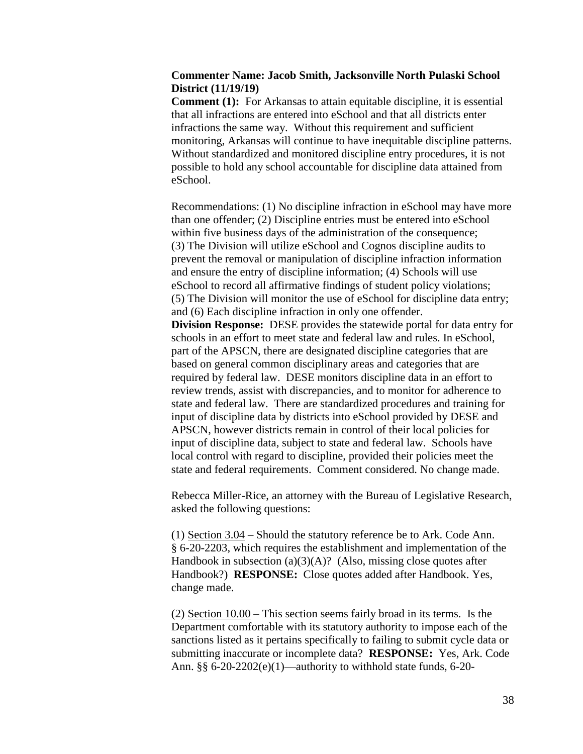**Commenter Name: Jacob Smith, Jacksonville North Pulaski School District (11/19/19)**

**Comment (1):** For Arkansas to attain equitable discipline, it is essential that all infractions are entered into eSchool and that all districts enter infractions the same way. Without this requirement and sufficient monitoring, Arkansas will continue to have inequitable discipline patterns. Without standardized and monitored discipline entry procedures, it is not possible to hold any school accountable for discipline data attained from eSchool.

Recommendations: (1) No discipline infraction in eSchool may have more than one offender; (2) Discipline entries must be entered into eSchool within five business days of the administration of the consequence; (3) The Division will utilize eSchool and Cognos discipline audits to prevent the removal or manipulation of discipline infraction information and ensure the entry of discipline information; (4) Schools will use eSchool to record all affirmative findings of student policy violations; (5) The Division will monitor the use of eSchool for discipline data entry; and (6) Each discipline infraction in only one offender.

**Division Response:** DESE provides the statewide portal for data entry for schools in an effort to meet state and federal law and rules. In eSchool, part of the APSCN, there are designated discipline categories that are based on general common disciplinary areas and categories that are required by federal law. DESE monitors discipline data in an effort to review trends, assist with discrepancies, and to monitor for adherence to state and federal law. There are standardized procedures and training for input of discipline data by districts into eSchool provided by DESE and APSCN, however districts remain in control of their local policies for input of discipline data, subject to state and federal law. Schools have local control with regard to discipline, provided their policies meet the state and federal requirements. Comment considered. No change made.

Rebecca Miller-Rice, an attorney with the Bureau of Legislative Research, asked the following questions:

(1) Section 3.04 – Should the statutory reference be to Ark. Code Ann. § 6-20-2203, which requires the establishment and implementation of the Handbook in subsection (a)(3)(A)? (Also, missing close quotes after Handbook?) **RESPONSE:** Close quotes added after Handbook. Yes, change made.

(2) Section 10.00 – This section seems fairly broad in its terms. Is the Department comfortable with its statutory authority to impose each of the sanctions listed as it pertains specifically to failing to submit cycle data or submitting inaccurate or incomplete data? **RESPONSE:** Yes, Ark. Code Ann. §§ 6-20-2202(e)(1)—authority to withhold state funds, 6-20-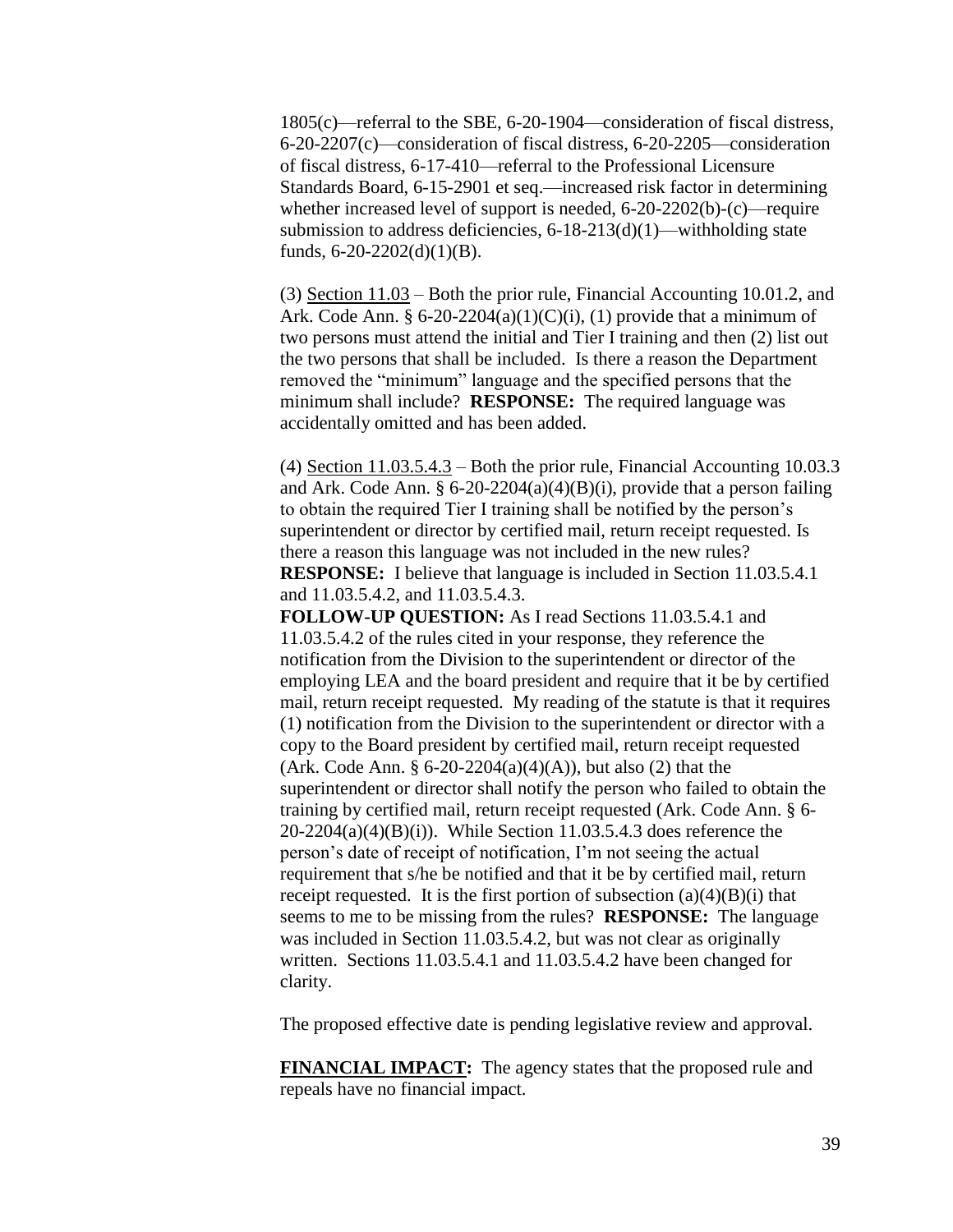1805(c)—referral to the SBE, 6-20-1904—consideration of fiscal distress, 6-20-2207(c)—consideration of fiscal distress, 6-20-2205—consideration of fiscal distress, 6-17-410—referral to the Professional Licensure Standards Board, 6-15-2901 et seq.—increased risk factor in determining whether increased level of support is needed, 6-20-2202(b)-(c)—require submission to address deficiencies, 6-18-213(d)(1)—withholding state funds, 6-20-2202(d)(1)(B).

(3) Section 11.03 – Both the prior rule, Financial Accounting 10.01.2, and Ark. Code Ann. § 6-20-2204(a)(1)(C)(i), (1) provide that a minimum of two persons must attend the initial and Tier I training and then (2) list out the two persons that shall be included. Is there a reason the Department removed the "minimum" language and the specified persons that the minimum shall include? **RESPONSE:** The required language was accidentally omitted and has been added.

(4) Section 11.03.5.4.3 – Both the prior rule, Financial Accounting 10.03.3 and Ark. Code Ann. § 6-20-2204(a)(4)(B)(i), provide that a person failing to obtain the required Tier I training shall be notified by the person's superintendent or director by certified mail, return receipt requested. Is there a reason this language was not included in the new rules? **RESPONSE:** I believe that language is included in Section 11.03.5.4.1 and 11.03.5.4.2, and 11.03.5.4.3.
**FOLLOW-UP QUESTION:** As I read Sections 11.03.5.4.1 and 11.03.5.4.2 of the rules cited in your response, they reference the notification from the Division to the superintendent or director of the employing LEA and the board president and require that it be by certified mail, return receipt requested. My reading of the statute is that it requires (1) notification from the Division to the superintendent or director with a copy to the Board president by certified mail, return receipt requested (Ark. Code Ann. § 6-20-2204(a)(4)(A)), but also (2) that the superintendent or director shall notify the person who failed to obtain the training by certified mail, return receipt requested (Ark. Code Ann. § 6-20-2204(a)(4)(B)(i)). While Section 11.03.5.4.3 does reference the person's date of receipt of notification, I'm not seeing the actual requirement that s/he be notified and that it be by certified mail, return receipt requested. It is the first portion of subsection (a)(4)(B)(i) that seems to me to be missing from the rules? **RESPONSE:** The language was included in Section 11.03.5.4.2, but was not clear as originally written. Sections 11.03.5.4.1 and 11.03.5.4.2 have been changed for clarity.

The proposed effective date is pending legislative review and approval.

**FINANCIAL IMPACT:** The agency states that the proposed rule and repeals have no financial impact.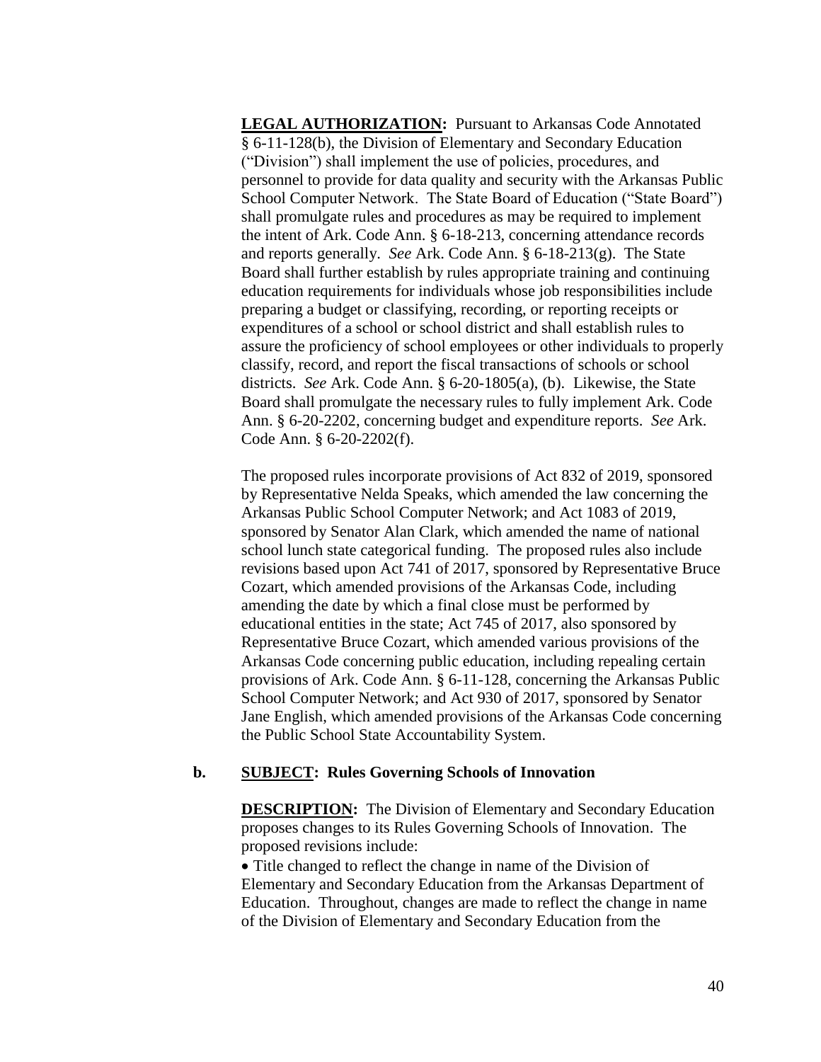**LEGAL AUTHORIZATION:** Pursuant to Arkansas Code Annotated § 6-11-128(b), the Division of Elementary and Secondary Education ("Division") shall implement the use of policies, procedures, and personnel to provide for data quality and security with the Arkansas Public School Computer Network. The State Board of Education ("State Board") shall promulgate rules and procedures as may be required to implement the intent of Ark. Code Ann. § 6-18-213, concerning attendance records and reports generally. *See* Ark. Code Ann. § 6-18-213(g). The State Board shall further establish by rules appropriate training and continuing education requirements for individuals whose job responsibilities include preparing a budget or classifying, recording, or reporting receipts or expenditures of a school or school district and shall establish rules to assure the proficiency of school employees or other individuals to properly classify, record, and report the fiscal transactions of schools or school districts. *See* Ark. Code Ann. § 6-20-1805(a), (b). Likewise, the State Board shall promulgate the necessary rules to fully implement Ark. Code Ann. § 6-20-2202, concerning budget and expenditure reports. *See* Ark. Code Ann. § 6-20-2202(f).

The proposed rules incorporate provisions of Act 832 of 2019, sponsored by Representative Nelda Speaks, which amended the law concerning the Arkansas Public School Computer Network; and Act 1083 of 2019, sponsored by Senator Alan Clark, which amended the name of national school lunch state categorical funding. The proposed rules also include revisions based upon Act 741 of 2017, sponsored by Representative Bruce Cozart, which amended provisions of the Arkansas Code, including amending the date by which a final close must be performed by educational entities in the state; Act 745 of 2017, also sponsored by Representative Bruce Cozart, which amended various provisions of the Arkansas Code concerning public education, including repealing certain provisions of Ark. Code Ann. § 6-11-128, concerning the Arkansas Public School Computer Network; and Act 930 of 2017, sponsored by Senator Jane English, which amended provisions of the Arkansas Code concerning the Public School State Accountability System.

**b. SUBJECT: Rules Governing Schools of Innovation**

**DESCRIPTION:** The Division of Elementary and Secondary Education proposes changes to its Rules Governing Schools of Innovation. The proposed revisions include:

- Title changed to reflect the change in name of the Division of Elementary and Secondary Education from the Arkansas Department of Education. Throughout, changes are made to reflect the change in name of the Division of Elementary and Secondary Education from the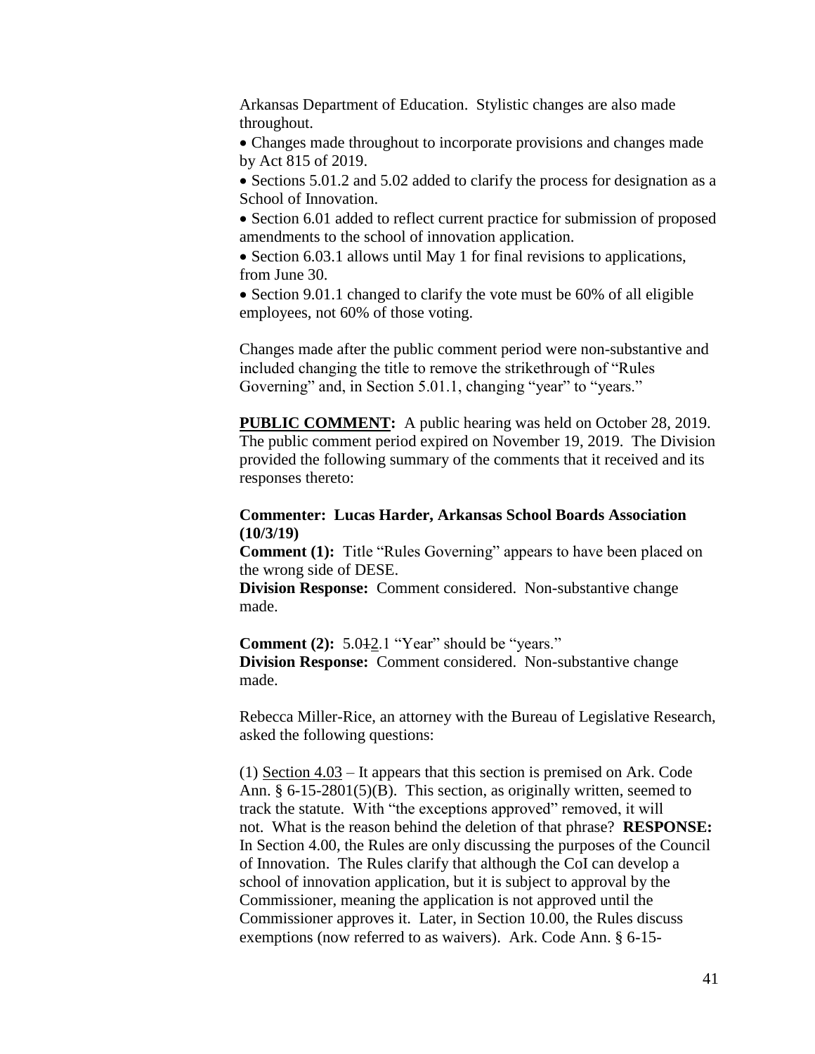Arkansas Department of Education. Stylistic changes are also made throughout.

- Changes made throughout to incorporate provisions and changes made by Act 815 of 2019.
- Sections 5.01.2 and 5.02 added to clarify the process for designation as a School of Innovation.
- Section 6.01 added to reflect current practice for submission of proposed amendments to the school of innovation application.
- Section 6.03.1 allows until May 1 for final revisions to applications, from June 30.
- Section 9.01.1 changed to clarify the vote must be 60% of all eligible employees, not 60% of those voting.

Changes made after the public comment period were non-substantive and included changing the title to remove the strikethrough of "Rules Governing" and, in Section 5.01.1, changing "year" to "years."

**PUBLIC COMMENT:** A public hearing was held on October 28, 2019. The public comment period expired on November 19, 2019. The Division provided the following summary of the comments that it received and its responses thereto:

**Commenter: Lucas Harder, Arkansas School Boards Association (10/3/19)**

**Comment (1):** Title "Rules Governing" appears to have been placed on the wrong side of DESE.

**Division Response:** Comment considered. Non-substantive change made.

**Comment (2):** 5.0~~1~~2.1 "Year" should be "years."

**Division Response:** Comment considered. Non-substantive change made.

Rebecca Miller-Rice, an attorney with the Bureau of Legislative Research, asked the following questions:

(1) Section 4.03 – It appears that this section is premised on Ark. Code Ann. § 6-15-2801(5)(B). This section, as originally written, seemed to track the statute. With "the exceptions approved" removed, it will not. What is the reason behind the deletion of that phrase? **RESPONSE:** In Section 4.00, the Rules are only discussing the purposes of the Council of Innovation. The Rules clarify that although the CoI can develop a school of innovation application, but it is subject to approval by the Commissioner, meaning the application is not approved until the Commissioner approves it. Later, in Section 10.00, the Rules discuss exemptions (now referred to as waivers). Ark. Code Ann. § 6-15-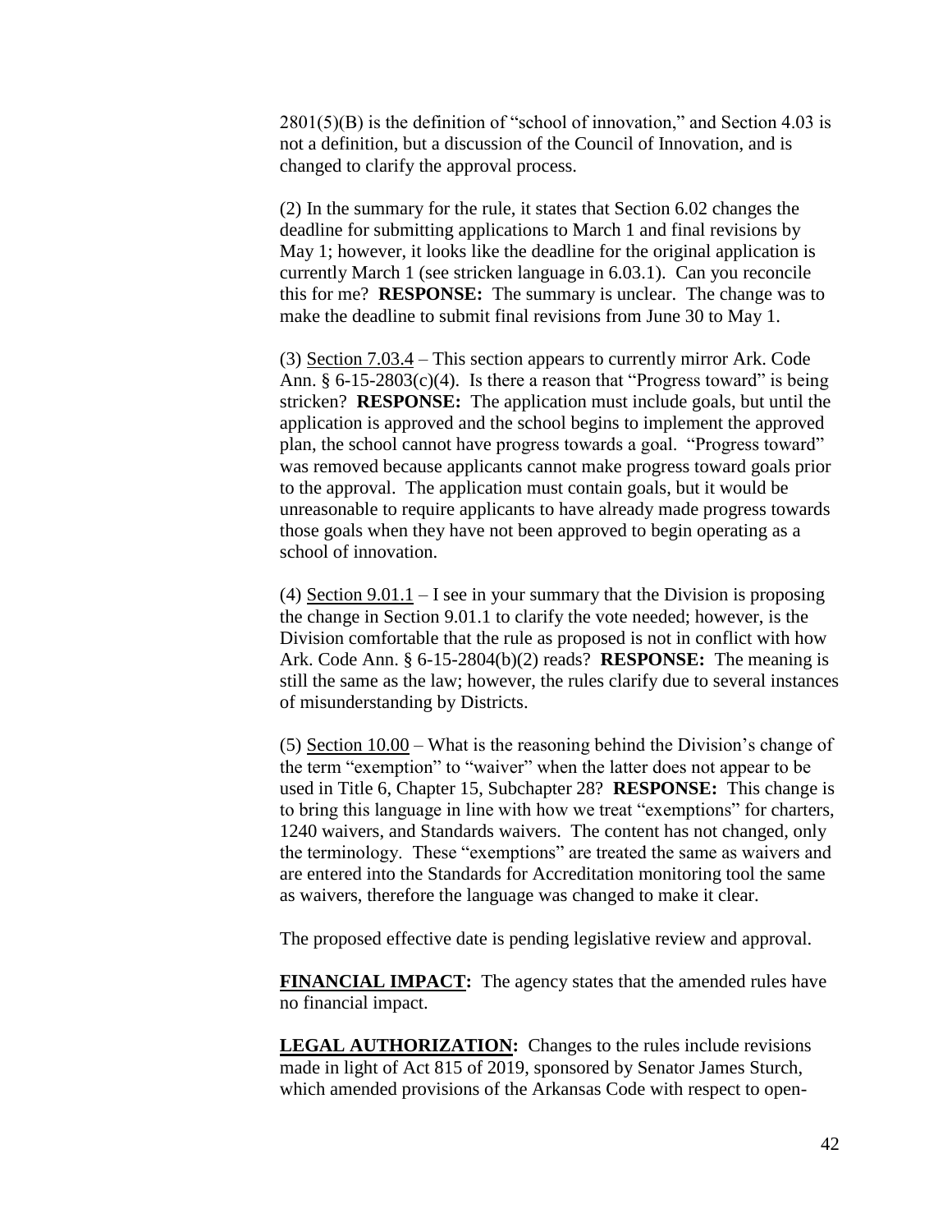2801(5)(B) is the definition of "school of innovation," and Section 4.03 is not a definition, but a discussion of the Council of Innovation, and is changed to clarify the approval process.

(2) In the summary for the rule, it states that Section 6.02 changes the deadline for submitting applications to March 1 and final revisions by May 1; however, it looks like the deadline for the original application is currently March 1 (see stricken language in 6.03.1). Can you reconcile this for me? **RESPONSE:** The summary is unclear. The change was to make the deadline to submit final revisions from June 30 to May 1.

(3) Section 7.03.4 – This section appears to currently mirror Ark. Code Ann. § 6-15-2803(c)(4). Is there a reason that "Progress toward" is being stricken? **RESPONSE:** The application must include goals, but until the application is approved and the school begins to implement the approved plan, the school cannot have progress towards a goal. "Progress toward" was removed because applicants cannot make progress toward goals prior to the approval. The application must contain goals, but it would be unreasonable to require applicants to have already made progress towards those goals when they have not been approved to begin operating as a school of innovation.

(4) Section 9.01.1 – I see in your summary that the Division is proposing the change in Section 9.01.1 to clarify the vote needed; however, is the Division comfortable that the rule as proposed is not in conflict with how Ark. Code Ann. § 6-15-2804(b)(2) reads? **RESPONSE:** The meaning is still the same as the law; however, the rules clarify due to several instances of misunderstanding by Districts.

(5) Section 10.00 – What is the reasoning behind the Division's change of the term "exemption" to "waiver" when the latter does not appear to be used in Title 6, Chapter 15, Subchapter 28? **RESPONSE:** This change is to bring this language in line with how we treat "exemptions" for charters, 1240 waivers, and Standards waivers. The content has not changed, only the terminology. These "exemptions" are treated the same as waivers and are entered into the Standards for Accreditation monitoring tool the same as waivers, therefore the language was changed to make it clear.

The proposed effective date is pending legislative review and approval.

**FINANCIAL IMPACT:** The agency states that the amended rules have no financial impact.

**LEGAL AUTHORIZATION:** Changes to the rules include revisions made in light of Act 815 of 2019, sponsored by Senator James Sturch, which amended provisions of the Arkansas Code with respect to open-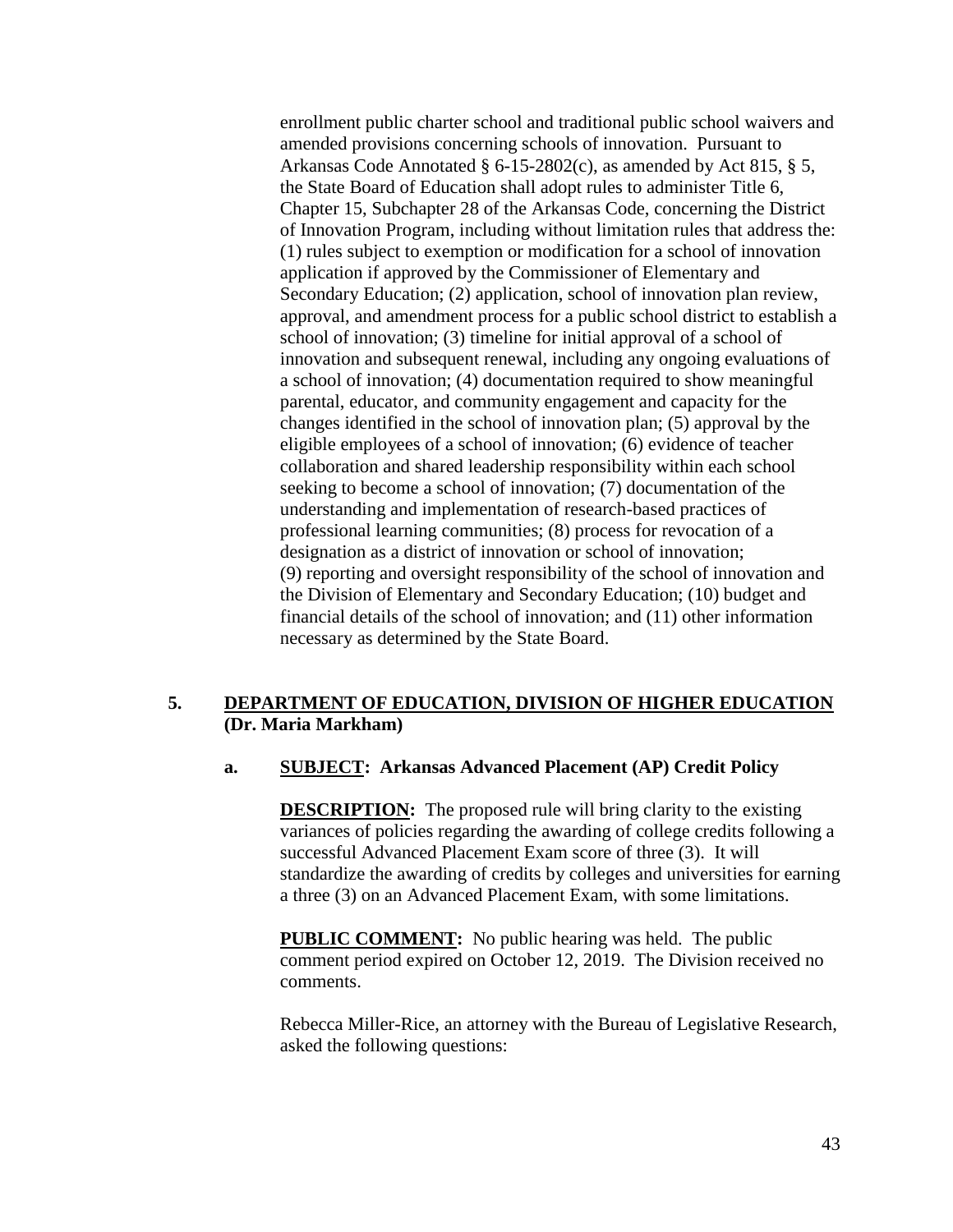enrollment public charter school and traditional public school waivers and amended provisions concerning schools of innovation. Pursuant to Arkansas Code Annotated § 6-15-2802(c), as amended by Act 815, § 5, the State Board of Education shall adopt rules to administer Title 6, Chapter 15, Subchapter 28 of the Arkansas Code, concerning the District of Innovation Program, including without limitation rules that address the: (1) rules subject to exemption or modification for a school of innovation application if approved by the Commissioner of Elementary and Secondary Education; (2) application, school of innovation plan review, approval, and amendment process for a public school district to establish a school of innovation; (3) timeline for initial approval of a school of innovation and subsequent renewal, including any ongoing evaluations of a school of innovation; (4) documentation required to show meaningful parental, educator, and community engagement and capacity for the changes identified in the school of innovation plan; (5) approval by the eligible employees of a school of innovation; (6) evidence of teacher collaboration and shared leadership responsibility within each school seeking to become a school of innovation; (7) documentation of the understanding and implementation of research-based practices of professional learning communities; (8) process for revocation of a designation as a district of innovation or school of innovation; (9) reporting and oversight responsibility of the school of innovation and the Division of Elementary and Secondary Education; (10) budget and financial details of the school of innovation; and (11) other information necessary as determined by the State Board.

**5. DEPARTMENT OF EDUCATION, DIVISION OF HIGHER EDUCATION (Dr. Maria Markham)**

**a. SUBJECT: Arkansas Advanced Placement (AP) Credit Policy**

**DESCRIPTION:** The proposed rule will bring clarity to the existing variances of policies regarding the awarding of college credits following a successful Advanced Placement Exam score of three (3). It will standardize the awarding of credits by colleges and universities for earning a three (3) on an Advanced Placement Exam, with some limitations.

**PUBLIC COMMENT:** No public hearing was held. The public comment period expired on October 12, 2019. The Division received no comments.

Rebecca Miller-Rice, an attorney with the Bureau of Legislative Research, asked the following questions: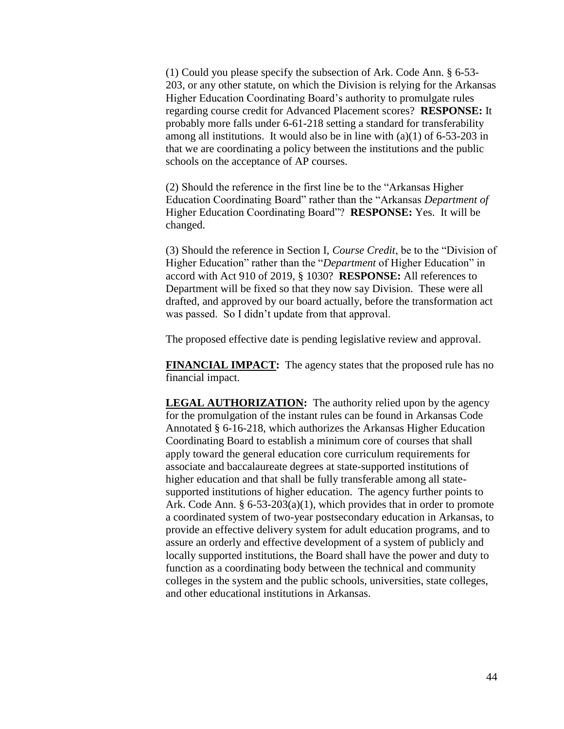(1) Could you please specify the subsection of Ark. Code Ann. § 6-53-203, or any other statute, on which the Division is relying for the Arkansas Higher Education Coordinating Board's authority to promulgate rules regarding course credit for Advanced Placement scores? **RESPONSE:** It probably more falls under 6-61-218 setting a standard for transferability among all institutions. It would also be in line with (a)(1) of 6-53-203 in that we are coordinating a policy between the institutions and the public schools on the acceptance of AP courses.

(2) Should the reference in the first line be to the "Arkansas Higher Education Coordinating Board" rather than the "Arkansas *Department of* Higher Education Coordinating Board"? **RESPONSE:** Yes. It will be changed.

(3) Should the reference in Section I, *Course Credit*, be to the "Division of Higher Education" rather than the "*Department* of Higher Education" in accord with Act 910 of 2019, § 1030? **RESPONSE:** All references to Department will be fixed so that they now say Division. These were all drafted, and approved by our board actually, before the transformation act was passed. So I didn't update from that approval.

The proposed effective date is pending legislative review and approval.

**FINANCIAL IMPACT:** The agency states that the proposed rule has no financial impact.

**LEGAL AUTHORIZATION:** The authority relied upon by the agency for the promulgation of the instant rules can be found in Arkansas Code Annotated § 6-16-218, which authorizes the Arkansas Higher Education Coordinating Board to establish a minimum core of courses that shall apply toward the general education core curriculum requirements for associate and baccalaureate degrees at state-supported institutions of higher education and that shall be fully transferable among all state-supported institutions of higher education. The agency further points to Ark. Code Ann. § 6-53-203(a)(1), which provides that in order to promote a coordinated system of two-year postsecondary education in Arkansas, to provide an effective delivery system for adult education programs, and to assure an orderly and effective development of a system of publicly and locally supported institutions, the Board shall have the power and duty to function as a coordinating body between the technical and community colleges in the system and the public schools, universities, state colleges, and other educational institutions in Arkansas.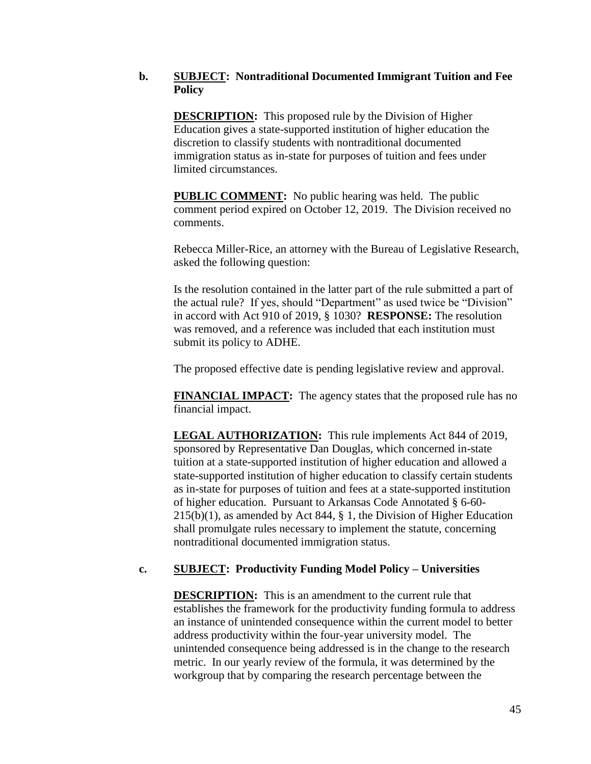**b. SUBJECT: Nontraditional Documented Immigrant Tuition and Fee Policy**

**DESCRIPTION:** This proposed rule by the Division of Higher Education gives a state-supported institution of higher education the discretion to classify students with nontraditional documented immigration status as in-state for purposes of tuition and fees under limited circumstances.

**PUBLIC COMMENT:** No public hearing was held. The public comment period expired on October 12, 2019. The Division received no comments.

Rebecca Miller-Rice, an attorney with the Bureau of Legislative Research, asked the following question:

Is the resolution contained in the latter part of the rule submitted a part of the actual rule? If yes, should "Department" as used twice be "Division" in accord with Act 910 of 2019, § 1030? **RESPONSE:** The resolution was removed, and a reference was included that each institution must submit its policy to ADHE.

The proposed effective date is pending legislative review and approval.

**FINANCIAL IMPACT:** The agency states that the proposed rule has no financial impact.

**LEGAL AUTHORIZATION:** This rule implements Act 844 of 2019, sponsored by Representative Dan Douglas, which concerned in-state tuition at a state-supported institution of higher education and allowed a state-supported institution of higher education to classify certain students as in-state for purposes of tuition and fees at a state-supported institution of higher education. Pursuant to Arkansas Code Annotated § 6-60-215(b)(1), as amended by Act 844, § 1, the Division of Higher Education shall promulgate rules necessary to implement the statute, concerning nontraditional documented immigration status.

**c. SUBJECT: Productivity Funding Model Policy – Universities**

**DESCRIPTION:** This is an amendment to the current rule that establishes the framework for the productivity funding formula to address an instance of unintended consequence within the current model to better address productivity within the four-year university model. The unintended consequence being addressed is in the change to the research metric. In our yearly review of the formula, it was determined by the workgroup that by comparing the research percentage between the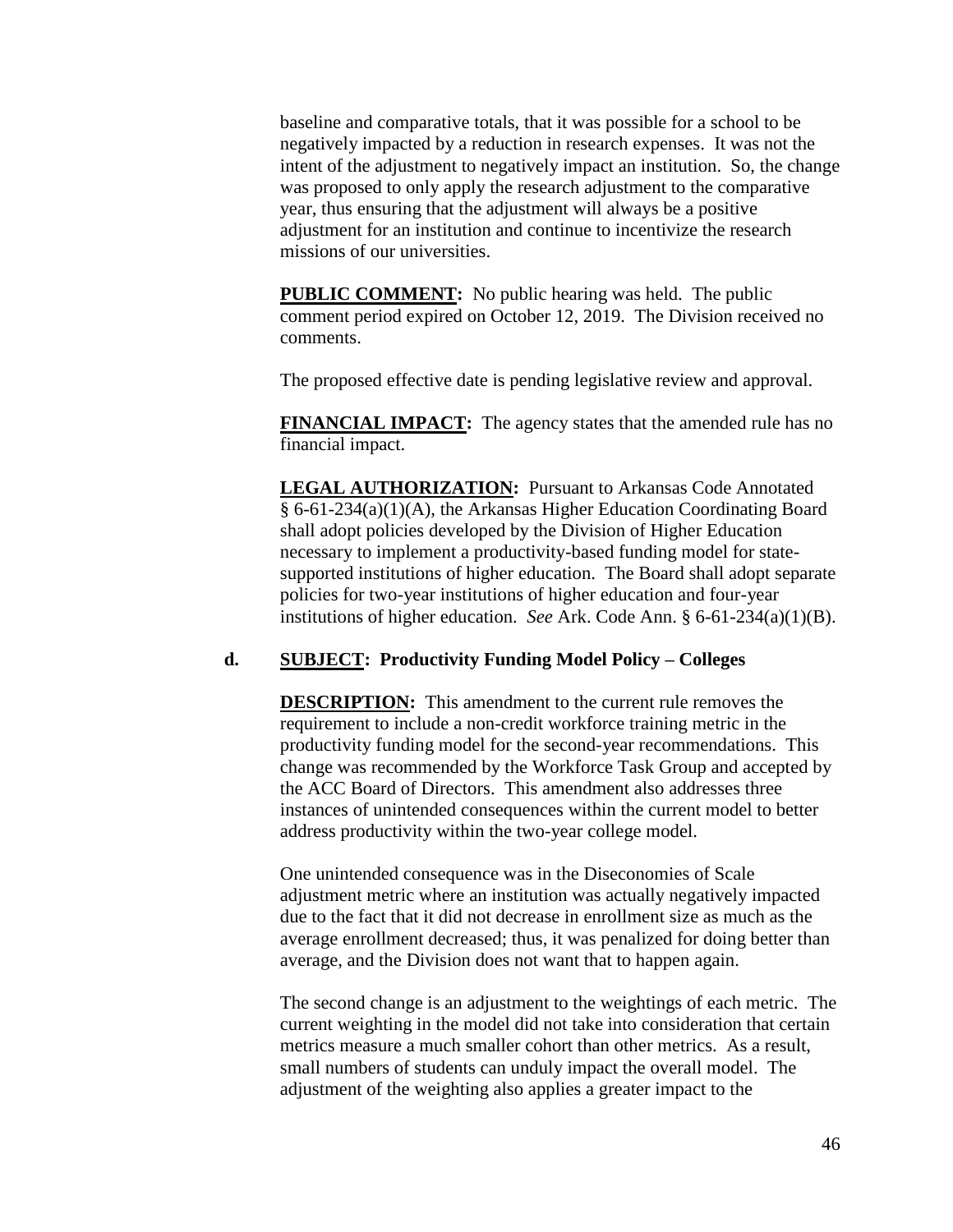baseline and comparative totals, that it was possible for a school to be negatively impacted by a reduction in research expenses. It was not the intent of the adjustment to negatively impact an institution. So, the change was proposed to only apply the research adjustment to the comparative year, thus ensuring that the adjustment will always be a positive adjustment for an institution and continue to incentivize the research missions of our universities.

**PUBLIC COMMENT:** No public hearing was held. The public comment period expired on October 12, 2019. The Division received no comments.

The proposed effective date is pending legislative review and approval.

**FINANCIAL IMPACT:** The agency states that the amended rule has no financial impact.

**LEGAL AUTHORIZATION:** Pursuant to Arkansas Code Annotated § 6-61-234(a)(1)(A), the Arkansas Higher Education Coordinating Board shall adopt policies developed by the Division of Higher Education necessary to implement a productivity-based funding model for state-supported institutions of higher education. The Board shall adopt separate policies for two-year institutions of higher education and four-year institutions of higher education. *See* Ark. Code Ann. § 6-61-234(a)(1)(B).

**d. SUBJECT: Productivity Funding Model Policy – Colleges**

**DESCRIPTION:** This amendment to the current rule removes the requirement to include a non-credit workforce training metric in the productivity funding model for the second-year recommendations. This change was recommended by the Workforce Task Group and accepted by the ACC Board of Directors. This amendment also addresses three instances of unintended consequences within the current model to better address productivity within the two-year college model.

One unintended consequence was in the Diseconomies of Scale adjustment metric where an institution was actually negatively impacted due to the fact that it did not decrease in enrollment size as much as the average enrollment decreased; thus, it was penalized for doing better than average, and the Division does not want that to happen again.

The second change is an adjustment to the weightings of each metric. The current weighting in the model did not take into consideration that certain metrics measure a much smaller cohort than other metrics. As a result, small numbers of students can unduly impact the overall model. The adjustment of the weighting also applies a greater impact to the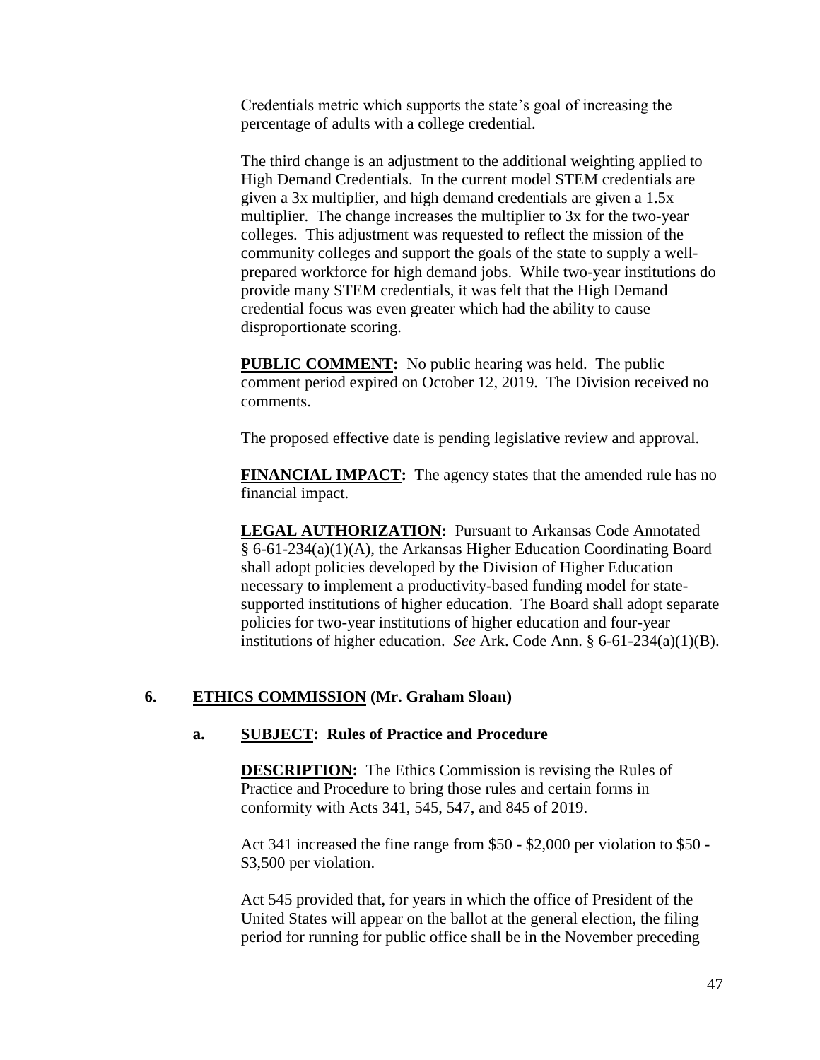Credentials metric which supports the state's goal of increasing the percentage of adults with a college credential.

The third change is an adjustment to the additional weighting applied to High Demand Credentials. In the current model STEM credentials are given a 3x multiplier, and high demand credentials are given a 1.5x multiplier. The change increases the multiplier to 3x for the two-year colleges. This adjustment was requested to reflect the mission of the community colleges and support the goals of the state to supply a well-prepared workforce for high demand jobs. While two-year institutions do provide many STEM credentials, it was felt that the High Demand credential focus was even greater which had the ability to cause disproportionate scoring.

**PUBLIC COMMENT:** No public hearing was held. The public comment period expired on October 12, 2019. The Division received no comments.

The proposed effective date is pending legislative review and approval.

**FINANCIAL IMPACT:** The agency states that the amended rule has no financial impact.

**LEGAL AUTHORIZATION:** Pursuant to Arkansas Code Annotated § 6-61-234(a)(1)(A), the Arkansas Higher Education Coordinating Board shall adopt policies developed by the Division of Higher Education necessary to implement a productivity-based funding model for state-supported institutions of higher education. The Board shall adopt separate policies for two-year institutions of higher education and four-year institutions of higher education. *See* Ark. Code Ann. § 6-61-234(a)(1)(B).

**6. ETHICS COMMISSION (Mr. Graham Sloan)**

**a. SUBJECT: Rules of Practice and Procedure**

**DESCRIPTION:** The Ethics Commission is revising the Rules of Practice and Procedure to bring those rules and certain forms in conformity with Acts 341, 545, 547, and 845 of 2019.

Act 341 increased the fine range from $50 - $2,000 per violation to $50 - $3,500 per violation.

Act 545 provided that, for years in which the office of President of the United States will appear on the ballot at the general election, the filing period for running for public office shall be in the November preceding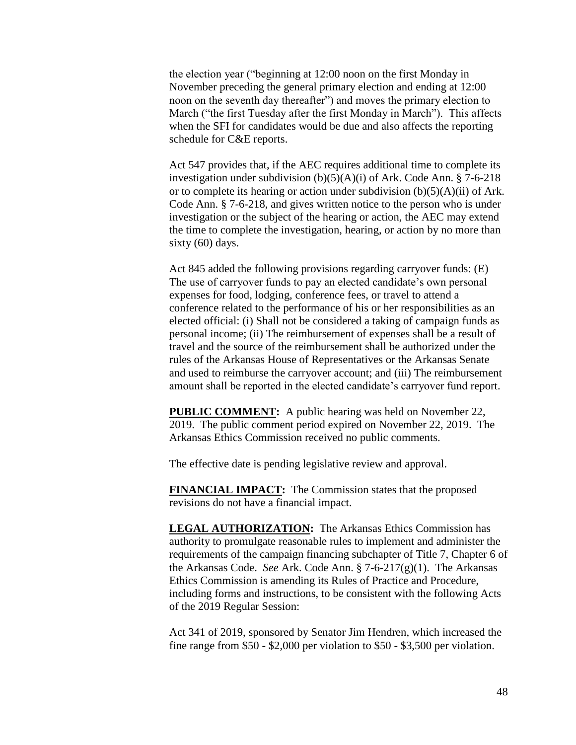the election year ("beginning at 12:00 noon on the first Monday in November preceding the general primary election and ending at 12:00 noon on the seventh day thereafter") and moves the primary election to March ("the first Tuesday after the first Monday in March"). This affects when the SFI for candidates would be due and also affects the reporting schedule for C&E reports.

Act 547 provides that, if the AEC requires additional time to complete its investigation under subdivision (b)(5)(A)(i) of Ark. Code Ann. § 7-6-218 or to complete its hearing or action under subdivision (b)(5)(A)(ii) of Ark. Code Ann. § 7-6-218, and gives written notice to the person who is under investigation or the subject of the hearing or action, the AEC may extend the time to complete the investigation, hearing, or action by no more than sixty (60) days.

Act 845 added the following provisions regarding carryover funds: (E) The use of carryover funds to pay an elected candidate's own personal expenses for food, lodging, conference fees, or travel to attend a conference related to the performance of his or her responsibilities as an elected official: (i) Shall not be considered a taking of campaign funds as personal income; (ii) The reimbursement of expenses shall be a result of travel and the source of the reimbursement shall be authorized under the rules of the Arkansas House of Representatives or the Arkansas Senate and used to reimburse the carryover account; and (iii) The reimbursement amount shall be reported in the elected candidate's carryover fund report.

**PUBLIC COMMENT:** A public hearing was held on November 22, 2019. The public comment period expired on November 22, 2019. The Arkansas Ethics Commission received no public comments.

The effective date is pending legislative review and approval.

**FINANCIAL IMPACT:** The Commission states that the proposed revisions do not have a financial impact.

**LEGAL AUTHORIZATION:** The Arkansas Ethics Commission has authority to promulgate reasonable rules to implement and administer the requirements of the campaign financing subchapter of Title 7, Chapter 6 of the Arkansas Code. *See* Ark. Code Ann. § 7-6-217(g)(1). The Arkansas Ethics Commission is amending its Rules of Practice and Procedure, including forms and instructions, to be consistent with the following Acts of the 2019 Regular Session:

Act 341 of 2019, sponsored by Senator Jim Hendren, which increased the fine range from $50 - $2,000 per violation to $50 - $3,500 per violation.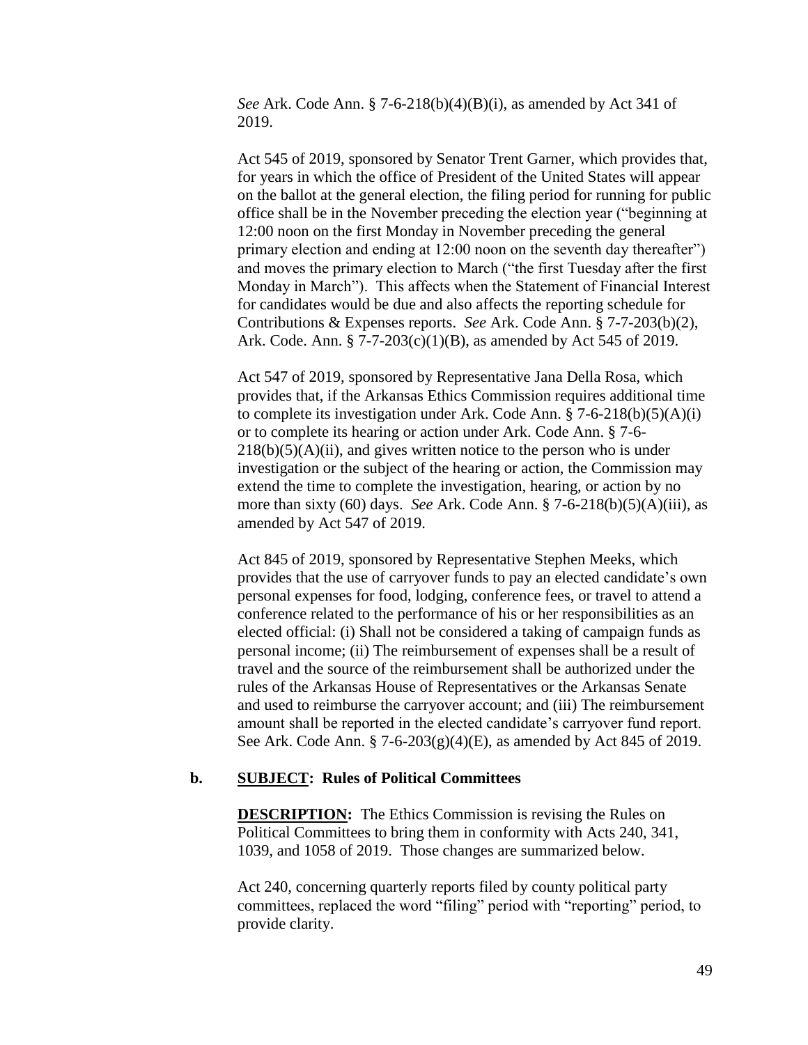*See* Ark. Code Ann. § 7-6-218(b)(4)(B)(i), as amended by Act 341 of 2019.

Act 545 of 2019, sponsored by Senator Trent Garner, which provides that, for years in which the office of President of the United States will appear on the ballot at the general election, the filing period for running for public office shall be in the November preceding the election year ("beginning at 12:00 noon on the first Monday in November preceding the general primary election and ending at 12:00 noon on the seventh day thereafter") and moves the primary election to March ("the first Tuesday after the first Monday in March"). This affects when the Statement of Financial Interest for candidates would be due and also affects the reporting schedule for Contributions & Expenses reports. *See* Ark. Code Ann. § 7-7-203(b)(2), Ark. Code. Ann. § 7-7-203(c)(1)(B), as amended by Act 545 of 2019.

Act 547 of 2019, sponsored by Representative Jana Della Rosa, which provides that, if the Arkansas Ethics Commission requires additional time to complete its investigation under Ark. Code Ann. § 7-6-218(b)(5)(A)(i) or to complete its hearing or action under Ark. Code Ann. § 7-6-218(b)(5)(A)(ii), and gives written notice to the person who is under investigation or the subject of the hearing or action, the Commission may extend the time to complete the investigation, hearing, or action by no more than sixty (60) days. *See* Ark. Code Ann. § 7-6-218(b)(5)(A)(iii), as amended by Act 547 of 2019.

Act 845 of 2019, sponsored by Representative Stephen Meeks, which provides that the use of carryover funds to pay an elected candidate's own personal expenses for food, lodging, conference fees, or travel to attend a conference related to the performance of his or her responsibilities as an elected official: (i) Shall not be considered a taking of campaign funds as personal income; (ii) The reimbursement of expenses shall be a result of travel and the source of the reimbursement shall be authorized under the rules of the Arkansas House of Representatives or the Arkansas Senate and used to reimburse the carryover account; and (iii) The reimbursement amount shall be reported in the elected candidate's carryover fund report. See Ark. Code Ann. § 7-6-203(g)(4)(E), as amended by Act 845 of 2019.

**b. SUBJECT: Rules of Political Committees**

**DESCRIPTION:** The Ethics Commission is revising the Rules on Political Committees to bring them in conformity with Acts 240, 341, 1039, and 1058 of 2019. Those changes are summarized below.

Act 240, concerning quarterly reports filed by county political party committees, replaced the word "filing" period with "reporting" period, to provide clarity.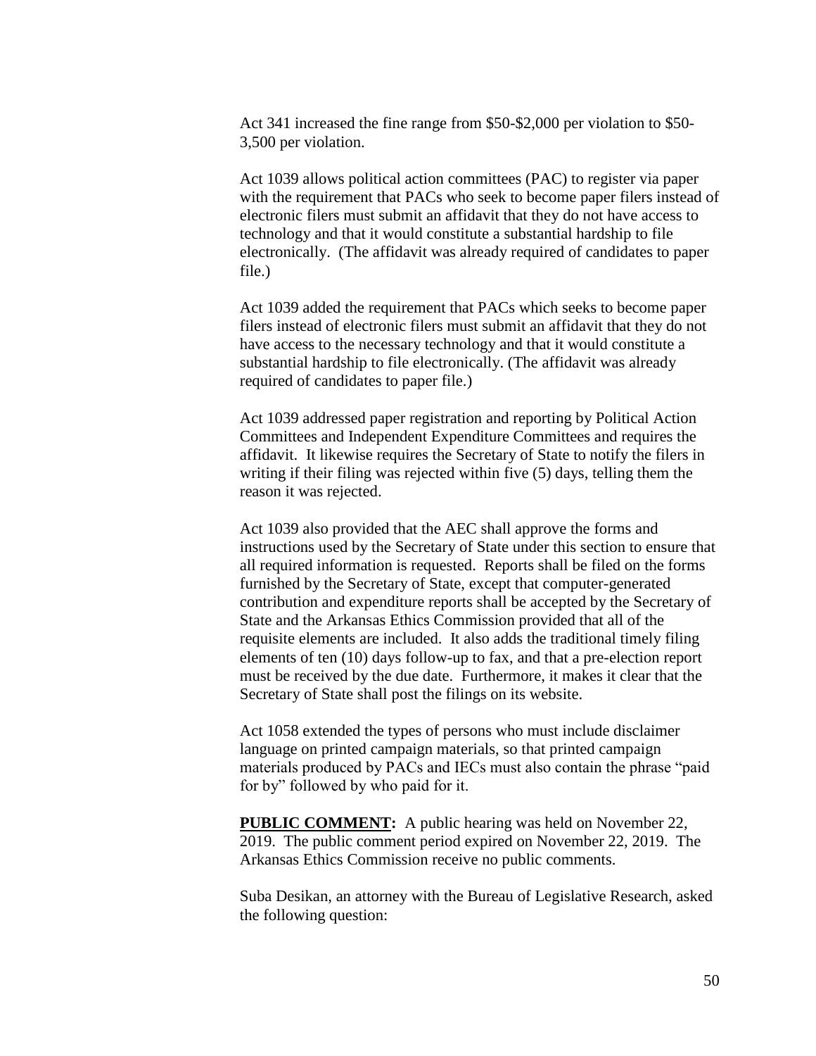Act 341 increased the fine range from $50-$2,000 per violation to $50-3,500 per violation.

Act 1039 allows political action committees (PAC) to register via paper with the requirement that PACs who seek to become paper filers instead of electronic filers must submit an affidavit that they do not have access to technology and that it would constitute a substantial hardship to file electronically. (The affidavit was already required of candidates to paper file.)

Act 1039 added the requirement that PACs which seeks to become paper filers instead of electronic filers must submit an affidavit that they do not have access to the necessary technology and that it would constitute a substantial hardship to file electronically. (The affidavit was already required of candidates to paper file.)

Act 1039 addressed paper registration and reporting by Political Action Committees and Independent Expenditure Committees and requires the affidavit. It likewise requires the Secretary of State to notify the filers in writing if their filing was rejected within five (5) days, telling them the reason it was rejected.

Act 1039 also provided that the AEC shall approve the forms and instructions used by the Secretary of State under this section to ensure that all required information is requested. Reports shall be filed on the forms furnished by the Secretary of State, except that computer-generated contribution and expenditure reports shall be accepted by the Secretary of State and the Arkansas Ethics Commission provided that all of the requisite elements are included. It also adds the traditional timely filing elements of ten (10) days follow-up to fax, and that a pre-election report must be received by the due date. Furthermore, it makes it clear that the Secretary of State shall post the filings on its website.

Act 1058 extended the types of persons who must include disclaimer language on printed campaign materials, so that printed campaign materials produced by PACs and IECs must also contain the phrase "paid for by" followed by who paid for it.

**PUBLIC COMMENT:** A public hearing was held on November 22, 2019. The public comment period expired on November 22, 2019. The Arkansas Ethics Commission receive no public comments.

Suba Desikan, an attorney with the Bureau of Legislative Research, asked the following question: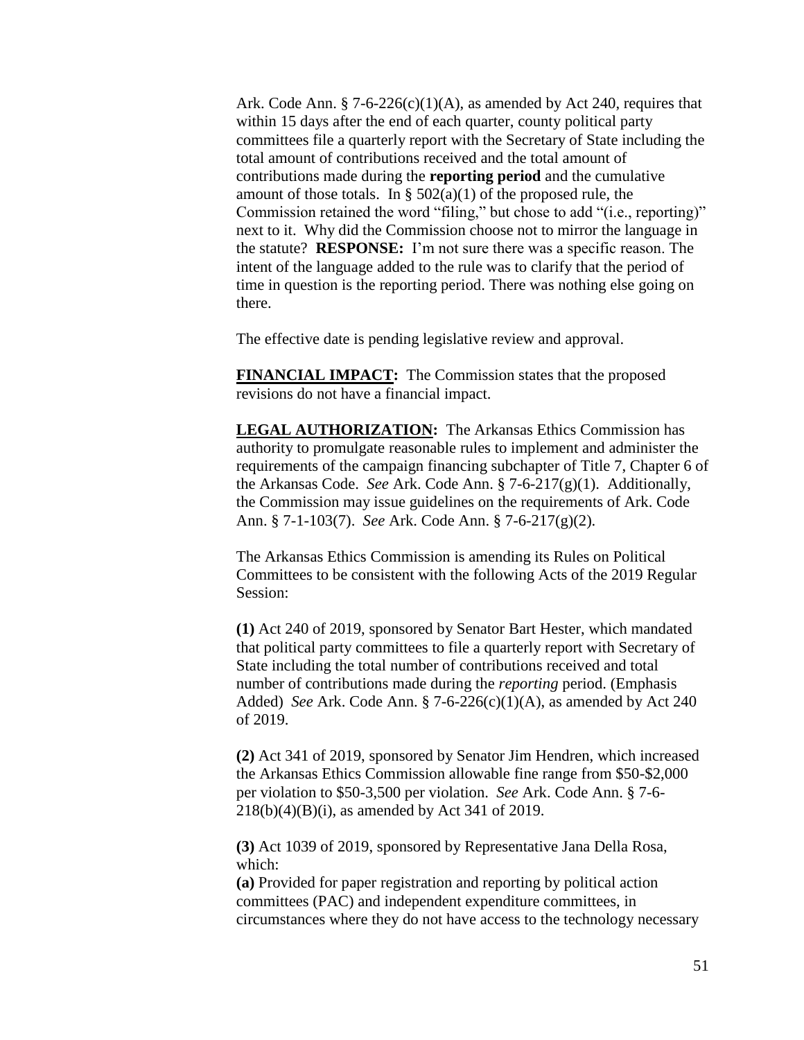Ark. Code Ann. § 7-6-226(c)(1)(A), as amended by Act 240, requires that within 15 days after the end of each quarter, county political party committees file a quarterly report with the Secretary of State including the total amount of contributions received and the total amount of contributions made during the **reporting period** and the cumulative amount of those totals. In § 502(a)(1) of the proposed rule, the Commission retained the word "filing," but chose to add "(i.e., reporting)" next to it. Why did the Commission choose not to mirror the language in the statute? **RESPONSE:** I'm not sure there was a specific reason. The intent of the language added to the rule was to clarify that the period of time in question is the reporting period. There was nothing else going on there.

The effective date is pending legislative review and approval.

**FINANCIAL IMPACT:** The Commission states that the proposed revisions do not have a financial impact.

**LEGAL AUTHORIZATION:** The Arkansas Ethics Commission has authority to promulgate reasonable rules to implement and administer the requirements of the campaign financing subchapter of Title 7, Chapter 6 of the Arkansas Code. *See* Ark. Code Ann. § 7-6-217(g)(1). Additionally, the Commission may issue guidelines on the requirements of Ark. Code Ann. § 7-1-103(7). *See* Ark. Code Ann. § 7-6-217(g)(2).

The Arkansas Ethics Commission is amending its Rules on Political Committees to be consistent with the following Acts of the 2019 Regular Session:

**(1)** Act 240 of 2019, sponsored by Senator Bart Hester, which mandated that political party committees to file a quarterly report with Secretary of State including the total number of contributions received and total number of contributions made during the *reporting* period. (Emphasis Added) *See* Ark. Code Ann. § 7-6-226(c)(1)(A), as amended by Act 240 of 2019.

**(2)** Act 341 of 2019, sponsored by Senator Jim Hendren, which increased the Arkansas Ethics Commission allowable fine range from $50-$2,000 per violation to $50-3,500 per violation. *See* Ark. Code Ann. § 7-6-218(b)(4)(B)(i), as amended by Act 341 of 2019.

**(3)** Act 1039 of 2019, sponsored by Representative Jana Della Rosa, which:

**(a)** Provided for paper registration and reporting by political action committees (PAC) and independent expenditure committees, in circumstances where they do not have access to the technology necessary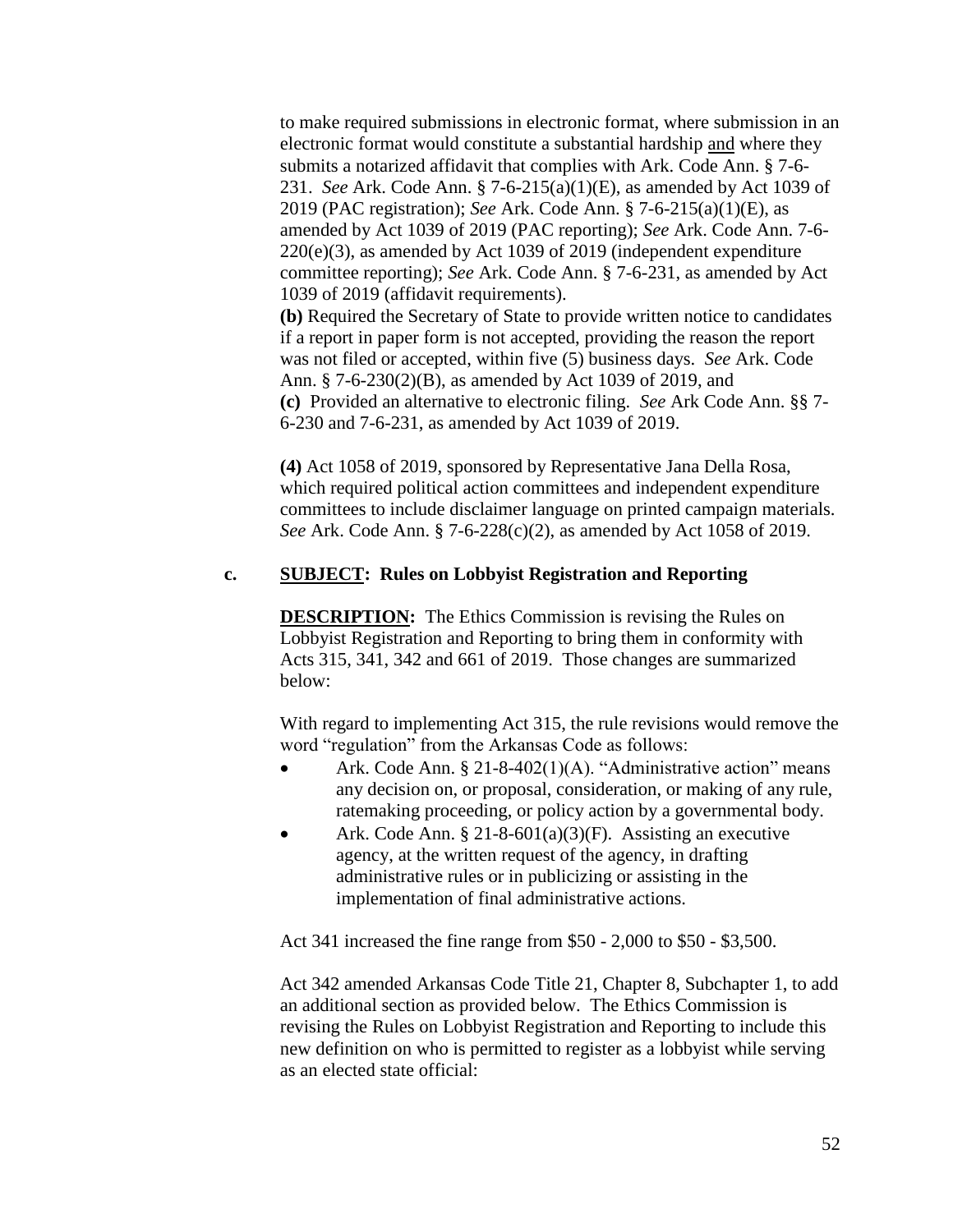to make required submissions in electronic format, where submission in an electronic format would constitute a substantial hardship and where they submits a notarized affidavit that complies with Ark. Code Ann. § 7-6-231. *See* Ark. Code Ann. § 7-6-215(a)(1)(E), as amended by Act 1039 of 2019 (PAC registration); *See* Ark. Code Ann. § 7-6-215(a)(1)(E), as amended by Act 1039 of 2019 (PAC reporting); *See* Ark. Code Ann. 7-6-220(e)(3), as amended by Act 1039 of 2019 (independent expenditure committee reporting); *See* Ark. Code Ann. § 7-6-231, as amended by Act 1039 of 2019 (affidavit requirements).

**(b)** Required the Secretary of State to provide written notice to candidates if a report in paper form is not accepted, providing the reason the report was not filed or accepted, within five (5) business days. *See* Ark. Code Ann. § 7-6-230(2)(B), as amended by Act 1039 of 2019, and

**(c)** Provided an alternative to electronic filing. *See* Ark Code Ann. §§ 7-6-230 and 7-6-231, as amended by Act 1039 of 2019.

**(4)** Act 1058 of 2019, sponsored by Representative Jana Della Rosa, which required political action committees and independent expenditure committees to include disclaimer language on printed campaign materials. *See* Ark. Code Ann. § 7-6-228(c)(2), as amended by Act 1058 of 2019.

**c. SUBJECT: Rules on Lobbyist Registration and Reporting**

**DESCRIPTION:** The Ethics Commission is revising the Rules on Lobbyist Registration and Reporting to bring them in conformity with Acts 315, 341, 342 and 661 of 2019. Those changes are summarized below:

With regard to implementing Act 315, the rule revisions would remove the word "regulation" from the Arkansas Code as follows:

- Ark. Code Ann. § 21-8-402(1)(A). "Administrative action" means any decision on, or proposal, consideration, or making of any rule, ratemaking proceeding, or policy action by a governmental body.
- Ark. Code Ann. § 21-8-601(a)(3)(F). Assisting an executive agency, at the written request of the agency, in drafting administrative rules or in publicizing or assisting in the implementation of final administrative actions.

Act 341 increased the fine range from \$50 - 2,000 to \$50 - \$3,500.

Act 342 amended Arkansas Code Title 21, Chapter 8, Subchapter 1, to add an additional section as provided below. The Ethics Commission is revising the Rules on Lobbyist Registration and Reporting to include this new definition on who is permitted to register as a lobbyist while serving as an elected state official: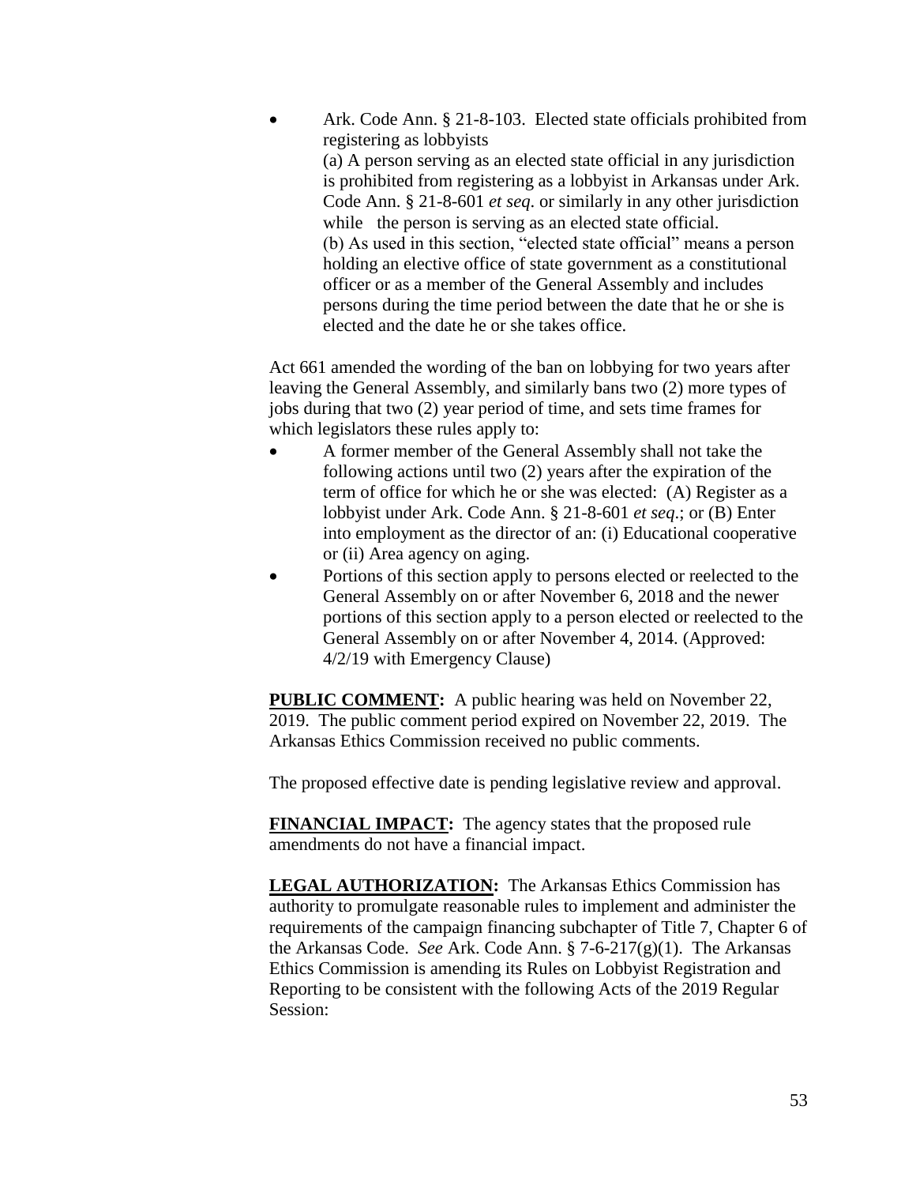- Ark. Code Ann. § 21-8-103. Elected state officials prohibited from registering as lobbyists
  (a) A person serving as an elected state official in any jurisdiction is prohibited from registering as a lobbyist in Arkansas under Ark. Code Ann. § 21-8-601 *et seq.* or similarly in any other jurisdiction while the person is serving as an elected state official.
  (b) As used in this section, "elected state official" means a person holding an elective office of state government as a constitutional officer or as a member of the General Assembly and includes persons during the time period between the date that he or she is elected and the date he or she takes office.

Act 661 amended the wording of the ban on lobbying for two years after leaving the General Assembly, and similarly bans two (2) more types of jobs during that two (2) year period of time, and sets time frames for which legislators these rules apply to:

- A former member of the General Assembly shall not take the following actions until two (2) years after the expiration of the term of office for which he or she was elected: (A) Register as a lobbyist under Ark. Code Ann. § 21-8-601 *et seq*.; or (B) Enter into employment as the director of an: (i) Educational cooperative or (ii) Area agency on aging.
- Portions of this section apply to persons elected or reelected to the General Assembly on or after November 6, 2018 and the newer portions of this section apply to a person elected or reelected to the General Assembly on or after November 4, 2014. (Approved: 4/2/19 with Emergency Clause)

**PUBLIC COMMENT:** A public hearing was held on November 22, 2019. The public comment period expired on November 22, 2019. The Arkansas Ethics Commission received no public comments.

The proposed effective date is pending legislative review and approval.

**FINANCIAL IMPACT:** The agency states that the proposed rule amendments do not have a financial impact.

**LEGAL AUTHORIZATION:** The Arkansas Ethics Commission has authority to promulgate reasonable rules to implement and administer the requirements of the campaign financing subchapter of Title 7, Chapter 6 of the Arkansas Code. *See* Ark. Code Ann. § 7-6-217(g)(1). The Arkansas Ethics Commission is amending its Rules on Lobbyist Registration and Reporting to be consistent with the following Acts of the 2019 Regular Session: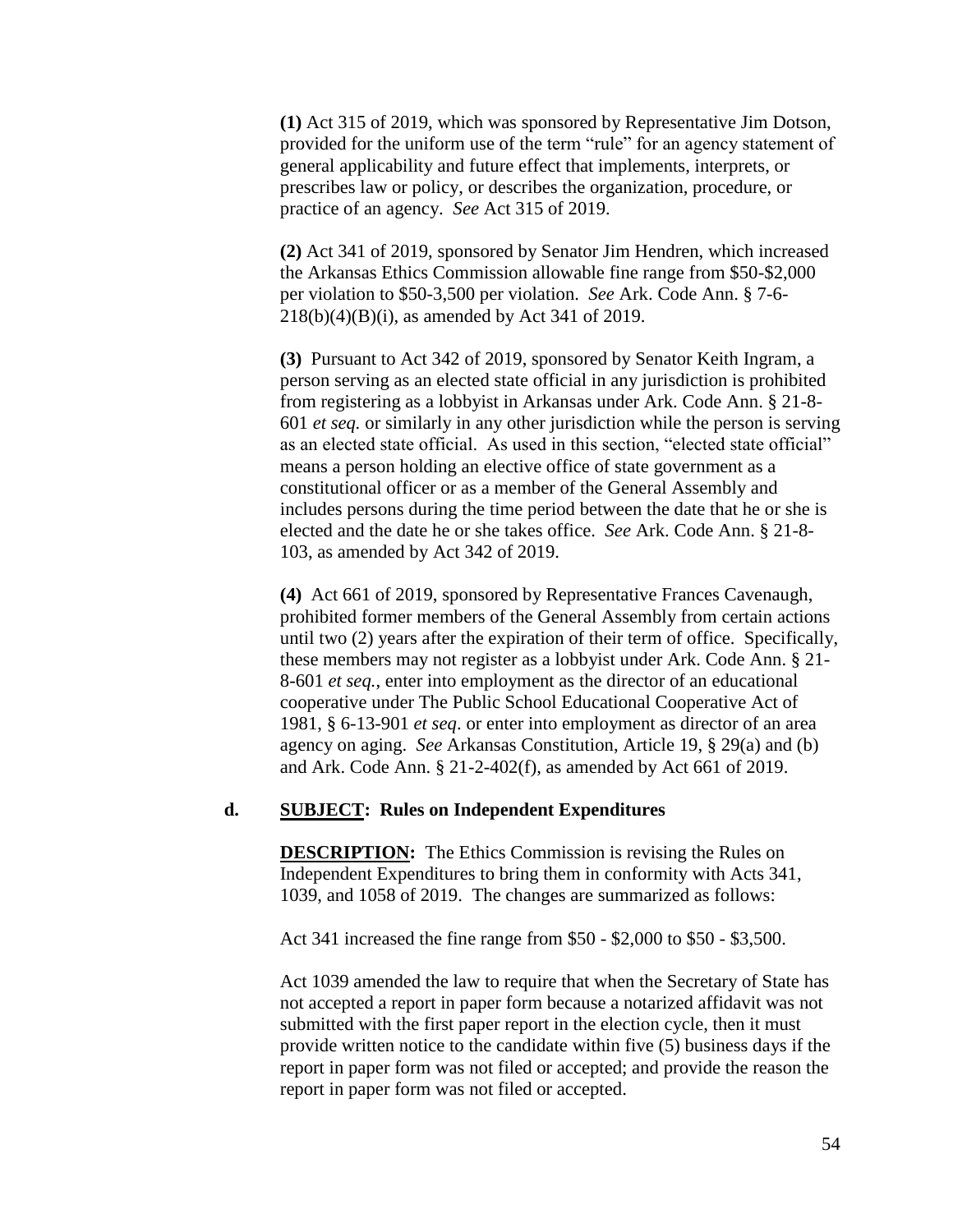**(1)** Act 315 of 2019, which was sponsored by Representative Jim Dotson, provided for the uniform use of the term "rule" for an agency statement of general applicability and future effect that implements, interprets, or prescribes law or policy, or describes the organization, procedure, or practice of an agency. *See* Act 315 of 2019.

**(2)** Act 341 of 2019, sponsored by Senator Jim Hendren, which increased the Arkansas Ethics Commission allowable fine range from $50-$2,000 per violation to $50-3,500 per violation. *See* Ark. Code Ann. § 7-6-218(b)(4)(B)(i), as amended by Act 341 of 2019.

**(3)** Pursuant to Act 342 of 2019, sponsored by Senator Keith Ingram, a person serving as an elected state official in any jurisdiction is prohibited from registering as a lobbyist in Arkansas under Ark. Code Ann. § 21-8-601 *et seq.* or similarly in any other jurisdiction while the person is serving as an elected state official. As used in this section, "elected state official" means a person holding an elective office of state government as a constitutional officer or as a member of the General Assembly and includes persons during the time period between the date that he or she is elected and the date he or she takes office. *See* Ark. Code Ann. § 21-8-103, as amended by Act 342 of 2019.

**(4)** Act 661 of 2019, sponsored by Representative Frances Cavenaugh, prohibited former members of the General Assembly from certain actions until two (2) years after the expiration of their term of office. Specifically, these members may not register as a lobbyist under Ark. Code Ann. § 21-8-601 *et seq.*, enter into employment as the director of an educational cooperative under The Public School Educational Cooperative Act of 1981, § 6-13-901 *et seq*. or enter into employment as director of an area agency on aging. *See* Arkansas Constitution, Article 19, § 29(a) and (b) and Ark. Code Ann. § 21-2-402(f), as amended by Act 661 of 2019.

**d. SUBJECT: Rules on Independent Expenditures**

**DESCRIPTION:** The Ethics Commission is revising the Rules on Independent Expenditures to bring them in conformity with Acts 341, 1039, and 1058 of 2019. The changes are summarized as follows:

Act 341 increased the fine range from $50 - $2,000 to $50 - $3,500.

Act 1039 amended the law to require that when the Secretary of State has not accepted a report in paper form because a notarized affidavit was not submitted with the first paper report in the election cycle, then it must provide written notice to the candidate within five (5) business days if the report in paper form was not filed or accepted; and provide the reason the report in paper form was not filed or accepted.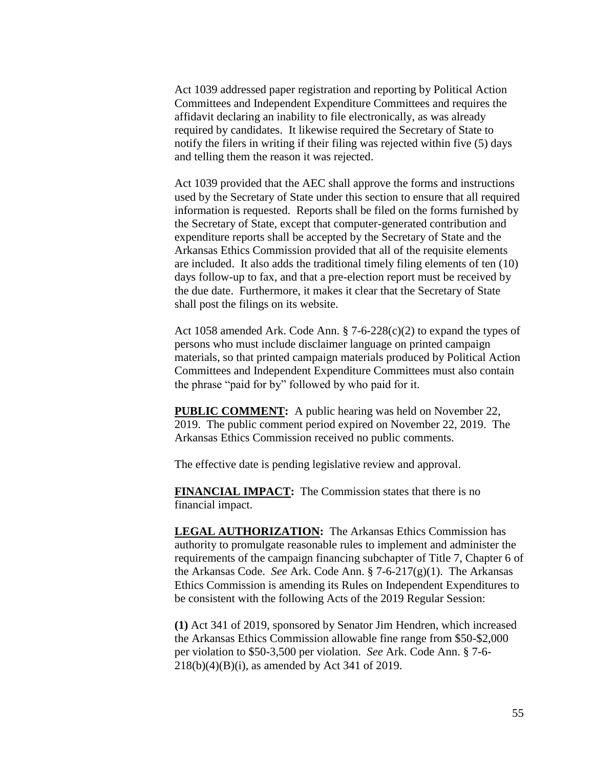Act 1039 addressed paper registration and reporting by Political Action Committees and Independent Expenditure Committees and requires the affidavit declaring an inability to file electronically, as was already required by candidates. It likewise required the Secretary of State to notify the filers in writing if their filing was rejected within five (5) days and telling them the reason it was rejected.

Act 1039 provided that the AEC shall approve the forms and instructions used by the Secretary of State under this section to ensure that all required information is requested. Reports shall be filed on the forms furnished by the Secretary of State, except that computer-generated contribution and expenditure reports shall be accepted by the Secretary of State and the Arkansas Ethics Commission provided that all of the requisite elements are included. It also adds the traditional timely filing elements of ten (10) days follow-up to fax, and that a pre-election report must be received by the due date. Furthermore, it makes it clear that the Secretary of State shall post the filings on its website.

Act 1058 amended Ark. Code Ann. § 7-6-228(c)(2) to expand the types of persons who must include disclaimer language on printed campaign materials, so that printed campaign materials produced by Political Action Committees and Independent Expenditure Committees must also contain the phrase "paid for by" followed by who paid for it.

**PUBLIC COMMENT:** A public hearing was held on November 22, 2019. The public comment period expired on November 22, 2019. The Arkansas Ethics Commission received no public comments.

The effective date is pending legislative review and approval.

**FINANCIAL IMPACT:** The Commission states that there is no financial impact.

**LEGAL AUTHORIZATION:** The Arkansas Ethics Commission has authority to promulgate reasonable rules to implement and administer the requirements of the campaign financing subchapter of Title 7, Chapter 6 of the Arkansas Code. *See* Ark. Code Ann. § 7-6-217(g)(1). The Arkansas Ethics Commission is amending its Rules on Independent Expenditures to be consistent with the following Acts of the 2019 Regular Session:

**(1)** Act 341 of 2019, sponsored by Senator Jim Hendren, which increased the Arkansas Ethics Commission allowable fine range from $50-$2,000 per violation to $50-3,500 per violation. *See* Ark. Code Ann. § 7-6-218(b)(4)(B)(i), as amended by Act 341 of 2019.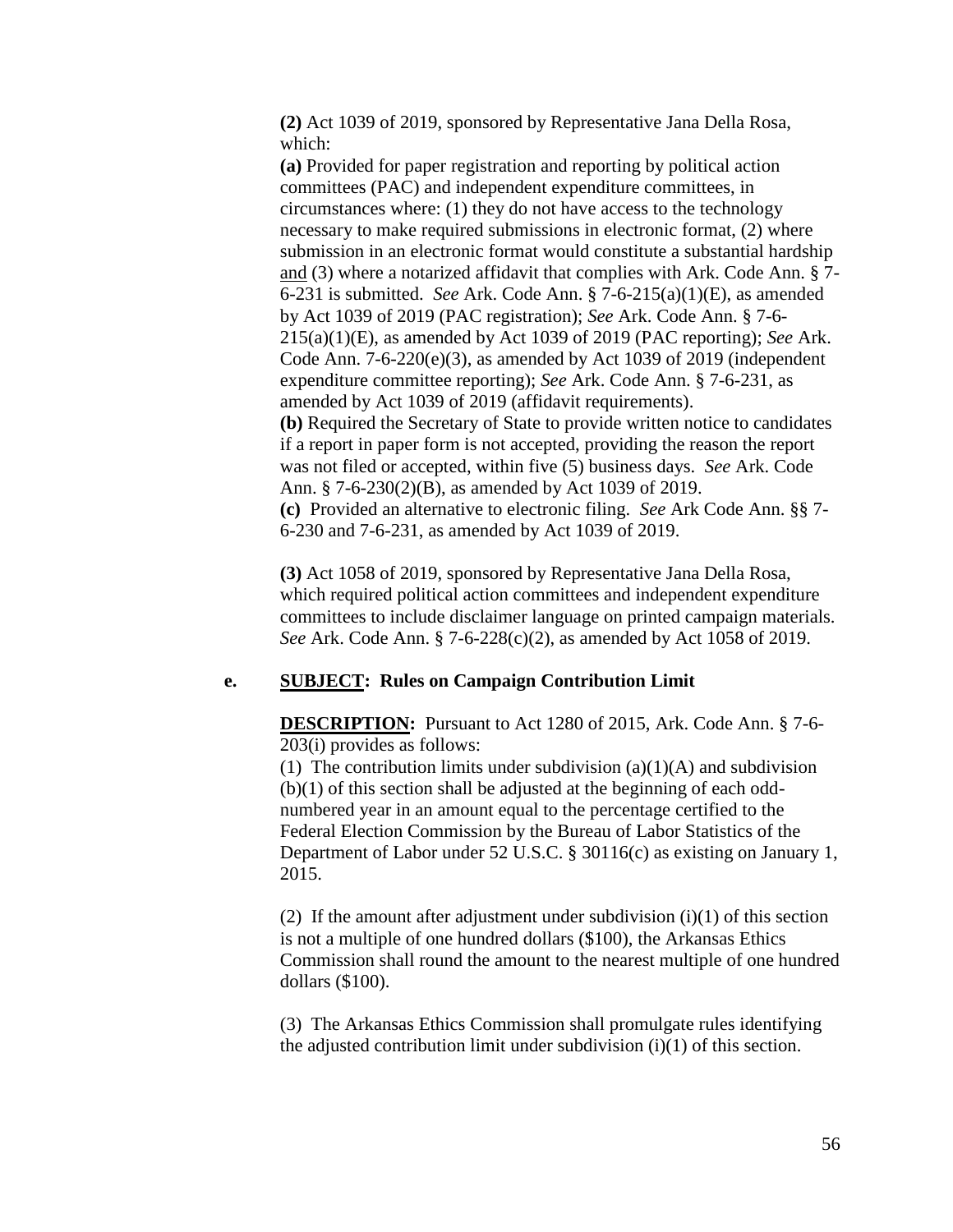**(2)** Act 1039 of 2019, sponsored by Representative Jana Della Rosa, which:

**(a)** Provided for paper registration and reporting by political action committees (PAC) and independent expenditure committees, in circumstances where: (1) they do not have access to the technology necessary to make required submissions in electronic format, (2) where submission in an electronic format would constitute a substantial hardship <u>and</u> (3) where a notarized affidavit that complies with Ark. Code Ann. § 7-6-231 is submitted. *See* Ark. Code Ann. § 7-6-215(a)(1)(E), as amended by Act 1039 of 2019 (PAC registration); *See* Ark. Code Ann. § 7-6-215(a)(1)(E), as amended by Act 1039 of 2019 (PAC reporting); *See* Ark. Code Ann. 7-6-220(e)(3), as amended by Act 1039 of 2019 (independent expenditure committee reporting); *See* Ark. Code Ann. § 7-6-231, as amended by Act 1039 of 2019 (affidavit requirements).

**(b)** Required the Secretary of State to provide written notice to candidates if a report in paper form is not accepted, providing the reason the report was not filed or accepted, within five (5) business days. *See* Ark. Code Ann. § 7-6-230(2)(B), as amended by Act 1039 of 2019.

**(c)** Provided an alternative to electronic filing. *See* Ark Code Ann. §§ 7-6-230 and 7-6-231, as amended by Act 1039 of 2019.

**(3)** Act 1058 of 2019, sponsored by Representative Jana Della Rosa, which required political action committees and independent expenditure committees to include disclaimer language on printed campaign materials. *See* Ark. Code Ann. § 7-6-228(c)(2), as amended by Act 1058 of 2019.

**e. <u>SUBJECT</u>: Rules on Campaign Contribution Limit**

**<u>DESCRIPTION</u>:** Pursuant to Act 1280 of 2015, Ark. Code Ann. § 7-6-203(i) provides as follows:

(1) The contribution limits under subdivision (a)(1)(A) and subdivision (b)(1) of this section shall be adjusted at the beginning of each odd-numbered year in an amount equal to the percentage certified to the Federal Election Commission by the Bureau of Labor Statistics of the Department of Labor under 52 U.S.C. § 30116(c) as existing on January 1, 2015.

(2) If the amount after adjustment under subdivision (i)(1) of this section is not a multiple of one hundred dollars ($100), the Arkansas Ethics Commission shall round the amount to the nearest multiple of one hundred dollars ($100).

(3) The Arkansas Ethics Commission shall promulgate rules identifying the adjusted contribution limit under subdivision (i)(1) of this section.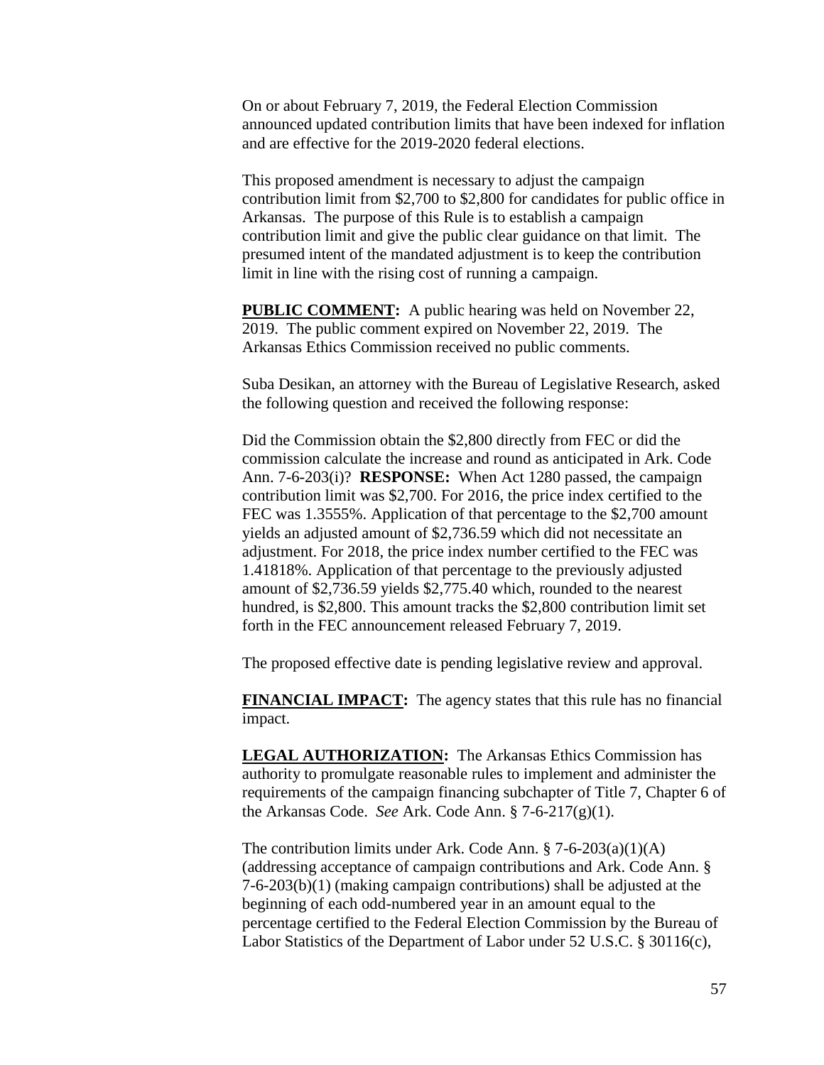On or about February 7, 2019, the Federal Election Commission announced updated contribution limits that have been indexed for inflation and are effective for the 2019-2020 federal elections.

This proposed amendment is necessary to adjust the campaign contribution limit from $2,700 to $2,800 for candidates for public office in Arkansas. The purpose of this Rule is to establish a campaign contribution limit and give the public clear guidance on that limit. The presumed intent of the mandated adjustment is to keep the contribution limit in line with the rising cost of running a campaign.

**PUBLIC COMMENT:** A public hearing was held on November 22, 2019. The public comment expired on November 22, 2019. The Arkansas Ethics Commission received no public comments.

Suba Desikan, an attorney with the Bureau of Legislative Research, asked the following question and received the following response:

Did the Commission obtain the $2,800 directly from FEC or did the commission calculate the increase and round as anticipated in Ark. Code Ann. 7-6-203(i)? **RESPONSE:** When Act 1280 passed, the campaign contribution limit was $2,700. For 2016, the price index certified to the FEC was 1.3555%. Application of that percentage to the $2,700 amount yields an adjusted amount of $2,736.59 which did not necessitate an adjustment. For 2018, the price index number certified to the FEC was 1.41818%. Application of that percentage to the previously adjusted amount of $2,736.59 yields $2,775.40 which, rounded to the nearest hundred, is $2,800. This amount tracks the $2,800 contribution limit set forth in the FEC announcement released February 7, 2019.

The proposed effective date is pending legislative review and approval.

**FINANCIAL IMPACT:** The agency states that this rule has no financial impact.

**LEGAL AUTHORIZATION:** The Arkansas Ethics Commission has authority to promulgate reasonable rules to implement and administer the requirements of the campaign financing subchapter of Title 7, Chapter 6 of the Arkansas Code. *See* Ark. Code Ann. § 7-6-217(g)(1).

The contribution limits under Ark. Code Ann. § 7-6-203(a)(1)(A) (addressing acceptance of campaign contributions and Ark. Code Ann. § 7-6-203(b)(1) (making campaign contributions) shall be adjusted at the beginning of each odd-numbered year in an amount equal to the percentage certified to the Federal Election Commission by the Bureau of Labor Statistics of the Department of Labor under 52 U.S.C. § 30116(c),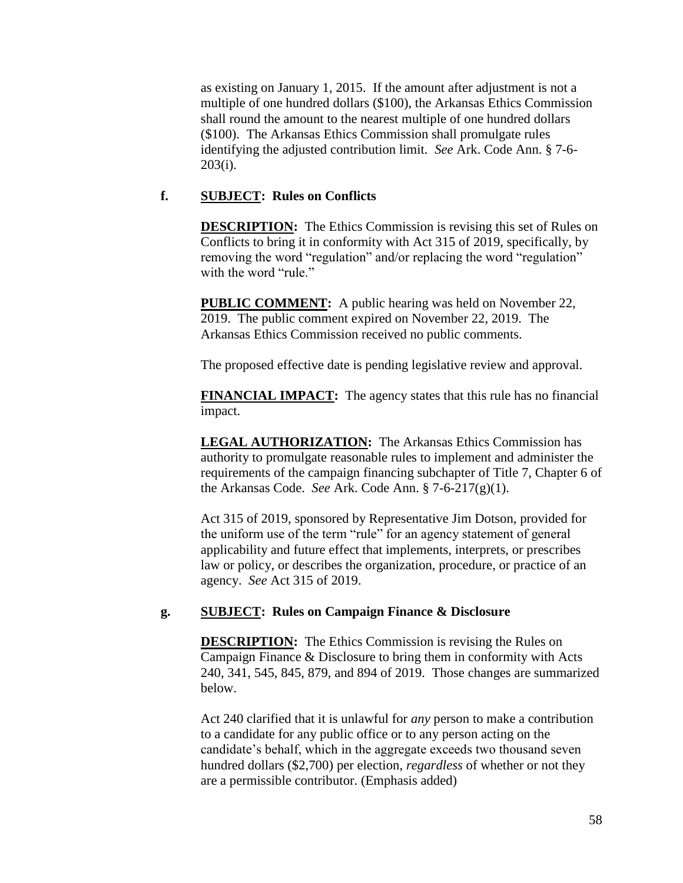as existing on January 1, 2015. If the amount after adjustment is not a multiple of one hundred dollars ($100), the Arkansas Ethics Commission shall round the amount to the nearest multiple of one hundred dollars ($100). The Arkansas Ethics Commission shall promulgate rules identifying the adjusted contribution limit. *See* Ark. Code Ann. § 7-6-203(i).

**f. SUBJECT: Rules on Conflicts**

**DESCRIPTION:** The Ethics Commission is revising this set of Rules on Conflicts to bring it in conformity with Act 315 of 2019, specifically, by removing the word "regulation" and/or replacing the word "regulation" with the word "rule."

**PUBLIC COMMENT:** A public hearing was held on November 22, 2019. The public comment expired on November 22, 2019. The Arkansas Ethics Commission received no public comments.

The proposed effective date is pending legislative review and approval.

**FINANCIAL IMPACT:** The agency states that this rule has no financial impact.

**LEGAL AUTHORIZATION:** The Arkansas Ethics Commission has authority to promulgate reasonable rules to implement and administer the requirements of the campaign financing subchapter of Title 7, Chapter 6 of the Arkansas Code. *See* Ark. Code Ann. § 7-6-217(g)(1).

Act 315 of 2019, sponsored by Representative Jim Dotson, provided for the uniform use of the term "rule" for an agency statement of general applicability and future effect that implements, interprets, or prescribes law or policy, or describes the organization, procedure, or practice of an agency. *See* Act 315 of 2019.

**g. SUBJECT: Rules on Campaign Finance & Disclosure**

**DESCRIPTION:** The Ethics Commission is revising the Rules on Campaign Finance & Disclosure to bring them in conformity with Acts 240, 341, 545, 845, 879, and 894 of 2019. Those changes are summarized below.

Act 240 clarified that it is unlawful for *any* person to make a contribution to a candidate for any public office or to any person acting on the candidate's behalf, which in the aggregate exceeds two thousand seven hundred dollars ($2,700) per election, *regardless* of whether or not they are a permissible contributor. (Emphasis added)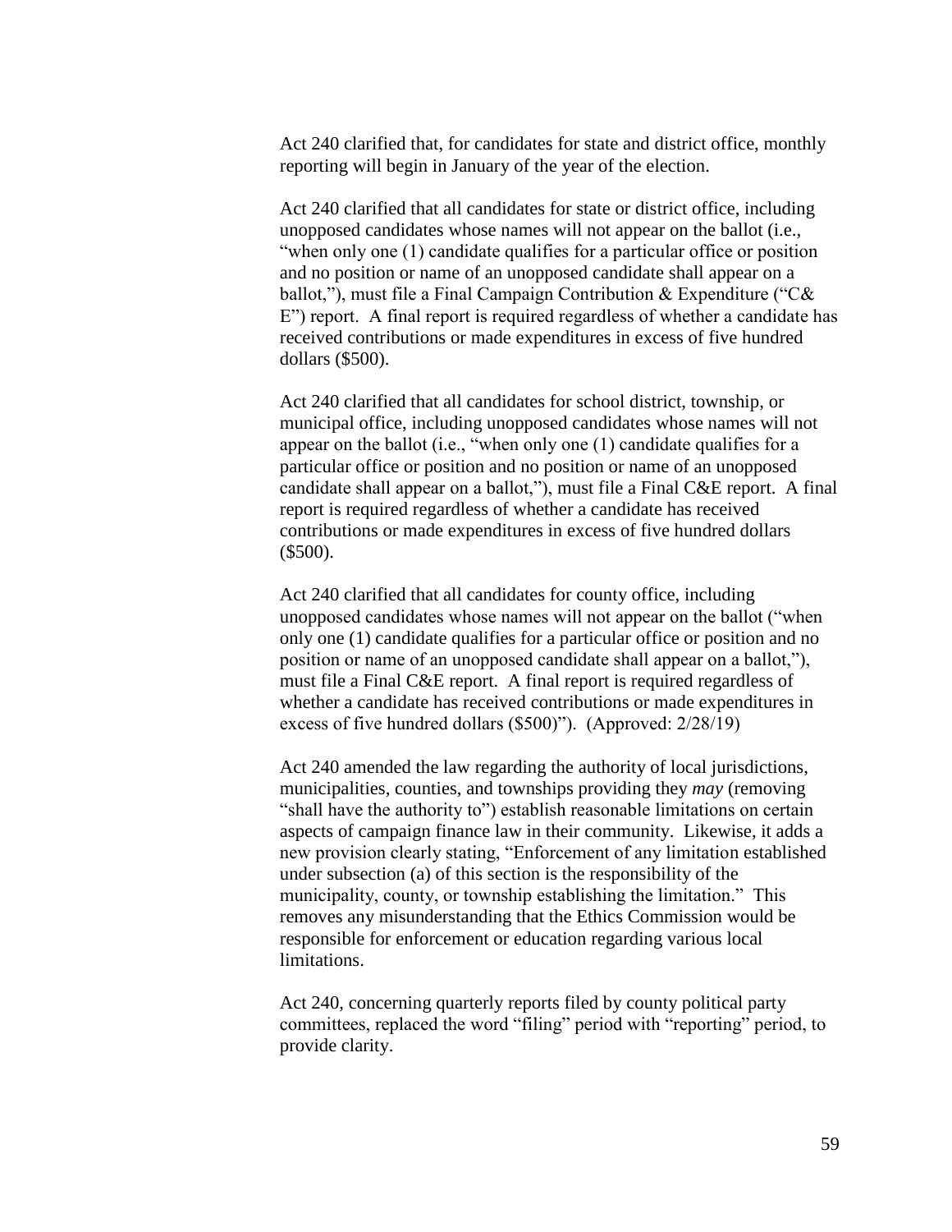Act 240 clarified that, for candidates for state and district office, monthly reporting will begin in January of the year of the election.

Act 240 clarified that all candidates for state or district office, including unopposed candidates whose names will not appear on the ballot (i.e., "when only one (1) candidate qualifies for a particular office or position and no position or name of an unopposed candidate shall appear on a ballot,"), must file a Final Campaign Contribution & Expenditure ("C& E") report. A final report is required regardless of whether a candidate has received contributions or made expenditures in excess of five hundred dollars ($500).

Act 240 clarified that all candidates for school district, township, or municipal office, including unopposed candidates whose names will not appear on the ballot (i.e., "when only one (1) candidate qualifies for a particular office or position and no position or name of an unopposed candidate shall appear on a ballot,"), must file a Final C&E report. A final report is required regardless of whether a candidate has received contributions or made expenditures in excess of five hundred dollars ($500).

Act 240 clarified that all candidates for county office, including unopposed candidates whose names will not appear on the ballot ("when only one (1) candidate qualifies for a particular office or position and no position or name of an unopposed candidate shall appear on a ballot,"), must file a Final C&E report. A final report is required regardless of whether a candidate has received contributions or made expenditures in excess of five hundred dollars ($500)"). (Approved: 2/28/19)

Act 240 amended the law regarding the authority of local jurisdictions, municipalities, counties, and townships providing they *may* (removing "shall have the authority to") establish reasonable limitations on certain aspects of campaign finance law in their community. Likewise, it adds a new provision clearly stating, "Enforcement of any limitation established under subsection (a) of this section is the responsibility of the municipality, county, or township establishing the limitation." This removes any misunderstanding that the Ethics Commission would be responsible for enforcement or education regarding various local limitations.

Act 240, concerning quarterly reports filed by county political party committees, replaced the word "filing" period with "reporting" period, to provide clarity.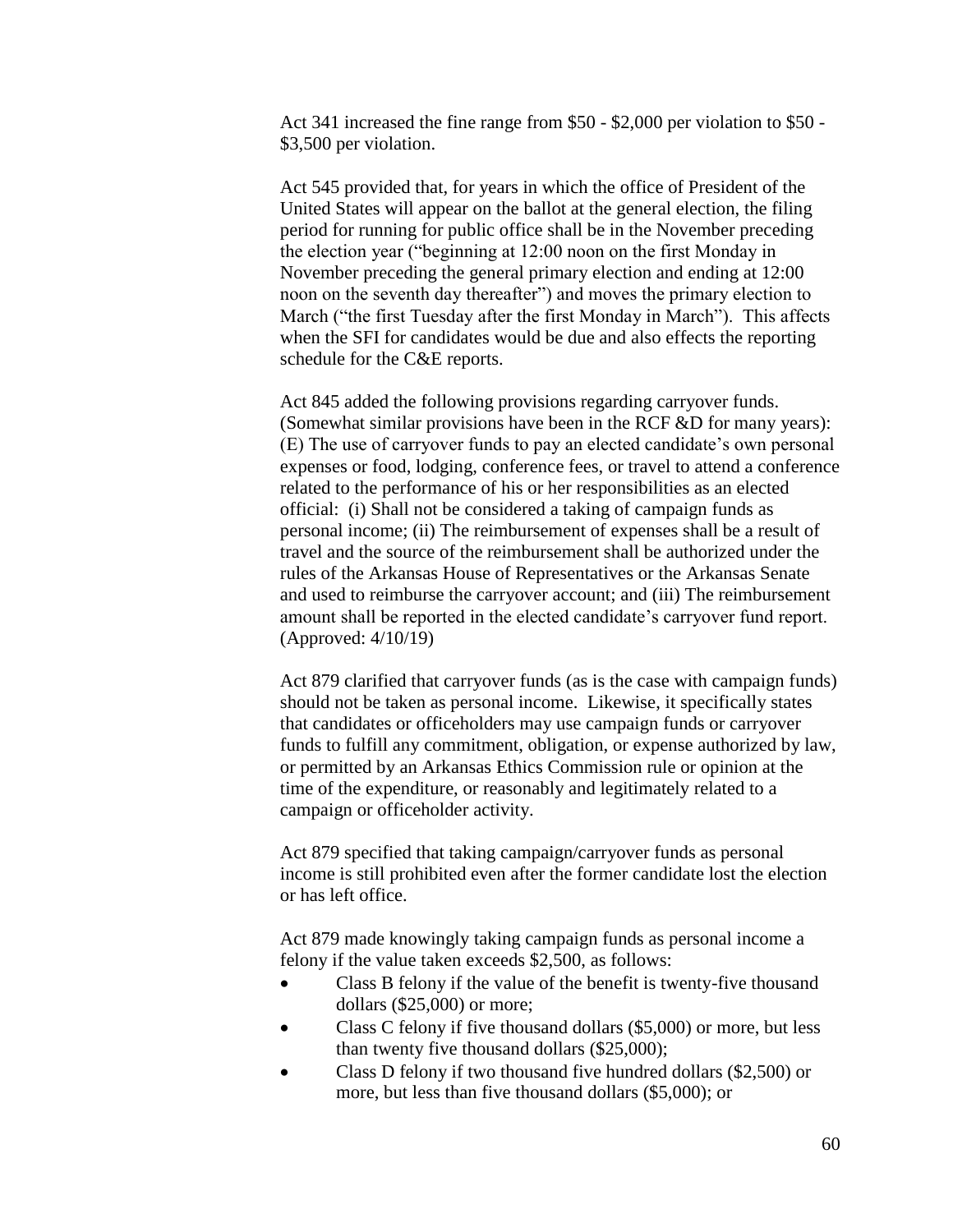Act 341 increased the fine range from $50 - $2,000 per violation to $50 - $3,500 per violation.

Act 545 provided that, for years in which the office of President of the United States will appear on the ballot at the general election, the filing period for running for public office shall be in the November preceding the election year ("beginning at 12:00 noon on the first Monday in November preceding the general primary election and ending at 12:00 noon on the seventh day thereafter") and moves the primary election to March ("the first Tuesday after the first Monday in March"). This affects when the SFI for candidates would be due and also effects the reporting schedule for the C&E reports.

Act 845 added the following provisions regarding carryover funds. (Somewhat similar provisions have been in the RCF &D for many years): (E) The use of carryover funds to pay an elected candidate's own personal expenses or food, lodging, conference fees, or travel to attend a conference related to the performance of his or her responsibilities as an elected official: (i) Shall not be considered a taking of campaign funds as personal income; (ii) The reimbursement of expenses shall be a result of travel and the source of the reimbursement shall be authorized under the rules of the Arkansas House of Representatives or the Arkansas Senate and used to reimburse the carryover account; and (iii) The reimbursement amount shall be reported in the elected candidate's carryover fund report. (Approved: 4/10/19)

Act 879 clarified that carryover funds (as is the case with campaign funds) should not be taken as personal income. Likewise, it specifically states that candidates or officeholders may use campaign funds or carryover funds to fulfill any commitment, obligation, or expense authorized by law, or permitted by an Arkansas Ethics Commission rule or opinion at the time of the expenditure, or reasonably and legitimately related to a campaign or officeholder activity.

Act 879 specified that taking campaign/carryover funds as personal income is still prohibited even after the former candidate lost the election or has left office.

Act 879 made knowingly taking campaign funds as personal income a felony if the value taken exceeds $2,500, as follows:

- Class B felony if the value of the benefit is twenty-five thousand dollars ($25,000) or more;
- Class C felony if five thousand dollars ($5,000) or more, but less than twenty five thousand dollars ($25,000);
- Class D felony if two thousand five hundred dollars ($2,500) or more, but less than five thousand dollars ($5,000); or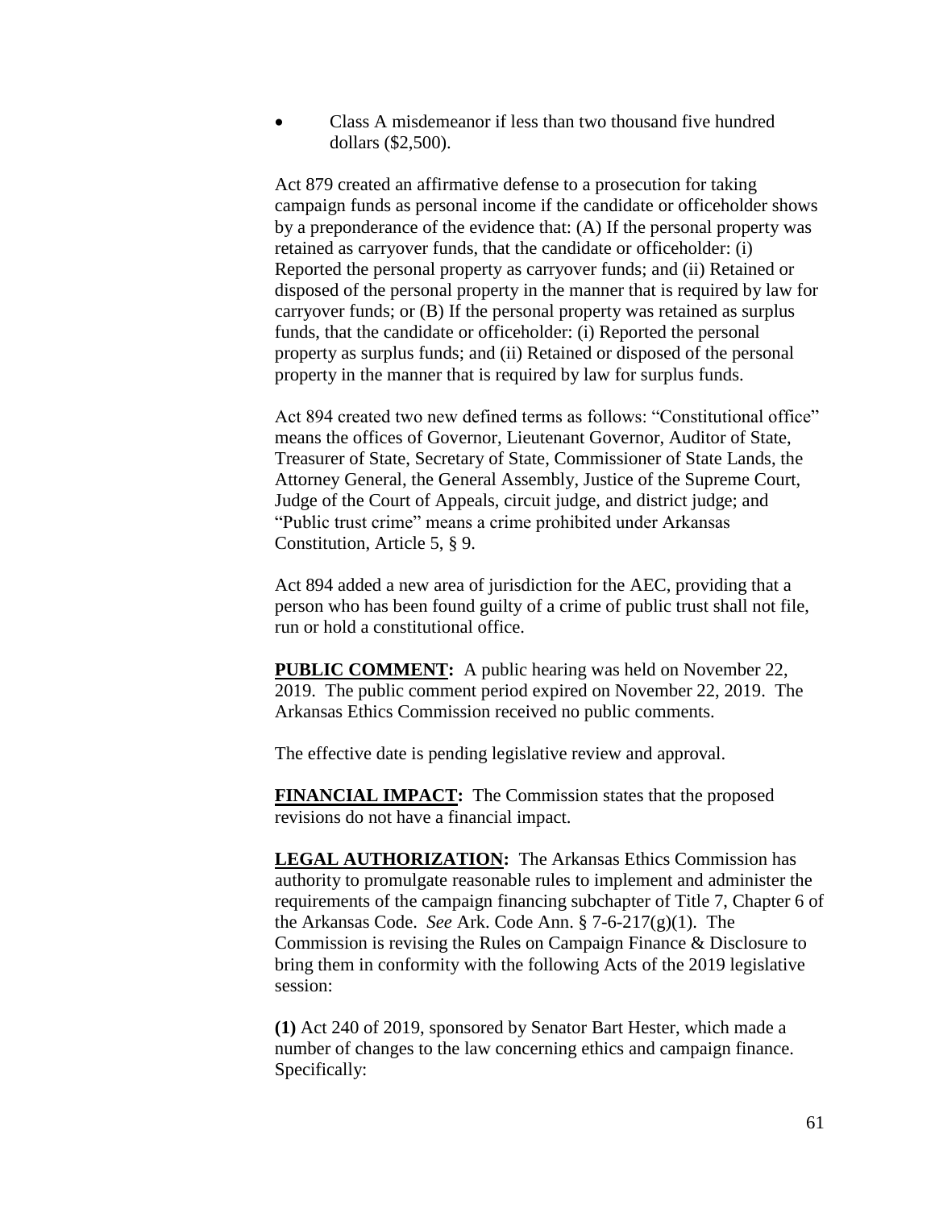- Class A misdemeanor if less than two thousand five hundred dollars ($2,500).

Act 879 created an affirmative defense to a prosecution for taking campaign funds as personal income if the candidate or officeholder shows by a preponderance of the evidence that: (A) If the personal property was retained as carryover funds, that the candidate or officeholder: (i) Reported the personal property as carryover funds; and (ii) Retained or disposed of the personal property in the manner that is required by law for carryover funds; or (B) If the personal property was retained as surplus funds, that the candidate or officeholder: (i) Reported the personal property as surplus funds; and (ii) Retained or disposed of the personal property in the manner that is required by law for surplus funds.

Act 894 created two new defined terms as follows: "Constitutional office" means the offices of Governor, Lieutenant Governor, Auditor of State, Treasurer of State, Secretary of State, Commissioner of State Lands, the Attorney General, the General Assembly, Justice of the Supreme Court, Judge of the Court of Appeals, circuit judge, and district judge; and "Public trust crime" means a crime prohibited under Arkansas Constitution, Article 5, § 9.

Act 894 added a new area of jurisdiction for the AEC, providing that a person who has been found guilty of a crime of public trust shall not file, run or hold a constitutional office.

**PUBLIC COMMENT:** A public hearing was held on November 22, 2019. The public comment period expired on November 22, 2019. The Arkansas Ethics Commission received no public comments.

The effective date is pending legislative review and approval.

**FINANCIAL IMPACT:** The Commission states that the proposed revisions do not have a financial impact.

**LEGAL AUTHORIZATION:** The Arkansas Ethics Commission has authority to promulgate reasonable rules to implement and administer the requirements of the campaign financing subchapter of Title 7, Chapter 6 of the Arkansas Code. *See* Ark. Code Ann. § 7-6-217(g)(1). The Commission is revising the Rules on Campaign Finance & Disclosure to bring them in conformity with the following Acts of the 2019 legislative session:

**(1)** Act 240 of 2019, sponsored by Senator Bart Hester, which made a number of changes to the law concerning ethics and campaign finance. Specifically: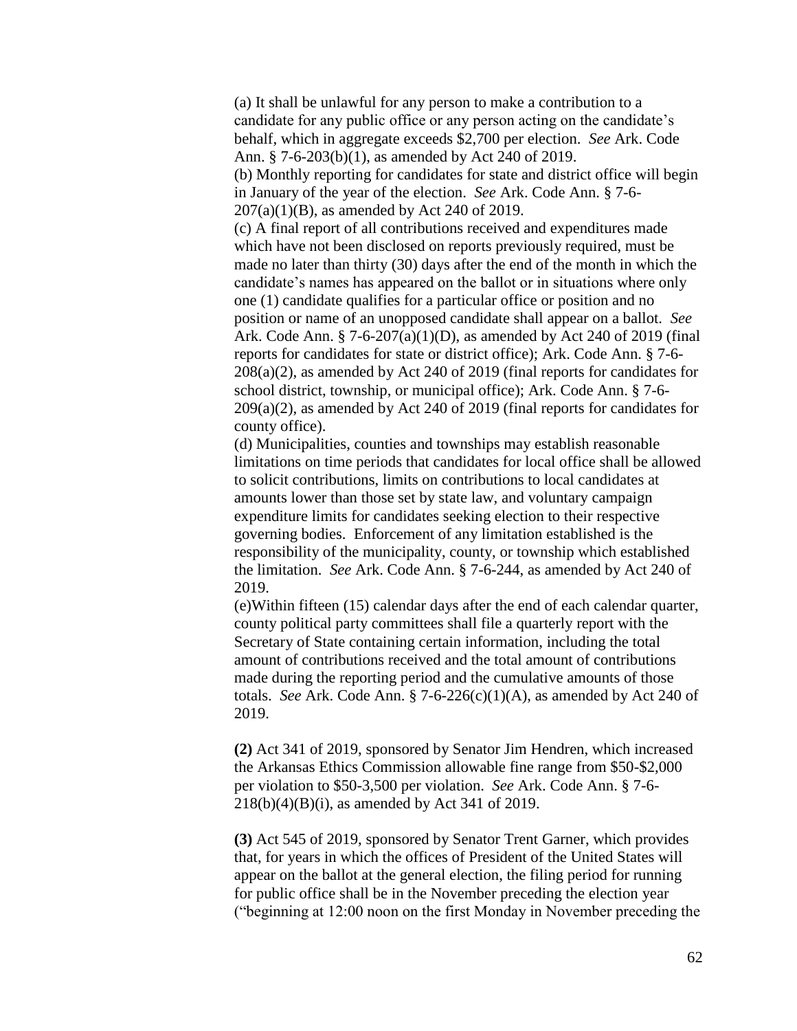(a) It shall be unlawful for any person to make a contribution to a candidate for any public office or any person acting on the candidate's behalf, which in aggregate exceeds $2,700 per election. *See* Ark. Code Ann. § 7-6-203(b)(1), as amended by Act 240 of 2019.

(b) Monthly reporting for candidates for state and district office will begin in January of the year of the election. *See* Ark. Code Ann. § 7-6-207(a)(1)(B), as amended by Act 240 of 2019.

(c) A final report of all contributions received and expenditures made which have not been disclosed on reports previously required, must be made no later than thirty (30) days after the end of the month in which the candidate's names has appeared on the ballot or in situations where only one (1) candidate qualifies for a particular office or position and no position or name of an unopposed candidate shall appear on a ballot. *See* Ark. Code Ann. § 7-6-207(a)(1)(D), as amended by Act 240 of 2019 (final reports for candidates for state or district office); Ark. Code Ann. § 7-6-208(a)(2), as amended by Act 240 of 2019 (final reports for candidates for school district, township, or municipal office); Ark. Code Ann. § 7-6-209(a)(2), as amended by Act 240 of 2019 (final reports for candidates for county office).

(d) Municipalities, counties and townships may establish reasonable limitations on time periods that candidates for local office shall be allowed to solicit contributions, limits on contributions to local candidates at amounts lower than those set by state law, and voluntary campaign expenditure limits for candidates seeking election to their respective governing bodies. Enforcement of any limitation established is the responsibility of the municipality, county, or township which established the limitation. *See* Ark. Code Ann. § 7-6-244, as amended by Act 240 of 2019.

(e)Within fifteen (15) calendar days after the end of each calendar quarter, county political party committees shall file a quarterly report with the Secretary of State containing certain information, including the total amount of contributions received and the total amount of contributions made during the reporting period and the cumulative amounts of those totals. *See* Ark. Code Ann. § 7-6-226(c)(1)(A), as amended by Act 240 of 2019.

**(2)** Act 341 of 2019, sponsored by Senator Jim Hendren, which increased the Arkansas Ethics Commission allowable fine range from $50-$2,000 per violation to $50-3,500 per violation. *See* Ark. Code Ann. § 7-6-218(b)(4)(B)(i), as amended by Act 341 of 2019.

**(3)** Act 545 of 2019, sponsored by Senator Trent Garner, which provides that, for years in which the offices of President of the United States will appear on the ballot at the general election, the filing period for running for public office shall be in the November preceding the election year ("beginning at 12:00 noon on the first Monday in November preceding the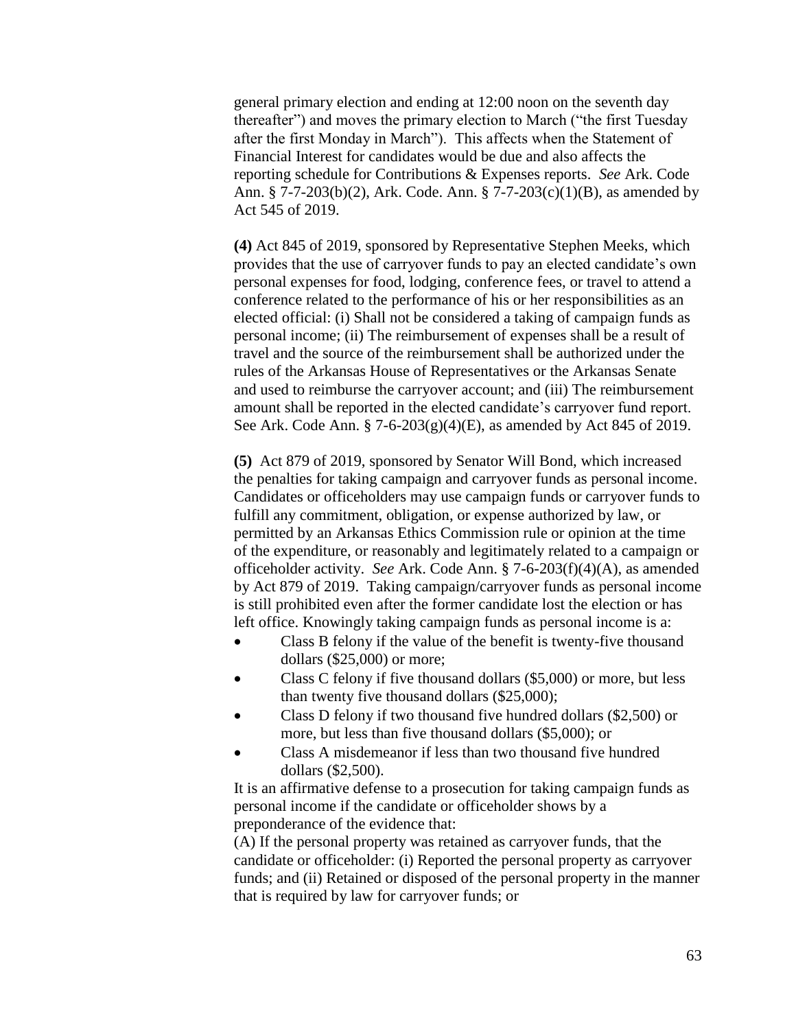general primary election and ending at 12:00 noon on the seventh day thereafter") and moves the primary election to March ("the first Tuesday after the first Monday in March"). This affects when the Statement of Financial Interest for candidates would be due and also affects the reporting schedule for Contributions & Expenses reports. *See* Ark. Code Ann. § 7-7-203(b)(2), Ark. Code. Ann. § 7-7-203(c)(1)(B), as amended by Act 545 of 2019.

**(4)** Act 845 of 2019, sponsored by Representative Stephen Meeks, which provides that the use of carryover funds to pay an elected candidate's own personal expenses for food, lodging, conference fees, or travel to attend a conference related to the performance of his or her responsibilities as an elected official: (i) Shall not be considered a taking of campaign funds as personal income; (ii) The reimbursement of expenses shall be a result of travel and the source of the reimbursement shall be authorized under the rules of the Arkansas House of Representatives or the Arkansas Senate and used to reimburse the carryover account; and (iii) The reimbursement amount shall be reported in the elected candidate's carryover fund report. See Ark. Code Ann. § 7-6-203(g)(4)(E), as amended by Act 845 of 2019.

**(5)** Act 879 of 2019, sponsored by Senator Will Bond, which increased the penalties for taking campaign and carryover funds as personal income. Candidates or officeholders may use campaign funds or carryover funds to fulfill any commitment, obligation, or expense authorized by law, or permitted by an Arkansas Ethics Commission rule or opinion at the time of the expenditure, or reasonably and legitimately related to a campaign or officeholder activity. *See* Ark. Code Ann. § 7-6-203(f)(4)(A), as amended by Act 879 of 2019. Taking campaign/carryover funds as personal income is still prohibited even after the former candidate lost the election or has left office. Knowingly taking campaign funds as personal income is a:

- Class B felony if the value of the benefit is twenty-five thousand dollars ($25,000) or more;
- Class C felony if five thousand dollars ($5,000) or more, but less than twenty five thousand dollars ($25,000);
- Class D felony if two thousand five hundred dollars ($2,500) or more, but less than five thousand dollars ($5,000); or
- Class A misdemeanor if less than two thousand five hundred dollars ($2,500).

It is an affirmative defense to a prosecution for taking campaign funds as personal income if the candidate or officeholder shows by a preponderance of the evidence that:

(A) If the personal property was retained as carryover funds, that the candidate or officeholder: (i) Reported the personal property as carryover funds; and (ii) Retained or disposed of the personal property in the manner that is required by law for carryover funds; or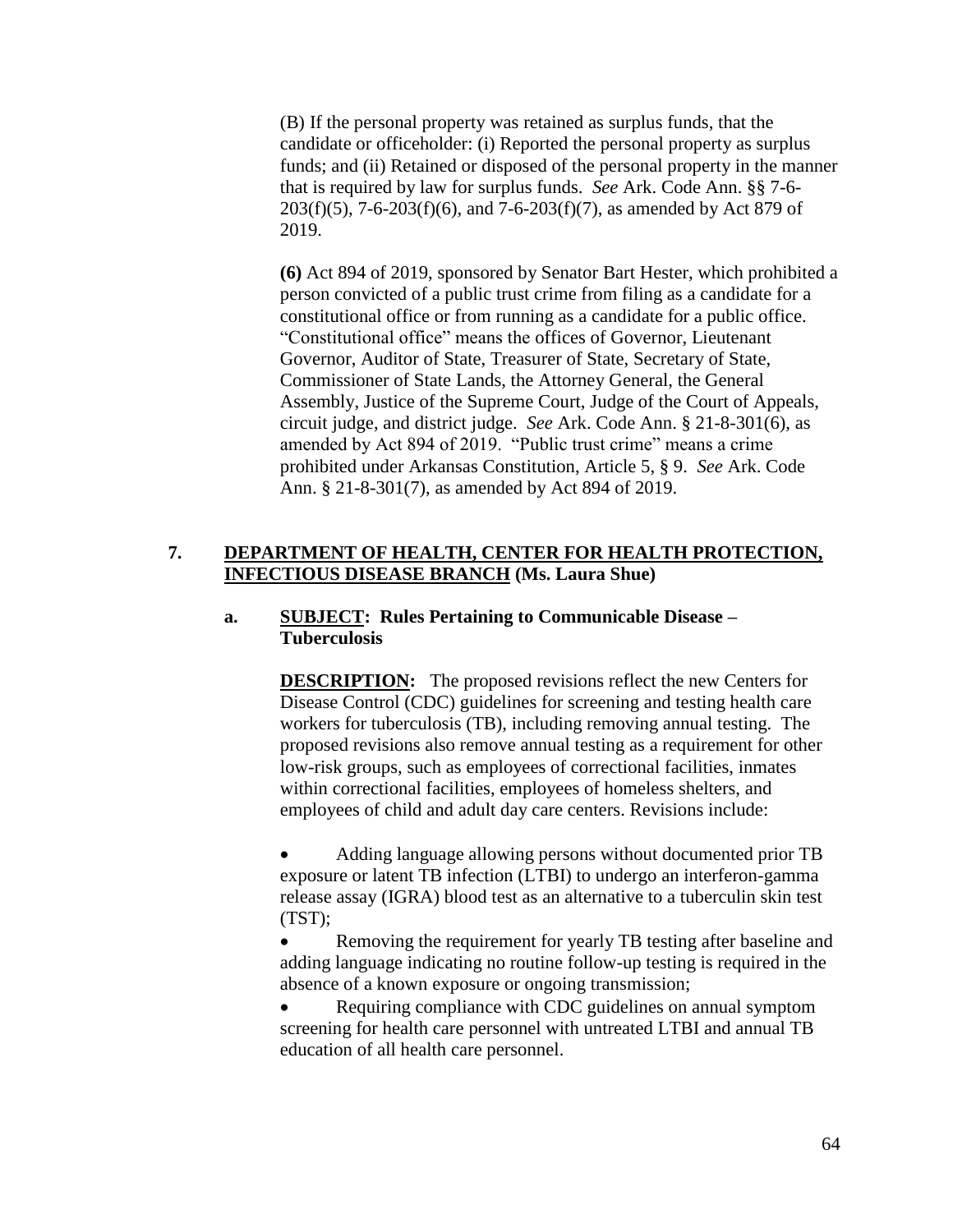(B) If the personal property was retained as surplus funds, that the candidate or officeholder: (i) Reported the personal property as surplus funds; and (ii) Retained or disposed of the personal property in the manner that is required by law for surplus funds. *See* Ark. Code Ann. §§ 7-6-203(f)(5), 7-6-203(f)(6), and 7-6-203(f)(7), as amended by Act 879 of 2019.

**(6)** Act 894 of 2019, sponsored by Senator Bart Hester, which prohibited a person convicted of a public trust crime from filing as a candidate for a constitutional office or from running as a candidate for a public office. "Constitutional office" means the offices of Governor, Lieutenant Governor, Auditor of State, Treasurer of State, Secretary of State, Commissioner of State Lands, the Attorney General, the General Assembly, Justice of the Supreme Court, Judge of the Court of Appeals, circuit judge, and district judge. *See* Ark. Code Ann. § 21-8-301(6), as amended by Act 894 of 2019. "Public trust crime" means a crime prohibited under Arkansas Constitution, Article 5, § 9. *See* Ark. Code Ann. § 21-8-301(7), as amended by Act 894 of 2019.

## 7. DEPARTMENT OF HEALTH, CENTER FOR HEALTH PROTECTION, INFECTIOUS DISEASE BRANCH (Ms. Laura Shue)

### a. SUBJECT: Rules Pertaining to Communicable Disease – Tuberculosis

**DESCRIPTION:** The proposed revisions reflect the new Centers for Disease Control (CDC) guidelines for screening and testing health care workers for tuberculosis (TB), including removing annual testing. The proposed revisions also remove annual testing as a requirement for other low-risk groups, such as employees of correctional facilities, inmates within correctional facilities, employees of homeless shelters, and employees of child and adult day care centers. Revisions include:

- Adding language allowing persons without documented prior TB exposure or latent TB infection (LTBI) to undergo an interferon-gamma release assay (IGRA) blood test as an alternative to a tuberculin skin test (TST);
- Removing the requirement for yearly TB testing after baseline and adding language indicating no routine follow-up testing is required in the absence of a known exposure or ongoing transmission;
- Requiring compliance with CDC guidelines on annual symptom screening for health care personnel with untreated LTBI and annual TB education of all health care personnel.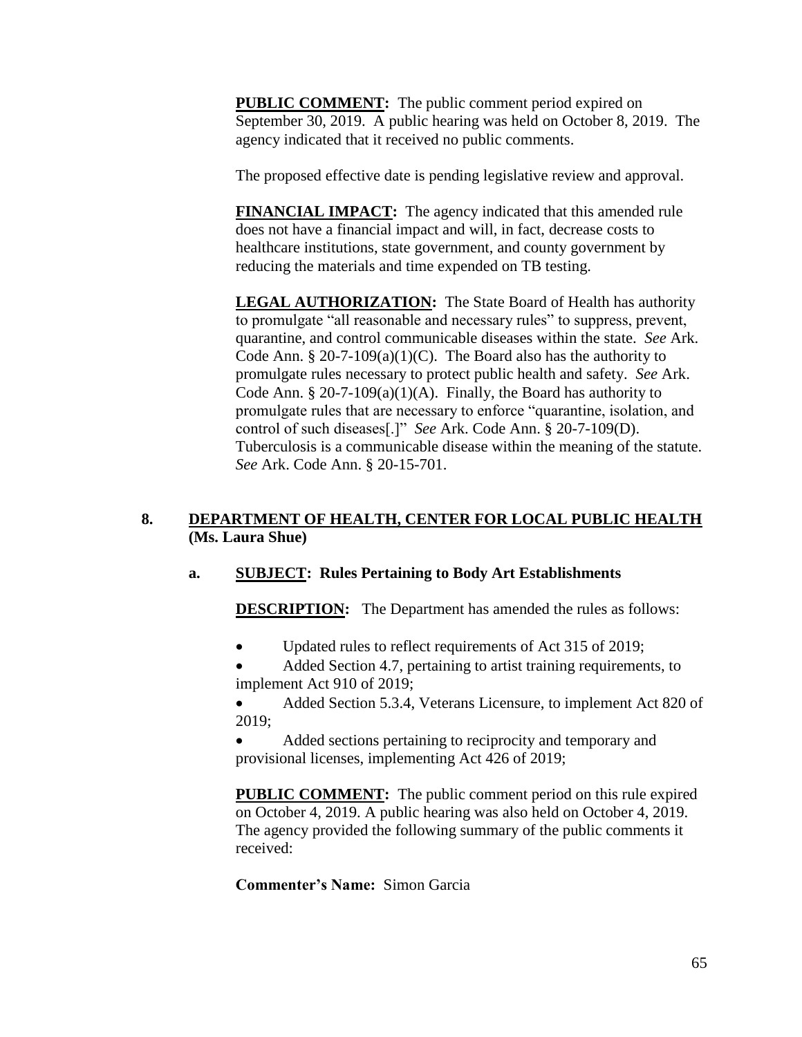**PUBLIC COMMENT:** The public comment period expired on September 30, 2019. A public hearing was held on October 8, 2019. The agency indicated that it received no public comments.

The proposed effective date is pending legislative review and approval.

**FINANCIAL IMPACT:** The agency indicated that this amended rule does not have a financial impact and will, in fact, decrease costs to healthcare institutions, state government, and county government by reducing the materials and time expended on TB testing.

**LEGAL AUTHORIZATION:** The State Board of Health has authority to promulgate "all reasonable and necessary rules" to suppress, prevent, quarantine, and control communicable diseases within the state. *See* Ark. Code Ann. § 20-7-109(a)(1)(C). The Board also has the authority to promulgate rules necessary to protect public health and safety. *See* Ark. Code Ann. § 20-7-109(a)(1)(A). Finally, the Board has authority to promulgate rules that are necessary to enforce "quarantine, isolation, and control of such diseases[.]" *See* Ark. Code Ann. § 20-7-109(D). Tuberculosis is a communicable disease within the meaning of the statute. *See* Ark. Code Ann. § 20-15-701.

## 8. DEPARTMENT OF HEALTH, CENTER FOR LOCAL PUBLIC HEALTH (Ms. Laura Shue)

### a. SUBJECT: Rules Pertaining to Body Art Establishments

**DESCRIPTION:** The Department has amended the rules as follows:

- Updated rules to reflect requirements of Act 315 of 2019;
- Added Section 4.7, pertaining to artist training requirements, to implement Act 910 of 2019;
- Added Section 5.3.4, Veterans Licensure, to implement Act 820 of 2019;
- Added sections pertaining to reciprocity and temporary and provisional licenses, implementing Act 426 of 2019;

**PUBLIC COMMENT:** The public comment period on this rule expired on October 4, 2019. A public hearing was also held on October 4, 2019. The agency provided the following summary of the public comments it received:

**Commenter's Name:** Simon Garcia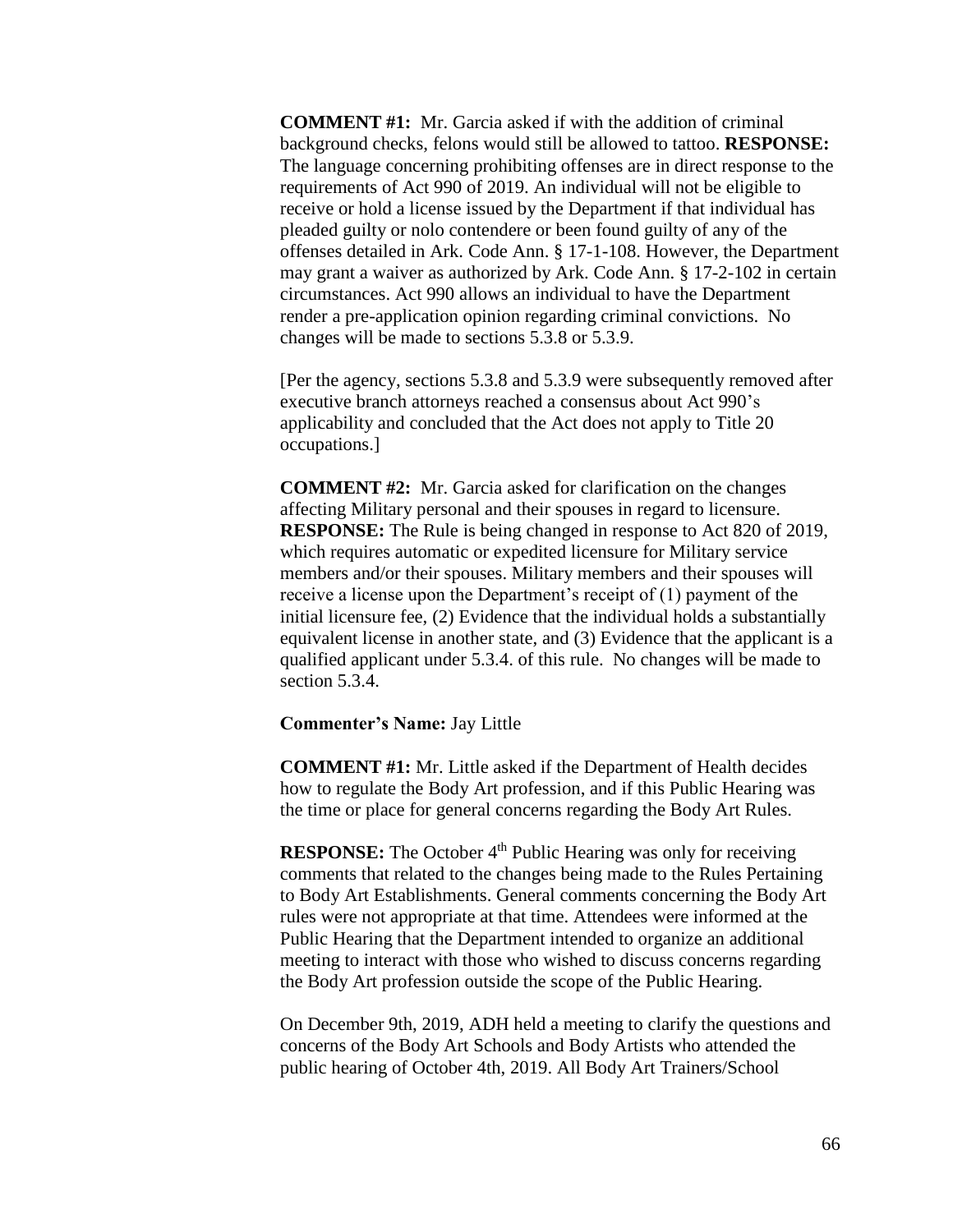**COMMENT #1:** Mr. Garcia asked if with the addition of criminal background checks, felons would still be allowed to tattoo. **RESPONSE:** The language concerning prohibiting offenses are in direct response to the requirements of Act 990 of 2019. An individual will not be eligible to receive or hold a license issued by the Department if that individual has pleaded guilty or nolo contendere or been found guilty of any of the offenses detailed in Ark. Code Ann. § 17-1-108. However, the Department may grant a waiver as authorized by Ark. Code Ann. § 17-2-102 in certain circumstances. Act 990 allows an individual to have the Department render a pre-application opinion regarding criminal convictions. No changes will be made to sections 5.3.8 or 5.3.9.

[Per the agency, sections 5.3.8 and 5.3.9 were subsequently removed after executive branch attorneys reached a consensus about Act 990's applicability and concluded that the Act does not apply to Title 20 occupations.]

**COMMENT #2:** Mr. Garcia asked for clarification on the changes affecting Military personal and their spouses in regard to licensure. **RESPONSE:** The Rule is being changed in response to Act 820 of 2019, which requires automatic or expedited licensure for Military service members and/or their spouses. Military members and their spouses will receive a license upon the Department's receipt of (1) payment of the initial licensure fee, (2) Evidence that the individual holds a substantially equivalent license in another state, and (3) Evidence that the applicant is a qualified applicant under 5.3.4. of this rule. No changes will be made to section 5.3.4.

**Commenter's Name:** Jay Little

**COMMENT #1:** Mr. Little asked if the Department of Health decides how to regulate the Body Art profession, and if this Public Hearing was the time or place for general concerns regarding the Body Art Rules.

**RESPONSE:** The October 4th Public Hearing was only for receiving comments that related to the changes being made to the Rules Pertaining to Body Art Establishments. General comments concerning the Body Art rules were not appropriate at that time. Attendees were informed at the Public Hearing that the Department intended to organize an additional meeting to interact with those who wished to discuss concerns regarding the Body Art profession outside the scope of the Public Hearing.

On December 9th, 2019, ADH held a meeting to clarify the questions and concerns of the Body Art Schools and Body Artists who attended the public hearing of October 4th, 2019. All Body Art Trainers/School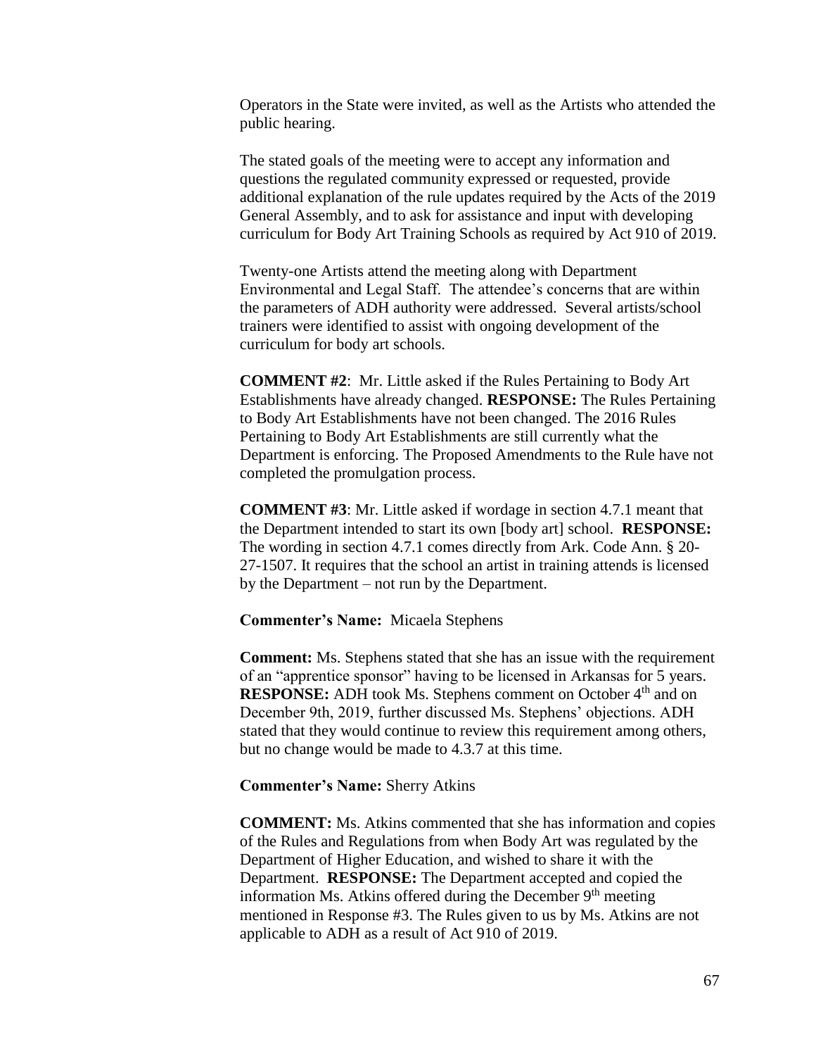Operators in the State were invited, as well as the Artists who attended the public hearing.

The stated goals of the meeting were to accept any information and questions the regulated community expressed or requested, provide additional explanation of the rule updates required by the Acts of the 2019 General Assembly, and to ask for assistance and input with developing curriculum for Body Art Training Schools as required by Act 910 of 2019.

Twenty-one Artists attend the meeting along with Department Environmental and Legal Staff. The attendee's concerns that are within the parameters of ADH authority were addressed. Several artists/school trainers were identified to assist with ongoing development of the curriculum for body art schools.

**COMMENT #2**: Mr. Little asked if the Rules Pertaining to Body Art Establishments have already changed. **RESPONSE:** The Rules Pertaining to Body Art Establishments have not been changed. The 2016 Rules Pertaining to Body Art Establishments are still currently what the Department is enforcing. The Proposed Amendments to the Rule have not completed the promulgation process.

**COMMENT #3**: Mr. Little asked if wordage in section 4.7.1 meant that the Department intended to start its own [body art] school. **RESPONSE:** The wording in section 4.7.1 comes directly from Ark. Code Ann. § 20-27-1507. It requires that the school an artist in training attends is licensed by the Department – not run by the Department.

**Commenter's Name:** Micaela Stephens

**Comment:** Ms. Stephens stated that she has an issue with the requirement of an "apprentice sponsor" having to be licensed in Arkansas for 5 years. **RESPONSE:** ADH took Ms. Stephens comment on October 4th and on December 9th, 2019, further discussed Ms. Stephens' objections. ADH stated that they would continue to review this requirement among others, but no change would be made to 4.3.7 at this time.

**Commenter's Name:** Sherry Atkins

**COMMENT:** Ms. Atkins commented that she has information and copies of the Rules and Regulations from when Body Art was regulated by the Department of Higher Education, and wished to share it with the Department. **RESPONSE:** The Department accepted and copied the information Ms. Atkins offered during the December 9th meeting mentioned in Response #3. The Rules given to us by Ms. Atkins are not applicable to ADH as a result of Act 910 of 2019.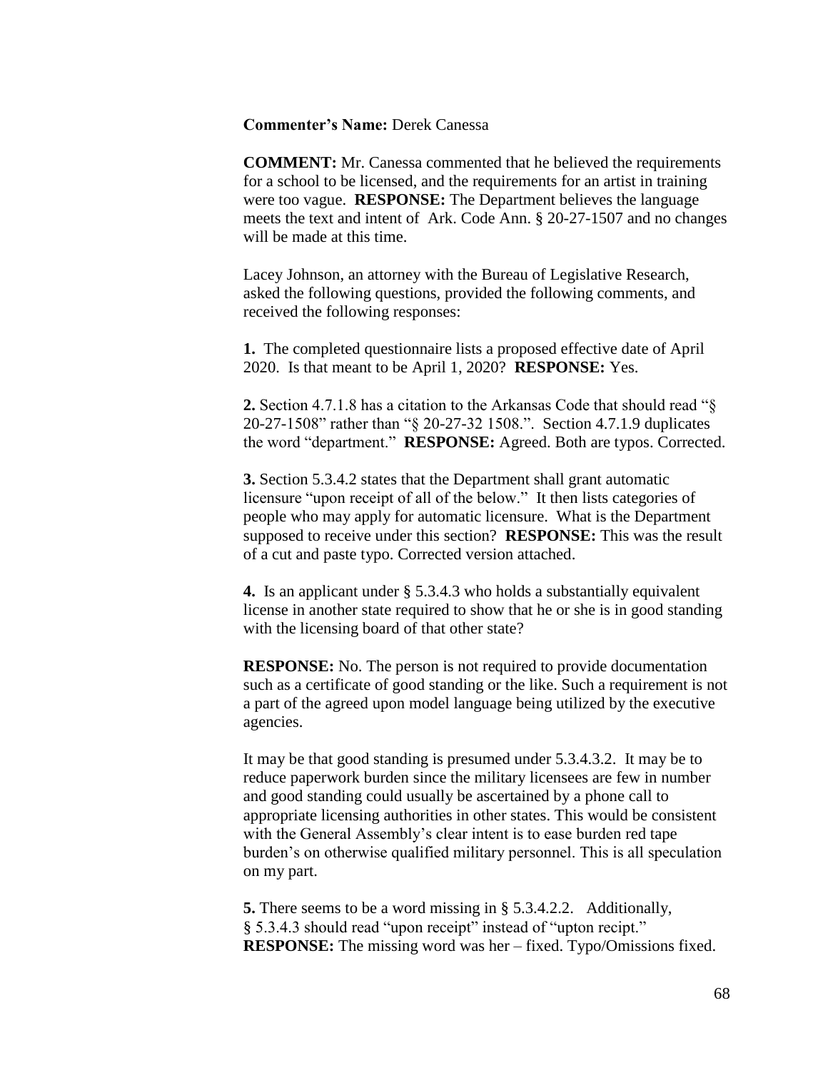**Commenter's Name:** Derek Canessa

**COMMENT:** Mr. Canessa commented that he believed the requirements for a school to be licensed, and the requirements for an artist in training were too vague. **RESPONSE:** The Department believes the language meets the text and intent of Ark. Code Ann. § 20-27-1507 and no changes will be made at this time.

Lacey Johnson, an attorney with the Bureau of Legislative Research, asked the following questions, provided the following comments, and received the following responses:

**1.** The completed questionnaire lists a proposed effective date of April 2020. Is that meant to be April 1, 2020? **RESPONSE:** Yes.

**2.** Section 4.7.1.8 has a citation to the Arkansas Code that should read "§ 20-27-1508" rather than "§ 20-27-32 1508.". Section 4.7.1.9 duplicates the word "department." **RESPONSE:** Agreed. Both are typos. Corrected.

**3.** Section 5.3.4.2 states that the Department shall grant automatic licensure "upon receipt of all of the below." It then lists categories of people who may apply for automatic licensure. What is the Department supposed to receive under this section? **RESPONSE:** This was the result of a cut and paste typo. Corrected version attached.

**4.** Is an applicant under § 5.3.4.3 who holds a substantially equivalent license in another state required to show that he or she is in good standing with the licensing board of that other state?

**RESPONSE:** No. The person is not required to provide documentation such as a certificate of good standing or the like. Such a requirement is not a part of the agreed upon model language being utilized by the executive agencies.

It may be that good standing is presumed under 5.3.4.3.2. It may be to reduce paperwork burden since the military licensees are few in number and good standing could usually be ascertained by a phone call to appropriate licensing authorities in other states. This would be consistent with the General Assembly's clear intent is to ease burden red tape burden's on otherwise qualified military personnel. This is all speculation on my part.

**5.** There seems to be a word missing in § 5.3.4.2.2. Additionally, § 5.3.4.3 should read "upon receipt" instead of "upton recipt." **RESPONSE:** The missing word was her – fixed. Typo/Omissions fixed.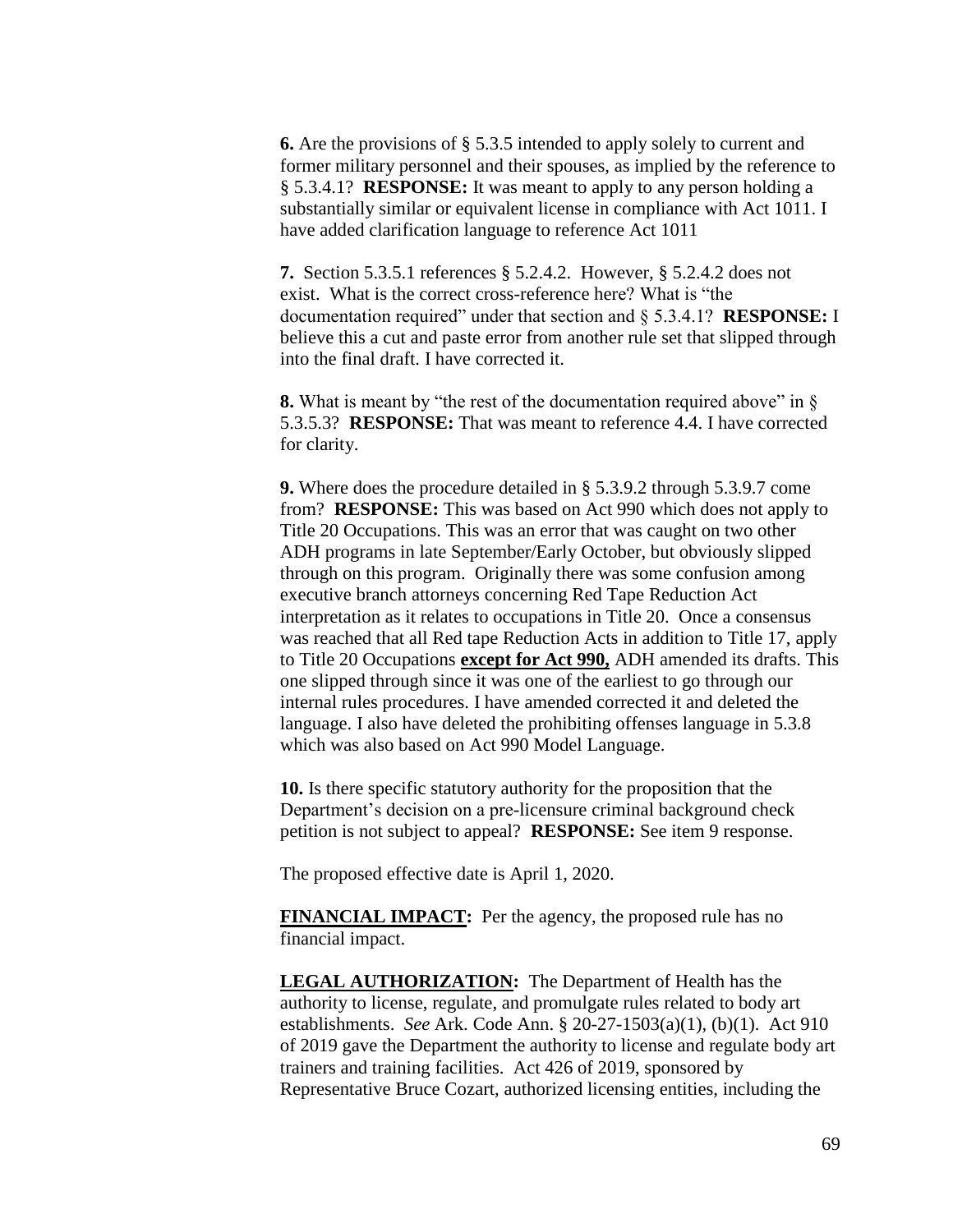**6.** Are the provisions of § 5.3.5 intended to apply solely to current and former military personnel and their spouses, as implied by the reference to § 5.3.4.1? **RESPONSE:** It was meant to apply to any person holding a substantially similar or equivalent license in compliance with Act 1011. I have added clarification language to reference Act 1011

**7.** Section 5.3.5.1 references § 5.2.4.2. However, § 5.2.4.2 does not exist. What is the correct cross-reference here? What is "the documentation required" under that section and § 5.3.4.1? **RESPONSE:** I believe this a cut and paste error from another rule set that slipped through into the final draft. I have corrected it.

**8.** What is meant by "the rest of the documentation required above" in § 5.3.5.3? **RESPONSE:** That was meant to reference 4.4. I have corrected for clarity.

**9.** Where does the procedure detailed in § 5.3.9.2 through 5.3.9.7 come from? **RESPONSE:** This was based on Act 990 which does not apply to Title 20 Occupations. This was an error that was caught on two other ADH programs in late September/Early October, but obviously slipped through on this program. Originally there was some confusion among executive branch attorneys concerning Red Tape Reduction Act interpretation as it relates to occupations in Title 20. Once a consensus was reached that all Red tape Reduction Acts in addition to Title 17, apply to Title 20 Occupations **except for Act 990,** ADH amended its drafts. This one slipped through since it was one of the earliest to go through our internal rules procedures. I have amended corrected it and deleted the language. I also have deleted the prohibiting offenses language in 5.3.8 which was also based on Act 990 Model Language.

**10.** Is there specific statutory authority for the proposition that the Department's decision on a pre-licensure criminal background check petition is not subject to appeal? **RESPONSE:** See item 9 response.

The proposed effective date is April 1, 2020.

**FINANCIAL IMPACT:** Per the agency, the proposed rule has no financial impact.

**LEGAL AUTHORIZATION:** The Department of Health has the authority to license, regulate, and promulgate rules related to body art establishments. *See* Ark. Code Ann. § 20-27-1503(a)(1), (b)(1). Act 910 of 2019 gave the Department the authority to license and regulate body art trainers and training facilities. Act 426 of 2019, sponsored by Representative Bruce Cozart, authorized licensing entities, including the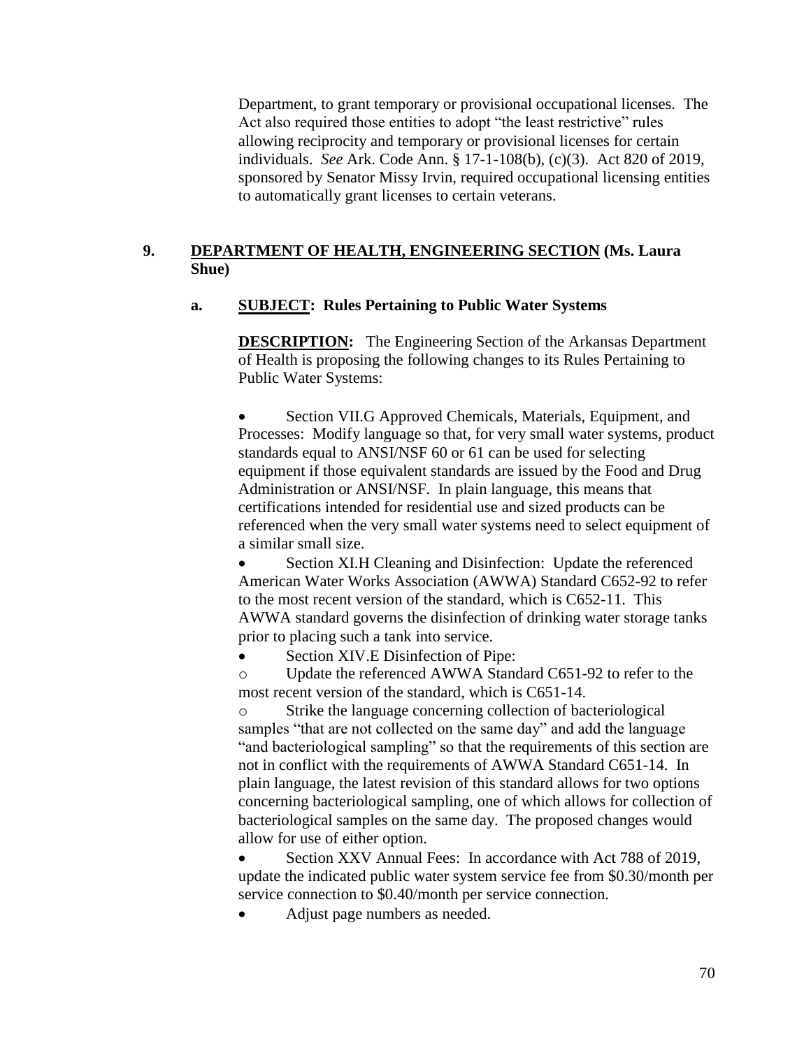Department, to grant temporary or provisional occupational licenses. The Act also required those entities to adopt "the least restrictive" rules allowing reciprocity and temporary or provisional licenses for certain individuals. *See* Ark. Code Ann. § 17-1-108(b), (c)(3). Act 820 of 2019, sponsored by Senator Missy Irvin, required occupational licensing entities to automatically grant licenses to certain veterans.

**9. <u>DEPARTMENT OF HEALTH, ENGINEERING SECTION</u> (Ms. Laura Shue)**

**a. <u>SUBJECT</u>: Rules Pertaining to Public Water Systems**

**<u>DESCRIPTION:</u>** The Engineering Section of the Arkansas Department of Health is proposing the following changes to its Rules Pertaining to Public Water Systems:

- Section VII.G Approved Chemicals, Materials, Equipment, and Processes: Modify language so that, for very small water systems, product standards equal to ANSI/NSF 60 or 61 can be used for selecting equipment if those equivalent standards are issued by the Food and Drug Administration or ANSI/NSF. In plain language, this means that certifications intended for residential use and sized products can be referenced when the very small water systems need to select equipment of a similar small size.
- Section XI.H Cleaning and Disinfection: Update the referenced American Water Works Association (AWWA) Standard C652-92 to refer to the most recent version of the standard, which is C652-11. This AWWA standard governs the disinfection of drinking water storage tanks prior to placing such a tank into service.
- Section XIV.E Disinfection of Pipe:
  - Update the referenced AWWA Standard C651-92 to refer to the most recent version of the standard, which is C651-14.
  - Strike the language concerning collection of bacteriological samples "that are not collected on the same day" and add the language "and bacteriological sampling" so that the requirements of this section are not in conflict with the requirements of AWWA Standard C651-14. In plain language, the latest revision of this standard allows for two options concerning bacteriological sampling, one of which allows for collection of bacteriological samples on the same day. The proposed changes would allow for use of either option.
- Section XXV Annual Fees: In accordance with Act 788 of 2019, update the indicated public water system service fee from $0.30/month per service connection to $0.40/month per service connection.
- Adjust page numbers as needed.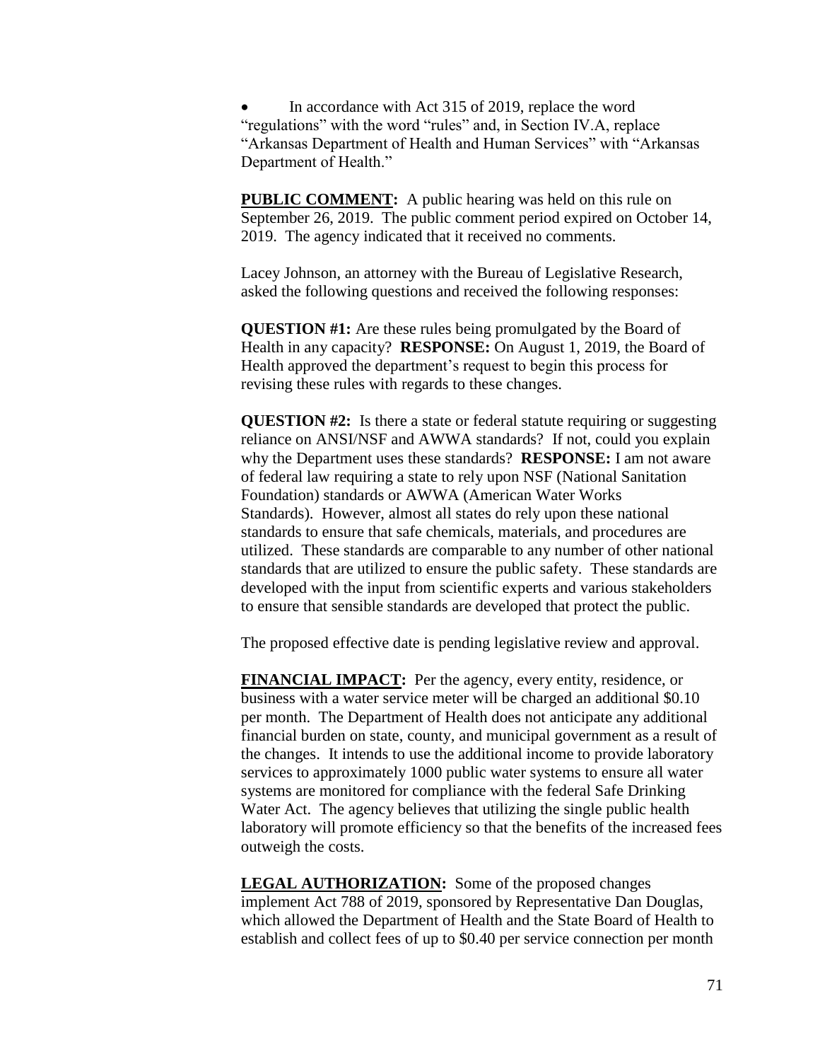- In accordance with Act 315 of 2019, replace the word "regulations" with the word "rules" and, in Section IV.A, replace "Arkansas Department of Health and Human Services" with "Arkansas Department of Health."

**PUBLIC COMMENT:** A public hearing was held on this rule on September 26, 2019. The public comment period expired on October 14, 2019. The agency indicated that it received no comments.

Lacey Johnson, an attorney with the Bureau of Legislative Research, asked the following questions and received the following responses:

**QUESTION #1:** Are these rules being promulgated by the Board of Health in any capacity? **RESPONSE:** On August 1, 2019, the Board of Health approved the department's request to begin this process for revising these rules with regards to these changes.

**QUESTION #2:** Is there a state or federal statute requiring or suggesting reliance on ANSI/NSF and AWWA standards? If not, could you explain why the Department uses these standards? **RESPONSE:** I am not aware of federal law requiring a state to rely upon NSF (National Sanitation Foundation) standards or AWWA (American Water Works Standards). However, almost all states do rely upon these national standards to ensure that safe chemicals, materials, and procedures are utilized. These standards are comparable to any number of other national standards that are utilized to ensure the public safety. These standards are developed with the input from scientific experts and various stakeholders to ensure that sensible standards are developed that protect the public.

The proposed effective date is pending legislative review and approval.

**FINANCIAL IMPACT:** Per the agency, every entity, residence, or business with a water service meter will be charged an additional $0.10 per month. The Department of Health does not anticipate any additional financial burden on state, county, and municipal government as a result of the changes. It intends to use the additional income to provide laboratory services to approximately 1000 public water systems to ensure all water systems are monitored for compliance with the federal Safe Drinking Water Act. The agency believes that utilizing the single public health laboratory will promote efficiency so that the benefits of the increased fees outweigh the costs.

**LEGAL AUTHORIZATION:** Some of the proposed changes implement Act 788 of 2019, sponsored by Representative Dan Douglas, which allowed the Department of Health and the State Board of Health to establish and collect fees of up to $0.40 per service connection per month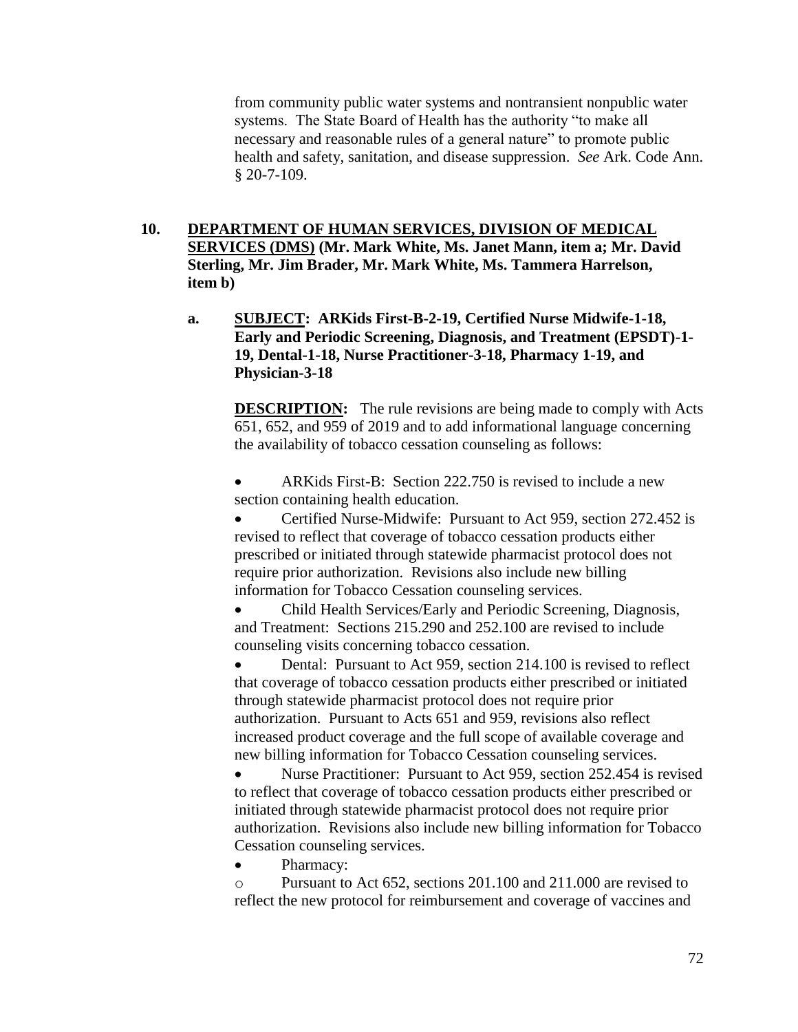from community public water systems and nontransient nonpublic water systems. The State Board of Health has the authority "to make all necessary and reasonable rules of a general nature" to promote public health and safety, sanitation, and disease suppression. *See* Ark. Code Ann. § 20-7-109.

**10. <u>DEPARTMENT OF HUMAN SERVICES, DIVISION OF MEDICAL SERVICES (DMS)</u> (Mr. Mark White, Ms. Janet Mann, item a; Mr. David Sterling, Mr. Jim Brader, Mr. Mark White, Ms. Tammera Harrelson, item b)**

**a. <u>SUBJECT</u>: ARKids First-B-2-19, Certified Nurse Midwife-1-18, Early and Periodic Screening, Diagnosis, and Treatment (EPSDT)-1-19, Dental-1-18, Nurse Practitioner-3-18, Pharmacy 1-19, and Physician-3-18**

**<u>DESCRIPTION</u>:** The rule revisions are being made to comply with Acts 651, 652, and 959 of 2019 and to add informational language concerning the availability of tobacco cessation counseling as follows:

- ARKids First-B: Section 222.750 is revised to include a new section containing health education.
- Certified Nurse-Midwife: Pursuant to Act 959, section 272.452 is revised to reflect that coverage of tobacco cessation products either prescribed or initiated through statewide pharmacist protocol does not require prior authorization. Revisions also include new billing information for Tobacco Cessation counseling services.
- Child Health Services/Early and Periodic Screening, Diagnosis, and Treatment: Sections 215.290 and 252.100 are revised to include counseling visits concerning tobacco cessation.
- Dental: Pursuant to Act 959, section 214.100 is revised to reflect that coverage of tobacco cessation products either prescribed or initiated through statewide pharmacist protocol does not require prior authorization. Pursuant to Acts 651 and 959, revisions also reflect increased product coverage and the full scope of available coverage and new billing information for Tobacco Cessation counseling services.
- Nurse Practitioner: Pursuant to Act 959, section 252.454 is revised to reflect that coverage of tobacco cessation products either prescribed or initiated through statewide pharmacist protocol does not require prior authorization. Revisions also include new billing information for Tobacco Cessation counseling services.
- Pharmacy:
  - Pursuant to Act 652, sections 201.100 and 211.000 are revised to reflect the new protocol for reimbursement and coverage of vaccines and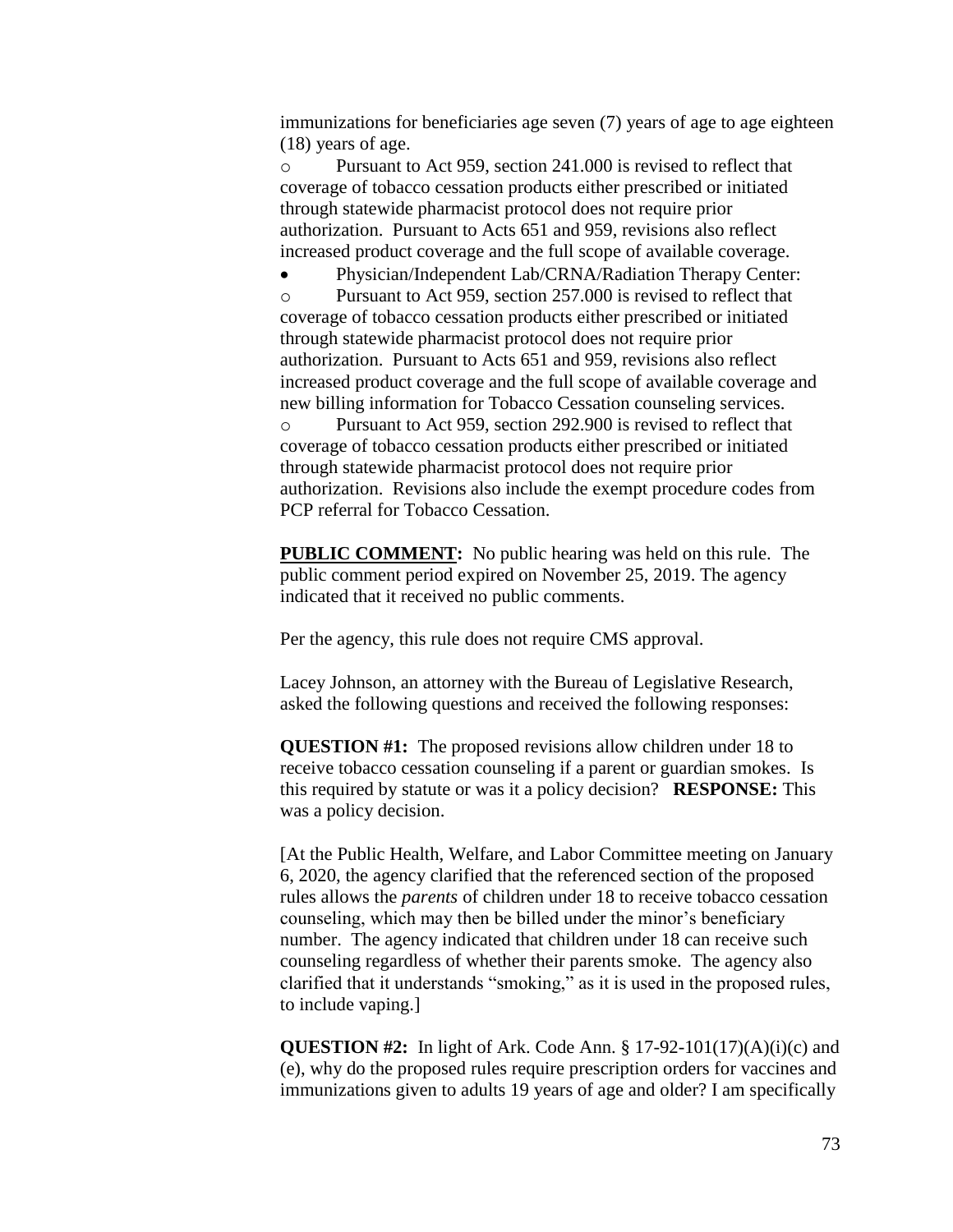immunizations for beneficiaries age seven (7) years of age to age eighteen (18) years of age.

- Pursuant to Act 959, section 241.000 is revised to reflect that coverage of tobacco cessation products either prescribed or initiated through statewide pharmacist protocol does not require prior authorization. Pursuant to Acts 651 and 959, revisions also reflect increased product coverage and the full scope of available coverage.

- Physician/Independent Lab/CRNA/Radiation Therapy Center:
  - Pursuant to Act 959, section 257.000 is revised to reflect that coverage of tobacco cessation products either prescribed or initiated through statewide pharmacist protocol does not require prior authorization. Pursuant to Acts 651 and 959, revisions also reflect increased product coverage and the full scope of available coverage and new billing information for Tobacco Cessation counseling services.
  - Pursuant to Act 959, section 292.900 is revised to reflect that coverage of tobacco cessation products either prescribed or initiated through statewide pharmacist protocol does not require prior authorization. Revisions also include the exempt procedure codes from PCP referral for Tobacco Cessation.

**PUBLIC COMMENT:** No public hearing was held on this rule. The public comment period expired on November 25, 2019. The agency indicated that it received no public comments.

Per the agency, this rule does not require CMS approval.

Lacey Johnson, an attorney with the Bureau of Legislative Research, asked the following questions and received the following responses:

**QUESTION #1:** The proposed revisions allow children under 18 to receive tobacco cessation counseling if a parent or guardian smokes. Is this required by statute or was it a policy decision? **RESPONSE:** This was a policy decision.

[At the Public Health, Welfare, and Labor Committee meeting on January 6, 2020, the agency clarified that the referenced section of the proposed rules allows the *parents* of children under 18 to receive tobacco cessation counseling, which may then be billed under the minor's beneficiary number. The agency indicated that children under 18 can receive such counseling regardless of whether their parents smoke. The agency also clarified that it understands "smoking," as it is used in the proposed rules, to include vaping.]

**QUESTION #2:** In light of Ark. Code Ann. § 17-92-101(17)(A)(i)(c) and (e), why do the proposed rules require prescription orders for vaccines and immunizations given to adults 19 years of age and older? I am specifically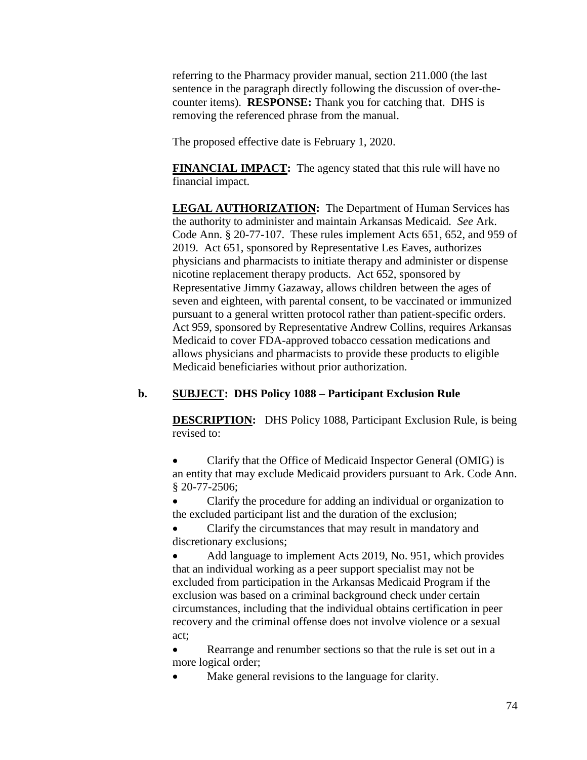referring to the Pharmacy provider manual, section 211.000 (the last sentence in the paragraph directly following the discussion of over-the-counter items). **RESPONSE:** Thank you for catching that. DHS is removing the referenced phrase from the manual.

The proposed effective date is February 1, 2020.

**FINANCIAL IMPACT:** The agency stated that this rule will have no financial impact.

**LEGAL AUTHORIZATION:** The Department of Human Services has the authority to administer and maintain Arkansas Medicaid. *See* Ark. Code Ann. § 20-77-107. These rules implement Acts 651, 652, and 959 of 2019. Act 651, sponsored by Representative Les Eaves, authorizes physicians and pharmacists to initiate therapy and administer or dispense nicotine replacement therapy products. Act 652, sponsored by Representative Jimmy Gazaway, allows children between the ages of seven and eighteen, with parental consent, to be vaccinated or immunized pursuant to a general written protocol rather than patient-specific orders. Act 959, sponsored by Representative Andrew Collins, requires Arkansas Medicaid to cover FDA-approved tobacco cessation medications and allows physicians and pharmacists to provide these products to eligible Medicaid beneficiaries without prior authorization.

**b. SUBJECT: DHS Policy 1088 – Participant Exclusion Rule**

**DESCRIPTION:** DHS Policy 1088, Participant Exclusion Rule, is being revised to:

- Clarify that the Office of Medicaid Inspector General (OMIG) is an entity that may exclude Medicaid providers pursuant to Ark. Code Ann. § 20-77-2506;
- Clarify the procedure for adding an individual or organization to the excluded participant list and the duration of the exclusion;
- Clarify the circumstances that may result in mandatory and discretionary exclusions;
- Add language to implement Acts 2019, No. 951, which provides that an individual working as a peer support specialist may not be excluded from participation in the Arkansas Medicaid Program if the exclusion was based on a criminal background check under certain circumstances, including that the individual obtains certification in peer recovery and the criminal offense does not involve violence or a sexual act;
- Rearrange and renumber sections so that the rule is set out in a more logical order;
- Make general revisions to the language for clarity.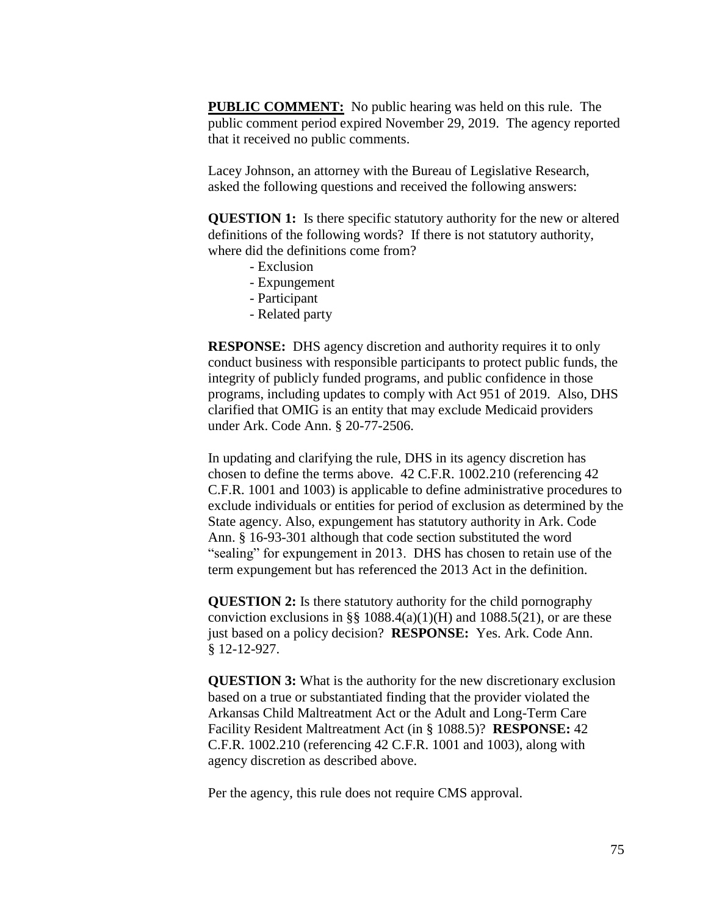**PUBLIC COMMENT:** No public hearing was held on this rule. The public comment period expired November 29, 2019. The agency reported that it received no public comments.

Lacey Johnson, an attorney with the Bureau of Legislative Research, asked the following questions and received the following answers:

**QUESTION 1:** Is there specific statutory authority for the new or altered definitions of the following words? If there is not statutory authority, where did the definitions come from?

- Exclusion
- Expungement
- Participant
- Related party

**RESPONSE:** DHS agency discretion and authority requires it to only conduct business with responsible participants to protect public funds, the integrity of publicly funded programs, and public confidence in those programs, including updates to comply with Act 951 of 2019. Also, DHS clarified that OMIG is an entity that may exclude Medicaid providers under Ark. Code Ann. § 20-77-2506.

In updating and clarifying the rule, DHS in its agency discretion has chosen to define the terms above. 42 C.F.R. 1002.210 (referencing 42 C.F.R. 1001 and 1003) is applicable to define administrative procedures to exclude individuals or entities for period of exclusion as determined by the State agency. Also, expungement has statutory authority in Ark. Code Ann. § 16-93-301 although that code section substituted the word "sealing" for expungement in 2013. DHS has chosen to retain use of the term expungement but has referenced the 2013 Act in the definition.

**QUESTION 2:** Is there statutory authority for the child pornography conviction exclusions in §§ 1088.4(a)(1)(H) and 1088.5(21), or are these just based on a policy decision? **RESPONSE:** Yes. Ark. Code Ann. § 12-12-927.

**QUESTION 3:** What is the authority for the new discretionary exclusion based on a true or substantiated finding that the provider violated the Arkansas Child Maltreatment Act or the Adult and Long-Term Care Facility Resident Maltreatment Act (in § 1088.5)? **RESPONSE:** 42 C.F.R. 1002.210 (referencing 42 C.F.R. 1001 and 1003), along with agency discretion as described above.

Per the agency, this rule does not require CMS approval.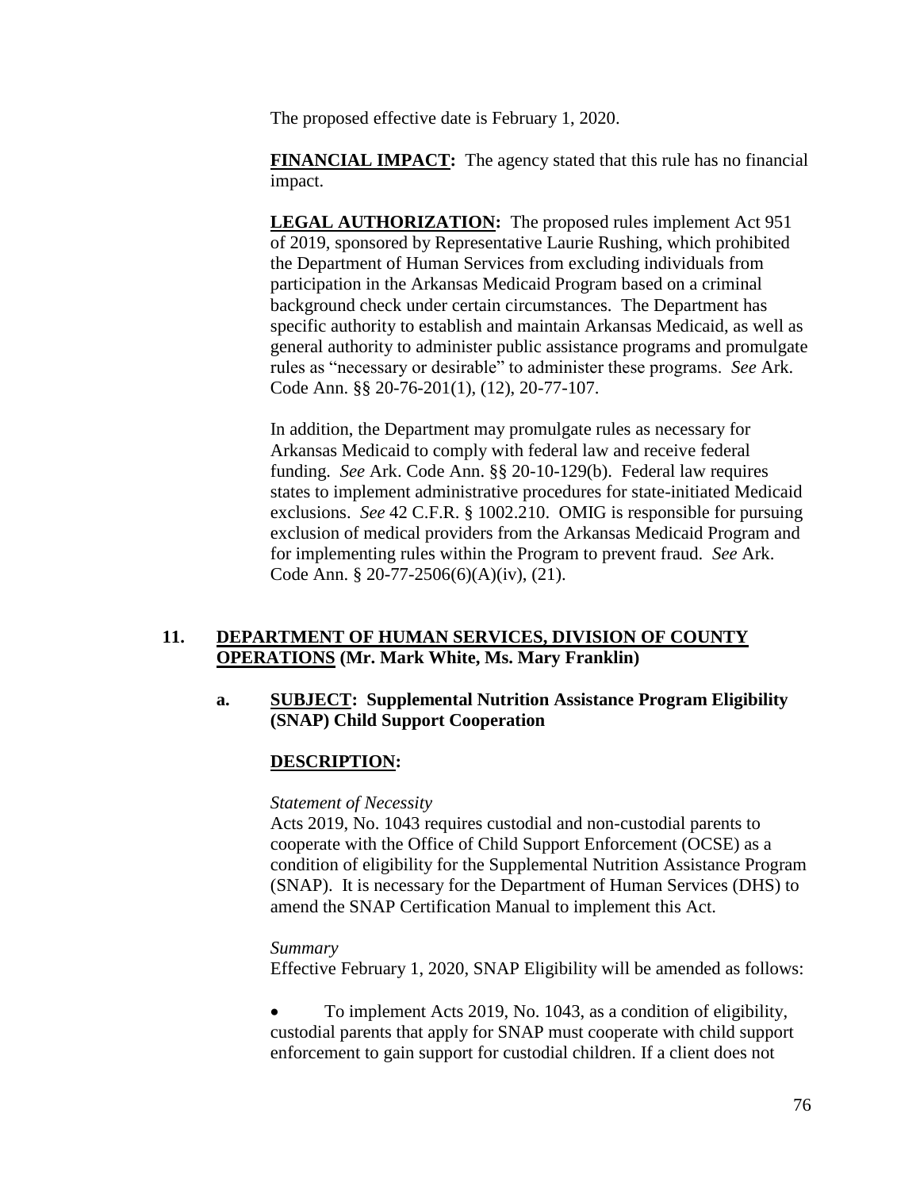The proposed effective date is February 1, 2020.

**FINANCIAL IMPACT:** The agency stated that this rule has no financial impact.

**LEGAL AUTHORIZATION:** The proposed rules implement Act 951 of 2019, sponsored by Representative Laurie Rushing, which prohibited the Department of Human Services from excluding individuals from participation in the Arkansas Medicaid Program based on a criminal background check under certain circumstances. The Department has specific authority to establish and maintain Arkansas Medicaid, as well as general authority to administer public assistance programs and promulgate rules as "necessary or desirable" to administer these programs. *See* Ark. Code Ann. §§ 20-76-201(1), (12), 20-77-107.

In addition, the Department may promulgate rules as necessary for Arkansas Medicaid to comply with federal law and receive federal funding. *See* Ark. Code Ann. §§ 20-10-129(b). Federal law requires states to implement administrative procedures for state-initiated Medicaid exclusions. *See* 42 C.F.R. § 1002.210. OMIG is responsible for pursuing exclusion of medical providers from the Arkansas Medicaid Program and for implementing rules within the Program to prevent fraud. *See* Ark. Code Ann. § 20-77-2506(6)(A)(iv), (21).

## 11. DEPARTMENT OF HUMAN SERVICES, DIVISION OF COUNTY OPERATIONS (Mr. Mark White, Ms. Mary Franklin)

### a. SUBJECT: Supplemental Nutrition Assistance Program Eligibility (SNAP) Child Support Cooperation

**DESCRIPTION:**

*Statement of Necessity*

Acts 2019, No. 1043 requires custodial and non-custodial parents to cooperate with the Office of Child Support Enforcement (OCSE) as a condition of eligibility for the Supplemental Nutrition Assistance Program (SNAP). It is necessary for the Department of Human Services (DHS) to amend the SNAP Certification Manual to implement this Act.

*Summary*

Effective February 1, 2020, SNAP Eligibility will be amended as follows:

- To implement Acts 2019, No. 1043, as a condition of eligibility, custodial parents that apply for SNAP must cooperate with child support enforcement to gain support for custodial children. If a client does not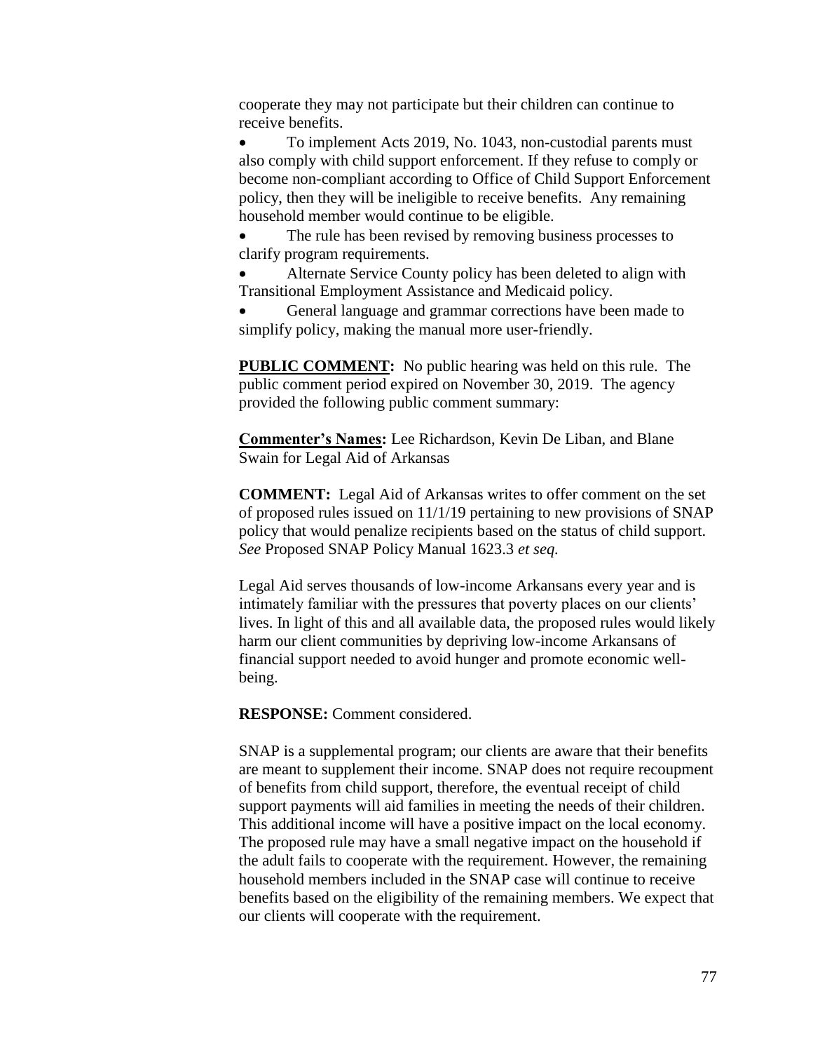cooperate they may not participate but their children can continue to receive benefits.

- To implement Acts 2019, No. 1043, non-custodial parents must also comply with child support enforcement. If they refuse to comply or become non-compliant according to Office of Child Support Enforcement policy, then they will be ineligible to receive benefits. Any remaining household member would continue to be eligible.
- The rule has been revised by removing business processes to clarify program requirements.
- Alternate Service County policy has been deleted to align with Transitional Employment Assistance and Medicaid policy.
- General language and grammar corrections have been made to simplify policy, making the manual more user-friendly.

**PUBLIC COMMENT:** No public hearing was held on this rule. The public comment period expired on November 30, 2019. The agency provided the following public comment summary:

**Commenter's Names:** Lee Richardson, Kevin De Liban, and Blane Swain for Legal Aid of Arkansas

**COMMENT:** Legal Aid of Arkansas writes to offer comment on the set of proposed rules issued on 11/1/19 pertaining to new provisions of SNAP policy that would penalize recipients based on the status of child support. *See* Proposed SNAP Policy Manual 1623.3 *et seq.*

Legal Aid serves thousands of low-income Arkansans every year and is intimately familiar with the pressures that poverty places on our clients' lives. In light of this and all available data, the proposed rules would likely harm our client communities by depriving low-income Arkansans of financial support needed to avoid hunger and promote economic well-being.

**RESPONSE:** Comment considered.

SNAP is a supplemental program; our clients are aware that their benefits are meant to supplement their income. SNAP does not require recoupment of benefits from child support, therefore, the eventual receipt of child support payments will aid families in meeting the needs of their children. This additional income will have a positive impact on the local economy. The proposed rule may have a small negative impact on the household if the adult fails to cooperate with the requirement. However, the remaining household members included in the SNAP case will continue to receive benefits based on the eligibility of the remaining members. We expect that our clients will cooperate with the requirement.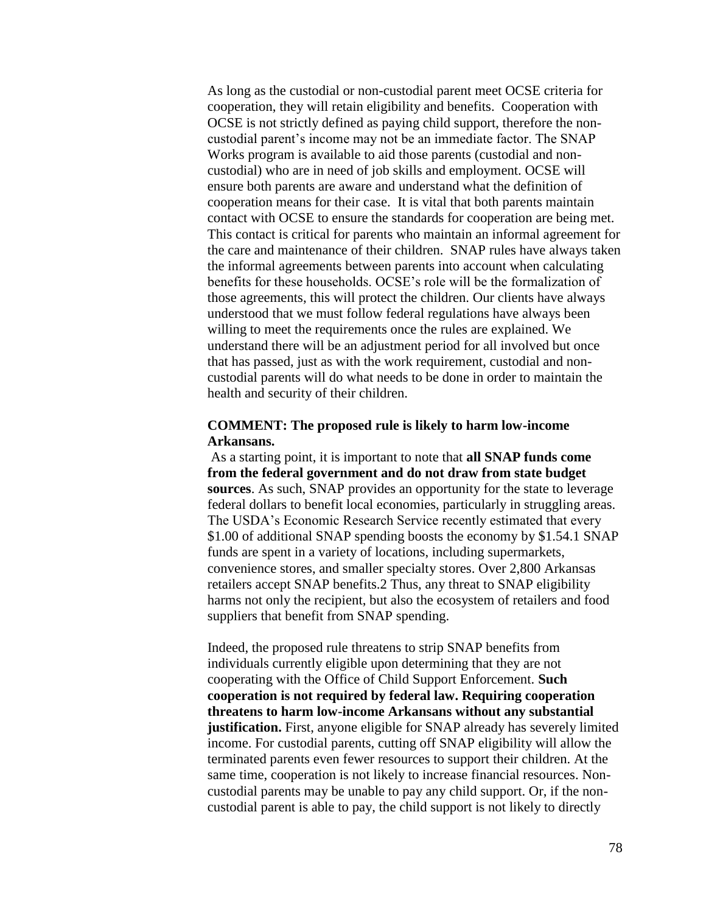As long as the custodial or non-custodial parent meet OCSE criteria for cooperation, they will retain eligibility and benefits. Cooperation with OCSE is not strictly defined as paying child support, therefore the non-custodial parent's income may not be an immediate factor. The SNAP Works program is available to aid those parents (custodial and non-custodial) who are in need of job skills and employment. OCSE will ensure both parents are aware and understand what the definition of cooperation means for their case. It is vital that both parents maintain contact with OCSE to ensure the standards for cooperation are being met. This contact is critical for parents who maintain an informal agreement for the care and maintenance of their children. SNAP rules have always taken the informal agreements between parents into account when calculating benefits for these households. OCSE's role will be the formalization of those agreements, this will protect the children. Our clients have always understood that we must follow federal regulations have always been willing to meet the requirements once the rules are explained. We understand there will be an adjustment period for all involved but once that has passed, just as with the work requirement, custodial and non-custodial parents will do what needs to be done in order to maintain the health and security of their children.

**COMMENT: The proposed rule is likely to harm low-income Arkansans.**

As a starting point, it is important to note that **all SNAP funds come from the federal government and do not draw from state budget sources**. As such, SNAP provides an opportunity for the state to leverage federal dollars to benefit local economies, particularly in struggling areas. The USDA's Economic Research Service recently estimated that every $1.00 of additional SNAP spending boosts the economy by $1.54.[1] SNAP funds are spent in a variety of locations, including supermarkets, convenience stores, and smaller specialty stores. Over 2,800 Arkansas retailers accept SNAP benefits.[2] Thus, any threat to SNAP eligibility harms not only the recipient, but also the ecosystem of retailers and food suppliers that benefit from SNAP spending.

Indeed, the proposed rule threatens to strip SNAP benefits from individuals currently eligible upon determining that they are not cooperating with the Office of Child Support Enforcement. **Such cooperation is not required by federal law. Requiring cooperation threatens to harm low-income Arkansans without any substantial justification.** First, anyone eligible for SNAP already has severely limited income. For custodial parents, cutting off SNAP eligibility will allow the terminated parents even fewer resources to support their children. At the same time, cooperation is not likely to increase financial resources. Non-custodial parents may be unable to pay any child support. Or, if the non-custodial parent is able to pay, the child support is not likely to directly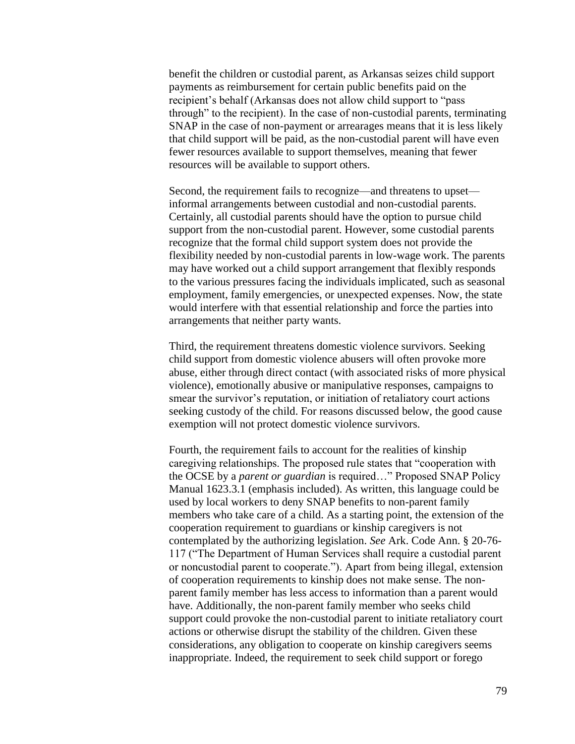benefit the children or custodial parent, as Arkansas seizes child support payments as reimbursement for certain public benefits paid on the recipient's behalf (Arkansas does not allow child support to "pass through" to the recipient). In the case of non-custodial parents, terminating SNAP in the case of non-payment or arrearages means that it is less likely that child support will be paid, as the non-custodial parent will have even fewer resources available to support themselves, meaning that fewer resources will be available to support others.

Second, the requirement fails to recognize—and threatens to upset—informal arrangements between custodial and non-custodial parents. Certainly, all custodial parents should have the option to pursue child support from the non-custodial parent. However, some custodial parents recognize that the formal child support system does not provide the flexibility needed by non-custodial parents in low-wage work. The parents may have worked out a child support arrangement that flexibly responds to the various pressures facing the individuals implicated, such as seasonal employment, family emergencies, or unexpected expenses. Now, the state would interfere with that essential relationship and force the parties into arrangements that neither party wants.

Third, the requirement threatens domestic violence survivors. Seeking child support from domestic violence abusers will often provoke more abuse, either through direct contact (with associated risks of more physical violence), emotionally abusive or manipulative responses, campaigns to smear the survivor's reputation, or initiation of retaliatory court actions seeking custody of the child. For reasons discussed below, the good cause exemption will not protect domestic violence survivors.

Fourth, the requirement fails to account for the realities of kinship caregiving relationships. The proposed rule states that "cooperation with the OCSE by a *parent or guardian* is required…" Proposed SNAP Policy Manual 1623.3.1 (emphasis included). As written, this language could be used by local workers to deny SNAP benefits to non-parent family members who take care of a child. As a starting point, the extension of the cooperation requirement to guardians or kinship caregivers is not contemplated by the authorizing legislation. *See* Ark. Code Ann. § 20-76-117 ("The Department of Human Services shall require a custodial parent or noncustodial parent to cooperate."). Apart from being illegal, extension of cooperation requirements to kinship does not make sense. The non-parent family member has less access to information than a parent would have. Additionally, the non-parent family member who seeks child support could provoke the non-custodial parent to initiate retaliatory court actions or otherwise disrupt the stability of the children. Given these considerations, any obligation to cooperate on kinship caregivers seems inappropriate. Indeed, the requirement to seek child support or forego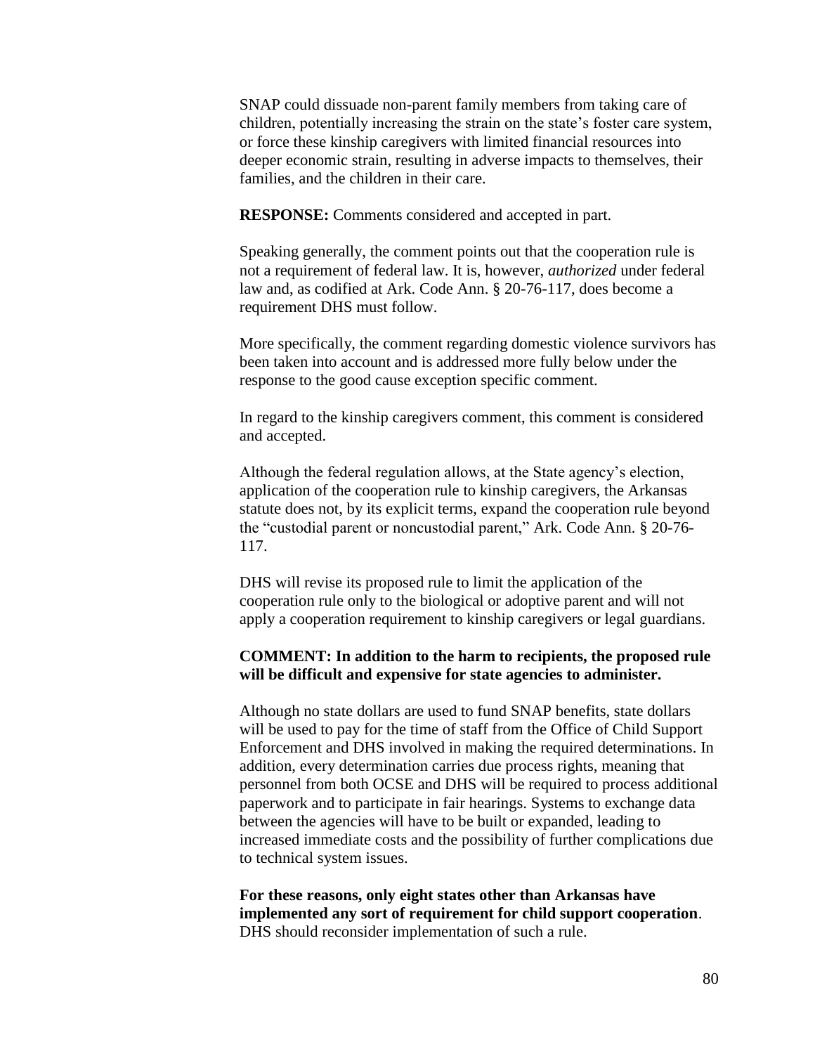SNAP could dissuade non-parent family members from taking care of children, potentially increasing the strain on the state's foster care system, or force these kinship caregivers with limited financial resources into deeper economic strain, resulting in adverse impacts to themselves, their families, and the children in their care.

**RESPONSE:** Comments considered and accepted in part.

Speaking generally, the comment points out that the cooperation rule is not a requirement of federal law. It is, however, *authorized* under federal law and, as codified at Ark. Code Ann. § 20-76-117, does become a requirement DHS must follow.

More specifically, the comment regarding domestic violence survivors has been taken into account and is addressed more fully below under the response to the good cause exception specific comment.

In regard to the kinship caregivers comment, this comment is considered and accepted.

Although the federal regulation allows, at the State agency's election, application of the cooperation rule to kinship caregivers, the Arkansas statute does not, by its explicit terms, expand the cooperation rule beyond the "custodial parent or noncustodial parent," Ark. Code Ann. § 20-76-117.

DHS will revise its proposed rule to limit the application of the cooperation rule only to the biological or adoptive parent and will not apply a cooperation requirement to kinship caregivers or legal guardians.

**COMMENT: In addition to the harm to recipients, the proposed rule will be difficult and expensive for state agencies to administer.**

Although no state dollars are used to fund SNAP benefits, state dollars will be used to pay for the time of staff from the Office of Child Support Enforcement and DHS involved in making the required determinations. In addition, every determination carries due process rights, meaning that personnel from both OCSE and DHS will be required to process additional paperwork and to participate in fair hearings. Systems to exchange data between the agencies will have to be built or expanded, leading to increased immediate costs and the possibility of further complications due to technical system issues.

**For these reasons, only eight states other than Arkansas have implemented any sort of requirement for child support cooperation**. DHS should reconsider implementation of such a rule.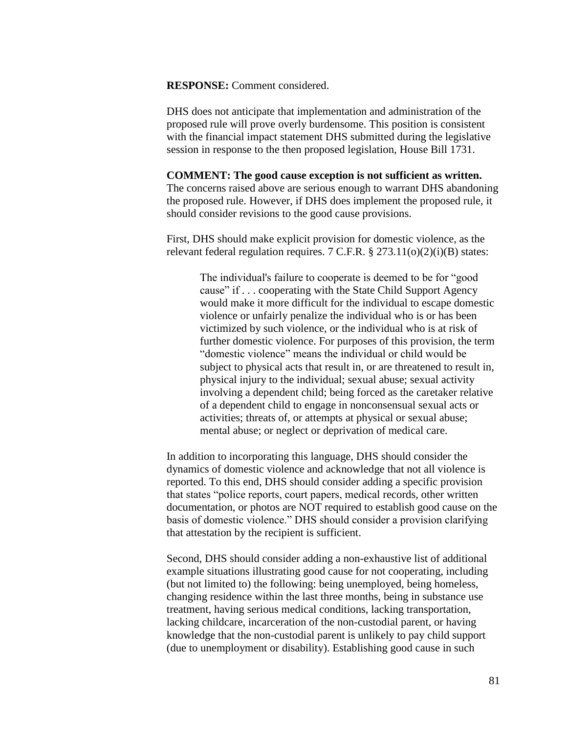**RESPONSE:** Comment considered.

DHS does not anticipate that implementation and administration of the proposed rule will prove overly burdensome. This position is consistent with the financial impact statement DHS submitted during the legislative session in response to the then proposed legislation, House Bill 1731.

**COMMENT: The good cause exception is not sufficient as written.** The concerns raised above are serious enough to warrant DHS abandoning the proposed rule. However, if DHS does implement the proposed rule, it should consider revisions to the good cause provisions.

First, DHS should make explicit provision for domestic violence, as the relevant federal regulation requires. 7 C.F.R. § 273.11(o)(2)(i)(B) states:

> The individual's failure to cooperate is deemed to be for "good cause" if . . . cooperating with the State Child Support Agency would make it more difficult for the individual to escape domestic violence or unfairly penalize the individual who is or has been victimized by such violence, or the individual who is at risk of further domestic violence. For purposes of this provision, the term "domestic violence" means the individual or child would be subject to physical acts that result in, or are threatened to result in, physical injury to the individual; sexual abuse; sexual activity involving a dependent child; being forced as the caretaker relative of a dependent child to engage in nonconsensual sexual acts or activities; threats of, or attempts at physical or sexual abuse; mental abuse; or neglect or deprivation of medical care.

In addition to incorporating this language, DHS should consider the dynamics of domestic violence and acknowledge that not all violence is reported. To this end, DHS should consider adding a specific provision that states "police reports, court papers, medical records, other written documentation, or photos are NOT required to establish good cause on the basis of domestic violence." DHS should consider a provision clarifying that attestation by the recipient is sufficient.

Second, DHS should consider adding a non-exhaustive list of additional example situations illustrating good cause for not cooperating, including (but not limited to) the following: being unemployed, being homeless, changing residence within the last three months, being in substance use treatment, having serious medical conditions, lacking transportation, lacking childcare, incarceration of the non-custodial parent, or having knowledge that the non-custodial parent is unlikely to pay child support (due to unemployment or disability). Establishing good cause in such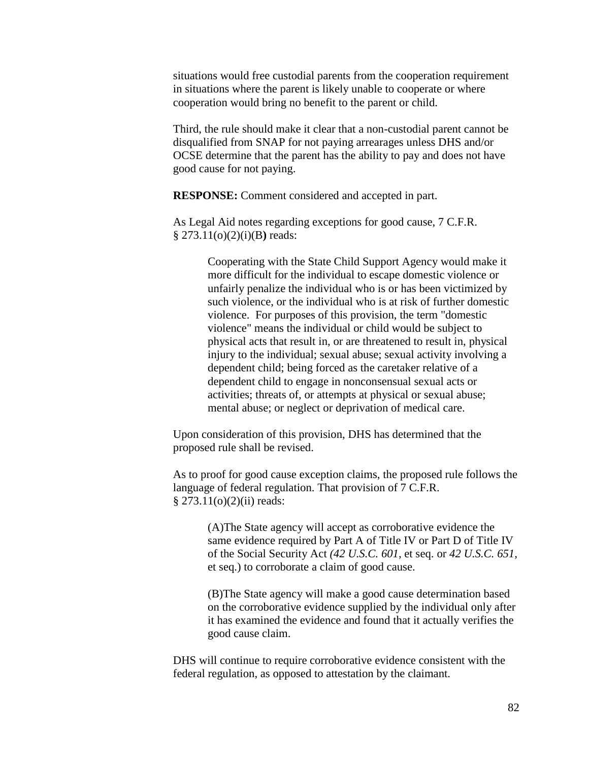situations would free custodial parents from the cooperation requirement in situations where the parent is likely unable to cooperate or where cooperation would bring no benefit to the parent or child.

Third, the rule should make it clear that a non-custodial parent cannot be disqualified from SNAP for not paying arrearages unless DHS and/or OCSE determine that the parent has the ability to pay and does not have good cause for not paying.

**RESPONSE:** Comment considered and accepted in part.

As Legal Aid notes regarding exceptions for good cause, 7 C.F.R. § 273.11(o)(2)(i)(B**)** reads:

> Cooperating with the State Child Support Agency would make it more difficult for the individual to escape domestic violence or unfairly penalize the individual who is or has been victimized by such violence, or the individual who is at risk of further domestic violence. For purposes of this provision, the term "domestic violence" means the individual or child would be subject to physical acts that result in, or are threatened to result in, physical injury to the individual; sexual abuse; sexual activity involving a dependent child; being forced as the caretaker relative of a dependent child to engage in nonconsensual sexual acts or activities; threats of, or attempts at physical or sexual abuse; mental abuse; or neglect or deprivation of medical care.

Upon consideration of this provision, DHS has determined that the proposed rule shall be revised.

As to proof for good cause exception claims, the proposed rule follows the language of federal regulation. That provision of 7 C.F.R. § 273.11(o)(2)(ii) reads:

> (A)The State agency will accept as corroborative evidence the same evidence required by Part A of Title IV or Part D of Title IV of the Social Security Act *(42 U.S.C. 601,* et seq. or *42 U.S.C. 651,* et seq.) to corroborate a claim of good cause.
>
> (B)The State agency will make a good cause determination based on the corroborative evidence supplied by the individual only after it has examined the evidence and found that it actually verifies the good cause claim.

DHS will continue to require corroborative evidence consistent with the federal regulation, as opposed to attestation by the claimant.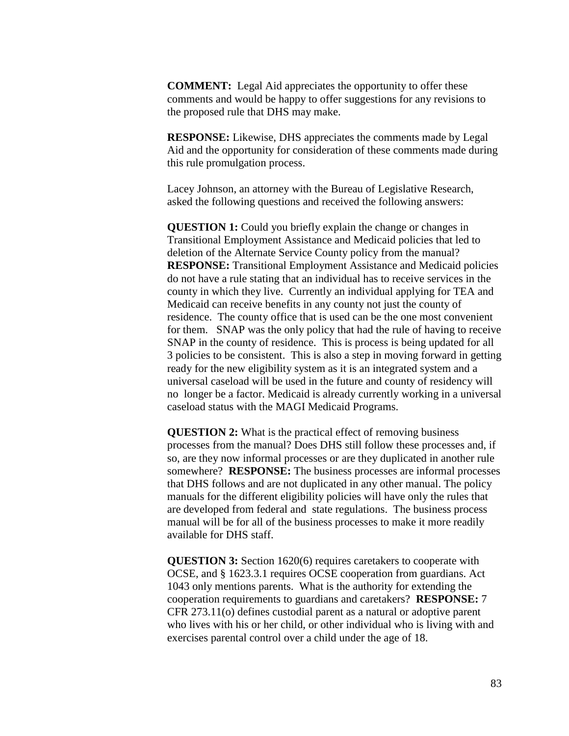**COMMENT:** Legal Aid appreciates the opportunity to offer these comments and would be happy to offer suggestions for any revisions to the proposed rule that DHS may make.

**RESPONSE:** Likewise, DHS appreciates the comments made by Legal Aid and the opportunity for consideration of these comments made during this rule promulgation process.

Lacey Johnson, an attorney with the Bureau of Legislative Research, asked the following questions and received the following answers:

**QUESTION 1:** Could you briefly explain the change or changes in Transitional Employment Assistance and Medicaid policies that led to deletion of the Alternate Service County policy from the manual? **RESPONSE:** Transitional Employment Assistance and Medicaid policies do not have a rule stating that an individual has to receive services in the county in which they live. Currently an individual applying for TEA and Medicaid can receive benefits in any county not just the county of residence. The county office that is used can be the one most convenient for them. SNAP was the only policy that had the rule of having to receive SNAP in the county of residence. This is process is being updated for all 3 policies to be consistent. This is also a step in moving forward in getting ready for the new eligibility system as it is an integrated system and a universal caseload will be used in the future and county of residency will no longer be a factor. Medicaid is already currently working in a universal caseload status with the MAGI Medicaid Programs.

**QUESTION 2:** What is the practical effect of removing business processes from the manual? Does DHS still follow these processes and, if so, are they now informal processes or are they duplicated in another rule somewhere? **RESPONSE:** The business processes are informal processes that DHS follows and are not duplicated in any other manual. The policy manuals for the different eligibility policies will have only the rules that are developed from federal and state regulations. The business process manual will be for all of the business processes to make it more readily available for DHS staff.

**QUESTION 3:** Section 1620(6) requires caretakers to cooperate with OCSE, and § 1623.3.1 requires OCSE cooperation from guardians. Act 1043 only mentions parents. What is the authority for extending the cooperation requirements to guardians and caretakers? **RESPONSE:** 7 CFR 273.11(o) defines custodial parent as a natural or adoptive parent who lives with his or her child, or other individual who is living with and exercises parental control over a child under the age of 18.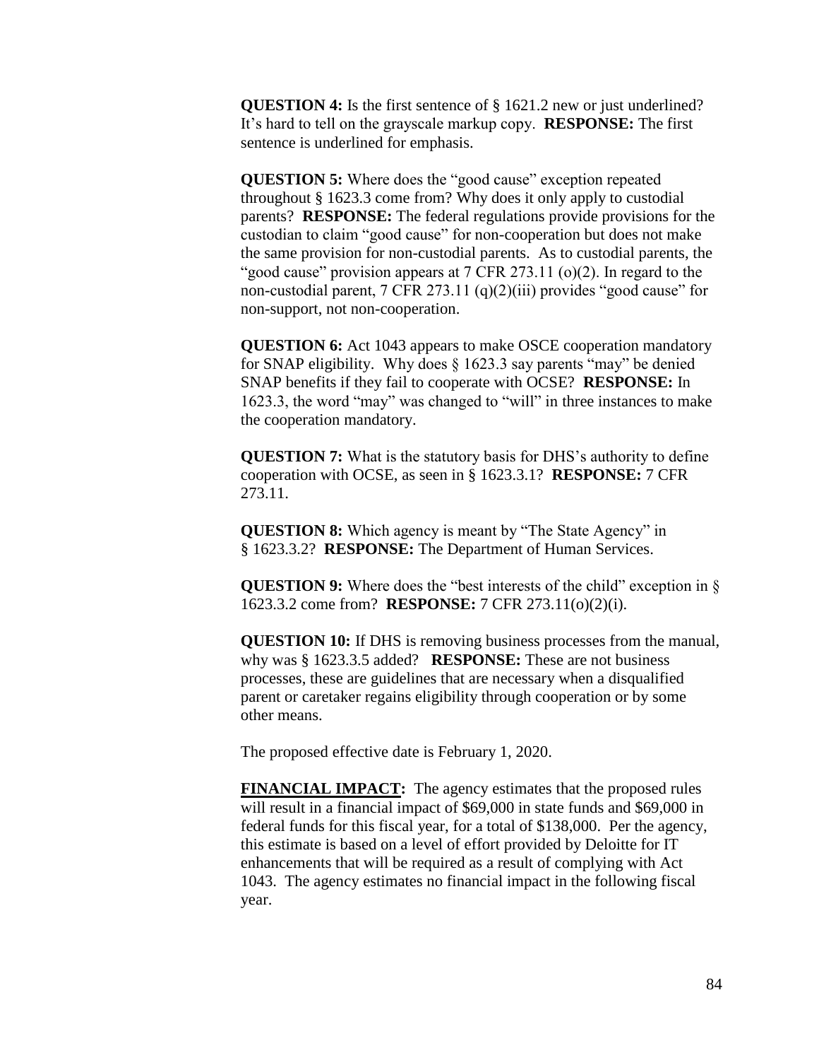**QUESTION 4:** Is the first sentence of § 1621.2 new or just underlined? It's hard to tell on the grayscale markup copy. **RESPONSE:** The first sentence is underlined for emphasis.

**QUESTION 5:** Where does the "good cause" exception repeated throughout § 1623.3 come from? Why does it only apply to custodial parents? **RESPONSE:** The federal regulations provide provisions for the custodian to claim "good cause" for non-cooperation but does not make the same provision for non-custodial parents. As to custodial parents, the "good cause" provision appears at 7 CFR 273.11 (o)(2). In regard to the non-custodial parent, 7 CFR 273.11 (q)(2)(iii) provides "good cause" for non-support, not non-cooperation.

**QUESTION 6:** Act 1043 appears to make OSCE cooperation mandatory for SNAP eligibility. Why does § 1623.3 say parents "may" be denied SNAP benefits if they fail to cooperate with OCSE? **RESPONSE:** In 1623.3, the word "may" was changed to "will" in three instances to make the cooperation mandatory.

**QUESTION 7:** What is the statutory basis for DHS's authority to define cooperation with OCSE, as seen in § 1623.3.1? **RESPONSE:** 7 CFR 273.11.

**QUESTION 8:** Which agency is meant by "The State Agency" in § 1623.3.2? **RESPONSE:** The Department of Human Services.

**QUESTION 9:** Where does the "best interests of the child" exception in § 1623.3.2 come from? **RESPONSE:** 7 CFR 273.11(o)(2)(i).

**QUESTION 10:** If DHS is removing business processes from the manual, why was § 1623.3.5 added? **RESPONSE:** These are not business processes, these are guidelines that are necessary when a disqualified parent or caretaker regains eligibility through cooperation or by some other means.

The proposed effective date is February 1, 2020.

**FINANCIAL IMPACT:** The agency estimates that the proposed rules will result in a financial impact of $69,000 in state funds and $69,000 in federal funds for this fiscal year, for a total of $138,000. Per the agency, this estimate is based on a level of effort provided by Deloitte for IT enhancements that will be required as a result of complying with Act 1043. The agency estimates no financial impact in the following fiscal year.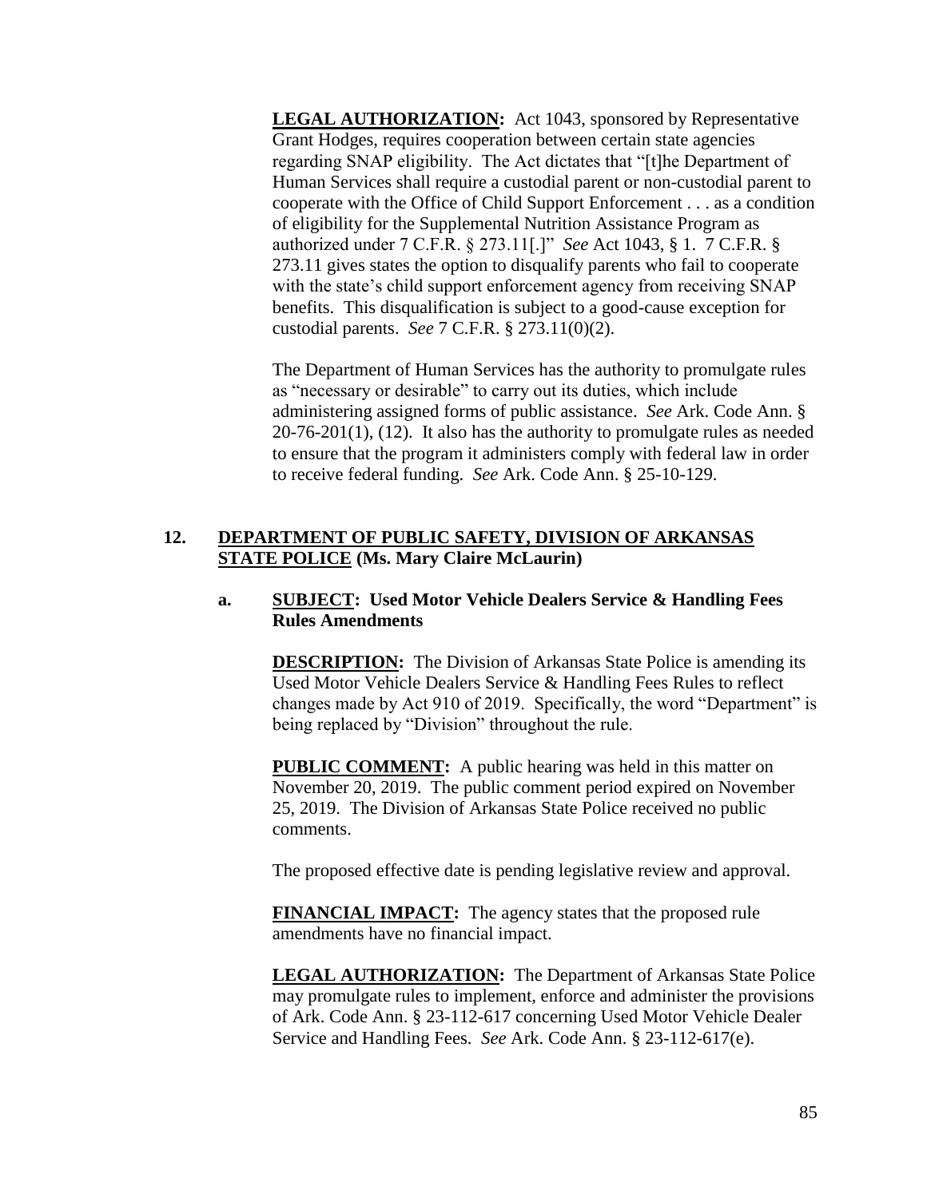**LEGAL AUTHORIZATION:** Act 1043, sponsored by Representative Grant Hodges, requires cooperation between certain state agencies regarding SNAP eligibility. The Act dictates that "[t]he Department of Human Services shall require a custodial parent or non-custodial parent to cooperate with the Office of Child Support Enforcement . . . as a condition of eligibility for the Supplemental Nutrition Assistance Program as authorized under 7 C.F.R. § 273.11[.]" *See* Act 1043, § 1. 7 C.F.R. § 273.11 gives states the option to disqualify parents who fail to cooperate with the state's child support enforcement agency from receiving SNAP benefits. This disqualification is subject to a good-cause exception for custodial parents. *See* 7 C.F.R. § 273.11(0)(2).

The Department of Human Services has the authority to promulgate rules as "necessary or desirable" to carry out its duties, which include administering assigned forms of public assistance. *See* Ark. Code Ann. § 20-76-201(1), (12). It also has the authority to promulgate rules as needed to ensure that the program it administers comply with federal law in order to receive federal funding. *See* Ark. Code Ann. § 25-10-129.

## 12. DEPARTMENT OF PUBLIC SAFETY, DIVISION OF ARKANSAS STATE POLICE (Ms. Mary Claire McLaurin)

### a. SUBJECT: Used Motor Vehicle Dealers Service & Handling Fees Rules Amendments

**DESCRIPTION:** The Division of Arkansas State Police is amending its Used Motor Vehicle Dealers Service & Handling Fees Rules to reflect changes made by Act 910 of 2019. Specifically, the word "Department" is being replaced by "Division" throughout the rule.

**PUBLIC COMMENT:** A public hearing was held in this matter on November 20, 2019. The public comment period expired on November 25, 2019. The Division of Arkansas State Police received no public comments.

The proposed effective date is pending legislative review and approval.

**FINANCIAL IMPACT:** The agency states that the proposed rule amendments have no financial impact.

**LEGAL AUTHORIZATION:** The Department of Arkansas State Police may promulgate rules to implement, enforce and administer the provisions of Ark. Code Ann. § 23-112-617 concerning Used Motor Vehicle Dealer Service and Handling Fees. *See* Ark. Code Ann. § 23-112-617(e).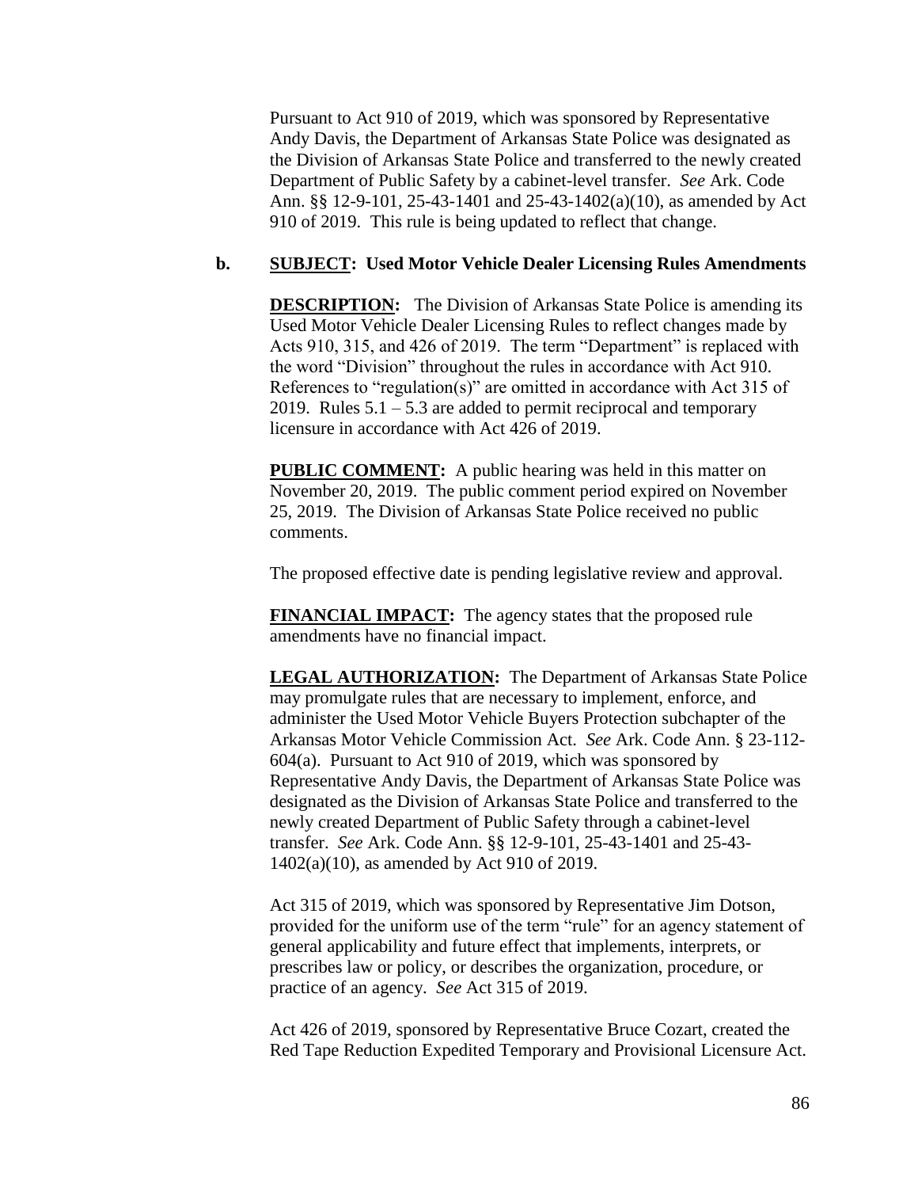Pursuant to Act 910 of 2019, which was sponsored by Representative Andy Davis, the Department of Arkansas State Police was designated as the Division of Arkansas State Police and transferred to the newly created Department of Public Safety by a cabinet-level transfer. *See* Ark. Code Ann. §§ 12-9-101, 25-43-1401 and 25-43-1402(a)(10), as amended by Act 910 of 2019. This rule is being updated to reflect that change.

**b. SUBJECT: Used Motor Vehicle Dealer Licensing Rules Amendments**

**DESCRIPTION:** The Division of Arkansas State Police is amending its Used Motor Vehicle Dealer Licensing Rules to reflect changes made by Acts 910, 315, and 426 of 2019. The term "Department" is replaced with the word "Division" throughout the rules in accordance with Act 910. References to "regulation(s)" are omitted in accordance with Act 315 of 2019. Rules 5.1 – 5.3 are added to permit reciprocal and temporary licensure in accordance with Act 426 of 2019.

**PUBLIC COMMENT:** A public hearing was held in this matter on November 20, 2019. The public comment period expired on November 25, 2019. The Division of Arkansas State Police received no public comments.

The proposed effective date is pending legislative review and approval.

**FINANCIAL IMPACT:** The agency states that the proposed rule amendments have no financial impact.

**LEGAL AUTHORIZATION:** The Department of Arkansas State Police may promulgate rules that are necessary to implement, enforce, and administer the Used Motor Vehicle Buyers Protection subchapter of the Arkansas Motor Vehicle Commission Act. *See* Ark. Code Ann. § 23-112-604(a). Pursuant to Act 910 of 2019, which was sponsored by Representative Andy Davis, the Department of Arkansas State Police was designated as the Division of Arkansas State Police and transferred to the newly created Department of Public Safety through a cabinet-level transfer. *See* Ark. Code Ann. §§ 12-9-101, 25-43-1401 and 25-43-1402(a)(10), as amended by Act 910 of 2019.

Act 315 of 2019, which was sponsored by Representative Jim Dotson, provided for the uniform use of the term "rule" for an agency statement of general applicability and future effect that implements, interprets, or prescribes law or policy, or describes the organization, procedure, or practice of an agency. *See* Act 315 of 2019.

Act 426 of 2019, sponsored by Representative Bruce Cozart, created the Red Tape Reduction Expedited Temporary and Provisional Licensure Act.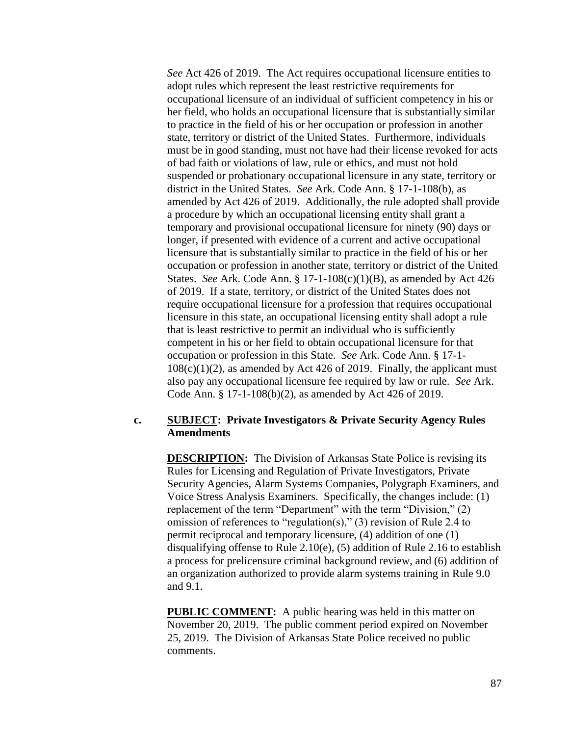*See* Act 426 of 2019. The Act requires occupational licensure entities to adopt rules which represent the least restrictive requirements for occupational licensure of an individual of sufficient competency in his or her field, who holds an occupational licensure that is substantially similar to practice in the field of his or her occupation or profession in another state, territory or district of the United States. Furthermore, individuals must be in good standing, must not have had their license revoked for acts of bad faith or violations of law, rule or ethics, and must not hold suspended or probationary occupational licensure in any state, territory or district in the United States. *See* Ark. Code Ann. § 17-1-108(b), as amended by Act 426 of 2019. Additionally, the rule adopted shall provide a procedure by which an occupational licensing entity shall grant a temporary and provisional occupational licensure for ninety (90) days or longer, if presented with evidence of a current and active occupational licensure that is substantially similar to practice in the field of his or her occupation or profession in another state, territory or district of the United States. *See* Ark. Code Ann. § 17-1-108(c)(1)(B), as amended by Act 426 of 2019. If a state, territory, or district of the United States does not require occupational licensure for a profession that requires occupational licensure in this state, an occupational licensing entity shall adopt a rule that is least restrictive to permit an individual who is sufficiently competent in his or her field to obtain occupational licensure for that occupation or profession in this State. *See* Ark. Code Ann. § 17-1-108(c)(1)(2), as amended by Act 426 of 2019. Finally, the applicant must also pay any occupational licensure fee required by law or rule. *See* Ark. Code Ann. § 17-1-108(b)(2), as amended by Act 426 of 2019.

**c. SUBJECT: Private Investigators & Private Security Agency Rules Amendments**

**DESCRIPTION:** The Division of Arkansas State Police is revising its Rules for Licensing and Regulation of Private Investigators, Private Security Agencies, Alarm Systems Companies, Polygraph Examiners, and Voice Stress Analysis Examiners. Specifically, the changes include: (1) replacement of the term "Department" with the term "Division," (2) omission of references to "regulation(s)," (3) revision of Rule 2.4 to permit reciprocal and temporary licensure, (4) addition of one (1) disqualifying offense to Rule 2.10(e), (5) addition of Rule 2.16 to establish a process for prelicensure criminal background review, and (6) addition of an organization authorized to provide alarm systems training in Rule 9.0 and 9.1.

**PUBLIC COMMENT:** A public hearing was held in this matter on November 20, 2019. The public comment period expired on November 25, 2019. The Division of Arkansas State Police received no public comments.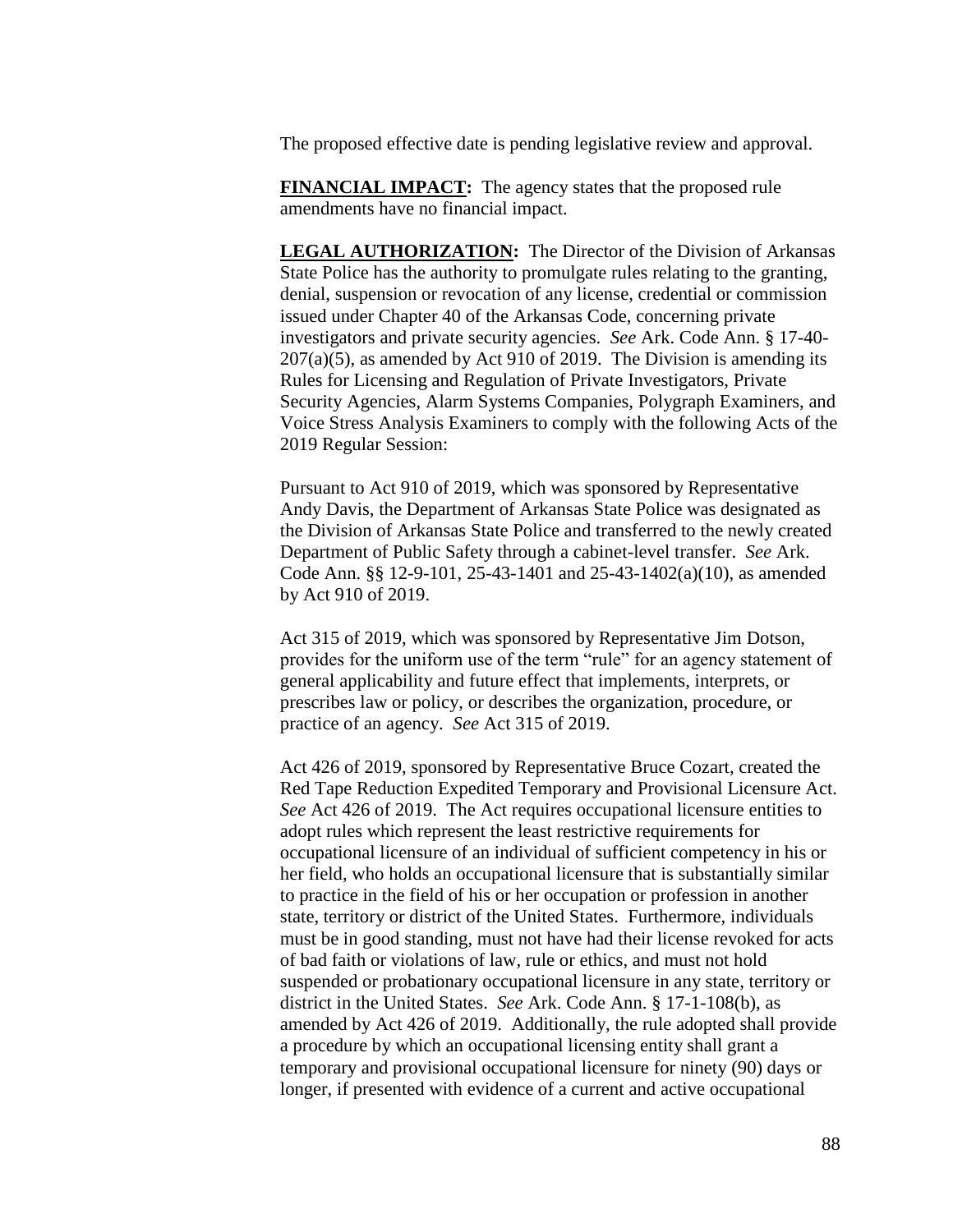The proposed effective date is pending legislative review and approval.

**FINANCIAL IMPACT:** The agency states that the proposed rule amendments have no financial impact.

**LEGAL AUTHORIZATION:** The Director of the Division of Arkansas State Police has the authority to promulgate rules relating to the granting, denial, suspension or revocation of any license, credential or commission issued under Chapter 40 of the Arkansas Code, concerning private investigators and private security agencies. *See* Ark. Code Ann. § 17-40-207(a)(5), as amended by Act 910 of 2019. The Division is amending its Rules for Licensing and Regulation of Private Investigators, Private Security Agencies, Alarm Systems Companies, Polygraph Examiners, and Voice Stress Analysis Examiners to comply with the following Acts of the 2019 Regular Session:

Pursuant to Act 910 of 2019, which was sponsored by Representative Andy Davis, the Department of Arkansas State Police was designated as the Division of Arkansas State Police and transferred to the newly created Department of Public Safety through a cabinet-level transfer. *See* Ark. Code Ann. §§ 12-9-101, 25-43-1401 and 25-43-1402(a)(10), as amended by Act 910 of 2019.

Act 315 of 2019, which was sponsored by Representative Jim Dotson, provides for the uniform use of the term "rule" for an agency statement of general applicability and future effect that implements, interprets, or prescribes law or policy, or describes the organization, procedure, or practice of an agency. *See* Act 315 of 2019.

Act 426 of 2019, sponsored by Representative Bruce Cozart, created the Red Tape Reduction Expedited Temporary and Provisional Licensure Act. *See* Act 426 of 2019. The Act requires occupational licensure entities to adopt rules which represent the least restrictive requirements for occupational licensure of an individual of sufficient competency in his or her field, who holds an occupational licensure that is substantially similar to practice in the field of his or her occupation or profession in another state, territory or district of the United States. Furthermore, individuals must be in good standing, must not have had their license revoked for acts of bad faith or violations of law, rule or ethics, and must not hold suspended or probationary occupational licensure in any state, territory or district in the United States. *See* Ark. Code Ann. § 17-1-108(b), as amended by Act 426 of 2019. Additionally, the rule adopted shall provide a procedure by which an occupational licensing entity shall grant a temporary and provisional occupational licensure for ninety (90) days or longer, if presented with evidence of a current and active occupational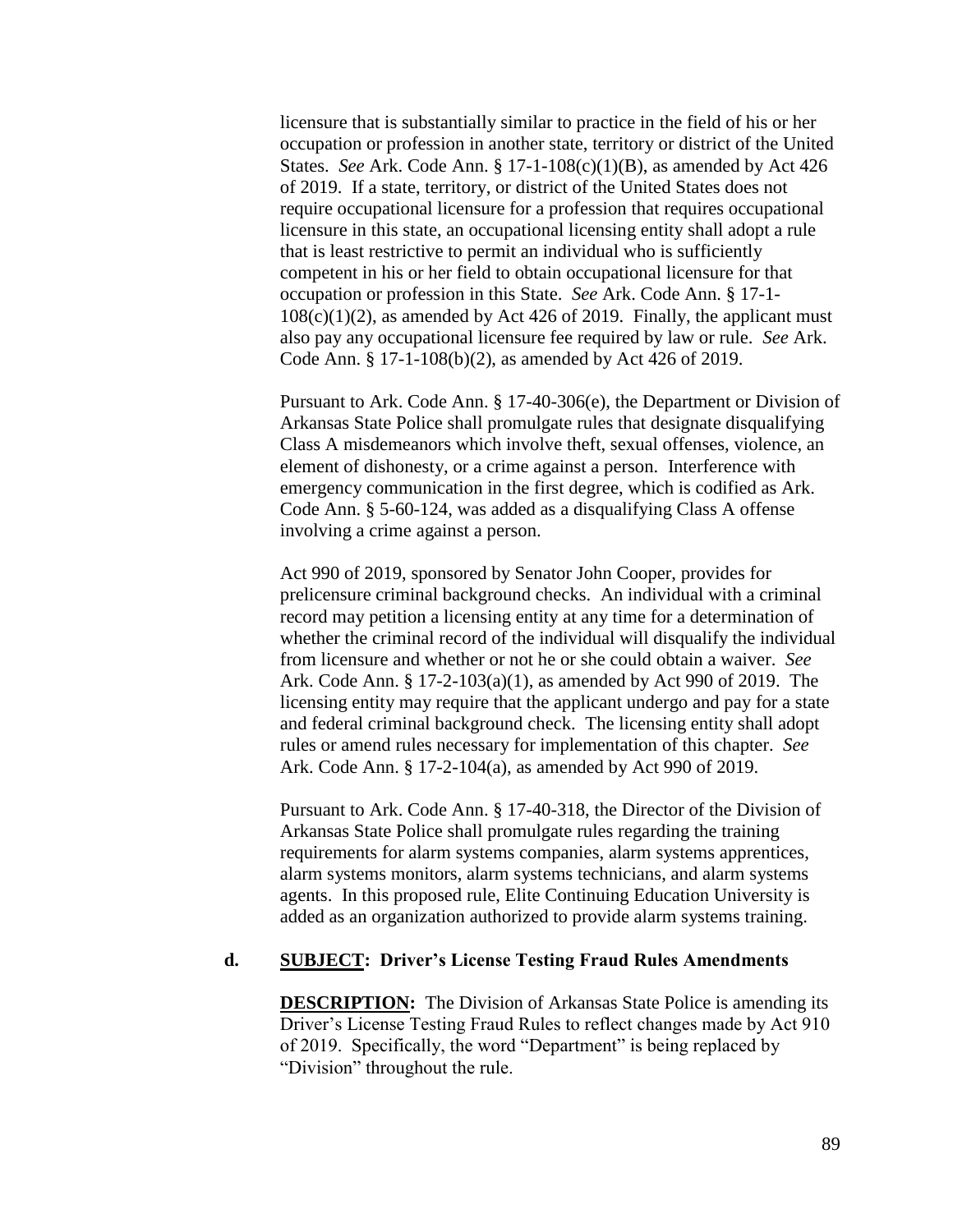licensure that is substantially similar to practice in the field of his or her occupation or profession in another state, territory or district of the United States. *See* Ark. Code Ann. § 17-1-108(c)(1)(B), as amended by Act 426 of 2019. If a state, territory, or district of the United States does not require occupational licensure for a profession that requires occupational licensure in this state, an occupational licensing entity shall adopt a rule that is least restrictive to permit an individual who is sufficiently competent in his or her field to obtain occupational licensure for that occupation or profession in this State. *See* Ark. Code Ann. § 17-1-108(c)(1)(2), as amended by Act 426 of 2019. Finally, the applicant must also pay any occupational licensure fee required by law or rule. *See* Ark. Code Ann. § 17-1-108(b)(2), as amended by Act 426 of 2019.

Pursuant to Ark. Code Ann. § 17-40-306(e), the Department or Division of Arkansas State Police shall promulgate rules that designate disqualifying Class A misdemeanors which involve theft, sexual offenses, violence, an element of dishonesty, or a crime against a person. Interference with emergency communication in the first degree, which is codified as Ark. Code Ann. § 5-60-124, was added as a disqualifying Class A offense involving a crime against a person.

Act 990 of 2019, sponsored by Senator John Cooper, provides for prelicensure criminal background checks. An individual with a criminal record may petition a licensing entity at any time for a determination of whether the criminal record of the individual will disqualify the individual from licensure and whether or not he or she could obtain a waiver. *See* Ark. Code Ann. § 17-2-103(a)(1), as amended by Act 990 of 2019. The licensing entity may require that the applicant undergo and pay for a state and federal criminal background check. The licensing entity shall adopt rules or amend rules necessary for implementation of this chapter. *See* Ark. Code Ann. § 17-2-104(a), as amended by Act 990 of 2019.

Pursuant to Ark. Code Ann. § 17-40-318, the Director of the Division of Arkansas State Police shall promulgate rules regarding the training requirements for alarm systems companies, alarm systems apprentices, alarm systems monitors, alarm systems technicians, and alarm systems agents. In this proposed rule, Elite Continuing Education University is added as an organization authorized to provide alarm systems training.

**d.** **SUBJECT: Driver's License Testing Fraud Rules Amendments**

**DESCRIPTION:** The Division of Arkansas State Police is amending its Driver's License Testing Fraud Rules to reflect changes made by Act 910 of 2019. Specifically, the word "Department" is being replaced by "Division" throughout the rule.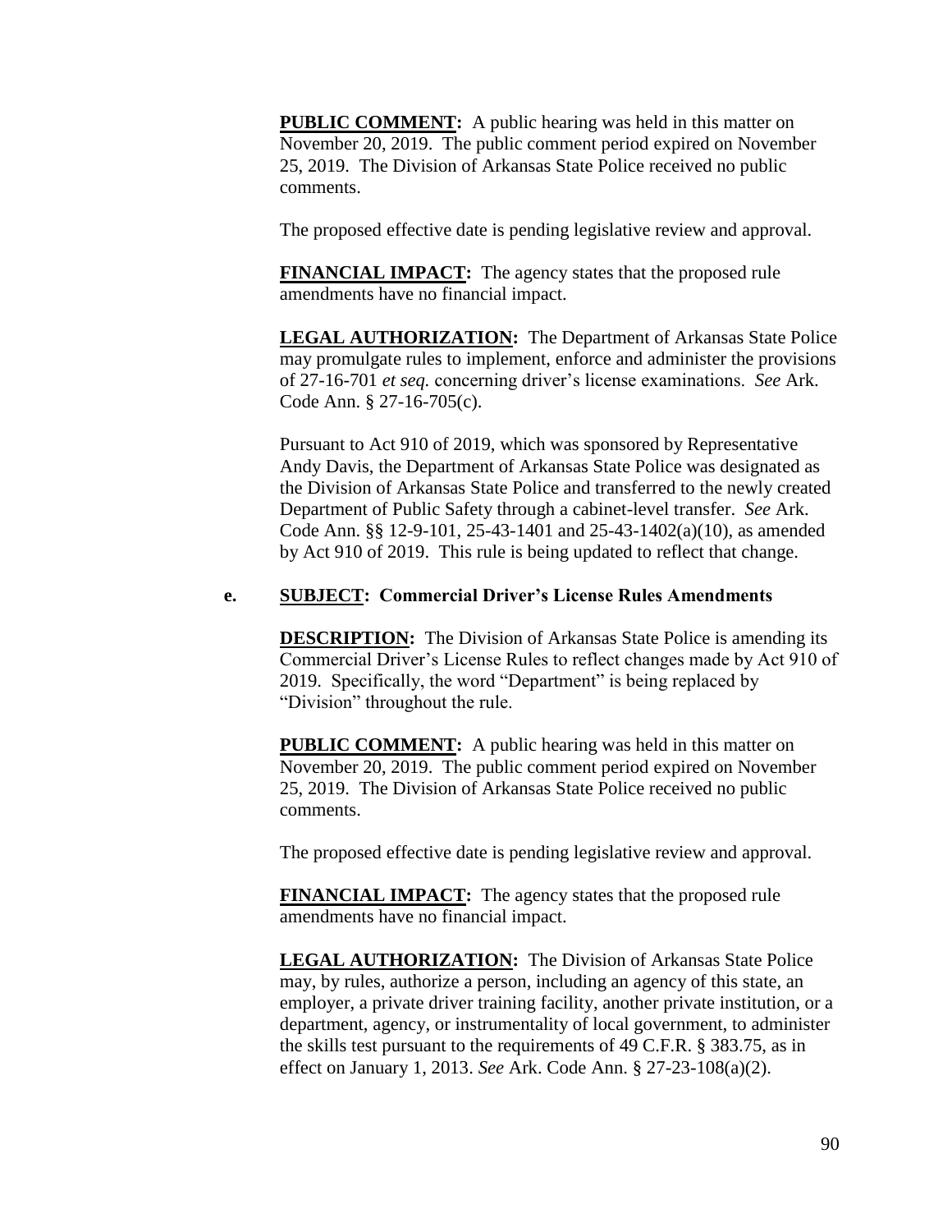**PUBLIC COMMENT:** A public hearing was held in this matter on November 20, 2019. The public comment period expired on November 25, 2019. The Division of Arkansas State Police received no public comments.

The proposed effective date is pending legislative review and approval.

**FINANCIAL IMPACT:** The agency states that the proposed rule amendments have no financial impact.

**LEGAL AUTHORIZATION:** The Department of Arkansas State Police may promulgate rules to implement, enforce and administer the provisions of 27-16-701 *et seq.* concerning driver's license examinations. *See* Ark. Code Ann. § 27-16-705(c).

Pursuant to Act 910 of 2019, which was sponsored by Representative Andy Davis, the Department of Arkansas State Police was designated as the Division of Arkansas State Police and transferred to the newly created Department of Public Safety through a cabinet-level transfer. *See* Ark. Code Ann. §§ 12-9-101, 25-43-1401 and 25-43-1402(a)(10), as amended by Act 910 of 2019. This rule is being updated to reflect that change.

**e. SUBJECT: Commercial Driver's License Rules Amendments**

**DESCRIPTION:** The Division of Arkansas State Police is amending its Commercial Driver's License Rules to reflect changes made by Act 910 of 2019. Specifically, the word "Department" is being replaced by "Division" throughout the rule.

**PUBLIC COMMENT:** A public hearing was held in this matter on November 20, 2019. The public comment period expired on November 25, 2019. The Division of Arkansas State Police received no public comments.

The proposed effective date is pending legislative review and approval.

**FINANCIAL IMPACT:** The agency states that the proposed rule amendments have no financial impact.

**LEGAL AUTHORIZATION:** The Division of Arkansas State Police may, by rules, authorize a person, including an agency of this state, an employer, a private driver training facility, another private institution, or a department, agency, or instrumentality of local government, to administer the skills test pursuant to the requirements of 49 C.F.R. § 383.75, as in effect on January 1, 2013. *See* Ark. Code Ann. § 27-23-108(a)(2).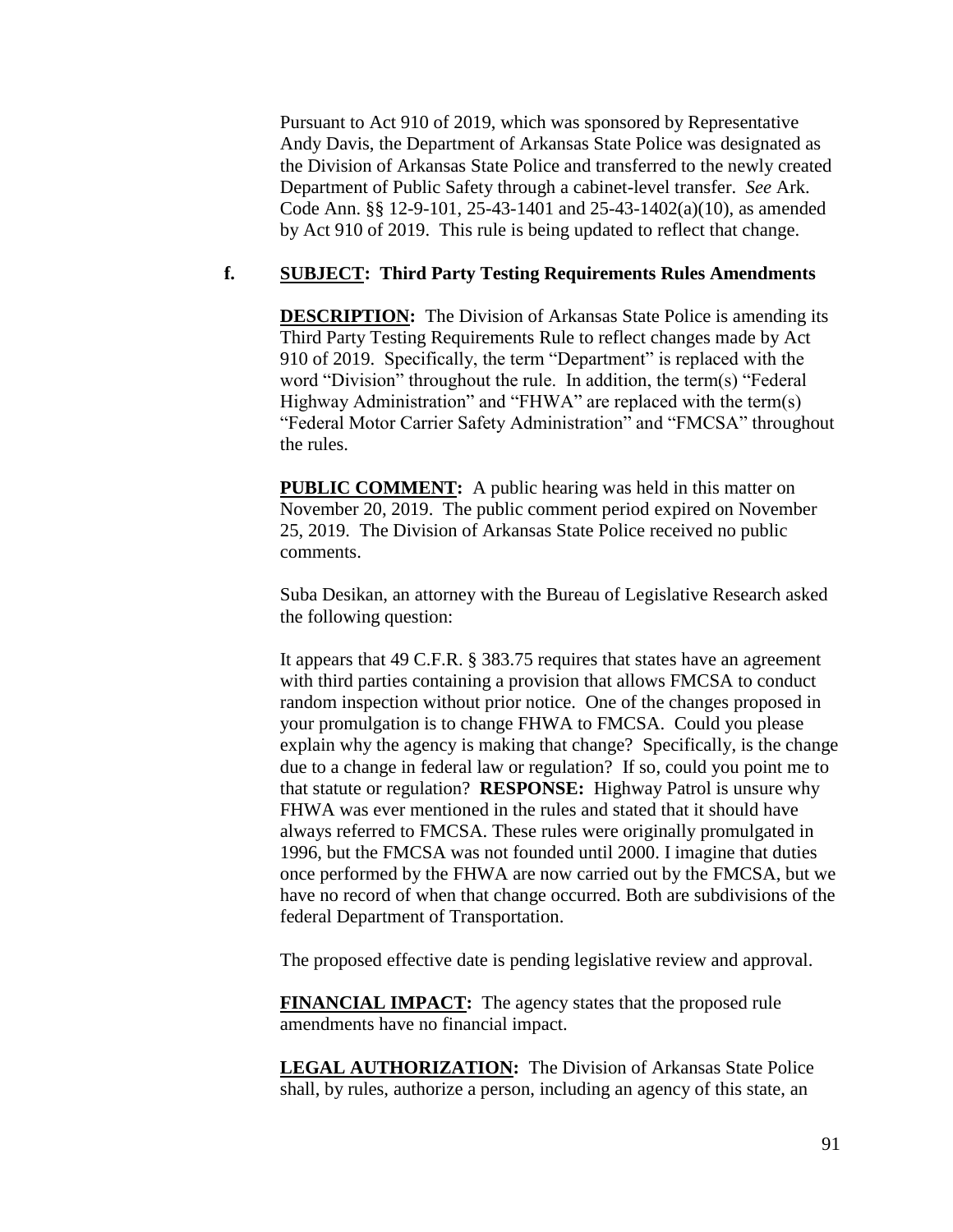Pursuant to Act 910 of 2019, which was sponsored by Representative Andy Davis, the Department of Arkansas State Police was designated as the Division of Arkansas State Police and transferred to the newly created Department of Public Safety through a cabinet-level transfer. *See* Ark. Code Ann. §§ 12-9-101, 25-43-1401 and 25-43-1402(a)(10), as amended by Act 910 of 2019. This rule is being updated to reflect that change.

**f. <u>SUBJECT</u>: Third Party Testing Requirements Rules Amendments**

**<u>DESCRIPTION</u>:** The Division of Arkansas State Police is amending its Third Party Testing Requirements Rule to reflect changes made by Act 910 of 2019. Specifically, the term "Department" is replaced with the word "Division" throughout the rule. In addition, the term(s) "Federal Highway Administration" and "FHWA" are replaced with the term(s) "Federal Motor Carrier Safety Administration" and "FMCSA" throughout the rules.

**<u>PUBLIC COMMENT</u>:** A public hearing was held in this matter on November 20, 2019. The public comment period expired on November 25, 2019. The Division of Arkansas State Police received no public comments.

Suba Desikan, an attorney with the Bureau of Legislative Research asked the following question:

It appears that 49 C.F.R. § 383.75 requires that states have an agreement with third parties containing a provision that allows FMCSA to conduct random inspection without prior notice. One of the changes proposed in your promulgation is to change FHWA to FMCSA. Could you please explain why the agency is making that change? Specifically, is the change due to a change in federal law or regulation? If so, could you point me to that statute or regulation? **RESPONSE:** Highway Patrol is unsure why FHWA was ever mentioned in the rules and stated that it should have always referred to FMCSA. These rules were originally promulgated in 1996, but the FMCSA was not founded until 2000. I imagine that duties once performed by the FHWA are now carried out by the FMCSA, but we have no record of when that change occurred. Both are subdivisions of the federal Department of Transportation.

The proposed effective date is pending legislative review and approval.

**<u>FINANCIAL IMPACT</u>:** The agency states that the proposed rule amendments have no financial impact.

**<u>LEGAL AUTHORIZATION</u>:** The Division of Arkansas State Police shall, by rules, authorize a person, including an agency of this state, an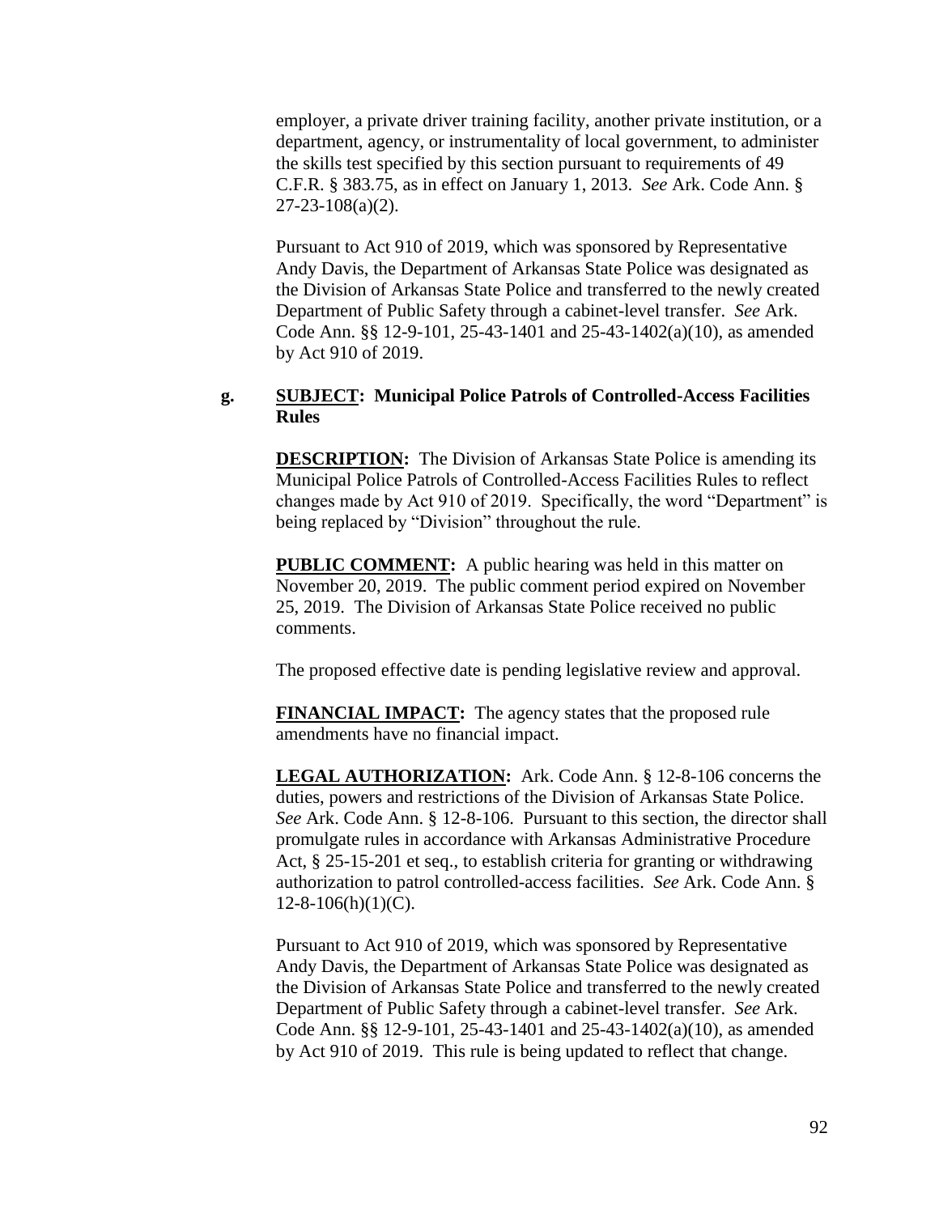employer, a private driver training facility, another private institution, or a department, agency, or instrumentality of local government, to administer the skills test specified by this section pursuant to requirements of 49 C.F.R. § 383.75, as in effect on January 1, 2013. *See* Ark. Code Ann. § 27-23-108(a)(2).

Pursuant to Act 910 of 2019, which was sponsored by Representative Andy Davis, the Department of Arkansas State Police was designated as the Division of Arkansas State Police and transferred to the newly created Department of Public Safety through a cabinet-level transfer. *See* Ark. Code Ann. §§ 12-9-101, 25-43-1401 and 25-43-1402(a)(10), as amended by Act 910 of 2019.

**g. SUBJECT: Municipal Police Patrols of Controlled-Access Facilities Rules**

**DESCRIPTION:** The Division of Arkansas State Police is amending its Municipal Police Patrols of Controlled-Access Facilities Rules to reflect changes made by Act 910 of 2019. Specifically, the word "Department" is being replaced by "Division" throughout the rule.

**PUBLIC COMMENT:** A public hearing was held in this matter on November 20, 2019. The public comment period expired on November 25, 2019. The Division of Arkansas State Police received no public comments.

The proposed effective date is pending legislative review and approval.

**FINANCIAL IMPACT:** The agency states that the proposed rule amendments have no financial impact.

**LEGAL AUTHORIZATION:** Ark. Code Ann. § 12-8-106 concerns the duties, powers and restrictions of the Division of Arkansas State Police. *See* Ark. Code Ann. § 12-8-106. Pursuant to this section, the director shall promulgate rules in accordance with Arkansas Administrative Procedure Act, § 25-15-201 et seq., to establish criteria for granting or withdrawing authorization to patrol controlled-access facilities. *See* Ark. Code Ann. § 12-8-106(h)(1)(C).

Pursuant to Act 910 of 2019, which was sponsored by Representative Andy Davis, the Department of Arkansas State Police was designated as the Division of Arkansas State Police and transferred to the newly created Department of Public Safety through a cabinet-level transfer. *See* Ark. Code Ann. §§ 12-9-101, 25-43-1401 and 25-43-1402(a)(10), as amended by Act 910 of 2019. This rule is being updated to reflect that change.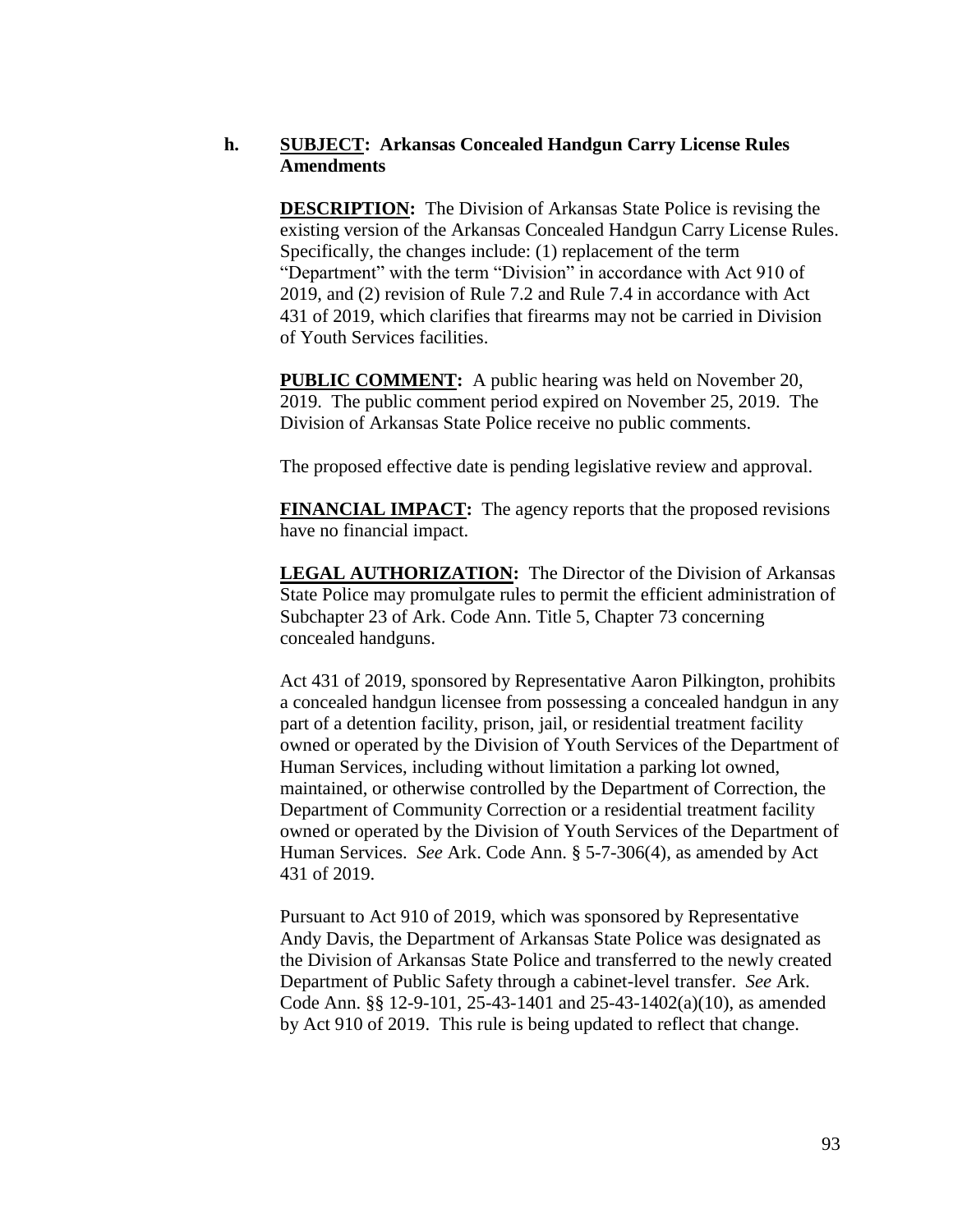**h.** **SUBJECT: Arkansas Concealed Handgun Carry License Rules Amendments**

**DESCRIPTION:** The Division of Arkansas State Police is revising the existing version of the Arkansas Concealed Handgun Carry License Rules. Specifically, the changes include: (1) replacement of the term "Department" with the term "Division" in accordance with Act 910 of 2019, and (2) revision of Rule 7.2 and Rule 7.4 in accordance with Act 431 of 2019, which clarifies that firearms may not be carried in Division of Youth Services facilities.

**PUBLIC COMMENT:** A public hearing was held on November 20, 2019. The public comment period expired on November 25, 2019. The Division of Arkansas State Police receive no public comments.

The proposed effective date is pending legislative review and approval.

**FINANCIAL IMPACT:** The agency reports that the proposed revisions have no financial impact.

**LEGAL AUTHORIZATION:** The Director of the Division of Arkansas State Police may promulgate rules to permit the efficient administration of Subchapter 23 of Ark. Code Ann. Title 5, Chapter 73 concerning concealed handguns.

Act 431 of 2019, sponsored by Representative Aaron Pilkington, prohibits a concealed handgun licensee from possessing a concealed handgun in any part of a detention facility, prison, jail, or residential treatment facility owned or operated by the Division of Youth Services of the Department of Human Services, including without limitation a parking lot owned, maintained, or otherwise controlled by the Department of Correction, the Department of Community Correction or a residential treatment facility owned or operated by the Division of Youth Services of the Department of Human Services. *See* Ark. Code Ann. § 5-7-306(4), as amended by Act 431 of 2019.

Pursuant to Act 910 of 2019, which was sponsored by Representative Andy Davis, the Department of Arkansas State Police was designated as the Division of Arkansas State Police and transferred to the newly created Department of Public Safety through a cabinet-level transfer. *See* Ark. Code Ann. §§ 12-9-101, 25-43-1401 and 25-43-1402(a)(10), as amended by Act 910 of 2019. This rule is being updated to reflect that change.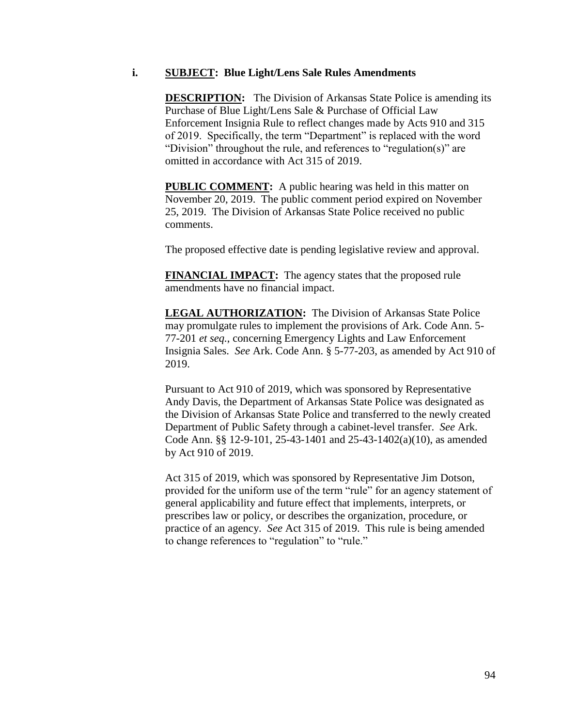**i. <u>SUBJECT</u>: Blue Light/Lens Sale Rules Amendments**

**<u>DESCRIPTION</u>:** The Division of Arkansas State Police is amending its Purchase of Blue Light/Lens Sale & Purchase of Official Law Enforcement Insignia Rule to reflect changes made by Acts 910 and 315 of 2019. Specifically, the term "Department" is replaced with the word "Division" throughout the rule, and references to "regulation(s)" are omitted in accordance with Act 315 of 2019.

**<u>PUBLIC COMMENT</u>:** A public hearing was held in this matter on November 20, 2019. The public comment period expired on November 25, 2019. The Division of Arkansas State Police received no public comments.

The proposed effective date is pending legislative review and approval.

**<u>FINANCIAL IMPACT</u>:** The agency states that the proposed rule amendments have no financial impact.

**<u>LEGAL AUTHORIZATION</u>:** The Division of Arkansas State Police may promulgate rules to implement the provisions of Ark. Code Ann. 5-77-201 *et seq.*, concerning Emergency Lights and Law Enforcement Insignia Sales. *See* Ark. Code Ann. § 5-77-203, as amended by Act 910 of 2019.

Pursuant to Act 910 of 2019, which was sponsored by Representative Andy Davis, the Department of Arkansas State Police was designated as the Division of Arkansas State Police and transferred to the newly created Department of Public Safety through a cabinet-level transfer. *See* Ark. Code Ann. §§ 12-9-101, 25-43-1401 and 25-43-1402(a)(10), as amended by Act 910 of 2019.

Act 315 of 2019, which was sponsored by Representative Jim Dotson, provided for the uniform use of the term "rule" for an agency statement of general applicability and future effect that implements, interprets, or prescribes law or policy, or describes the organization, procedure, or practice of an agency. *See* Act 315 of 2019. This rule is being amended to change references to "regulation" to "rule."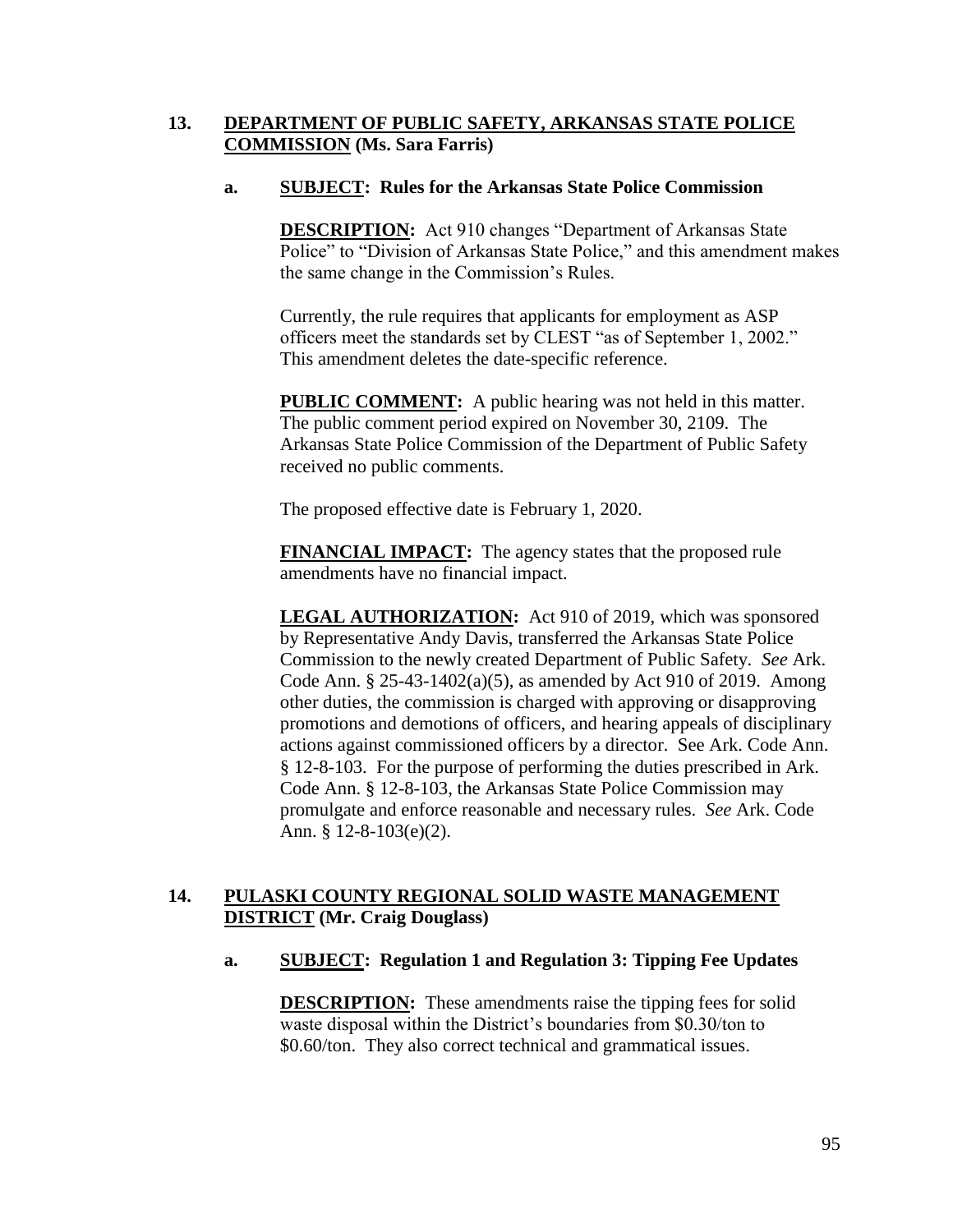**13. <u>DEPARTMENT OF PUBLIC SAFETY, ARKANSAS STATE POLICE COMMISSION</u> (Ms. Sara Farris)**

**a. <u>SUBJECT</u>: Rules for the Arkansas State Police Commission**

**<u>DESCRIPTION</u>:** Act 910 changes "Department of Arkansas State Police" to "Division of Arkansas State Police," and this amendment makes the same change in the Commission's Rules.

Currently, the rule requires that applicants for employment as ASP officers meet the standards set by CLEST "as of September 1, 2002." This amendment deletes the date-specific reference.

**<u>PUBLIC COMMENT</u>:** A public hearing was not held in this matter. The public comment period expired on November 30, 2109. The Arkansas State Police Commission of the Department of Public Safety received no public comments.

The proposed effective date is February 1, 2020.

**<u>FINANCIAL IMPACT</u>:** The agency states that the proposed rule amendments have no financial impact.

**<u>LEGAL AUTHORIZATION</u>:** Act 910 of 2019, which was sponsored by Representative Andy Davis, transferred the Arkansas State Police Commission to the newly created Department of Public Safety. *See* Ark. Code Ann. § 25-43-1402(a)(5), as amended by Act 910 of 2019. Among other duties, the commission is charged with approving or disapproving promotions and demotions of officers, and hearing appeals of disciplinary actions against commissioned officers by a director. See Ark. Code Ann. § 12-8-103. For the purpose of performing the duties prescribed in Ark. Code Ann. § 12-8-103, the Arkansas State Police Commission may promulgate and enforce reasonable and necessary rules. *See* Ark. Code Ann. § 12-8-103(e)(2).

**14. <u>PULASKI COUNTY REGIONAL SOLID WASTE MANAGEMENT DISTRICT</u> (Mr. Craig Douglass)**

**a. <u>SUBJECT</u>: Regulation 1 and Regulation 3: Tipping Fee Updates**

**<u>DESCRIPTION</u>:** These amendments raise the tipping fees for solid waste disposal within the District's boundaries from $0.30/ton to $0.60/ton. They also correct technical and grammatical issues.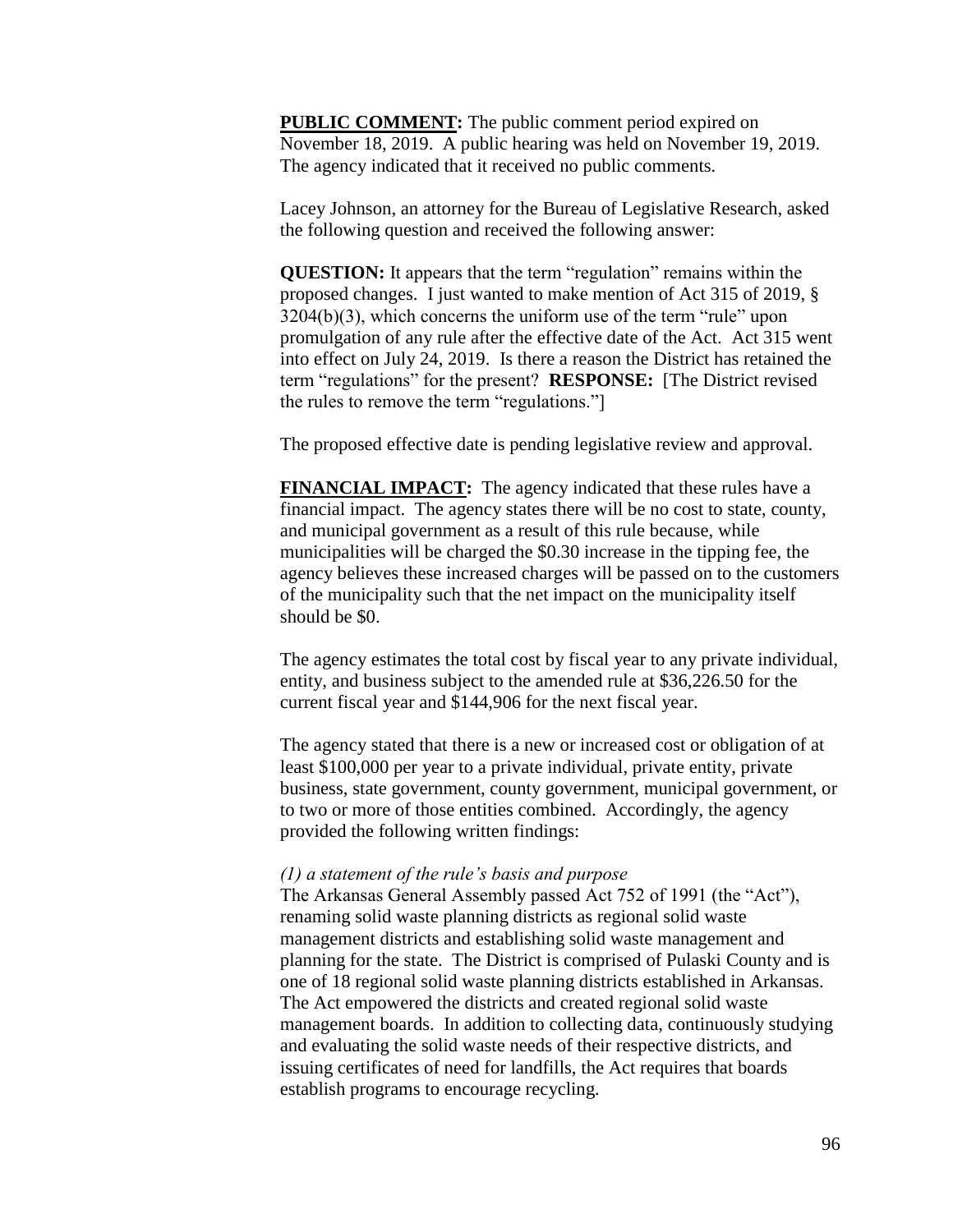**PUBLIC COMMENT:** The public comment period expired on November 18, 2019. A public hearing was held on November 19, 2019. The agency indicated that it received no public comments.

Lacey Johnson, an attorney for the Bureau of Legislative Research, asked the following question and received the following answer:

**QUESTION:** It appears that the term "regulation" remains within the proposed changes. I just wanted to make mention of Act 315 of 2019, § 3204(b)(3), which concerns the uniform use of the term "rule" upon promulgation of any rule after the effective date of the Act. Act 315 went into effect on July 24, 2019. Is there a reason the District has retained the term "regulations" for the present? **RESPONSE:** [The District revised the rules to remove the term "regulations."]

The proposed effective date is pending legislative review and approval.

**FINANCIAL IMPACT:** The agency indicated that these rules have a financial impact. The agency states there will be no cost to state, county, and municipal government as a result of this rule because, while municipalities will be charged the $0.30 increase in the tipping fee, the agency believes these increased charges will be passed on to the customers of the municipality such that the net impact on the municipality itself should be $0.

The agency estimates the total cost by fiscal year to any private individual, entity, and business subject to the amended rule at $36,226.50 for the current fiscal year and $144,906 for the next fiscal year.

The agency stated that there is a new or increased cost or obligation of at least $100,000 per year to a private individual, private entity, private business, state government, county government, municipal government, or to two or more of those entities combined. Accordingly, the agency provided the following written findings:

*(1) a statement of the rule's basis and purpose*

The Arkansas General Assembly passed Act 752 of 1991 (the "Act"), renaming solid waste planning districts as regional solid waste management districts and establishing solid waste management and planning for the state. The District is comprised of Pulaski County and is one of 18 regional solid waste planning districts established in Arkansas. The Act empowered the districts and created regional solid waste management boards. In addition to collecting data, continuously studying and evaluating the solid waste needs of their respective districts, and issuing certificates of need for landfills, the Act requires that boards establish programs to encourage recycling.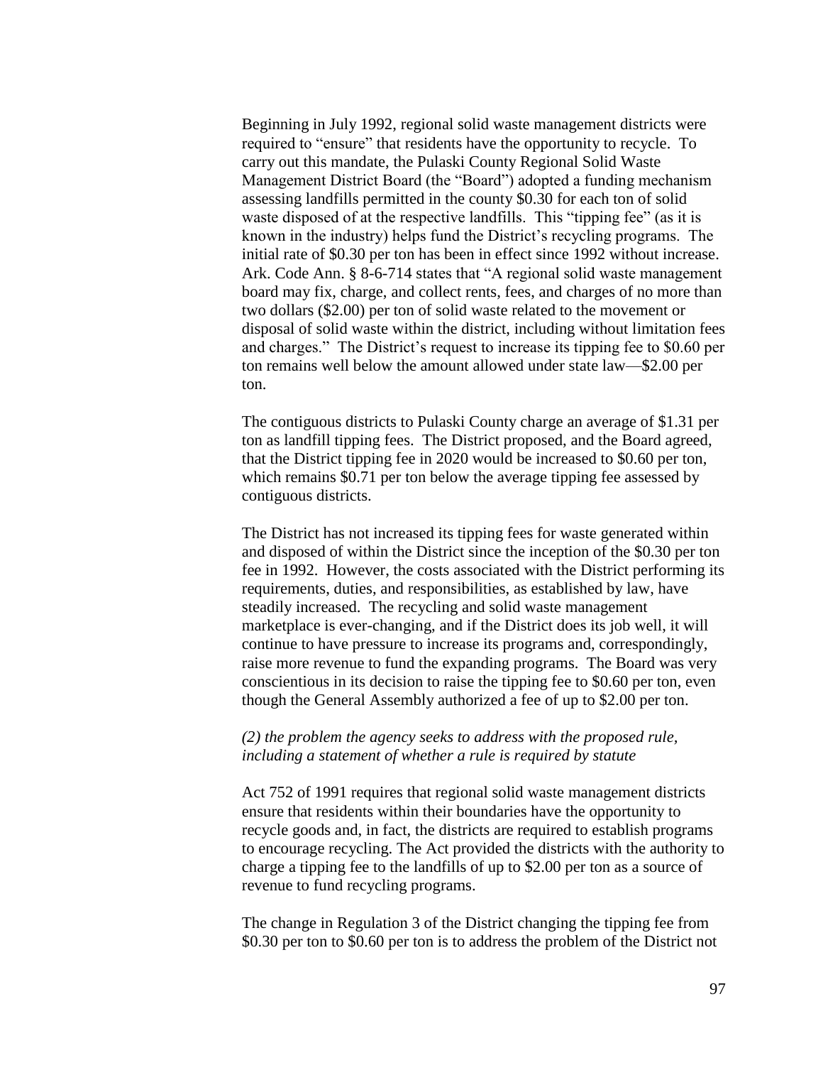Beginning in July 1992, regional solid waste management districts were required to "ensure" that residents have the opportunity to recycle. To carry out this mandate, the Pulaski County Regional Solid Waste Management District Board (the "Board") adopted a funding mechanism assessing landfills permitted in the county $0.30 for each ton of solid waste disposed of at the respective landfills. This "tipping fee" (as it is known in the industry) helps fund the District's recycling programs. The initial rate of $0.30 per ton has been in effect since 1992 without increase. Ark. Code Ann. § 8-6-714 states that "A regional solid waste management board may fix, charge, and collect rents, fees, and charges of no more than two dollars ($2.00) per ton of solid waste related to the movement or disposal of solid waste within the district, including without limitation fees and charges." The District's request to increase its tipping fee to $0.60 per ton remains well below the amount allowed under state law—$2.00 per ton.

The contiguous districts to Pulaski County charge an average of $1.31 per ton as landfill tipping fees. The District proposed, and the Board agreed, that the District tipping fee in 2020 would be increased to $0.60 per ton, which remains $0.71 per ton below the average tipping fee assessed by contiguous districts.

The District has not increased its tipping fees for waste generated within and disposed of within the District since the inception of the $0.30 per ton fee in 1992. However, the costs associated with the District performing its requirements, duties, and responsibilities, as established by law, have steadily increased. The recycling and solid waste management marketplace is ever-changing, and if the District does its job well, it will continue to have pressure to increase its programs and, correspondingly, raise more revenue to fund the expanding programs. The Board was very conscientious in its decision to raise the tipping fee to $0.60 per ton, even though the General Assembly authorized a fee of up to $2.00 per ton.

*(2) the problem the agency seeks to address with the proposed rule, including a statement of whether a rule is required by statute*

Act 752 of 1991 requires that regional solid waste management districts ensure that residents within their boundaries have the opportunity to recycle goods and, in fact, the districts are required to establish programs to encourage recycling. The Act provided the districts with the authority to charge a tipping fee to the landfills of up to $2.00 per ton as a source of revenue to fund recycling programs.

The change in Regulation 3 of the District changing the tipping fee from $0.30 per ton to $0.60 per ton is to address the problem of the District not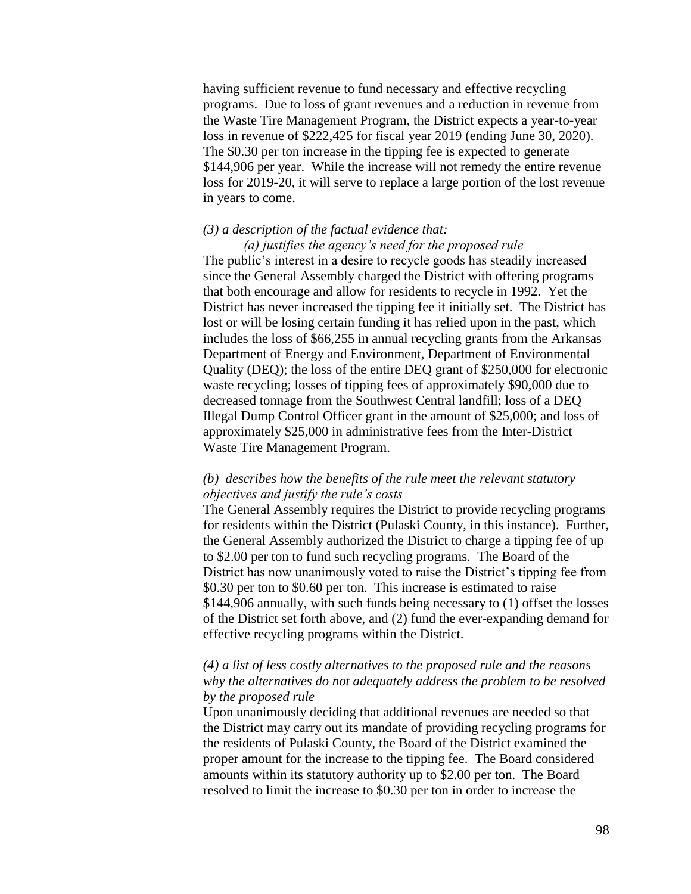having sufficient revenue to fund necessary and effective recycling programs. Due to loss of grant revenues and a reduction in revenue from the Waste Tire Management Program, the District expects a year-to-year loss in revenue of $222,425 for fiscal year 2019 (ending June 30, 2020). The $0.30 per ton increase in the tipping fee is expected to generate $144,906 per year. While the increase will not remedy the entire revenue loss for 2019-20, it will serve to replace a large portion of the lost revenue in years to come.

*(3) a description of the factual evidence that:*

*(a) justifies the agency's need for the proposed rule*

The public's interest in a desire to recycle goods has steadily increased since the General Assembly charged the District with offering programs that both encourage and allow for residents to recycle in 1992. Yet the District has never increased the tipping fee it initially set. The District has lost or will be losing certain funding it has relied upon in the past, which includes the loss of $66,255 in annual recycling grants from the Arkansas Department of Energy and Environment, Department of Environmental Quality (DEQ); the loss of the entire DEQ grant of $250,000 for electronic waste recycling; losses of tipping fees of approximately $90,000 due to decreased tonnage from the Southwest Central landfill; loss of a DEQ Illegal Dump Control Officer grant in the amount of $25,000; and loss of approximately $25,000 in administrative fees from the Inter-District Waste Tire Management Program.

*(b) describes how the benefits of the rule meet the relevant statutory objectives and justify the rule's costs*

The General Assembly requires the District to provide recycling programs for residents within the District (Pulaski County, in this instance). Further, the General Assembly authorized the District to charge a tipping fee of up to $2.00 per ton to fund such recycling programs. The Board of the District has now unanimously voted to raise the District's tipping fee from $0.30 per ton to $0.60 per ton. This increase is estimated to raise $144,906 annually, with such funds being necessary to (1) offset the losses of the District set forth above, and (2) fund the ever-expanding demand for effective recycling programs within the District.

*(4) a list of less costly alternatives to the proposed rule and the reasons why the alternatives do not adequately address the problem to be resolved by the proposed rule*

Upon unanimously deciding that additional revenues are needed so that the District may carry out its mandate of providing recycling programs for the residents of Pulaski County, the Board of the District examined the proper amount for the increase to the tipping fee. The Board considered amounts within its statutory authority up to $2.00 per ton. The Board resolved to limit the increase to $0.30 per ton in order to increase the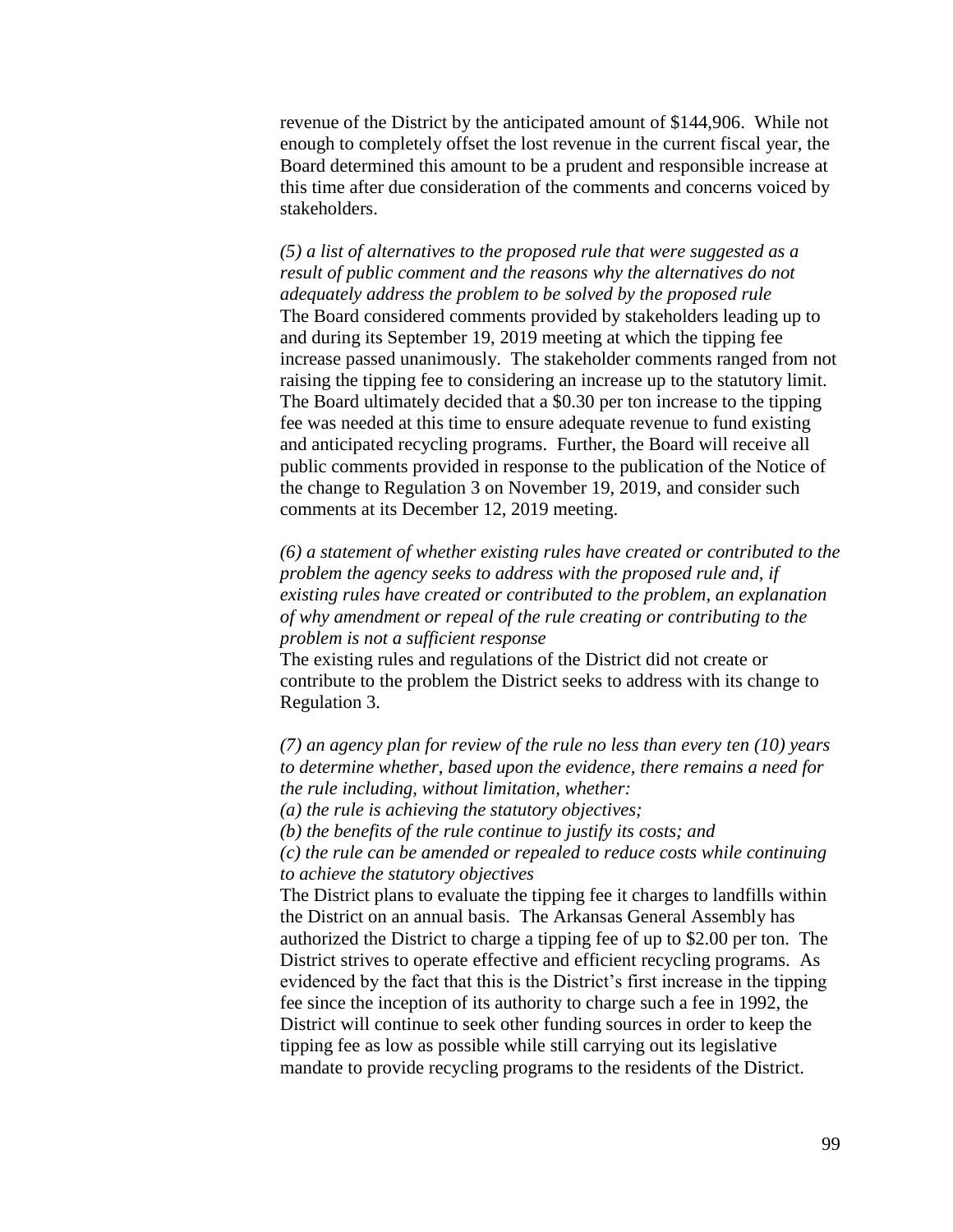revenue of the District by the anticipated amount of $144,906. While not enough to completely offset the lost revenue in the current fiscal year, the Board determined this amount to be a prudent and responsible increase at this time after due consideration of the comments and concerns voiced by stakeholders.

*(5) a list of alternatives to the proposed rule that were suggested as a result of public comment and the reasons why the alternatives do not adequately address the problem to be solved by the proposed rule*
The Board considered comments provided by stakeholders leading up to and during its September 19, 2019 meeting at which the tipping fee increase passed unanimously. The stakeholder comments ranged from not raising the tipping fee to considering an increase up to the statutory limit. The Board ultimately decided that a $0.30 per ton increase to the tipping fee was needed at this time to ensure adequate revenue to fund existing and anticipated recycling programs. Further, the Board will receive all public comments provided in response to the publication of the Notice of the change to Regulation 3 on November 19, 2019, and consider such comments at its December 12, 2019 meeting.

*(6) a statement of whether existing rules have created or contributed to the problem the agency seeks to address with the proposed rule and, if existing rules have created or contributed to the problem, an explanation of why amendment or repeal of the rule creating or contributing to the problem is not a sufficient response*
The existing rules and regulations of the District did not create or contribute to the problem the District seeks to address with its change to Regulation 3.

*(7) an agency plan for review of the rule no less than every ten (10) years to determine whether, based upon the evidence, there remains a need for the rule including, without limitation, whether:*
*(a) the rule is achieving the statutory objectives;*
*(b) the benefits of the rule continue to justify its costs; and*
*(c) the rule can be amended or repealed to reduce costs while continuing to achieve the statutory objectives*
The District plans to evaluate the tipping fee it charges to landfills within the District on an annual basis. The Arkansas General Assembly has authorized the District to charge a tipping fee of up to $2.00 per ton. The District strives to operate effective and efficient recycling programs. As evidenced by the fact that this is the District's first increase in the tipping fee since the inception of its authority to charge such a fee in 1992, the District will continue to seek other funding sources in order to keep the tipping fee as low as possible while still carrying out its legislative mandate to provide recycling programs to the residents of the District.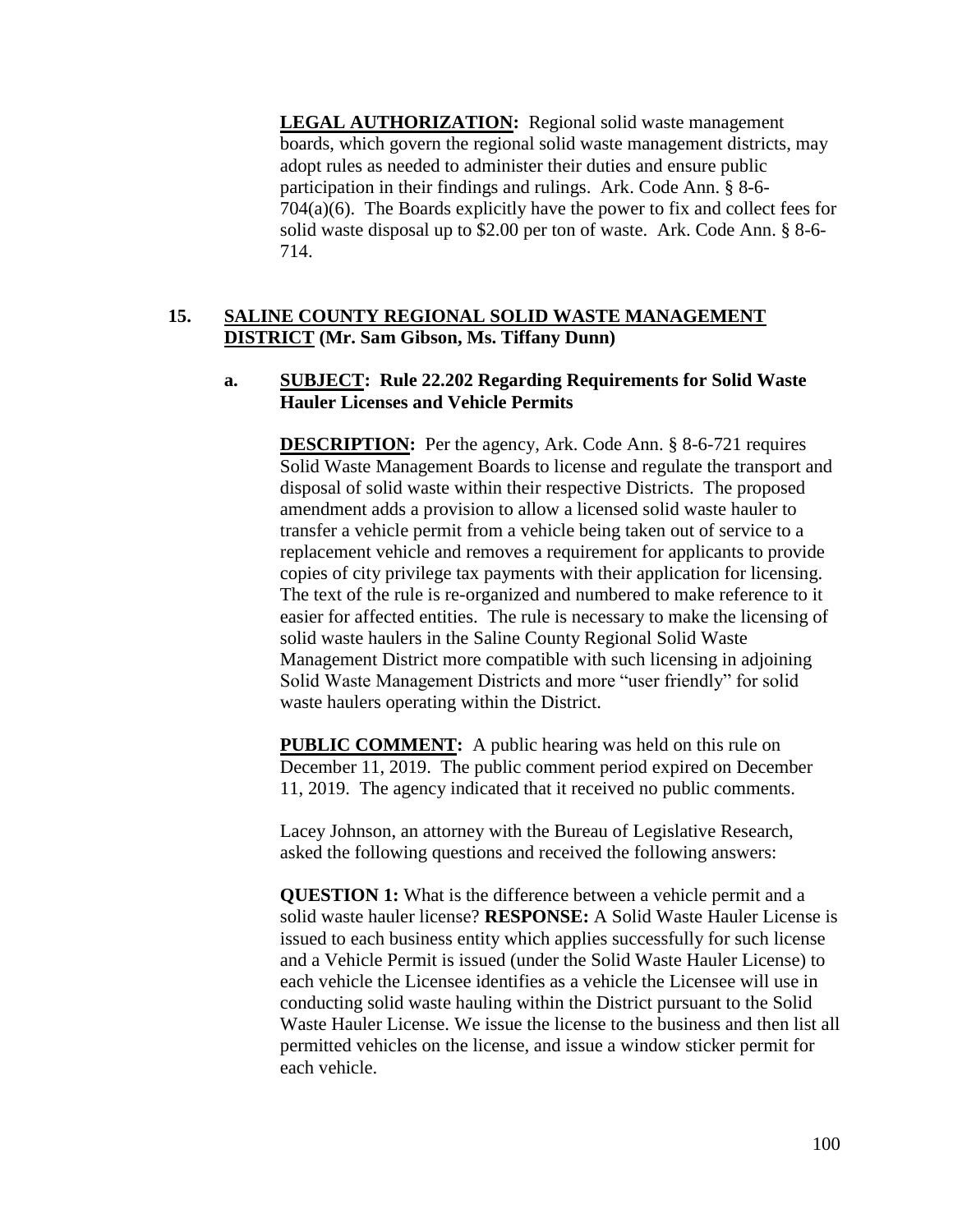**LEGAL AUTHORIZATION:** Regional solid waste management boards, which govern the regional solid waste management districts, may adopt rules as needed to administer their duties and ensure public participation in their findings and rulings. Ark. Code Ann. § 8-6-704(a)(6). The Boards explicitly have the power to fix and collect fees for solid waste disposal up to $2.00 per ton of waste. Ark. Code Ann. § 8-6-714.

**15. SALINE COUNTY REGIONAL SOLID WASTE MANAGEMENT DISTRICT (Mr. Sam Gibson, Ms. Tiffany Dunn)**

**a. SUBJECT: Rule 22.202 Regarding Requirements for Solid Waste Hauler Licenses and Vehicle Permits**

**DESCRIPTION:** Per the agency, Ark. Code Ann. § 8-6-721 requires Solid Waste Management Boards to license and regulate the transport and disposal of solid waste within their respective Districts. The proposed amendment adds a provision to allow a licensed solid waste hauler to transfer a vehicle permit from a vehicle being taken out of service to a replacement vehicle and removes a requirement for applicants to provide copies of city privilege tax payments with their application for licensing. The text of the rule is re-organized and numbered to make reference to it easier for affected entities. The rule is necessary to make the licensing of solid waste haulers in the Saline County Regional Solid Waste Management District more compatible with such licensing in adjoining Solid Waste Management Districts and more "user friendly" for solid waste haulers operating within the District.

**PUBLIC COMMENT:** A public hearing was held on this rule on December 11, 2019. The public comment period expired on December 11, 2019. The agency indicated that it received no public comments.

Lacey Johnson, an attorney with the Bureau of Legislative Research, asked the following questions and received the following answers:

**QUESTION 1:** What is the difference between a vehicle permit and a solid waste hauler license? **RESPONSE:** A Solid Waste Hauler License is issued to each business entity which applies successfully for such license and a Vehicle Permit is issued (under the Solid Waste Hauler License) to each vehicle the Licensee identifies as a vehicle the Licensee will use in conducting solid waste hauling within the District pursuant to the Solid Waste Hauler License. We issue the license to the business and then list all permitted vehicles on the license, and issue a window sticker permit for each vehicle.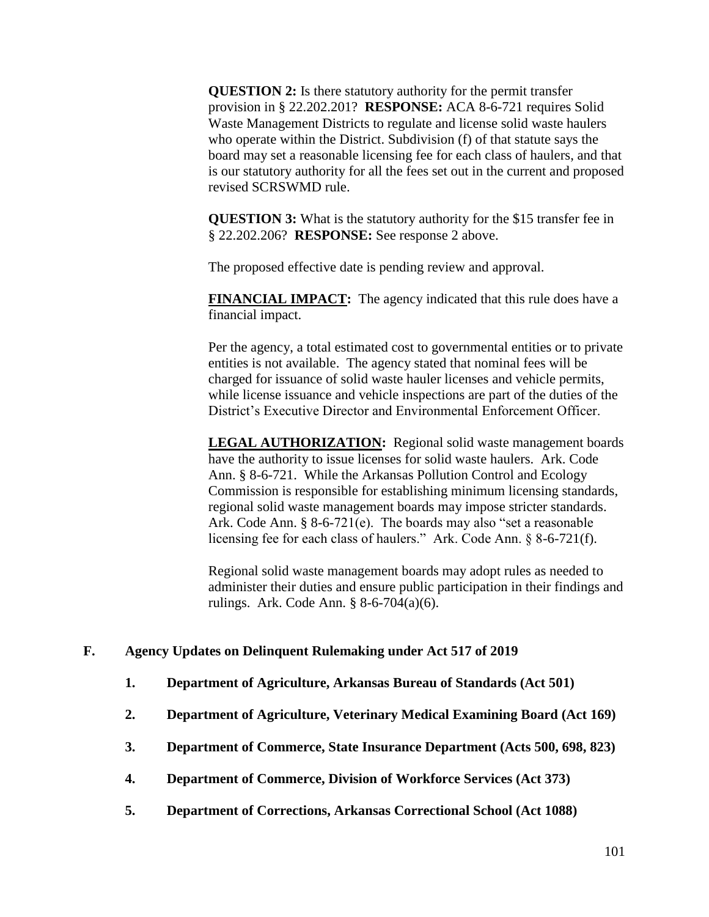**QUESTION 2:** Is there statutory authority for the permit transfer provision in § 22.202.201? **RESPONSE:** ACA 8-6-721 requires Solid Waste Management Districts to regulate and license solid waste haulers who operate within the District. Subdivision (f) of that statute says the board may set a reasonable licensing fee for each class of haulers, and that is our statutory authority for all the fees set out in the current and proposed revised SCRSWMD rule.

**QUESTION 3:** What is the statutory authority for the $15 transfer fee in § 22.202.206? **RESPONSE:** See response 2 above.

The proposed effective date is pending review and approval.

**FINANCIAL IMPACT:** The agency indicated that this rule does have a financial impact.

Per the agency, a total estimated cost to governmental entities or to private entities is not available. The agency stated that nominal fees will be charged for issuance of solid waste hauler licenses and vehicle permits, while license issuance and vehicle inspections are part of the duties of the District's Executive Director and Environmental Enforcement Officer.

**LEGAL AUTHORIZATION:** Regional solid waste management boards have the authority to issue licenses for solid waste haulers. Ark. Code Ann. § 8-6-721. While the Arkansas Pollution Control and Ecology Commission is responsible for establishing minimum licensing standards, regional solid waste management boards may impose stricter standards. Ark. Code Ann. § 8-6-721(e). The boards may also "set a reasonable licensing fee for each class of haulers." Ark. Code Ann. § 8-6-721(f).

Regional solid waste management boards may adopt rules as needed to administer their duties and ensure public participation in their findings and rulings. Ark. Code Ann. § 8-6-704(a)(6).

**F. Agency Updates on Delinquent Rulemaking under Act 517 of 2019**

1. **Department of Agriculture, Arkansas Bureau of Standards (Act 501)**
2. **Department of Agriculture, Veterinary Medical Examining Board (Act 169)**
3. **Department of Commerce, State Insurance Department (Acts 500, 698, 823)**
4. **Department of Commerce, Division of Workforce Services (Act 373)**
5. **Department of Corrections, Arkansas Correctional School (Act 1088)**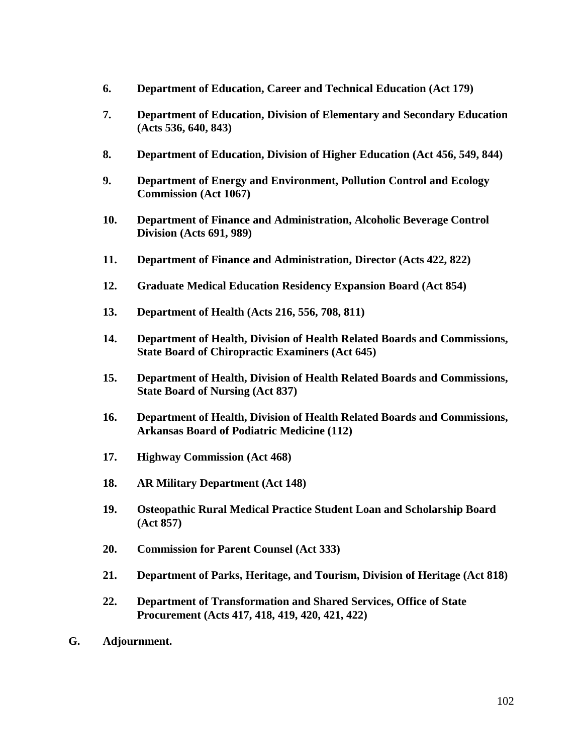6. **Department of Education, Career and Technical Education (Act 179)**

7. **Department of Education, Division of Elementary and Secondary Education (Acts 536, 640, 843)**

8. **Department of Education, Division of Higher Education (Act 456, 549, 844)**

9. **Department of Energy and Environment, Pollution Control and Ecology Commission (Act 1067)**

10. **Department of Finance and Administration, Alcoholic Beverage Control Division (Acts 691, 989)**

11. **Department of Finance and Administration, Director (Acts 422, 822)**

12. **Graduate Medical Education Residency Expansion Board (Act 854)**

13. **Department of Health (Acts 216, 556, 708, 811)**

14. **Department of Health, Division of Health Related Boards and Commissions, State Board of Chiropractic Examiners (Act 645)**

15. **Department of Health, Division of Health Related Boards and Commissions, State Board of Nursing (Act 837)**

16. **Department of Health, Division of Health Related Boards and Commissions, Arkansas Board of Podiatric Medicine (112)**

17. **Highway Commission (Act 468)**

18. **AR Military Department (Act 148)**

19. **Osteopathic Rural Medical Practice Student Loan and Scholarship Board (Act 857)**

20. **Commission for Parent Counsel (Act 333)**

21. **Department of Parks, Heritage, and Tourism, Division of Heritage (Act 818)**

22. **Department of Transformation and Shared Services, Office of State Procurement (Acts 417, 418, 419, 420, 421, 422)**

**G. Adjournment.**